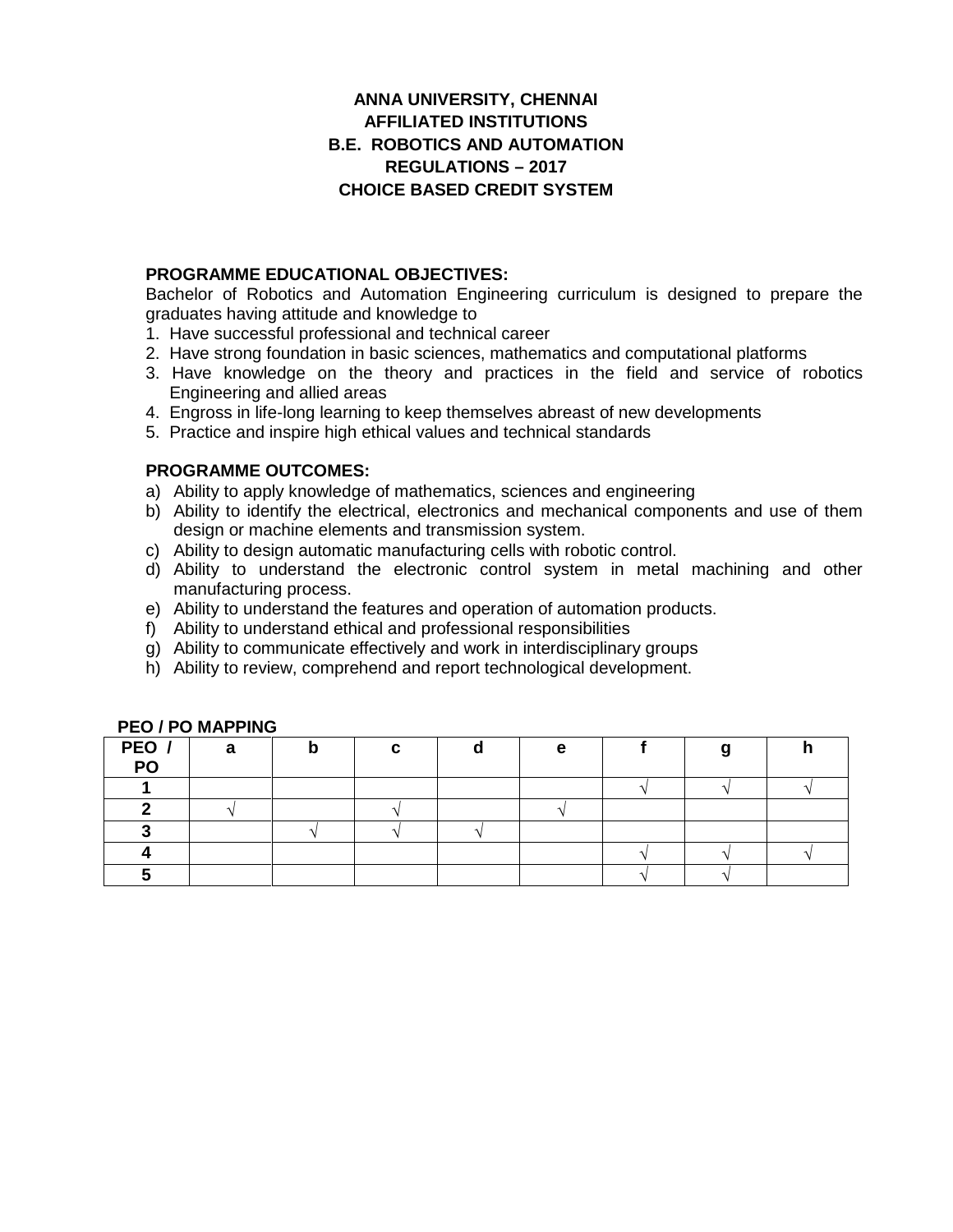# ANNA UNIVERSITY, CHENNAI
# AFFILIATED INSTITUTIONS
# B.E. ROBOTICS AND AUTOMATION
# REGULATIONS – 2017
# CHOICE BASED CREDIT SYSTEM

**PROGRAMME EDUCATIONAL OBJECTIVES:**

Bachelor of Robotics and Automation Engineering curriculum is designed to prepare the graduates having attitude and knowledge to

1. Have successful professional and technical career
2. Have strong foundation in basic sciences, mathematics and computational platforms
3. Have knowledge on the theory and practices in the field and service of robotics Engineering and allied areas
4. Engross in life-long learning to keep themselves abreast of new developments
5. Practice and inspire high ethical values and technical standards

**PROGRAMME OUTCOMES:**

a) Ability to apply knowledge of mathematics, sciences and engineering
b) Ability to identify the electrical, electronics and mechanical components and use of them design or machine elements and transmission system.
c) Ability to design automatic manufacturing cells with robotic control.
d) Ability to understand the electronic control system in metal machining and other manufacturing process.
e) Ability to understand the features and operation of automation products.
f) Ability to understand ethical and professional responsibilities
g) Ability to communicate effectively and work in interdisciplinary groups
h) Ability to review, comprehend and report technological development.

**PEO / PO MAPPING**

| PEO / PO | a | b | c | d | e | f | g | h |
|---|---|---|---|---|---|---|---|---|
| 1 | | | | | | √ | √ | √ |
| 2 | √ | | √ | | √ | | | |
| 3 | | √ | √ | √ | | | | |
| 4 | | | | | | √ | √ | √ |
| 5 | | | | | | √ | √ | |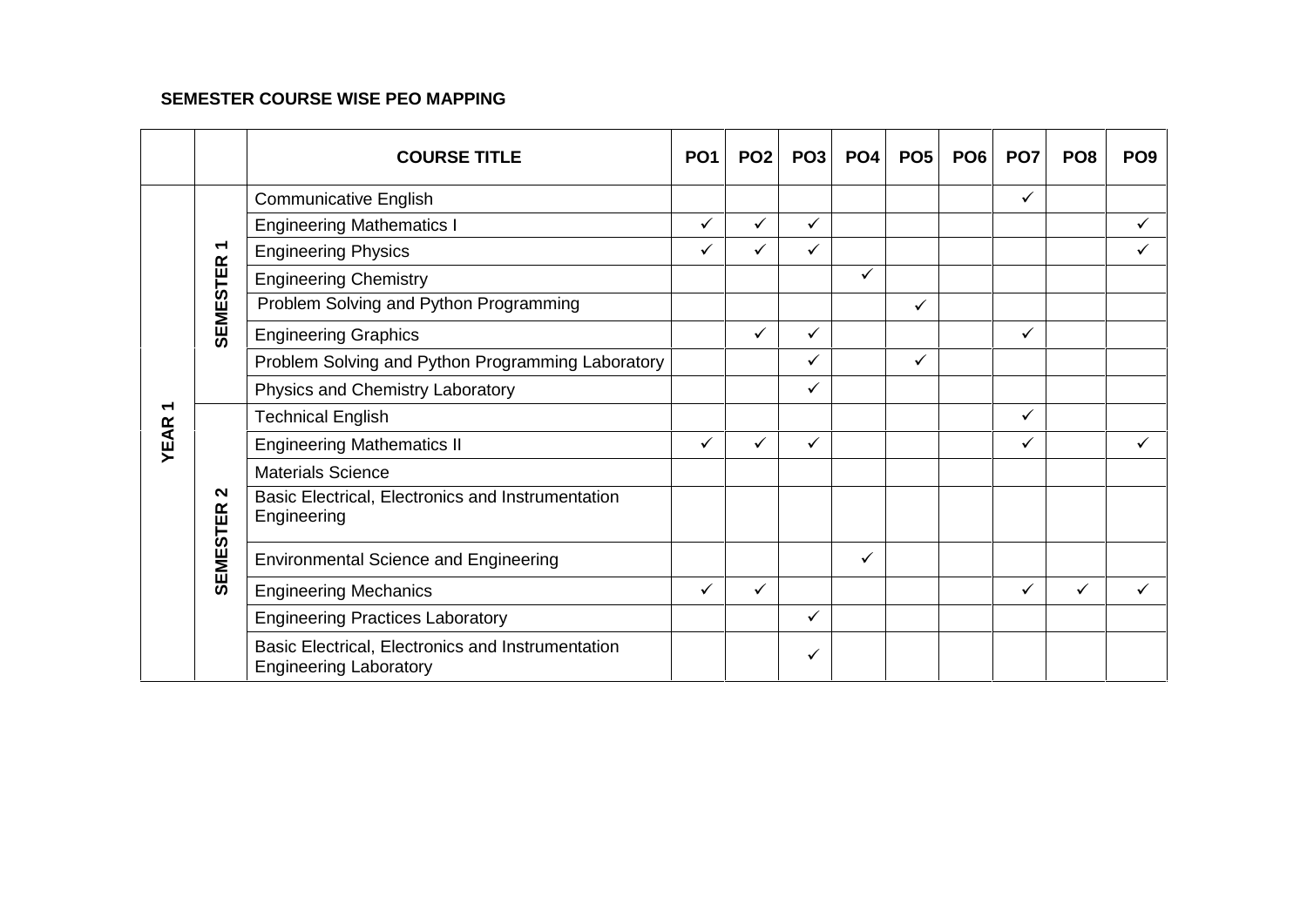**SEMESTER COURSE WISE PEO MAPPING**

| | | COURSE TITLE | PO1 | PO2 | PO3 | PO4 | PO5 | PO6 | PO7 | PO8 | PO9 |
|---|---|---|---|---|---|---|---|---|---|---|---|
| YEAR 1 | SEMESTER 1 | Communicative English | | | | | | | ✓ | | |
| | | Engineering Mathematics I | ✓ | ✓ | ✓ | | | | | | ✓ |
| | | Engineering Physics | ✓ | ✓ | ✓ | | | | | | ✓ |
| | | Engineering Chemistry | | | | ✓ | | | | | |
| | | Problem Solving and Python Programming | | | | | ✓ | | | | |
| | | Engineering Graphics | | ✓ | ✓ | | | | ✓ | | |
| | | Problem Solving and Python Programming Laboratory | | | ✓ | | ✓ | | | | |
| | | Physics and Chemistry Laboratory | | | ✓ | | | | | | |
| | SEMESTER 2 | Technical English | | | | | | | ✓ | | |
| | | Engineering Mathematics II | ✓ | ✓ | ✓ | | | | ✓ | | ✓ |
| | | Materials Science | | | | | | | | | |
| | | Basic Electrical, Electronics and Instrumentation Engineering | | | | | | | | | |
| | | Environmental Science and Engineering | | | | ✓ | | | | | |
| | | Engineering Mechanics | ✓ | ✓ | | | | | ✓ | ✓ | ✓ |
| | | Engineering Practices Laboratory | | | ✓ | | | | | | |
| | | Basic Electrical, Electronics and Instrumentation Engineering Laboratory | | | ✓ | | | | | | |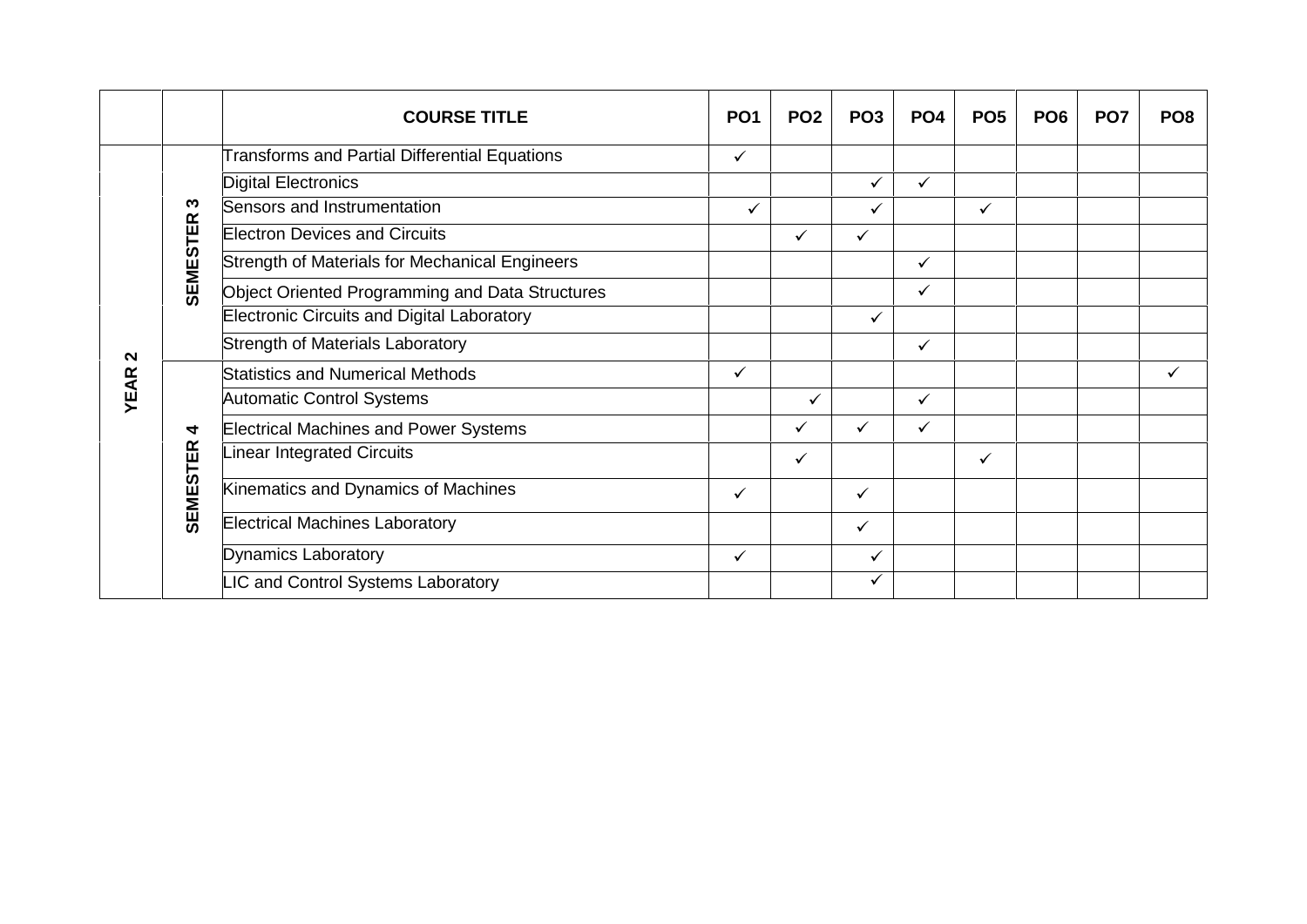| | | COURSE TITLE | PO1 | PO2 | PO3 | PO4 | PO5 | PO6 | PO7 | PO8 |
|---|---|---|---|---|---|---|---|---|---|---|
| YEAR 2 | SEMESTER 3 | Transforms and Partial Differential Equations | ✓ | | | | | | | |
| | | Digital Electronics | | | ✓ | ✓ | | | | |
| | | Sensors and Instrumentation | ✓ | | ✓ | | ✓ | | | |
| | | Electron Devices and Circuits | | ✓ | ✓ | | | | | |
| | | Strength of Materials for Mechanical Engineers | | | | ✓ | | | | |
| | | Object Oriented Programming and Data Structures | | | | ✓ | | | | |
| | | Electronic Circuits and Digital Laboratory | | | ✓ | | | | | |
| | | Strength of Materials Laboratory | | | | ✓ | | | | |
| | SEMESTER 4 | Statistics and Numerical Methods | ✓ | | | | | | | ✓ |
| | | Automatic Control Systems | | ✓ | | ✓ | | | | |
| | | Electrical Machines and Power Systems | | ✓ | ✓ | ✓ | | | | |
| | | Linear Integrated Circuits | | ✓ | | | ✓ | | | |
| | | Kinematics and Dynamics of Machines | ✓ | | ✓ | | | | | |
| | | Electrical Machines Laboratory | | | ✓ | | | | | |
| | | Dynamics Laboratory | ✓ | | ✓ | | | | | |
| | | LIC and Control Systems Laboratory | | | ✓ | | | | | |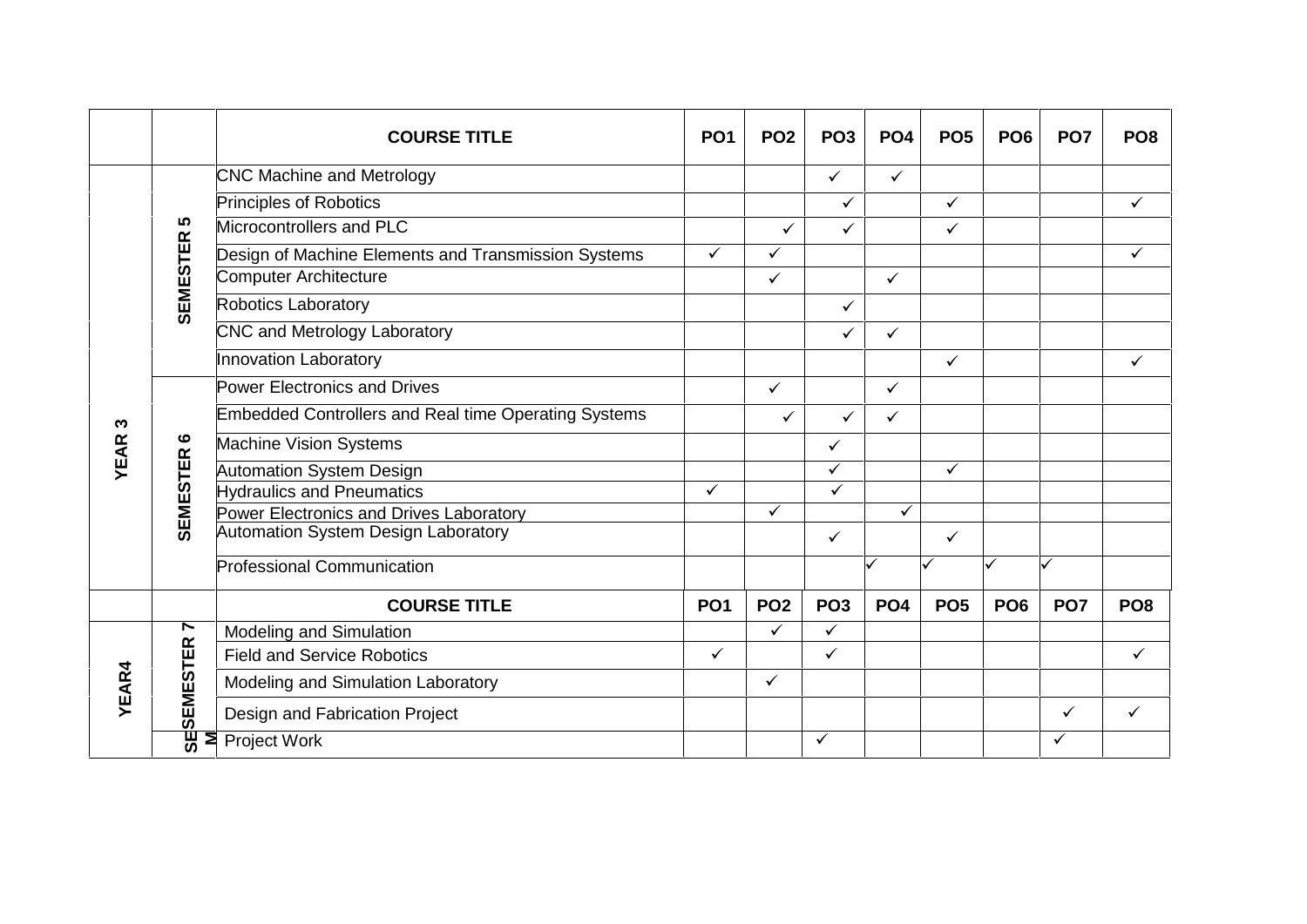| | | COURSE TITLE | PO1 | PO2 | PO3 | PO4 | PO5 | PO6 | PO7 | PO8 |
|---|---|---|---|---|---|---|---|---|---|---|
| YEAR 3 | SEMESTER 5 | CNC Machine and Metrology | | | ✓ | ✓ | | | | |
| | | Principles of Robotics | | | ✓ | | ✓ | | | ✓ |
| | | Microcontrollers and PLC | | ✓ | ✓ | | ✓ | | | |
| | | Design of Machine Elements and Transmission Systems | ✓ | ✓ | | | | | | ✓ |
| | | Computer Architecture | | ✓ | | ✓ | | | | |
| | | Robotics Laboratory | | | ✓ | | | | | |
| | | CNC and Metrology Laboratory | | | ✓ | ✓ | | | | |
| | | Innovation Laboratory | | | | | ✓ | | | ✓ |
| | SEMESTER 6 | Power Electronics and Drives | | ✓ | | ✓ | | | | |
| | | Embedded Controllers and Real time Operating Systems | | ✓ | ✓ | ✓ | | | | |
| | | Machine Vision Systems | | | ✓ | | | | | |
| | | Automation System Design | | | ✓ | | ✓ | | | |
| | | Hydraulics and Pneumatics | ✓ | | ✓ | | | | | |
| | | Power Electronics and Drives Laboratory | | ✓ | | ✓ | | | | |
| | | Automation System Design Laboratory | | | ✓ | | ✓ | | | |
| | | Professional Communication | | | | ✓ | ✓ | ✓ | ✓ | |
| | | **COURSE TITLE** | **PO1** | **PO2** | **PO3** | **PO4** | **PO5** | **PO6** | **PO7** | **PO8** |
| YEAR4 | SEMESTER 7 | Modeling and Simulation | | ✓ | ✓ | | | | | |
| | | Field and Service Robotics | ✓ | | ✓ | | | | | ✓ |
| | | Modeling and Simulation Laboratory | | ✓ | | | | | | |
| | | Design and Fabrication Project | | | | | | | ✓ | ✓ |
| | SEM | Project Work | | | ✓ | | | | ✓ | |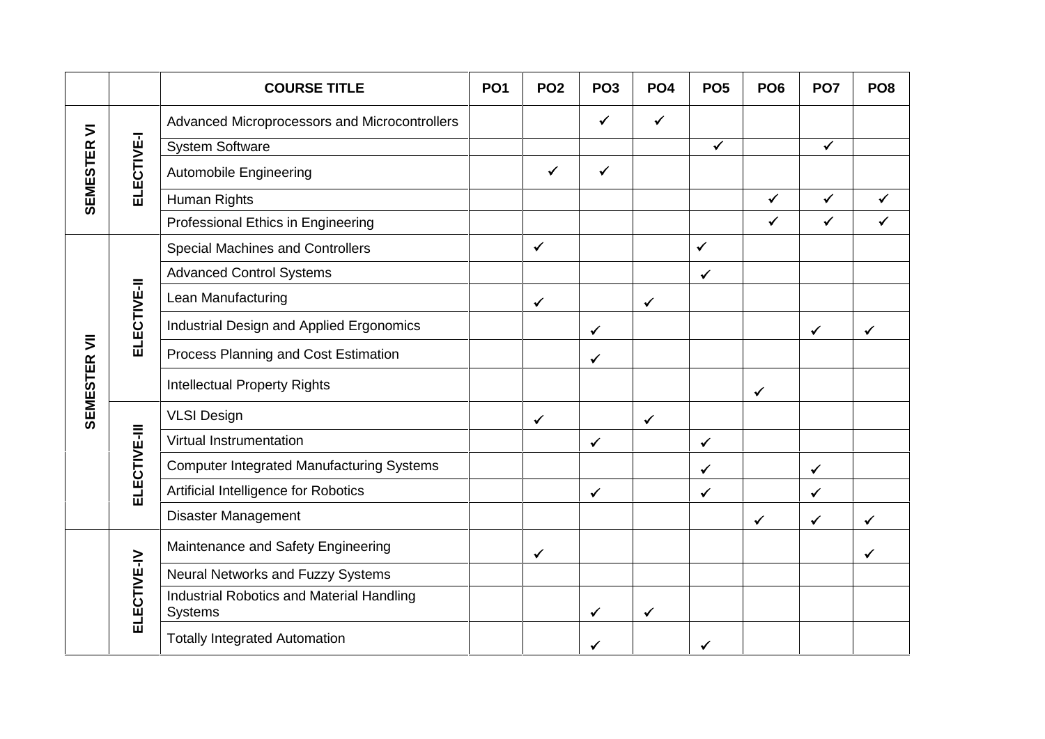| | | COURSE TITLE | PO1 | PO2 | PO3 | PO4 | PO5 | PO6 | PO7 | PO8 |
|---|---|---|---|---|---|---|---|---|---|---|
| SEMESTER VI | ELECTIVE-I | Advanced Microprocessors and Microcontrollers | | | ✓ | ✓ | | | | |
| | | System Software | | | | | ✓ | | ✓ | |
| | | Automobile Engineering | | ✓ | ✓ | | | | | |
| | | Human Rights | | | | | | ✓ | ✓ | ✓ |
| | | Professional Ethics in Engineering | | | | | | ✓ | ✓ | ✓ |
| SEMESTER VII | ELECTIVE-II | Special Machines and Controllers | | ✓ | | | ✓ | | | |
| | | Advanced Control Systems | | | | | ✓ | | | |
| | | Lean Manufacturing | | ✓ | | ✓ | | | | |
| | | Industrial Design and Applied Ergonomics | | | ✓ | | | | ✓ | ✓ |
| | | Process Planning and Cost Estimation | | | ✓ | | | | | |
| | | Intellectual Property Rights | | | | | | ✓ | | |
| | ELECTIVE-III | VLSI Design | | ✓ | | ✓ | | | | |
| | | Virtual Instrumentation | | | ✓ | | ✓ | | | |
| | | Computer Integrated Manufacturing Systems | | | | | ✓ | | ✓ | |
| | | Artificial Intelligence for Robotics | | | ✓ | | ✓ | | ✓ | |
| | | Disaster Management | | | | | | ✓ | ✓ | ✓ |
| | ELECTIVE-IV | Maintenance and Safety Engineering | | ✓ | | | | | | ✓ |
| | | Neural Networks and Fuzzy Systems | | | | | | | | |
| | | Industrial Robotics and Material Handling Systems | | | ✓ | ✓ | | | | |
| | | Totally Integrated Automation | | | ✓ | | ✓ | | | |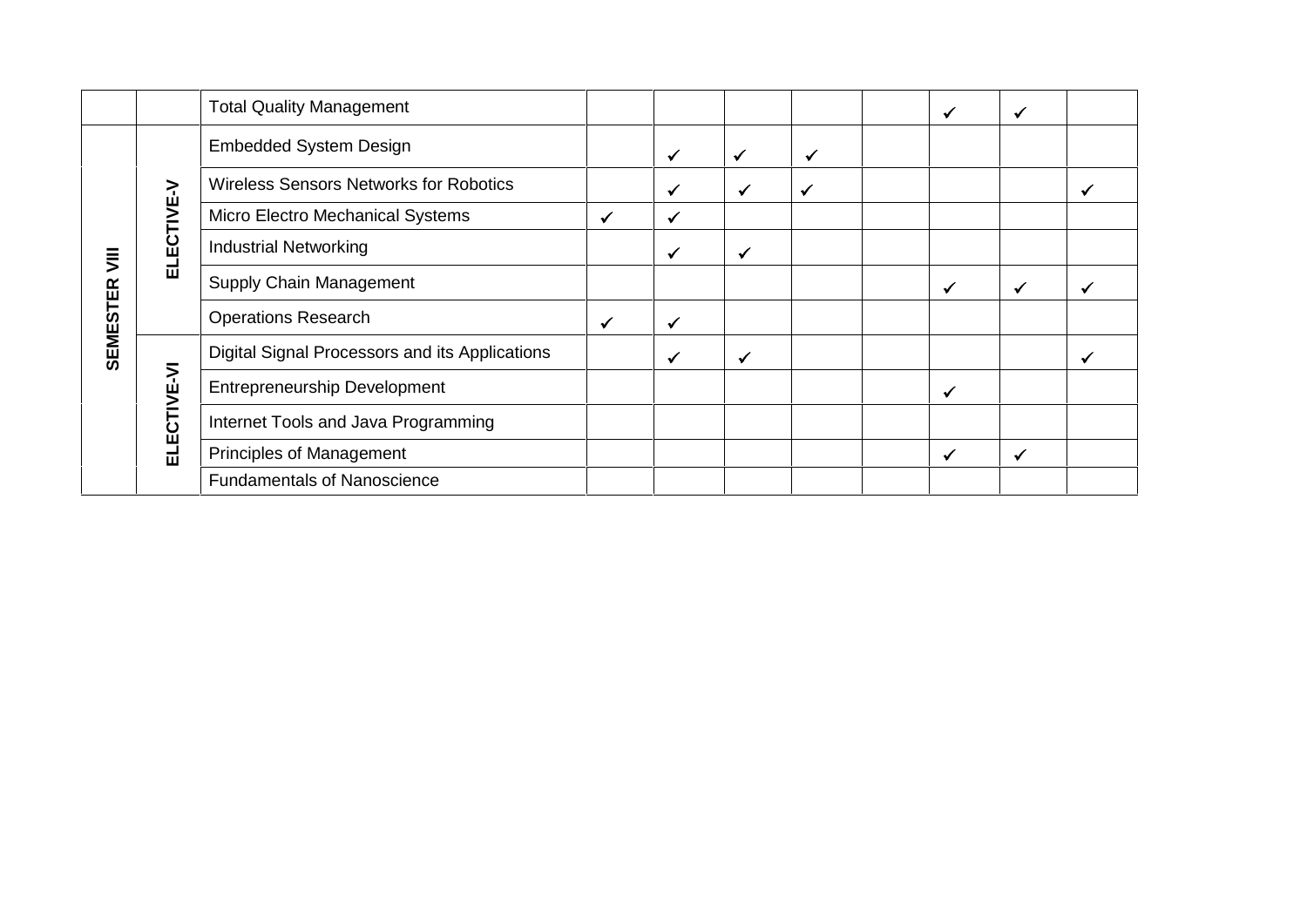| | | | | | | | | | | |
|---|---|---|---|---|---|---|---|---|---|---|
| | | Total Quality Management | | | | | | ✓ | ✓ | |
| SEMESTER VIII | ELECTIVE-V | Embedded System Design | | ✓ | ✓ | ✓ | | | | |
| | | Wireless Sensors Networks for Robotics | | ✓ | ✓ | ✓ | | | | ✓ |
| | | Micro Electro Mechanical Systems | ✓ | ✓ | | | | | | |
| | | Industrial Networking | | ✓ | ✓ | | | | | |
| | | Supply Chain Management | | | | | | ✓ | ✓ | ✓ |
| | | Operations Research | ✓ | ✓ | | | | | | |
| | ELECTIVE-VI | Digital Signal Processors and its Applications | | ✓ | ✓ | | | | | ✓ |
| | | Entrepreneurship Development | | | | | | ✓ | | |
| | | Internet Tools and Java Programming | | | | | | | | |
| | | Principles of Management | | | | | | ✓ | ✓ | |
| | | Fundamentals of Nanoscience | | | | | | | | |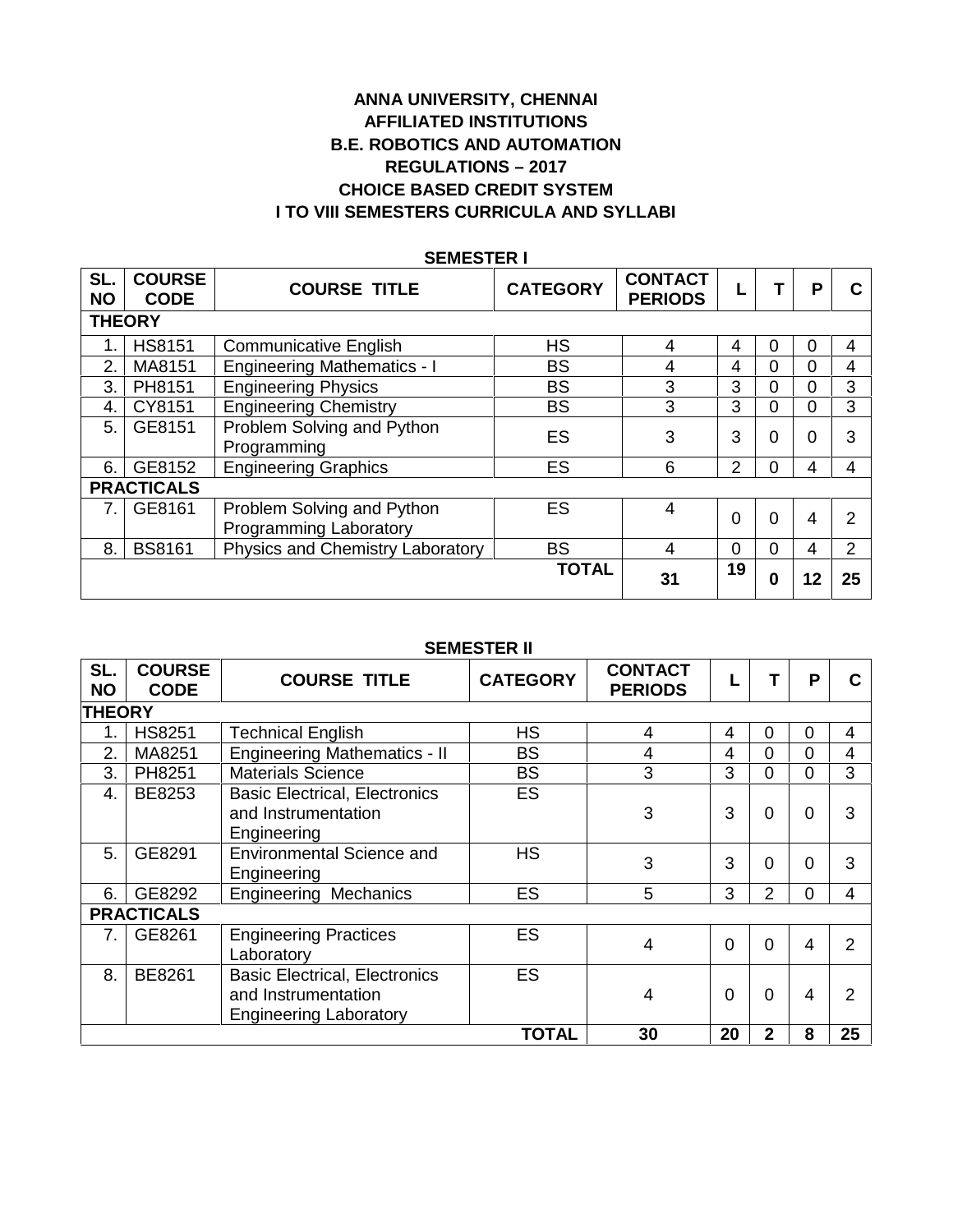**ANNA UNIVERSITY, CHENNAI**

**AFFILIATED INSTITUTIONS**

**B.E. ROBOTICS AND AUTOMATION**

**REGULATIONS – 2017**

**CHOICE BASED CREDIT SYSTEM**

**I TO VIII SEMESTERS CURRICULA AND SYLLABI**

## SEMESTER I

| SL. NO | COURSE CODE | COURSE TITLE | CATEGORY | CONTACT PERIODS | L | T | P | C |
|---|---|---|---|---|---|---|---|---|
| **THEORY** | | | | | | | | |
| 1. | HS8151 | Communicative English | HS | 4 | 4 | 0 | 0 | 4 |
| 2. | MA8151 | Engineering Mathematics - I | BS | 4 | 4 | 0 | 0 | 4 |
| 3. | PH8151 | Engineering Physics | BS | 3 | 3 | 0 | 0 | 3 |
| 4. | CY8151 | Engineering Chemistry | BS | 3 | 3 | 0 | 0 | 3 |
| 5. | GE8151 | Problem Solving and Python Programming | ES | 3 | 3 | 0 | 0 | 3 |
| 6. | GE8152 | Engineering Graphics | ES | 6 | 2 | 0 | 4 | 4 |
| **PRACTICALS** | | | | | | | | |
| 7. | GE8161 | Problem Solving and Python Programming Laboratory | ES | 4 | 0 | 0 | 4 | 2 |
| 8. | BS8161 | Physics and Chemistry Laboratory | BS | 4 | 0 | 0 | 4 | 2 |
| | | | **TOTAL** | **31** | **19** | **0** | **12** | **25** |

## SEMESTER II

| SL. NO | COURSE CODE | COURSE TITLE | CATEGORY | CONTACT PERIODS | L | T | P | C |
|---|---|---|---|---|---|---|---|---|
| **THEORY** | | | | | | | | |
| 1. | HS8251 | Technical English | HS | 4 | 4 | 0 | 0 | 4 |
| 2. | MA8251 | Engineering Mathematics - II | BS | 4 | 4 | 0 | 0 | 4 |
| 3. | PH8251 | Materials Science | BS | 3 | 3 | 0 | 0 | 3 |
| 4. | BE8253 | Basic Electrical, Electronics and Instrumentation Engineering | ES | 3 | 3 | 0 | 0 | 3 |
| 5. | GE8291 | Environmental Science and Engineering | HS | 3 | 3 | 0 | 0 | 3 |
| 6. | GE8292 | Engineering Mechanics | ES | 5 | 3 | 2 | 0 | 4 |
| **PRACTICALS** | | | | | | | | |
| 7. | GE8261 | Engineering Practices Laboratory | ES | 4 | 0 | 0 | 4 | 2 |
| 8. | BE8261 | Basic Electrical, Electronics and Instrumentation Engineering Laboratory | ES | 4 | 0 | 0 | 4 | 2 |
| | | | **TOTAL** | **30** | **20** | **2** | **8** | **25** |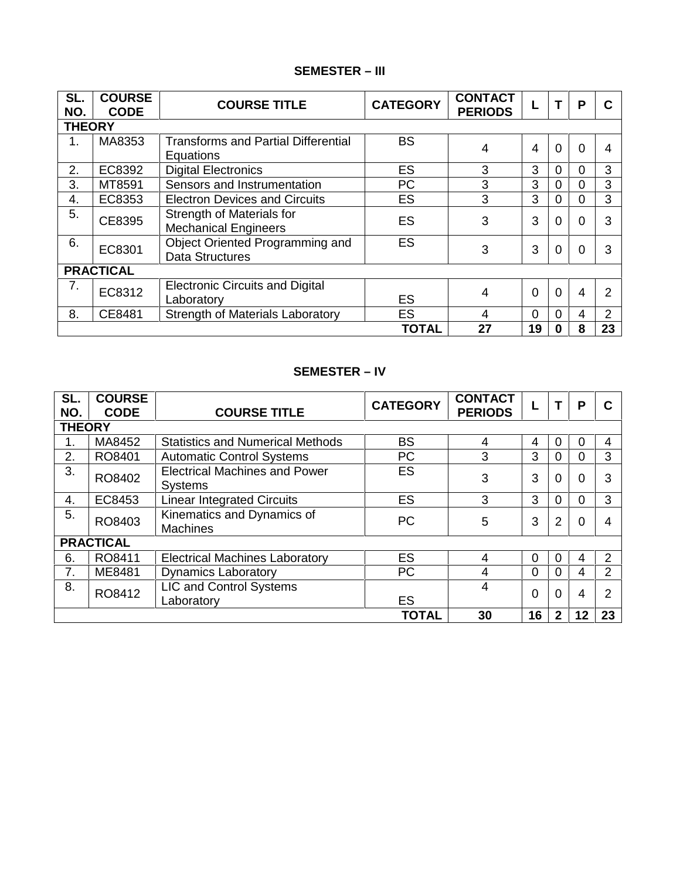## SEMESTER – III

| SL. NO. | COURSE CODE | COURSE TITLE | CATEGORY | CONTACT PERIODS | L | T | P | C |
|---|---|---|---|---|---|---|---|---|
| **THEORY** | | | | | | | | |
| 1. | MA8353 | Transforms and Partial Differential Equations | BS | 4 | 4 | 0 | 0 | 4 |
| 2. | EC8392 | Digital Electronics | ES | 3 | 3 | 0 | 0 | 3 |
| 3. | MT8591 | Sensors and Instrumentation | PC | 3 | 3 | 0 | 0 | 3 |
| 4. | EC8353 | Electron Devices and Circuits | ES | 3 | 3 | 0 | 0 | 3 |
| 5. | CE8395 | Strength of Materials for Mechanical Engineers | ES | 3 | 3 | 0 | 0 | 3 |
| 6. | EC8301 | Object Oriented Programming and Data Structures | ES | 3 | 3 | 0 | 0 | 3 |
| **PRACTICAL** | | | | | | | | |
| 7. | EC8312 | Electronic Circuits and Digital Laboratory | ES | 4 | 0 | 0 | 4 | 2 |
| 8. | CE8481 | Strength of Materials Laboratory | ES | 4 | 0 | 0 | 4 | 2 |
| | | | **TOTAL** | **27** | **19** | **0** | **8** | **23** |

## SEMESTER – IV

| SL. NO. | COURSE CODE | COURSE TITLE | CATEGORY | CONTACT PERIODS | L | T | P | C |
|---|---|---|---|---|---|---|---|---|
| **THEORY** | | | | | | | | |
| 1. | MA8452 | Statistics and Numerical Methods | BS | 4 | 4 | 0 | 0 | 4 |
| 2. | RO8401 | Automatic Control Systems | PC | 3 | 3 | 0 | 0 | 3 |
| 3. | RO8402 | Electrical Machines and Power Systems | ES | 3 | 3 | 0 | 0 | 3 |
| 4. | EC8453 | Linear Integrated Circuits | ES | 3 | 3 | 0 | 0 | 3 |
| 5. | RO8403 | Kinematics and Dynamics of Machines | PC | 5 | 3 | 2 | 0 | 4 |
| **PRACTICAL** | | | | | | | | |
| 6. | RO8411 | Electrical Machines Laboratory | ES | 4 | 0 | 0 | 4 | 2 |
| 7. | ME8481 | Dynamics Laboratory | PC | 4 | 0 | 0 | 4 | 2 |
| 8. | RO8412 | LIC and Control Systems Laboratory | ES | 4 | 0 | 0 | 4 | 2 |
| | | | **TOTAL** | **30** | **16** | **2** | **12** | **23** |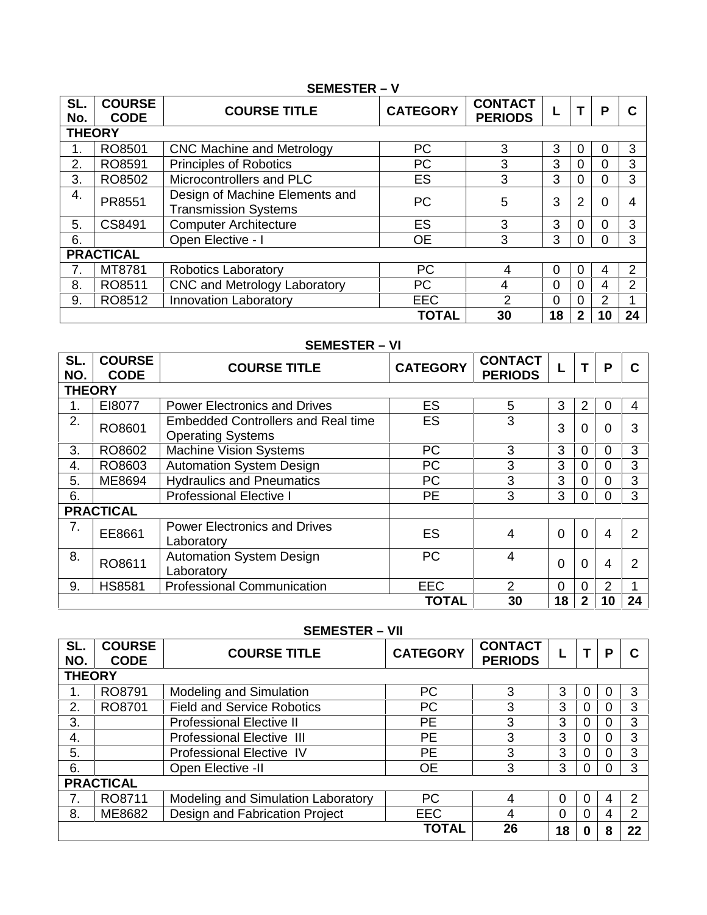## SEMESTER – V

| SL. No. | COURSE CODE | COURSE TITLE | CATEGORY | CONTACT PERIODS | L | T | P | C |
|---|---|---|---|---|---|---|---|---|
| **THEORY** | | | | | | | | |
| 1. | RO8501 | CNC Machine and Metrology | PC | 3 | 3 | 0 | 0 | 3 |
| 2. | RO8591 | Principles of Robotics | PC | 3 | 3 | 0 | 0 | 3 |
| 3. | RO8502 | Microcontrollers and PLC | ES | 3 | 3 | 0 | 0 | 3 |
| 4. | PR8551 | Design of Machine Elements and Transmission Systems | PC | 5 | 3 | 2 | 0 | 4 |
| 5. | CS8491 | Computer Architecture | ES | 3 | 3 | 0 | 0 | 3 |
| 6. | | Open Elective - I | OE | 3 | 3 | 0 | 0 | 3 |
| **PRACTICAL** | | | | | | | | |
| 7. | MT8781 | Robotics Laboratory | PC | 4 | 0 | 0 | 4 | 2 |
| 8. | RO8511 | CNC and Metrology Laboratory | PC | 4 | 0 | 0 | 4 | 2 |
| 9. | RO8512 | Innovation Laboratory | EEC | 2 | 0 | 0 | 2 | 1 |
| | | | **TOTAL** | **30** | **18** | **2** | **10** | **24** |

## SEMESTER – VI

| SL. NO. | COURSE CODE | COURSE TITLE | CATEGORY | CONTACT PERIODS | L | T | P | C |
|---|---|---|---|---|---|---|---|---|
| **THEORY** | | | | | | | | |
| 1. | EI8077 | Power Electronics and Drives | ES | 5 | 3 | 2 | 0 | 4 |
| 2. | RO8601 | Embedded Controllers and Real time Operating Systems | ES | 3 | 3 | 0 | 0 | 3 |
| 3. | RO8602 | Machine Vision Systems | PC | 3 | 3 | 0 | 0 | 3 |
| 4. | RO8603 | Automation System Design | PC | 3 | 3 | 0 | 0 | 3 |
| 5. | ME8694 | Hydraulics and Pneumatics | PC | 3 | 3 | 0 | 0 | 3 |
| 6. | | Professional Elective I | PE | 3 | 3 | 0 | 0 | 3 |
| **PRACTICAL** | | | | | | | | |
| 7. | EE8661 | Power Electronics and Drives Laboratory | ES | 4 | 0 | 0 | 4 | 2 |
| 8. | RO8611 | Automation System Design Laboratory | PC | 4 | 0 | 0 | 4 | 2 |
| 9. | HS8581 | Professional Communication | EEC | 2 | 0 | 0 | 2 | 1 |
| | | | **TOTAL** | **30** | **18** | **2** | **10** | **24** |

## SEMESTER – VII

| SL. NO. | COURSE CODE | COURSE TITLE | CATEGORY | CONTACT PERIODS | L | T | P | C |
|---|---|---|---|---|---|---|---|---|
| **THEORY** | | | | | | | | |
| 1. | RO8791 | Modeling and Simulation | PC | 3 | 3 | 0 | 0 | 3 |
| 2. | RO8701 | Field and Service Robotics | PC | 3 | 3 | 0 | 0 | 3 |
| 3. | | Professional Elective II | PE | 3 | 3 | 0 | 0 | 3 |
| 4. | | Professional Elective III | PE | 3 | 3 | 0 | 0 | 3 |
| 5. | | Professional Elective IV | PE | 3 | 3 | 0 | 0 | 3 |
| 6. | | Open Elective -II | OE | 3 | 3 | 0 | 0 | 3 |
| **PRACTICAL** | | | | | | | | |
| 7. | RO8711 | Modeling and Simulation Laboratory | PC | 4 | 0 | 0 | 4 | 2 |
| 8. | ME8682 | Design and Fabrication Project | EEC | 4 | 0 | 0 | 4 | 2 |
| | | | **TOTAL** | **26** | **18** | **0** | **8** | **22** |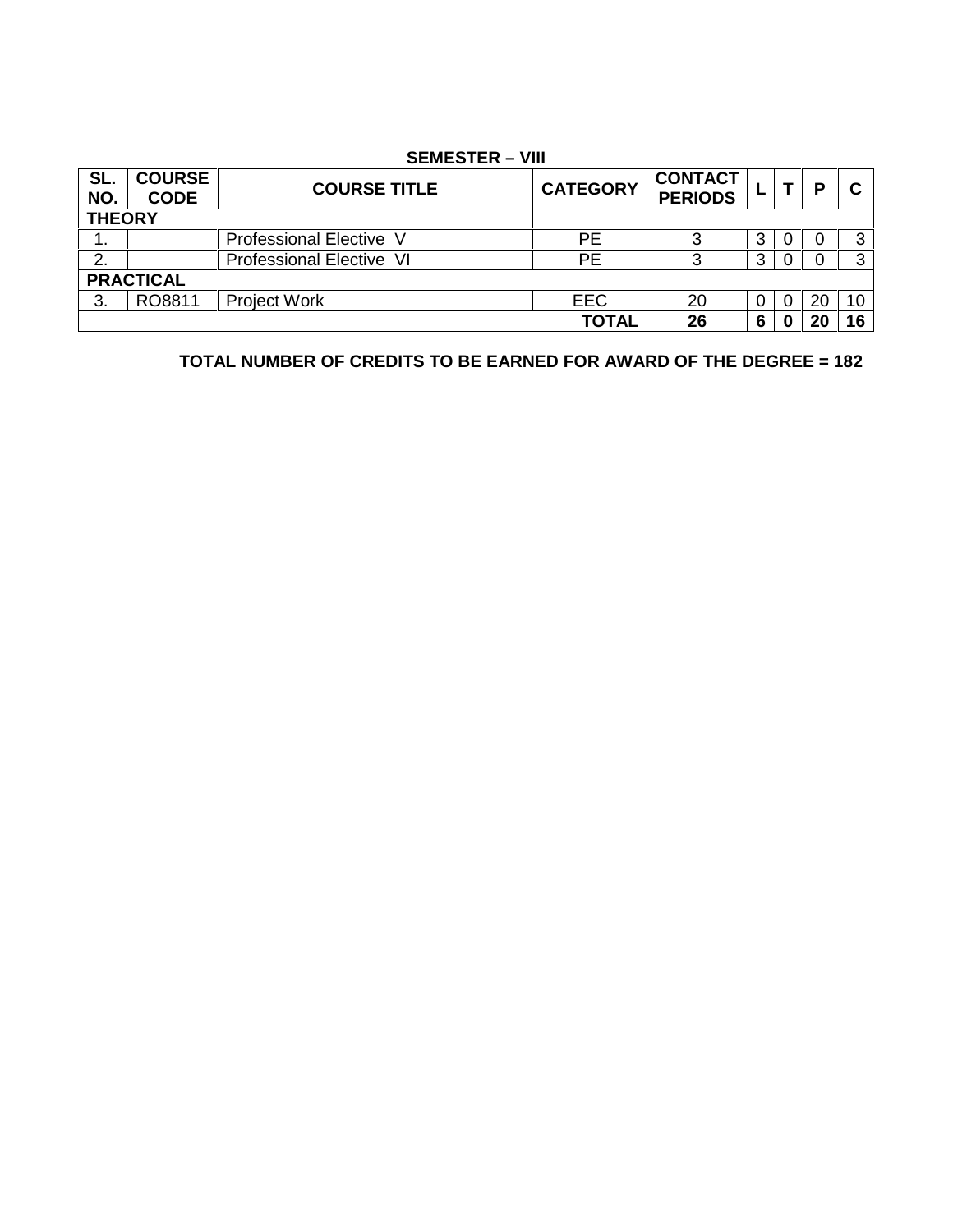**SEMESTER – VIII**

| SL. NO. | COURSE CODE | COURSE TITLE | CATEGORY | CONTACT PERIODS | L | T | P | C |
|---|---|---|---|---|---|---|---|---|
| **THEORY** | | | | | | | | |
| 1. | | Professional Elective V | PE | 3 | 3 | 0 | 0 | 3 |
| 2. | | Professional Elective VI | PE | 3 | 3 | 0 | 0 | 3 |
| **PRACTICAL** | | | | | | | | |
| 3. | RO8811 | Project Work | EEC | 20 | 0 | 0 | 20 | 10 |
| | | | **TOTAL** | **26** | **6** | **0** | **20** | **16** |

**TOTAL NUMBER OF CREDITS TO BE EARNED FOR AWARD OF THE DEGREE = 182**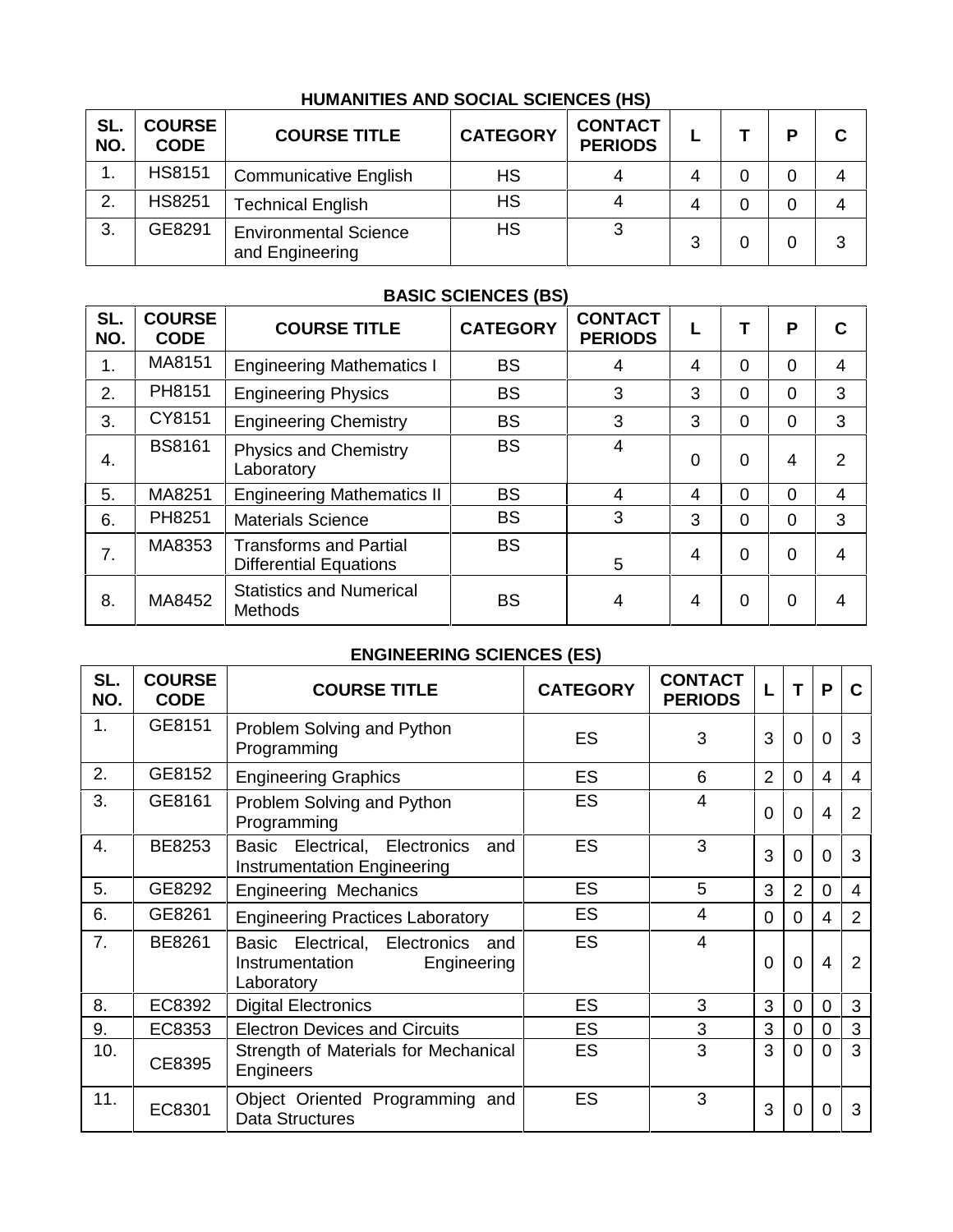### HUMANITIES AND SOCIAL SCIENCES (HS)

| SL. NO. | COURSE CODE | COURSE TITLE | CATEGORY | CONTACT PERIODS | L | T | P | C |
|---|---|---|---|---|---|---|---|---|
| 1. | HS8151 | Communicative English | HS | 4 | 4 | 0 | 0 | 4 |
| 2. | HS8251 | Technical English | HS | 4 | 4 | 0 | 0 | 4 |
| 3. | GE8291 | Environmental Science and Engineering | HS | 3 | 3 | 0 | 0 | 3 |

### BASIC SCIENCES (BS)

| SL. NO. | COURSE CODE | COURSE TITLE | CATEGORY | CONTACT PERIODS | L | T | P | C |
|---|---|---|---|---|---|---|---|---|
| 1. | MA8151 | Engineering Mathematics I | BS | 4 | 4 | 0 | 0 | 4 |
| 2. | PH8151 | Engineering Physics | BS | 3 | 3 | 0 | 0 | 3 |
| 3. | CY8151 | Engineering Chemistry | BS | 3 | 3 | 0 | 0 | 3 |
| 4. | BS8161 | Physics and Chemistry Laboratory | BS | 4 | 0 | 0 | 4 | 2 |
| 5. | MA8251 | Engineering Mathematics II | BS | 4 | 4 | 0 | 0 | 4 |
| 6. | PH8251 | Materials Science | BS | 3 | 3 | 0 | 0 | 3 |
| 7. | MA8353 | Transforms and Partial Differential Equations | BS | 5 | 4 | 0 | 0 | 4 |
| 8. | MA8452 | Statistics and Numerical Methods | BS | 4 | 4 | 0 | 0 | 4 |

### ENGINEERING SCIENCES (ES)

| SL. NO. | COURSE CODE | COURSE TITLE | CATEGORY | CONTACT PERIODS | L | T | P | C |
|---|---|---|---|---|---|---|---|---|
| 1. | GE8151 | Problem Solving and Python Programming | ES | 3 | 3 | 0 | 0 | 3 |
| 2. | GE8152 | Engineering Graphics | ES | 6 | 2 | 0 | 4 | 4 |
| 3. | GE8161 | Problem Solving and Python Programming | ES | 4 | 0 | 0 | 4 | 2 |
| 4. | BE8253 | Basic Electrical, Electronics and Instrumentation Engineering | ES | 3 | 3 | 0 | 0 | 3 |
| 5. | GE8292 | Engineering Mechanics | ES | 5 | 3 | 2 | 0 | 4 |
| 6. | GE8261 | Engineering Practices Laboratory | ES | 4 | 0 | 0 | 4 | 2 |
| 7. | BE8261 | Basic Electrical, Electronics and Instrumentation Engineering Laboratory | ES | 4 | 0 | 0 | 4 | 2 |
| 8. | EC8392 | Digital Electronics | ES | 3 | 3 | 0 | 0 | 3 |
| 9. | EC8353 | Electron Devices and Circuits | ES | 3 | 3 | 0 | 0 | 3 |
| 10. | CE8395 | Strength of Materials for Mechanical Engineers | ES | 3 | 3 | 0 | 0 | 3 |
| 11. | EC8301 | Object Oriented Programming and Data Structures | ES | 3 | 3 | 0 | 0 | 3 |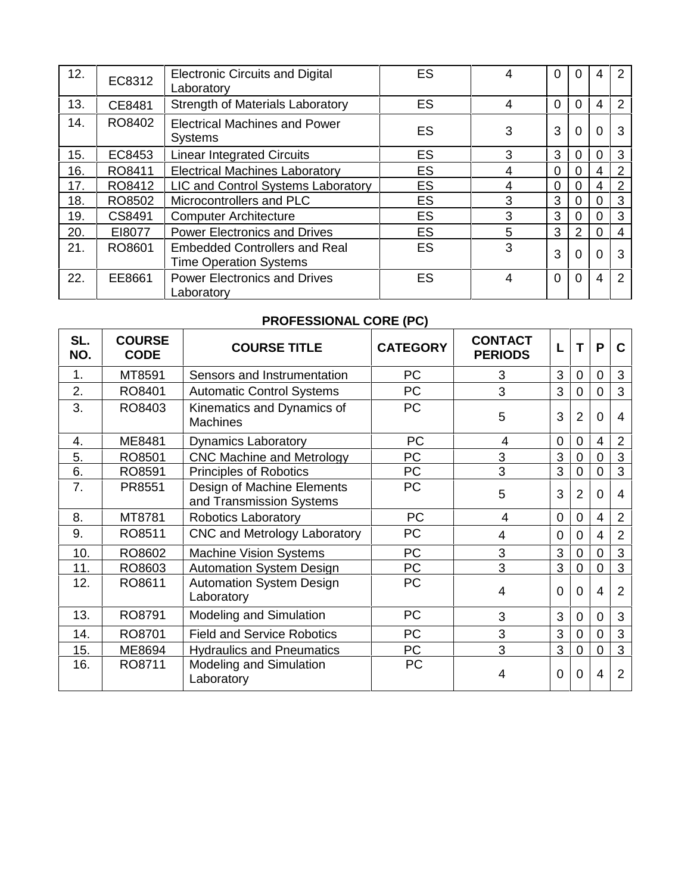| | | | | | | | | |
|---|---|---|---|---|---|---|---|---|
| 12. | EC8312 | Electronic Circuits and Digital Laboratory | ES | 4 | 0 | 0 | 4 | 2 |
| 13. | CE8481 | Strength of Materials Laboratory | ES | 4 | 0 | 0 | 4 | 2 |
| 14. | RO8402 | Electrical Machines and Power Systems | ES | 3 | 3 | 0 | 0 | 3 |
| 15. | EC8453 | Linear Integrated Circuits | ES | 3 | 3 | 0 | 0 | 3 |
| 16. | RO8411 | Electrical Machines Laboratory | ES | 4 | 0 | 0 | 4 | 2 |
| 17. | RO8412 | LIC and Control Systems Laboratory | ES | 4 | 0 | 0 | 4 | 2 |
| 18. | RO8502 | Microcontrollers and PLC | ES | 3 | 3 | 0 | 0 | 3 |
| 19. | CS8491 | Computer Architecture | ES | 3 | 3 | 0 | 0 | 3 |
| 20. | EI8077 | Power Electronics and Drives | ES | 5 | 3 | 2 | 0 | 4 |
| 21. | RO8601 | Embedded Controllers and Real Time Operation Systems | ES | 3 | 3 | 0 | 0 | 3 |
| 22. | EE8661 | Power Electronics and Drives Laboratory | ES | 4 | 0 | 0 | 4 | 2 |

**PROFESSIONAL CORE (PC)**

| SL. NO. | COURSE CODE | COURSE TITLE | CATEGORY | CONTACT PERIODS | L | T | P | C |
|---|---|---|---|---|---|---|---|---|
| 1. | MT8591 | Sensors and Instrumentation | PC | 3 | 3 | 0 | 0 | 3 |
| 2. | RO8401 | Automatic Control Systems | PC | 3 | 3 | 0 | 0 | 3 |
| 3. | RO8403 | Kinematics and Dynamics of Machines | PC | 5 | 3 | 2 | 0 | 4 |
| 4. | ME8481 | Dynamics Laboratory | PC | 4 | 0 | 0 | 4 | 2 |
| 5. | RO8501 | CNC Machine and Metrology | PC | 3 | 3 | 0 | 0 | 3 |
| 6. | RO8591 | Principles of Robotics | PC | 3 | 3 | 0 | 0 | 3 |
| 7. | PR8551 | Design of Machine Elements and Transmission Systems | PC | 5 | 3 | 2 | 0 | 4 |
| 8. | MT8781 | Robotics Laboratory | PC | 4 | 0 | 0 | 4 | 2 |
| 9. | RO8511 | CNC and Metrology Laboratory | PC | 4 | 0 | 0 | 4 | 2 |
| 10. | RO8602 | Machine Vision Systems | PC | 3 | 3 | 0 | 0 | 3 |
| 11. | RO8603 | Automation System Design | PC | 3 | 3 | 0 | 0 | 3 |
| 12. | RO8611 | Automation System Design Laboratory | PC | 4 | 0 | 0 | 4 | 2 |
| 13. | RO8791 | Modeling and Simulation | PC | 3 | 3 | 0 | 0 | 3 |
| 14. | RO8701 | Field and Service Robotics | PC | 3 | 3 | 0 | 0 | 3 |
| 15. | ME8694 | Hydraulics and Pneumatics | PC | 3 | 3 | 0 | 0 | 3 |
| 16. | RO8711 | Modeling and Simulation Laboratory | PC | 4 | 0 | 0 | 4 | 2 |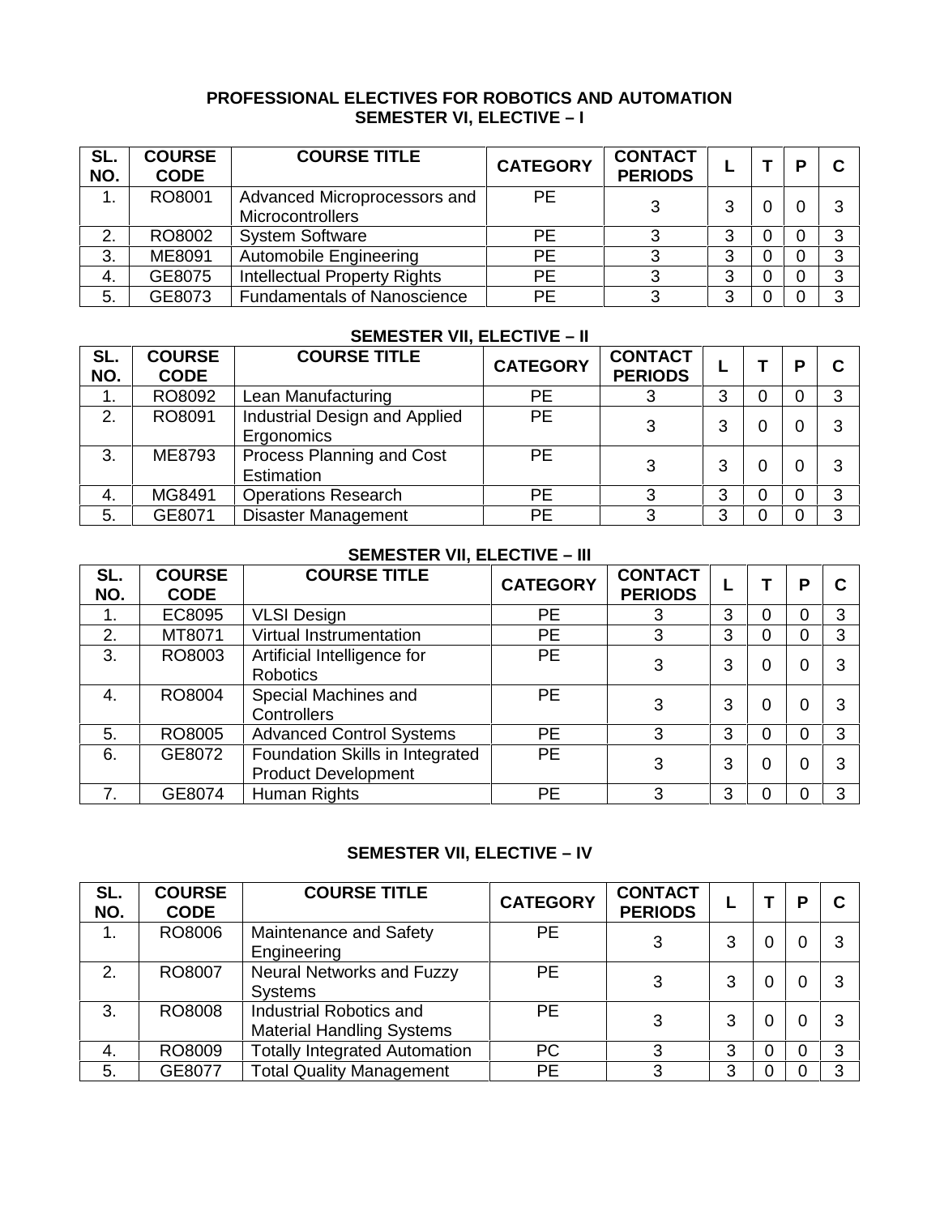## PROFESSIONAL ELECTIVES FOR ROBOTICS AND AUTOMATION

### SEMESTER VI, ELECTIVE – I

| SL. NO. | COURSE CODE | COURSE TITLE | CATEGORY | CONTACT PERIODS | L | T | P | C |
|---|---|---|---|---|---|---|---|---|
| 1. | RO8001 | Advanced Microprocessors and Microcontrollers | PE | 3 | 3 | 0 | 0 | 3 |
| 2. | RO8002 | System Software | PE | 3 | 3 | 0 | 0 | 3 |
| 3. | ME8091 | Automobile Engineering | PE | 3 | 3 | 0 | 0 | 3 |
| 4. | GE8075 | Intellectual Property Rights | PE | 3 | 3 | 0 | 0 | 3 |
| 5. | GE8073 | Fundamentals of Nanoscience | PE | 3 | 3 | 0 | 0 | 3 |

### SEMESTER VII, ELECTIVE – II

| SL. NO. | COURSE CODE | COURSE TITLE | CATEGORY | CONTACT PERIODS | L | T | P | C |
|---|---|---|---|---|---|---|---|---|
| 1. | RO8092 | Lean Manufacturing | PE | 3 | 3 | 0 | 0 | 3 |
| 2. | RO8091 | Industrial Design and Applied Ergonomics | PE | 3 | 3 | 0 | 0 | 3 |
| 3. | ME8793 | Process Planning and Cost Estimation | PE | 3 | 3 | 0 | 0 | 3 |
| 4. | MG8491 | Operations Research | PE | 3 | 3 | 0 | 0 | 3 |
| 5. | GE8071 | Disaster Management | PE | 3 | 3 | 0 | 0 | 3 |

### SEMESTER VII, ELECTIVE – III

| SL. NO. | COURSE CODE | COURSE TITLE | CATEGORY | CONTACT PERIODS | L | T | P | C |
|---|---|---|---|---|---|---|---|---|
| 1. | EC8095 | VLSI Design | PE | 3 | 3 | 0 | 0 | 3 |
| 2. | MT8071 | Virtual Instrumentation | PE | 3 | 3 | 0 | 0 | 3 |
| 3. | RO8003 | Artificial Intelligence for Robotics | PE | 3 | 3 | 0 | 0 | 3 |
| 4. | RO8004 | Special Machines and Controllers | PE | 3 | 3 | 0 | 0 | 3 |
| 5. | RO8005 | Advanced Control Systems | PE | 3 | 3 | 0 | 0 | 3 |
| 6. | GE8072 | Foundation Skills in Integrated Product Development | PE | 3 | 3 | 0 | 0 | 3 |
| 7. | GE8074 | Human Rights | PE | 3 | 3 | 0 | 0 | 3 |

### SEMESTER VII, ELECTIVE – IV

| SL. NO. | COURSE CODE | COURSE TITLE | CATEGORY | CONTACT PERIODS | L | T | P | C |
|---|---|---|---|---|---|---|---|---|
| 1. | RO8006 | Maintenance and Safety Engineering | PE | 3 | 3 | 0 | 0 | 3 |
| 2. | RO8007 | Neural Networks and Fuzzy Systems | PE | 3 | 3 | 0 | 0 | 3 |
| 3. | RO8008 | Industrial Robotics and Material Handling Systems | PE | 3 | 3 | 0 | 0 | 3 |
| 4. | RO8009 | Totally Integrated Automation | PC | 3 | 3 | 0 | 0 | 3 |
| 5. | GE8077 | Total Quality Management | PE | 3 | 3 | 0 | 0 | 3 |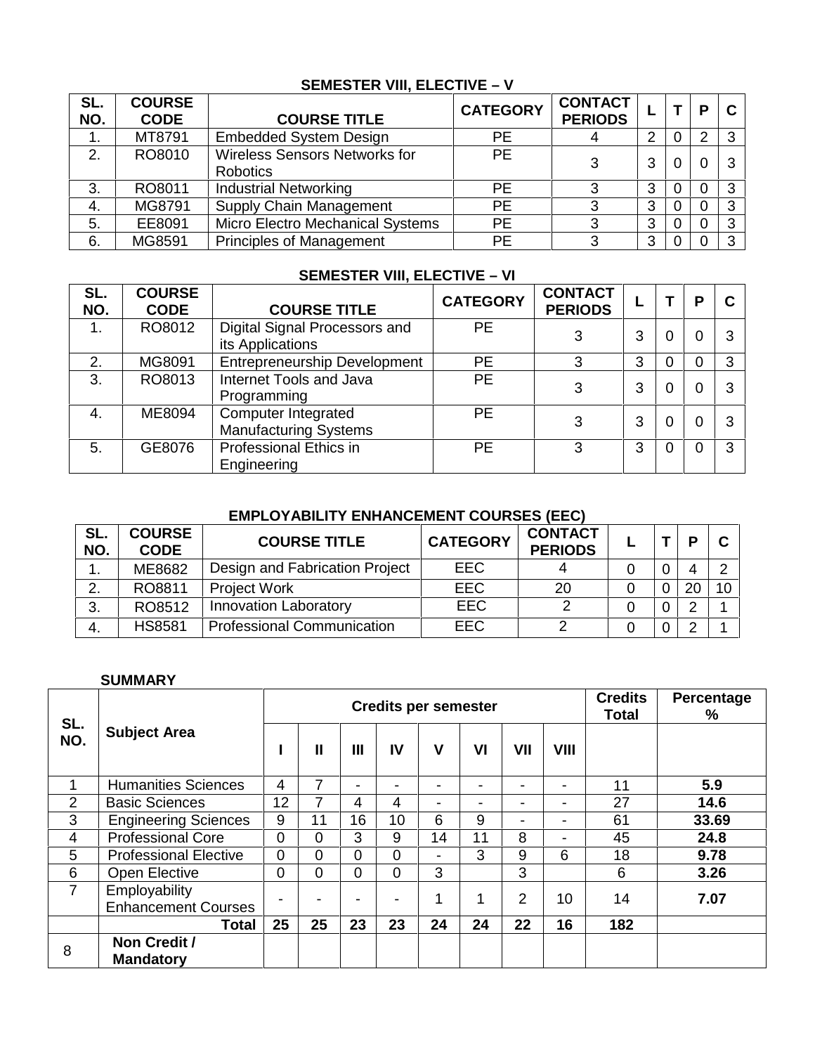### SEMESTER VIII, ELECTIVE – V

| SL. NO. | COURSE CODE | COURSE TITLE | CATEGORY | CONTACT PERIODS | L | T | P | C |
|---|---|---|---|---|---|---|---|---|
| 1. | MT8791 | Embedded System Design | PE | 4 | 2 | 0 | 2 | 3 |
| 2. | RO8010 | Wireless Sensors Networks for Robotics | PE | 3 | 3 | 0 | 0 | 3 |
| 3. | RO8011 | Industrial Networking | PE | 3 | 3 | 0 | 0 | 3 |
| 4. | MG8791 | Supply Chain Management | PE | 3 | 3 | 0 | 0 | 3 |
| 5. | EE8091 | Micro Electro Mechanical Systems | PE | 3 | 3 | 0 | 0 | 3 |
| 6. | MG8591 | Principles of Management | PE | 3 | 3 | 0 | 0 | 3 |

### SEMESTER VIII, ELECTIVE – VI

| SL. NO. | COURSE CODE | COURSE TITLE | CATEGORY | CONTACT PERIODS | L | T | P | C |
|---|---|---|---|---|---|---|---|---|
| 1. | RO8012 | Digital Signal Processors and its Applications | PE | 3 | 3 | 0 | 0 | 3 |
| 2. | MG8091 | Entrepreneurship Development | PE | 3 | 3 | 0 | 0 | 3 |
| 3. | RO8013 | Internet Tools and Java Programming | PE | 3 | 3 | 0 | 0 | 3 |
| 4. | ME8094 | Computer Integrated Manufacturing Systems | PE | 3 | 3 | 0 | 0 | 3 |
| 5. | GE8076 | Professional Ethics in Engineering | PE | 3 | 3 | 0 | 0 | 3 |

### EMPLOYABILITY ENHANCEMENT COURSES (EEC)

| SL. NO. | COURSE CODE | COURSE TITLE | CATEGORY | CONTACT PERIODS | L | T | P | C |
|---|---|---|---|---|---|---|---|---|
| 1. | ME8682 | Design and Fabrication Project | EEC | 4 | 0 | 0 | 4 | 2 |
| 2. | RO8811 | Project Work | EEC | 20 | 0 | 0 | 20 | 10 |
| 3. | RO8512 | Innovation Laboratory | EEC | 2 | 0 | 0 | 2 | 1 |
| 4. | HS8581 | Professional Communication | EEC | 2 | 0 | 0 | 2 | 1 |

### SUMMARY

| SL. NO. | Subject Area | Credits per semester | | | | | | | | Credits Total | Percentage % |
|---|---|---|---|---|---|---|---|---|---|---|---|
| | | I | II | III | IV | V | VI | VII | VIII | | |
| 1 | Humanities Sciences | 4 | 7 | - | - | - | - | - | - | 11 | **5.9** |
| 2 | Basic Sciences | 12 | 7 | 4 | 4 | - | - | - | - | 27 | **14.6** |
| 3 | Engineering Sciences | 9 | 11 | 16 | 10 | 6 | 9 | - | - | 61 | **33.69** |
| 4 | Professional Core | 0 | 0 | 3 | 9 | 14 | 11 | 8 | - | 45 | **24.8** |
| 5 | Professional Elective | 0 | 0 | 0 | 0 | - | 3 | 9 | 6 | 18 | **9.78** |
| 6 | Open Elective | 0 | 0 | 0 | 0 | 3 | | 3 | | 6 | **3.26** |
| 7 | Employability Enhancement Courses | - | - | - | - | 1 | 1 | 2 | 10 | 14 | **7.07** |
| | **Total** | **25** | **25** | **23** | **23** | **24** | **24** | **22** | **16** | **182** | |
| 8 | **Non Credit / Mandatory** | | | | | | | | | | |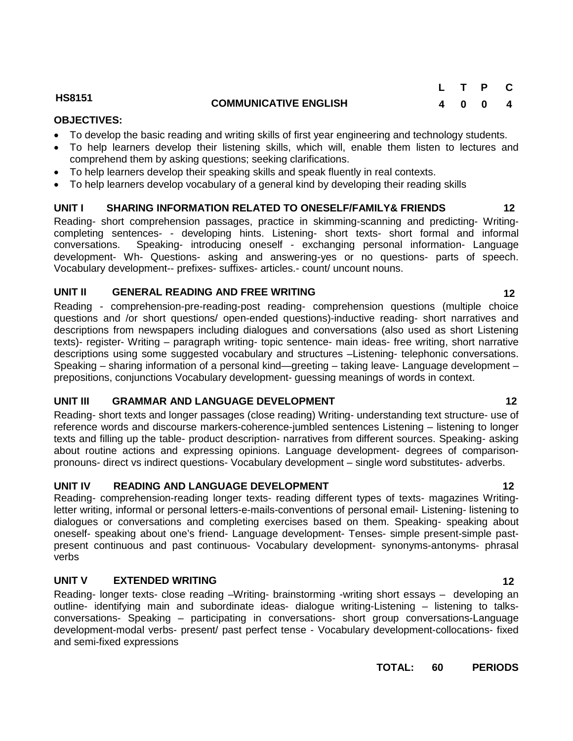| HS8151 | COMMUNICATIVE ENGLISH | L | T | P | C |
|---|---|---|---|---|---|
| | | 4 | 0 | 0 | 4 |

**OBJECTIVES:**

- To develop the basic reading and writing skills of first year engineering and technology students.
- To help learners develop their listening skills, which will, enable them listen to lectures and comprehend them by asking questions; seeking clarifications.
- To help learners develop their speaking skills and speak fluently in real contexts.
- To help learners develop vocabulary of a general kind by developing their reading skills

**UNIT I SHARING INFORMATION RELATED TO ONESELF/FAMILY& FRIENDS 12**

Reading- short comprehension passages, practice in skimming-scanning and predicting- Writing- completing sentences- - developing hints. Listening- short texts- short formal and informal conversations. Speaking- introducing oneself - exchanging personal information- Language development- Wh- Questions- asking and answering-yes or no questions- parts of speech. Vocabulary development-- prefixes- suffixes- articles.- count/ uncount nouns.

**UNIT II GENERAL READING AND FREE WRITING 12**

Reading - comprehension-pre-reading-post reading- comprehension questions (multiple choice questions and /or short questions/ open-ended questions)-inductive reading- short narratives and descriptions from newspapers including dialogues and conversations (also used as short Listening texts)- register- Writing – paragraph writing- topic sentence- main ideas- free writing, short narrative descriptions using some suggested vocabulary and structures –Listening- telephonic conversations. Speaking – sharing information of a personal kind—greeting – taking leave- Language development – prepositions, conjunctions Vocabulary development- guessing meanings of words in context.

**UNIT III GRAMMAR AND LANGUAGE DEVELOPMENT 12**

Reading- short texts and longer passages (close reading) Writing- understanding text structure- use of reference words and discourse markers-coherence-jumbled sentences Listening – listening to longer texts and filling up the table- product description- narratives from different sources. Speaking- asking about routine actions and expressing opinions. Language development- degrees of comparison- pronouns- direct vs indirect questions- Vocabulary development – single word substitutes- adverbs.

**UNIT IV READING AND LANGUAGE DEVELOPMENT 12**

Reading- comprehension-reading longer texts- reading different types of texts- magazines Writing- letter writing, informal or personal letters-e-mails-conventions of personal email- Listening- listening to dialogues or conversations and completing exercises based on them. Speaking- speaking about oneself- speaking about one's friend- Language development- Tenses- simple present-simple past- present continuous and past continuous- Vocabulary development- synonyms-antonyms- phrasal verbs

**UNIT V EXTENDED WRITING 12**

Reading- longer texts- close reading –Writing- brainstorming -writing short essays – developing an outline- identifying main and subordinate ideas- dialogue writing-Listening – listening to talks- conversations- Speaking – participating in conversations- short group conversations-Language development-modal verbs- present/ past perfect tense - Vocabulary development-collocations- fixed and semi-fixed expressions

**TOTAL: 60 PERIODS**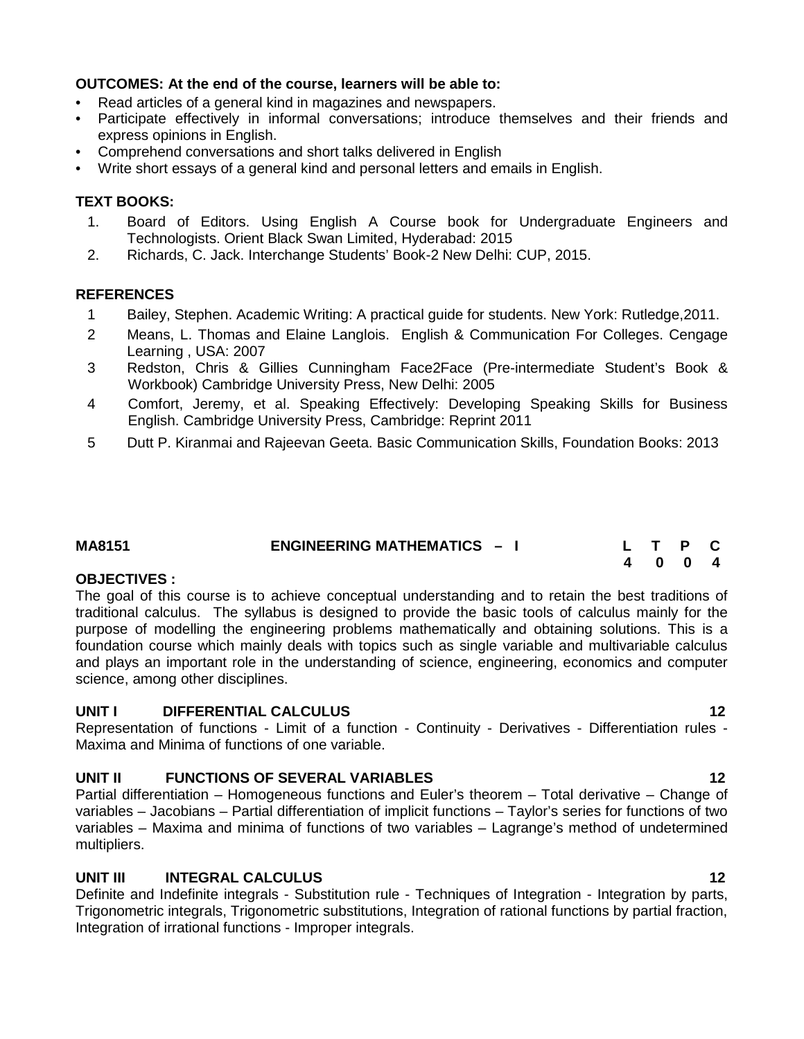**OUTCOMES: At the end of the course, learners will be able to:**

- Read articles of a general kind in magazines and newspapers.
- Participate effectively in informal conversations; introduce themselves and their friends and express opinions in English.
- Comprehend conversations and short talks delivered in English
- Write short essays of a general kind and personal letters and emails in English.

**TEXT BOOKS:**

1. Board of Editors. Using English A Course book for Undergraduate Engineers and Technologists. Orient Black Swan Limited, Hyderabad: 2015
2. Richards, C. Jack. Interchange Students' Book-2 New Delhi: CUP, 2015.

**REFERENCES**

1. Bailey, Stephen. Academic Writing: A practical guide for students. New York: Rutledge,2011.
2. Means, L. Thomas and Elaine Langlois. English & Communication For Colleges. Cengage Learning , USA: 2007
3. Redston, Chris & Gillies Cunningham Face2Face (Pre-intermediate Student's Book & Workbook) Cambridge University Press, New Delhi: 2005
4. Comfort, Jeremy, et al. Speaking Effectively: Developing Speaking Skills for Business English. Cambridge University Press, Cambridge: Reprint 2011
5. Dutt P. Kiranmai and Rajeevan Geeta. Basic Communication Skills, Foundation Books: 2013

| MA8151 | ENGINEERING MATHEMATICS – I | L | T | P | C |
|---|---|---|---|---|---|
| | | 4 | 0 | 0 | 4 |

**OBJECTIVES :**

The goal of this course is to achieve conceptual understanding and to retain the best traditions of traditional calculus. The syllabus is designed to provide the basic tools of calculus mainly for the purpose of modelling the engineering problems mathematically and obtaining solutions. This is a foundation course which mainly deals with topics such as single variable and multivariable calculus and plays an important role in the understanding of science, engineering, economics and computer science, among other disciplines.

**UNIT I DIFFERENTIAL CALCULUS 12**

Representation of functions - Limit of a function - Continuity - Derivatives - Differentiation rules - Maxima and Minima of functions of one variable.

**UNIT II FUNCTIONS OF SEVERAL VARIABLES 12**

Partial differentiation – Homogeneous functions and Euler's theorem – Total derivative – Change of variables – Jacobians – Partial differentiation of implicit functions – Taylor's series for functions of two variables – Maxima and minima of functions of two variables – Lagrange's method of undetermined multipliers.

**UNIT III INTEGRAL CALCULUS 12**

Definite and Indefinite integrals - Substitution rule - Techniques of Integration - Integration by parts, Trigonometric integrals, Trigonometric substitutions, Integration of rational functions by partial fraction, Integration of irrational functions - Improper integrals.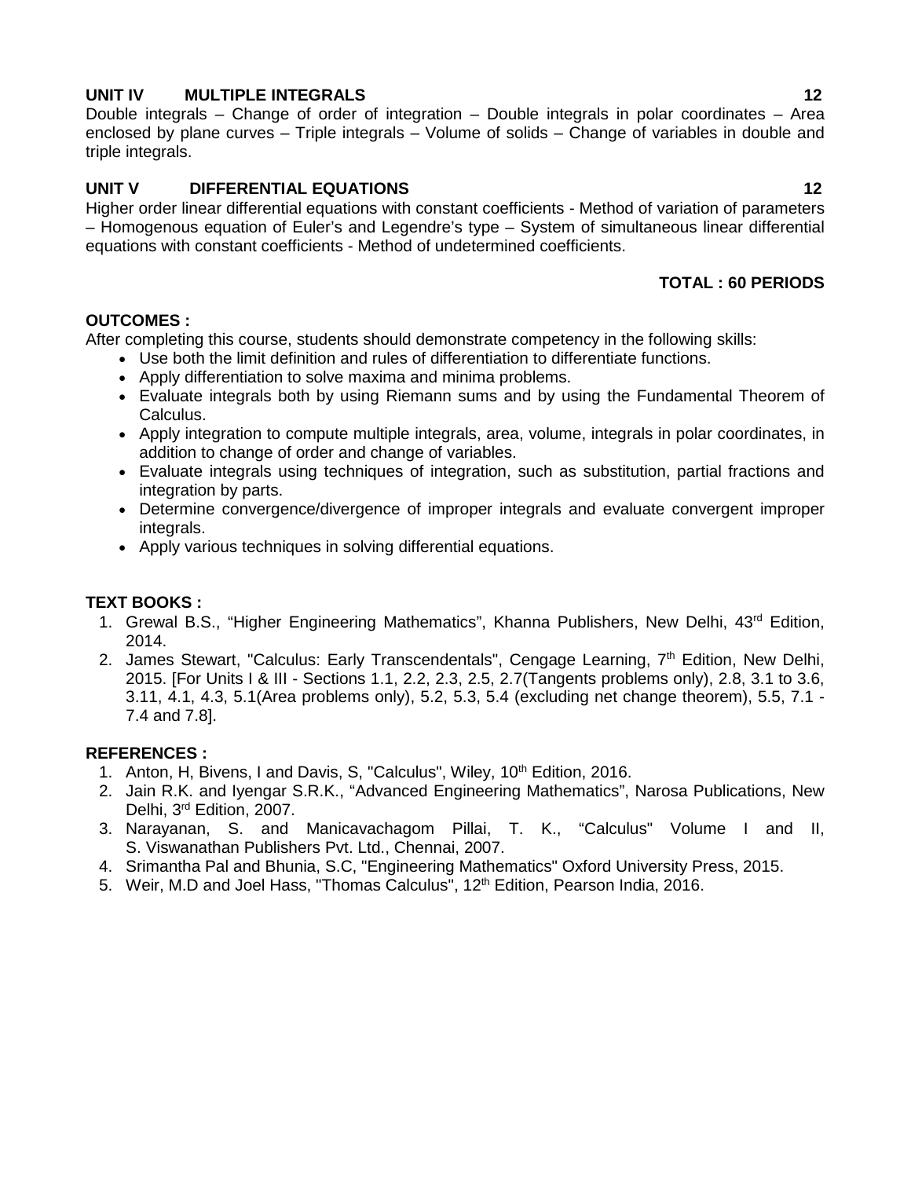**UNIT IV MULTIPLE INTEGRALS 12**

Double integrals – Change of order of integration – Double integrals in polar coordinates – Area enclosed by plane curves – Triple integrals – Volume of solids – Change of variables in double and triple integrals.

**UNIT V DIFFERENTIAL EQUATIONS 12**

Higher order linear differential equations with constant coefficients - Method of variation of parameters – Homogenous equation of Euler's and Legendre's type – System of simultaneous linear differential equations with constant coefficients - Method of undetermined coefficients.

**TOTAL : 60 PERIODS**

**OUTCOMES :**

After completing this course, students should demonstrate competency in the following skills:

- Use both the limit definition and rules of differentiation to differentiate functions.
- Apply differentiation to solve maxima and minima problems.
- Evaluate integrals both by using Riemann sums and by using the Fundamental Theorem of Calculus.
- Apply integration to compute multiple integrals, area, volume, integrals in polar coordinates, in addition to change of order and change of variables.
- Evaluate integrals using techniques of integration, such as substitution, partial fractions and integration by parts.
- Determine convergence/divergence of improper integrals and evaluate convergent improper integrals.
- Apply various techniques in solving differential equations.

**TEXT BOOKS :**

1. Grewal B.S., "Higher Engineering Mathematics", Khanna Publishers, New Delhi, 43rd Edition, 2014.
2. James Stewart, "Calculus: Early Transcendentals", Cengage Learning, 7th Edition, New Delhi, 2015. [For Units I & III - Sections 1.1, 2.2, 2.3, 2.5, 2.7(Tangents problems only), 2.8, 3.1 to 3.6, 3.11, 4.1, 4.3, 5.1(Area problems only), 5.2, 5.3, 5.4 (excluding net change theorem), 5.5, 7.1 - 7.4 and 7.8].

**REFERENCES :**

1. Anton, H, Bivens, I and Davis, S, "Calculus", Wiley, 10th Edition, 2016.
2. Jain R.K. and Iyengar S.R.K., "Advanced Engineering Mathematics", Narosa Publications, New Delhi, 3rd Edition, 2007.
3. Narayanan, S. and Manicavachagom Pillai, T. K., "Calculus" Volume I and II, S. Viswanathan Publishers Pvt. Ltd., Chennai, 2007.
4. Srimantha Pal and Bhunia, S.C, "Engineering Mathematics" Oxford University Press, 2015.
5. Weir, M.D and Joel Hass, "Thomas Calculus", 12th Edition, Pearson India, 2016.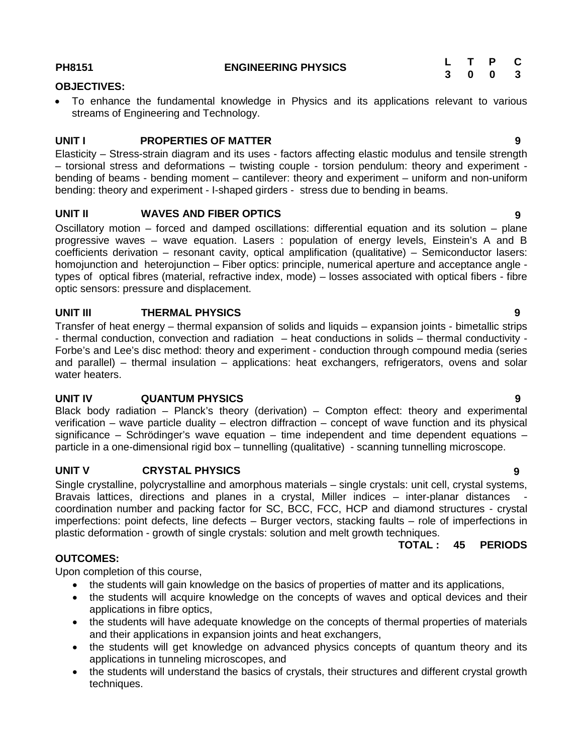**PH8151** **ENGINEERING PHYSICS**

| L | T | P | C |
|---|---|---|---|
| 3 | 0 | 0 | 3 |

**OBJECTIVES:**

- To enhance the fundamental knowledge in Physics and its applications relevant to various streams of Engineering and Technology.

**UNIT I PROPERTIES OF MATTER** **9**

Elasticity – Stress-strain diagram and its uses - factors affecting elastic modulus and tensile strength – torsional stress and deformations – twisting couple - torsion pendulum: theory and experiment - bending of beams - bending moment – cantilever: theory and experiment – uniform and non-uniform bending: theory and experiment - I-shaped girders - stress due to bending in beams.

**UNIT II WAVES AND FIBER OPTICS** **9**

Oscillatory motion – forced and damped oscillations: differential equation and its solution – plane progressive waves – wave equation. Lasers : population of energy levels, Einstein's A and B coefficients derivation – resonant cavity, optical amplification (qualitative) – Semiconductor lasers: homojunction and heterojunction – Fiber optics: principle, numerical aperture and acceptance angle - types of optical fibres (material, refractive index, mode) – losses associated with optical fibers - fibre optic sensors: pressure and displacement.

**UNIT III THERMAL PHYSICS** **9**

Transfer of heat energy – thermal expansion of solids and liquids – expansion joints - bimetallic strips - thermal conduction, convection and radiation – heat conductions in solids – thermal conductivity - Forbe's and Lee's disc method: theory and experiment - conduction through compound media (series and parallel) – thermal insulation – applications: heat exchangers, refrigerators, ovens and solar water heaters.

**UNIT IV QUANTUM PHYSICS** **9**

Black body radiation – Planck's theory (derivation) – Compton effect: theory and experimental verification – wave particle duality – electron diffraction – concept of wave function and its physical significance – Schrödinger's wave equation – time independent and time dependent equations – particle in a one-dimensional rigid box – tunnelling (qualitative) - scanning tunnelling microscope.

**UNIT V CRYSTAL PHYSICS** **9**

Single crystalline, polycrystalline and amorphous materials – single crystals: unit cell, crystal systems, Bravais lattices, directions and planes in a crystal, Miller indices – inter-planar distances - coordination number and packing factor for SC, BCC, FCC, HCP and diamond structures - crystal imperfections: point defects, line defects – Burger vectors, stacking faults – role of imperfections in plastic deformation - growth of single crystals: solution and melt growth techniques.

**TOTAL : 45 PERIODS**

**OUTCOMES:**

Upon completion of this course,

- the students will gain knowledge on the basics of properties of matter and its applications,
- the students will acquire knowledge on the concepts of waves and optical devices and their applications in fibre optics,
- the students will have adequate knowledge on the concepts of thermal properties of materials and their applications in expansion joints and heat exchangers,
- the students will get knowledge on advanced physics concepts of quantum theory and its applications in tunneling microscopes, and
- the students will understand the basics of crystals, their structures and different crystal growth techniques.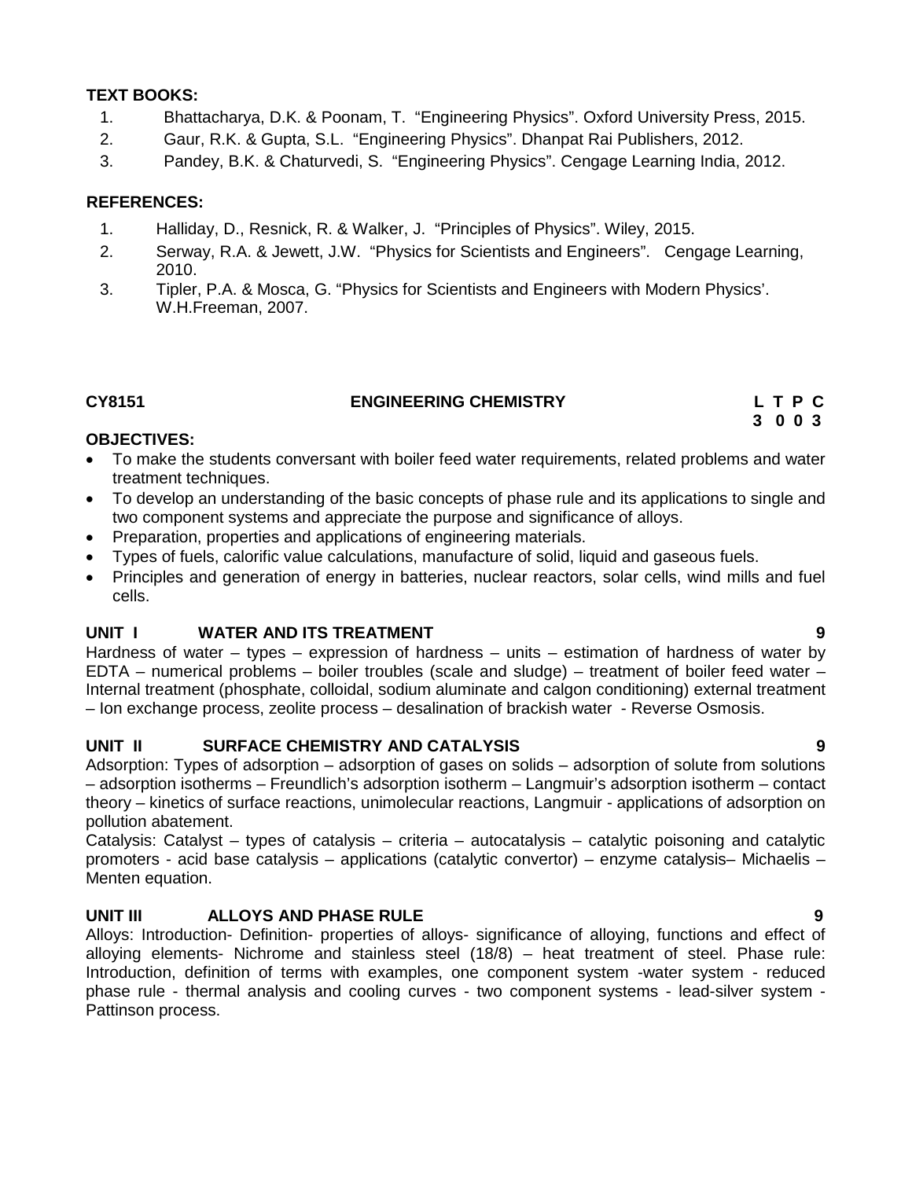**TEXT BOOKS:**

1. Bhattacharya, D.K. & Poonam, T. "Engineering Physics". Oxford University Press, 2015.
2. Gaur, R.K. & Gupta, S.L. "Engineering Physics". Dhanpat Rai Publishers, 2012.
3. Pandey, B.K. & Chaturvedi, S. "Engineering Physics". Cengage Learning India, 2012.

**REFERENCES:**

1. Halliday, D., Resnick, R. & Walker, J. "Principles of Physics". Wiley, 2015.
2. Serway, R.A. & Jewett, J.W. "Physics for Scientists and Engineers". Cengage Learning, 2010.
3. Tipler, P.A. & Mosca, G. "Physics for Scientists and Engineers with Modern Physics'. W.H.Freeman, 2007.

**CY8151 ENGINEERING CHEMISTRY**

| L | T | P | C |
|---|---|---|---|
| 3 | 0 | 0 | 3 |

**OBJECTIVES:**

- To make the students conversant with boiler feed water requirements, related problems and water treatment techniques.
- To develop an understanding of the basic concepts of phase rule and its applications to single and two component systems and appreciate the purpose and significance of alloys.
- Preparation, properties and applications of engineering materials.
- Types of fuels, calorific value calculations, manufacture of solid, liquid and gaseous fuels.
- Principles and generation of energy in batteries, nuclear reactors, solar cells, wind mills and fuel cells.

**UNIT I WATER AND ITS TREATMENT 9**

Hardness of water – types – expression of hardness – units – estimation of hardness of water by EDTA – numerical problems – boiler troubles (scale and sludge) – treatment of boiler feed water – Internal treatment (phosphate, colloidal, sodium aluminate and calgon conditioning) external treatment – Ion exchange process, zeolite process – desalination of brackish water - Reverse Osmosis.

**UNIT II SURFACE CHEMISTRY AND CATALYSIS 9**

Adsorption: Types of adsorption – adsorption of gases on solids – adsorption of solute from solutions – adsorption isotherms – Freundlich's adsorption isotherm – Langmuir's adsorption isotherm – contact theory – kinetics of surface reactions, unimolecular reactions, Langmuir - applications of adsorption on pollution abatement.

Catalysis: Catalyst – types of catalysis – criteria – autocatalysis – catalytic poisoning and catalytic promoters - acid base catalysis – applications (catalytic convertor) – enzyme catalysis– Michaelis – Menten equation.

**UNIT III ALLOYS AND PHASE RULE 9**

Alloys: Introduction- Definition- properties of alloys- significance of alloying, functions and effect of alloying elements- Nichrome and stainless steel (18/8) – heat treatment of steel. Phase rule: Introduction, definition of terms with examples, one component system -water system - reduced phase rule - thermal analysis and cooling curves - two component systems - lead-silver system - Pattinson process.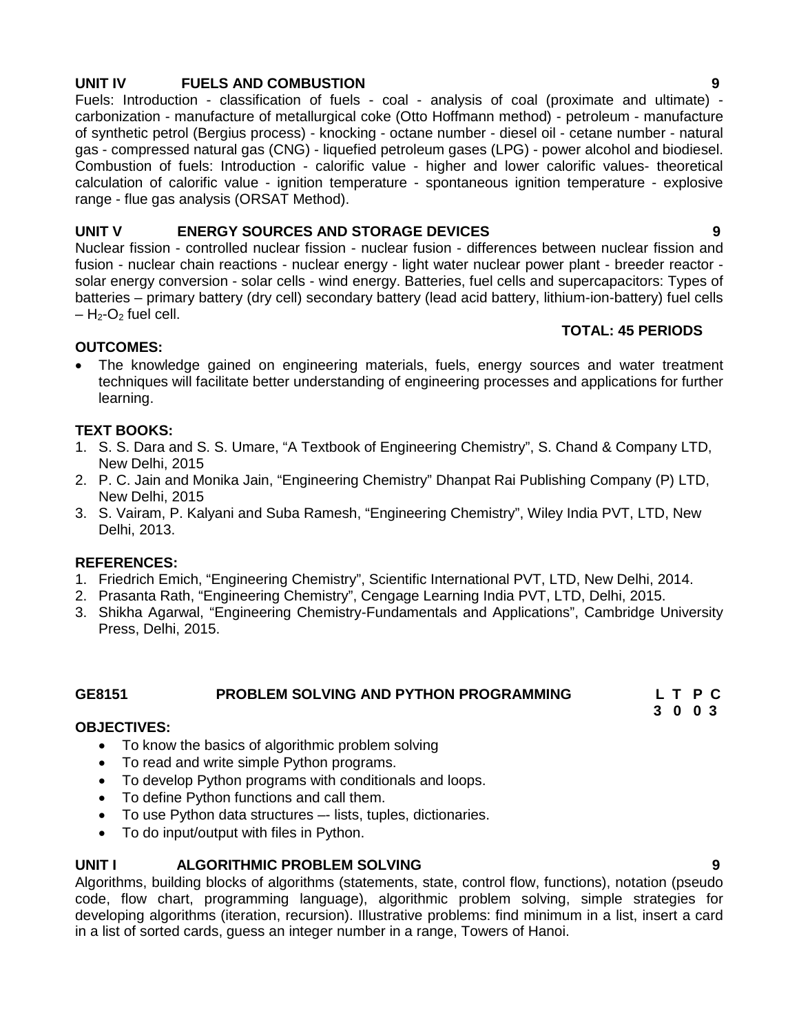**UNIT IV FUELS AND COMBUSTION 9**

Fuels: Introduction - classification of fuels - coal - analysis of coal (proximate and ultimate) - carbonization - manufacture of metallurgical coke (Otto Hoffmann method) - petroleum - manufacture of synthetic petrol (Bergius process) - knocking - octane number - diesel oil - cetane number - natural gas - compressed natural gas (CNG) - liquefied petroleum gases (LPG) - power alcohol and biodiesel. Combustion of fuels: Introduction - calorific value - higher and lower calorific values- theoretical calculation of calorific value - ignition temperature - spontaneous ignition temperature - explosive range - flue gas analysis (ORSAT Method).

**UNIT V ENERGY SOURCES AND STORAGE DEVICES 9**

Nuclear fission - controlled nuclear fission - nuclear fusion - differences between nuclear fission and fusion - nuclear chain reactions - nuclear energy - light water nuclear power plant - breeder reactor - solar energy conversion - solar cells - wind energy. Batteries, fuel cells and supercapacitors: Types of batteries – primary battery (dry cell) secondary battery (lead acid battery, lithium-ion-battery) fuel cells – $H_2$-$O_2$ fuel cell.

**TOTAL: 45 PERIODS**

**OUTCOMES:**

- The knowledge gained on engineering materials, fuels, energy sources and water treatment techniques will facilitate better understanding of engineering processes and applications for further learning.

**TEXT BOOKS:**

1. S. S. Dara and S. S. Umare, "A Textbook of Engineering Chemistry", S. Chand & Company LTD, New Delhi, 2015
2. P. C. Jain and Monika Jain, "Engineering Chemistry" Dhanpat Rai Publishing Company (P) LTD, New Delhi, 2015
3. S. Vairam, P. Kalyani and Suba Ramesh, "Engineering Chemistry", Wiley India PVT, LTD, New Delhi, 2013.

**REFERENCES:**

1. Friedrich Emich, "Engineering Chemistry", Scientific International PVT, LTD, New Delhi, 2014.
2. Prasanta Rath, "Engineering Chemistry", Cengage Learning India PVT, LTD, Delhi, 2015.
3. Shikha Agarwal, "Engineering Chemistry-Fundamentals and Applications", Cambridge University Press, Delhi, 2015.

## GE8151 PROBLEM SOLVING AND PYTHON PROGRAMMING

| L | T | P | C |
|---|---|---|---|
| 3 | 0 | 0 | 3 |

**OBJECTIVES:**

- To know the basics of algorithmic problem solving
- To read and write simple Python programs.
- To develop Python programs with conditionals and loops.
- To define Python functions and call them.
- To use Python data structures –- lists, tuples, dictionaries.
- To do input/output with files in Python.

**UNIT I ALGORITHMIC PROBLEM SOLVING 9**

Algorithms, building blocks of algorithms (statements, state, control flow, functions), notation (pseudo code, flow chart, programming language), algorithmic problem solving, simple strategies for developing algorithms (iteration, recursion). Illustrative problems: find minimum in a list, insert a card in a list of sorted cards, guess an integer number in a range, Towers of Hanoi.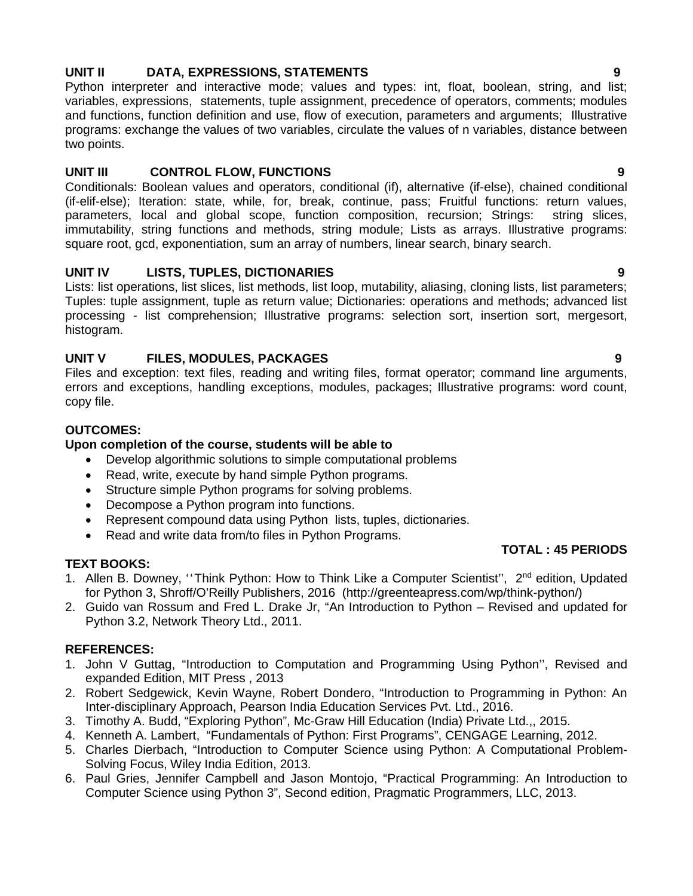### UNIT II DATA, EXPRESSIONS, STATEMENTS 9

Python interpreter and interactive mode; values and types: int, float, boolean, string, and list; variables, expressions, statements, tuple assignment, precedence of operators, comments; modules and functions, function definition and use, flow of execution, parameters and arguments; Illustrative programs: exchange the values of two variables, circulate the values of n variables, distance between two points.

### UNIT III CONTROL FLOW, FUNCTIONS 9

Conditionals: Boolean values and operators, conditional (if), alternative (if-else), chained conditional (if-elif-else); Iteration: state, while, for, break, continue, pass; Fruitful functions: return values, parameters, local and global scope, function composition, recursion; Strings: string slices, immutability, string functions and methods, string module; Lists as arrays. Illustrative programs: square root, gcd, exponentiation, sum an array of numbers, linear search, binary search.

### UNIT IV LISTS, TUPLES, DICTIONARIES 9

Lists: list operations, list slices, list methods, list loop, mutability, aliasing, cloning lists, list parameters; Tuples: tuple assignment, tuple as return value; Dictionaries: operations and methods; advanced list processing - list comprehension; Illustrative programs: selection sort, insertion sort, mergesort, histogram.

### UNIT V FILES, MODULES, PACKAGES 9

Files and exception: text files, reading and writing files, format operator; command line arguments, errors and exceptions, handling exceptions, modules, packages; Illustrative programs: word count, copy file.

**OUTCOMES:**

**Upon completion of the course, students will be able to**

- Develop algorithmic solutions to simple computational problems
- Read, write, execute by hand simple Python programs.
- Structure simple Python programs for solving problems.
- Decompose a Python program into functions.
- Represent compound data using Python lists, tuples, dictionaries.
- Read and write data from/to files in Python Programs.

**TOTAL : 45 PERIODS**

**TEXT BOOKS:**

1. Allen B. Downey, ''Think Python: How to Think Like a Computer Scientist'', 2nd edition, Updated for Python 3, Shroff/O'Reilly Publishers, 2016 (http://greenteapress.com/wp/think-python/)
2. Guido van Rossum and Fred L. Drake Jr, "An Introduction to Python – Revised and updated for Python 3.2, Network Theory Ltd., 2011.

**REFERENCES:**

1. John V Guttag, "Introduction to Computation and Programming Using Python'', Revised and expanded Edition, MIT Press , 2013
2. Robert Sedgewick, Kevin Wayne, Robert Dondero, "Introduction to Programming in Python: An Inter-disciplinary Approach, Pearson India Education Services Pvt. Ltd., 2016.
3. Timothy A. Budd, "Exploring Python", Mc-Graw Hill Education (India) Private Ltd.,, 2015.
4. Kenneth A. Lambert, "Fundamentals of Python: First Programs", CENGAGE Learning, 2012.
5. Charles Dierbach, "Introduction to Computer Science using Python: A Computational Problem-Solving Focus, Wiley India Edition, 2013.
6. Paul Gries, Jennifer Campbell and Jason Montojo, "Practical Programming: An Introduction to Computer Science using Python 3", Second edition, Pragmatic Programmers, LLC, 2013.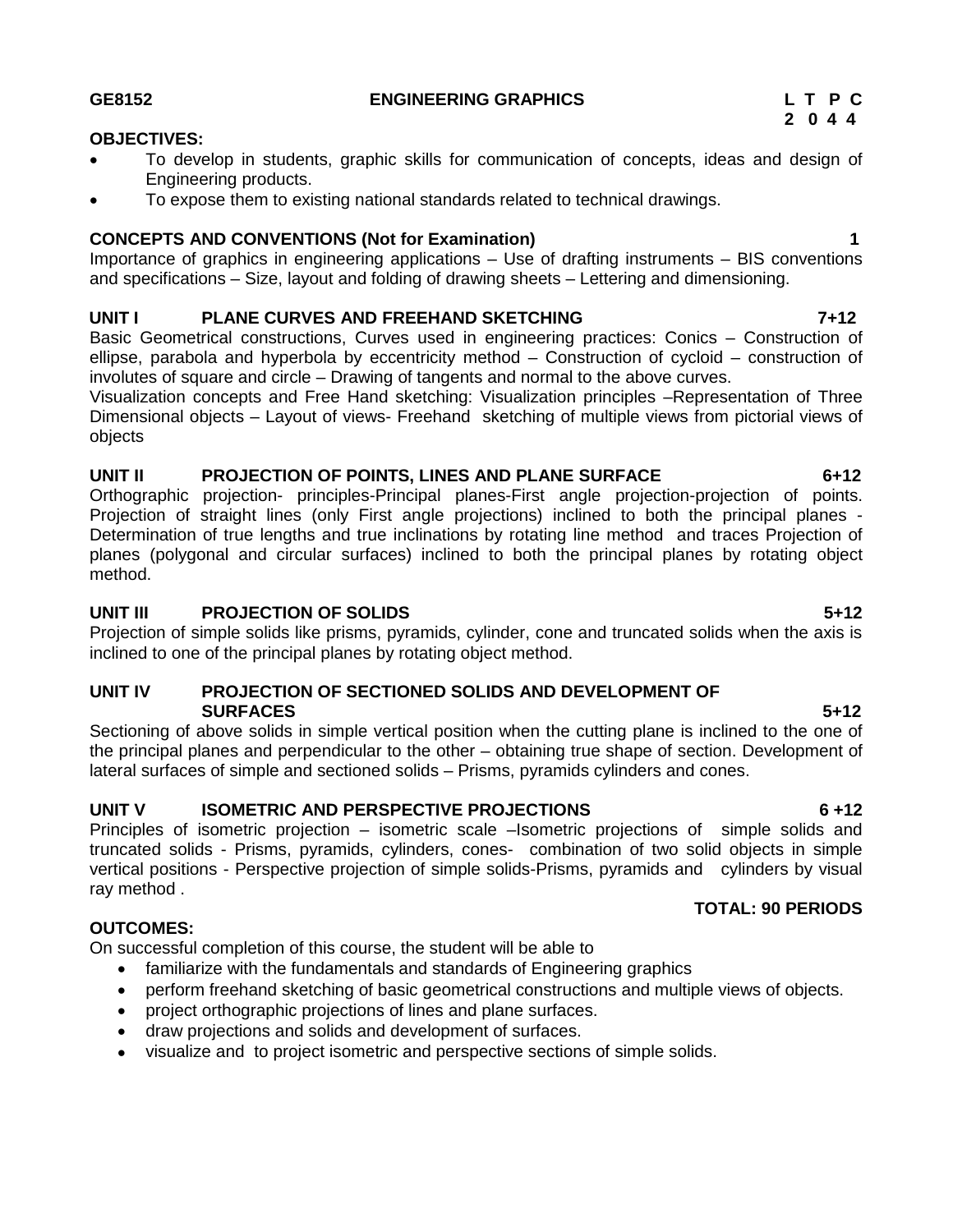**GE8152 ENGINEERING GRAPHICS**

| L | T | P | C |
|---|---|---|---|
| 2 | 0 | 4 | 4 |

**OBJECTIVES:**

- To develop in students, graphic skills for communication of concepts, ideas and design of Engineering products.
- To expose them to existing national standards related to technical drawings.

**CONCEPTS AND CONVENTIONS (Not for Examination) 1**

Importance of graphics in engineering applications – Use of drafting instruments – BIS conventions and specifications – Size, layout and folding of drawing sheets – Lettering and dimensioning.

**UNIT I PLANE CURVES AND FREEHAND SKETCHING 7+12**

Basic Geometrical constructions, Curves used in engineering practices: Conics – Construction of ellipse, parabola and hyperbola by eccentricity method – Construction of cycloid – construction of involutes of square and circle – Drawing of tangents and normal to the above curves.

Visualization concepts and Free Hand sketching: Visualization principles –Representation of Three Dimensional objects – Layout of views- Freehand sketching of multiple views from pictorial views of objects

**UNIT II PROJECTION OF POINTS, LINES AND PLANE SURFACE 6+12**

Orthographic projection- principles-Principal planes-First angle projection-projection of points. Projection of straight lines (only First angle projections) inclined to both the principal planes - Determination of true lengths and true inclinations by rotating line method and traces Projection of planes (polygonal and circular surfaces) inclined to both the principal planes by rotating object method.

**UNIT III PROJECTION OF SOLIDS 5+12**

Projection of simple solids like prisms, pyramids, cylinder, cone and truncated solids when the axis is inclined to one of the principal planes by rotating object method.

**UNIT IV PROJECTION OF SECTIONED SOLIDS AND DEVELOPMENT OF SURFACES 5+12**

Sectioning of above solids in simple vertical position when the cutting plane is inclined to the one of the principal planes and perpendicular to the other – obtaining true shape of section. Development of lateral surfaces of simple and sectioned solids – Prisms, pyramids cylinders and cones.

**UNIT V ISOMETRIC AND PERSPECTIVE PROJECTIONS 6 +12**

Principles of isometric projection – isometric scale –Isometric projections of simple solids and truncated solids - Prisms, pyramids, cylinders, cones- combination of two solid objects in simple vertical positions - Perspective projection of simple solids-Prisms, pyramids and cylinders by visual ray method .

**TOTAL: 90 PERIODS**

**OUTCOMES:**

On successful completion of this course, the student will be able to

- familiarize with the fundamentals and standards of Engineering graphics
- perform freehand sketching of basic geometrical constructions and multiple views of objects.
- project orthographic projections of lines and plane surfaces.
- draw projections and solids and development of surfaces.
- visualize and to project isometric and perspective sections of simple solids.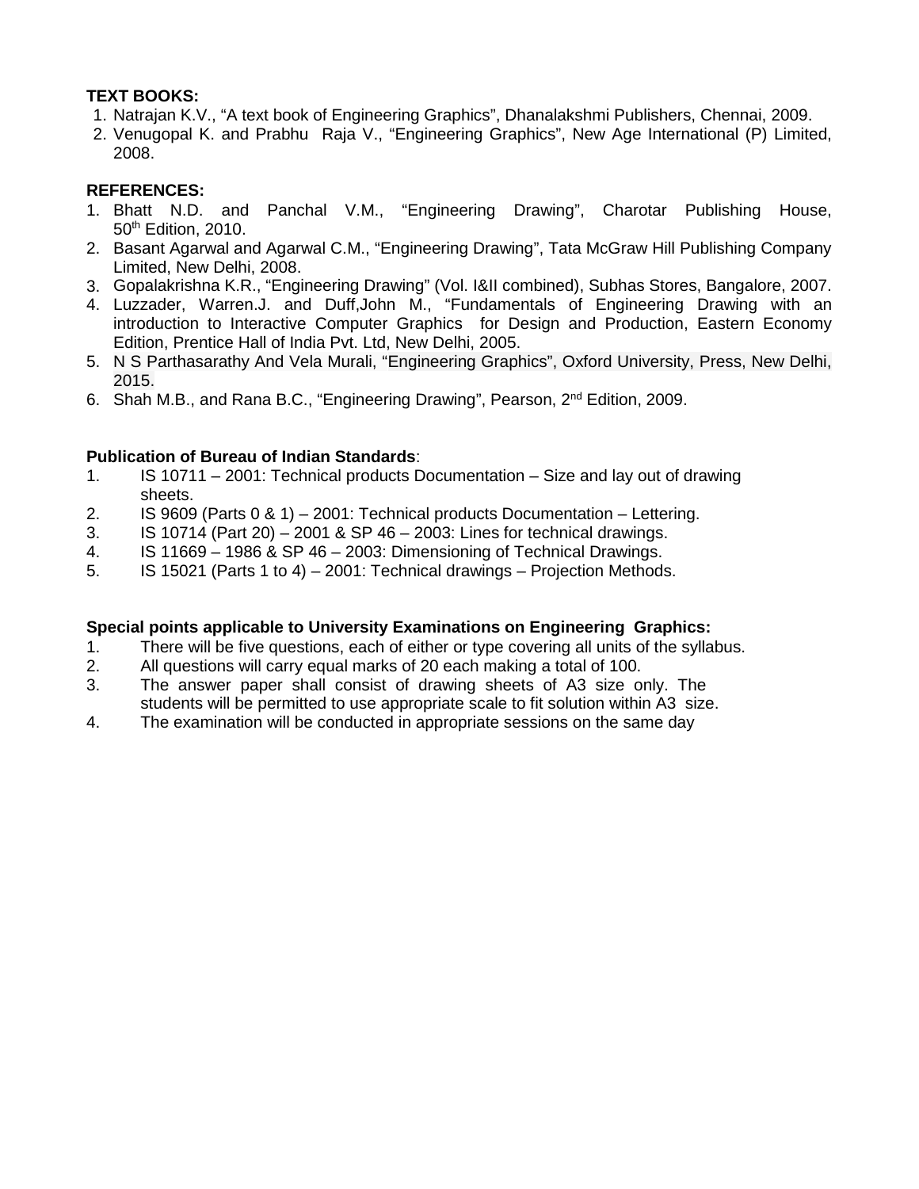**TEXT BOOKS:**

1. Natrajan K.V., "A text book of Engineering Graphics", Dhanalakshmi Publishers, Chennai, 2009.
2. Venugopal K. and Prabhu Raja V., "Engineering Graphics", New Age International (P) Limited, 2008.

**REFERENCES:**

1. Bhatt N.D. and Panchal V.M., "Engineering Drawing", Charotar Publishing House, 50th Edition, 2010.
2. Basant Agarwal and Agarwal C.M., "Engineering Drawing", Tata McGraw Hill Publishing Company Limited, New Delhi, 2008.
3. Gopalakrishna K.R., "Engineering Drawing" (Vol. I&II combined), Subhas Stores, Bangalore, 2007.
4. Luzzader, Warren.J. and Duff,John M., "Fundamentals of Engineering Drawing with an introduction to Interactive Computer Graphics for Design and Production, Eastern Economy Edition, Prentice Hall of India Pvt. Ltd, New Delhi, 2005.
5. N S Parthasarathy And Vela Murali, "Engineering Graphics", Oxford University, Press, New Delhi, 2015.
6. Shah M.B., and Rana B.C., "Engineering Drawing", Pearson, 2nd Edition, 2009.

**Publication of Bureau of Indian Standards**:

1. IS 10711 – 2001: Technical products Documentation – Size and lay out of drawing sheets.
2. IS 9609 (Parts 0 & 1) – 2001: Technical products Documentation – Lettering.
3. IS 10714 (Part 20) – 2001 & SP 46 – 2003: Lines for technical drawings.
4. IS 11669 – 1986 & SP 46 – 2003: Dimensioning of Technical Drawings.
5. IS 15021 (Parts 1 to 4) – 2001: Technical drawings – Projection Methods.

**Special points applicable to University Examinations on Engineering Graphics:**

1. There will be five questions, each of either or type covering all units of the syllabus.
2. All questions will carry equal marks of 20 each making a total of 100.
3. The answer paper shall consist of drawing sheets of A3 size only. The students will be permitted to use appropriate scale to fit solution within A3 size.
4. The examination will be conducted in appropriate sessions on the same day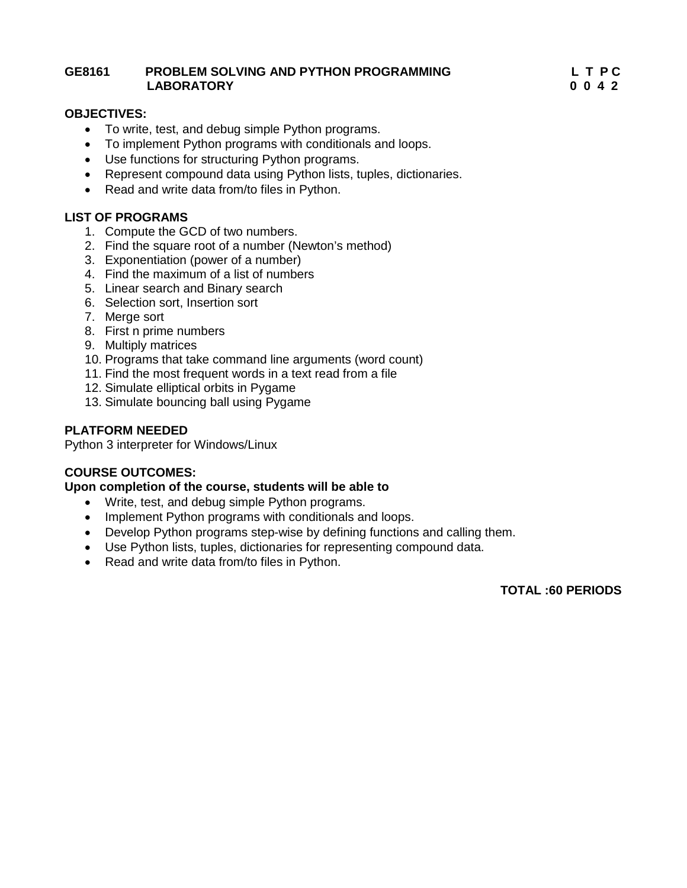**GE8161 PROBLEM SOLVING AND PYTHON PROGRAMMING LABORATORY**

**L T P C**
**0 0 4 2**

**OBJECTIVES:**

- To write, test, and debug simple Python programs.
- To implement Python programs with conditionals and loops.
- Use functions for structuring Python programs.
- Represent compound data using Python lists, tuples, dictionaries.
- Read and write data from/to files in Python.

**LIST OF PROGRAMS**

1. Compute the GCD of two numbers.
2. Find the square root of a number (Newton's method)
3. Exponentiation (power of a number)
4. Find the maximum of a list of numbers
5. Linear search and Binary search
6. Selection sort, Insertion sort
7. Merge sort
8. First n prime numbers
9. Multiply matrices
10. Programs that take command line arguments (word count)
11. Find the most frequent words in a text read from a file
12. Simulate elliptical orbits in Pygame
13. Simulate bouncing ball using Pygame

**PLATFORM NEEDED**

Python 3 interpreter for Windows/Linux

**COURSE OUTCOMES:**

**Upon completion of the course, students will be able to**

- Write, test, and debug simple Python programs.
- Implement Python programs with conditionals and loops.
- Develop Python programs step-wise by defining functions and calling them.
- Use Python lists, tuples, dictionaries for representing compound data.
- Read and write data from/to files in Python.

**TOTAL :60 PERIODS**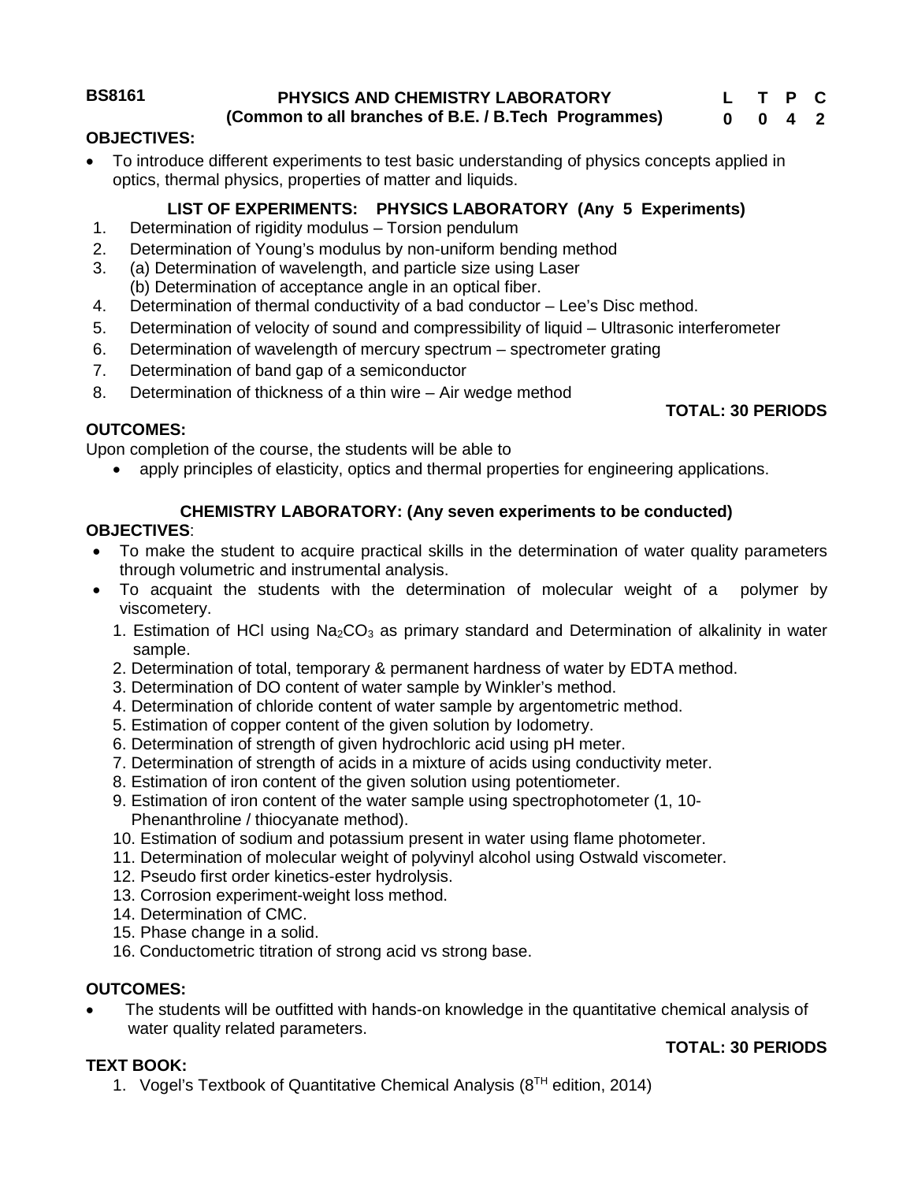**BS8161** **PHYSICS AND CHEMISTRY LABORATORY**
**(Common to all branches of B.E. / B.Tech Programmes)**

| L | T | P | C |
|---|---|---|---|
| 0 | 0 | 4 | 2 |

**OBJECTIVES:**

- To introduce different experiments to test basic understanding of physics concepts applied in optics, thermal physics, properties of matter and liquids.

**LIST OF EXPERIMENTS: PHYSICS LABORATORY (Any 5 Experiments)**

1. Determination of rigidity modulus – Torsion pendulum
2. Determination of Young's modulus by non-uniform bending method
3. (a) Determination of wavelength, and particle size using Laser
   (b) Determination of acceptance angle in an optical fiber.
4. Determination of thermal conductivity of a bad conductor – Lee's Disc method.
5. Determination of velocity of sound and compressibility of liquid – Ultrasonic interferometer
6. Determination of wavelength of mercury spectrum – spectrometer grating
7. Determination of band gap of a semiconductor
8. Determination of thickness of a thin wire – Air wedge method

**TOTAL: 30 PERIODS**

**OUTCOMES:**

Upon completion of the course, the students will be able to

- apply principles of elasticity, optics and thermal properties for engineering applications.

**CHEMISTRY LABORATORY: (Any seven experiments to be conducted)**

**OBJECTIVES**:

- To make the student to acquire practical skills in the determination of water quality parameters through volumetric and instrumental analysis.
- To acquaint the students with the determination of molecular weight of a polymer by viscometery.

1. Estimation of HCl using $Na_2CO_3$ as primary standard and Determination of alkalinity in water sample.
2. Determination of total, temporary & permanent hardness of water by EDTA method.
3. Determination of DO content of water sample by Winkler's method.
4. Determination of chloride content of water sample by argentometric method.
5. Estimation of copper content of the given solution by Iodometry.
6. Determination of strength of given hydrochloric acid using pH meter.
7. Determination of strength of acids in a mixture of acids using conductivity meter.
8. Estimation of iron content of the given solution using potentiometer.
9. Estimation of iron content of the water sample using spectrophotometer (1, 10-Phenanthroline / thiocyanate method).
10. Estimation of sodium and potassium present in water using flame photometer.
11. Determination of molecular weight of polyvinyl alcohol using Ostwald viscometer.
12. Pseudo first order kinetics-ester hydrolysis.
13. Corrosion experiment-weight loss method.
14. Determination of CMC.
15. Phase change in a solid.
16. Conductometric titration of strong acid vs strong base.

**OUTCOMES:**

- The students will be outfitted with hands-on knowledge in the quantitative chemical analysis of water quality related parameters.

**TOTAL: 30 PERIODS**

**TEXT BOOK:**

1. Vogel's Textbook of Quantitative Chemical Analysis ($8^{TH}$ edition, 2014)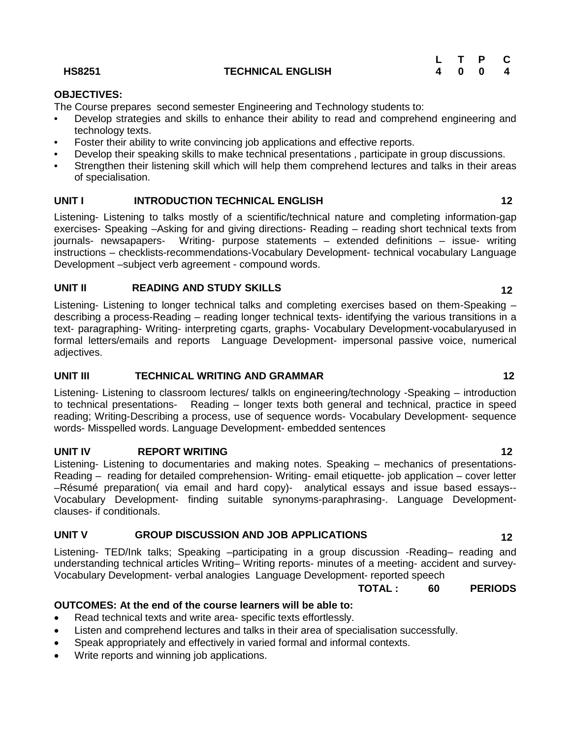| HS8251 | TECHNICAL ENGLISH | L | T | P | C |
|---|---|---|---|---|---|
| | | 4 | 0 | 0 | 4 |

**OBJECTIVES:**

The Course prepares second semester Engineering and Technology students to:

- Develop strategies and skills to enhance their ability to read and comprehend engineering and technology texts.
- Foster their ability to write convincing job applications and effective reports.
- Develop their speaking skills to make technical presentations , participate in group discussions.
- Strengthen their listening skill which will help them comprehend lectures and talks in their areas of specialisation.

**UNIT I INTRODUCTION TECHNICAL ENGLISH 12**

Listening- Listening to talks mostly of a scientific/technical nature and completing information-gap exercises- Speaking –Asking for and giving directions- Reading – reading short technical texts from journals- newsapapers- Writing- purpose statements – extended definitions – issue- writing instructions – checklists-recommendations-Vocabulary Development- technical vocabulary Language Development –subject verb agreement - compound words.

**UNIT II READING AND STUDY SKILLS 12**

Listening- Listening to longer technical talks and completing exercises based on them-Speaking – describing a process-Reading – reading longer technical texts- identifying the various transitions in a text- paragraphing- Writing- interpreting cgarts, graphs- Vocabulary Development-vocabularyused in formal letters/emails and reports Language Development- impersonal passive voice, numerical adjectives.

**UNIT III TECHNICAL WRITING AND GRAMMAR 12**

Listening- Listening to classroom lectures/ talkls on engineering/technology -Speaking – introduction to technical presentations- Reading – longer texts both general and technical, practice in speed reading; Writing-Describing a process, use of sequence words- Vocabulary Development- sequence words- Misspelled words. Language Development- embedded sentences

**UNIT IV REPORT WRITING 12**

Listening- Listening to documentaries and making notes. Speaking – mechanics of presentations- Reading – reading for detailed comprehension- Writing- email etiquette- job application – cover letter –Résumé preparation( via email and hard copy)- analytical essays and issue based essays-- Vocabulary Development- finding suitable synonyms-paraphrasing-. Language Development- clauses- if conditionals.

**UNIT V GROUP DISCUSSION AND JOB APPLICATIONS 12**

Listening- TED/Ink talks; Speaking –participating in a group discussion -Reading– reading and understanding technical articles Writing– Writing reports- minutes of a meeting- accident and survey- Vocabulary Development- verbal analogies Language Development- reported speech

**TOTAL : 60 PERIODS**

**OUTCOMES: At the end of the course learners will be able to:**

- Read technical texts and write area- specific texts effortlessly.
- Listen and comprehend lectures and talks in their area of specialisation successfully.
- Speak appropriately and effectively in varied formal and informal contexts.
- Write reports and winning job applications.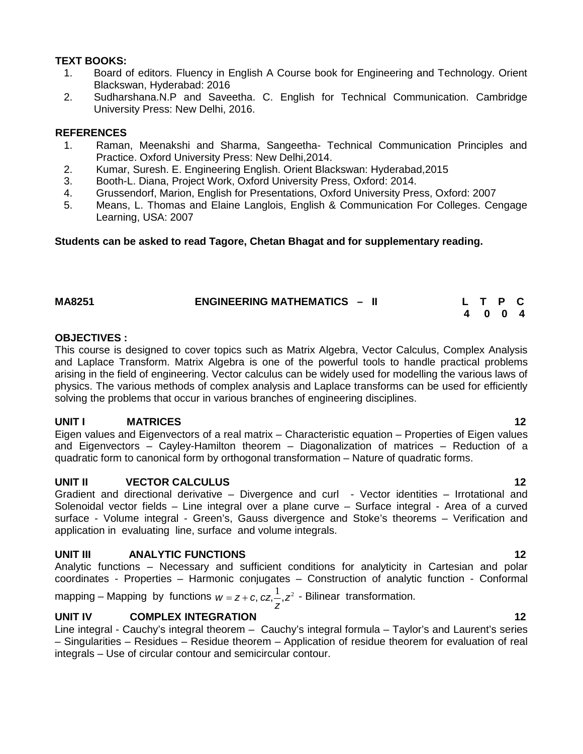**TEXT BOOKS:**

1. Board of editors. Fluency in English A Course book for Engineering and Technology. Orient Blackswan, Hyderabad: 2016
2. Sudharshana.N.P and Saveetha. C. English for Technical Communication. Cambridge University Press: New Delhi, 2016.

**REFERENCES**

1. Raman, Meenakshi and Sharma, Sangeetha- Technical Communication Principles and Practice. Oxford University Press: New Delhi,2014.
2. Kumar, Suresh. E. Engineering English. Orient Blackswan: Hyderabad,2015
3. Booth-L. Diana, Project Work, Oxford University Press, Oxford: 2014.
4. Grussendorf, Marion, English for Presentations, Oxford University Press, Oxford: 2007
5. Means, L. Thomas and Elaine Langlois, English & Communication For Colleges. Cengage Learning, USA: 2007

**Students can be asked to read Tagore, Chetan Bhagat and for supplementary reading.**

## MA8251 ENGINEERING MATHEMATICS – II

| L | T | P | C |
|---|---|---|---|
| 4 | 0 | 0 | 4 |

**OBJECTIVES :**

This course is designed to cover topics such as Matrix Algebra, Vector Calculus, Complex Analysis and Laplace Transform. Matrix Algebra is one of the powerful tools to handle practical problems arising in the field of engineering. Vector calculus can be widely used for modelling the various laws of physics. The various methods of complex analysis and Laplace transforms can be used for efficiently solving the problems that occur in various branches of engineering disciplines.

**UNIT I MATRICES 12**

Eigen values and Eigenvectors of a real matrix – Characteristic equation – Properties of Eigen values and Eigenvectors – Cayley-Hamilton theorem – Diagonalization of matrices – Reduction of a quadratic form to canonical form by orthogonal transformation – Nature of quadratic forms.

**UNIT II VECTOR CALCULUS 12**

Gradient and directional derivative – Divergence and curl - Vector identities – Irrotational and Solenoidal vector fields – Line integral over a plane curve – Surface integral - Area of a curved surface - Volume integral - Green's, Gauss divergence and Stoke's theorems – Verification and application in evaluating line, surface and volume integrals.

**UNIT III ANALYTIC FUNCTIONS 12**

Analytic functions – Necessary and sufficient conditions for analyticity in Cartesian and polar coordinates - Properties – Harmonic conjugates – Construction of analytic function - Conformal mapping – Mapping by functions $w = z + c, cz, \frac{1}{z}, z^2$ - Bilinear transformation.

**UNIT IV COMPLEX INTEGRATION 12**

Line integral - Cauchy's integral theorem – Cauchy's integral formula – Taylor's and Laurent's series – Singularities – Residues – Residue theorem – Application of residue theorem for evaluation of real integrals – Use of circular contour and semicircular contour.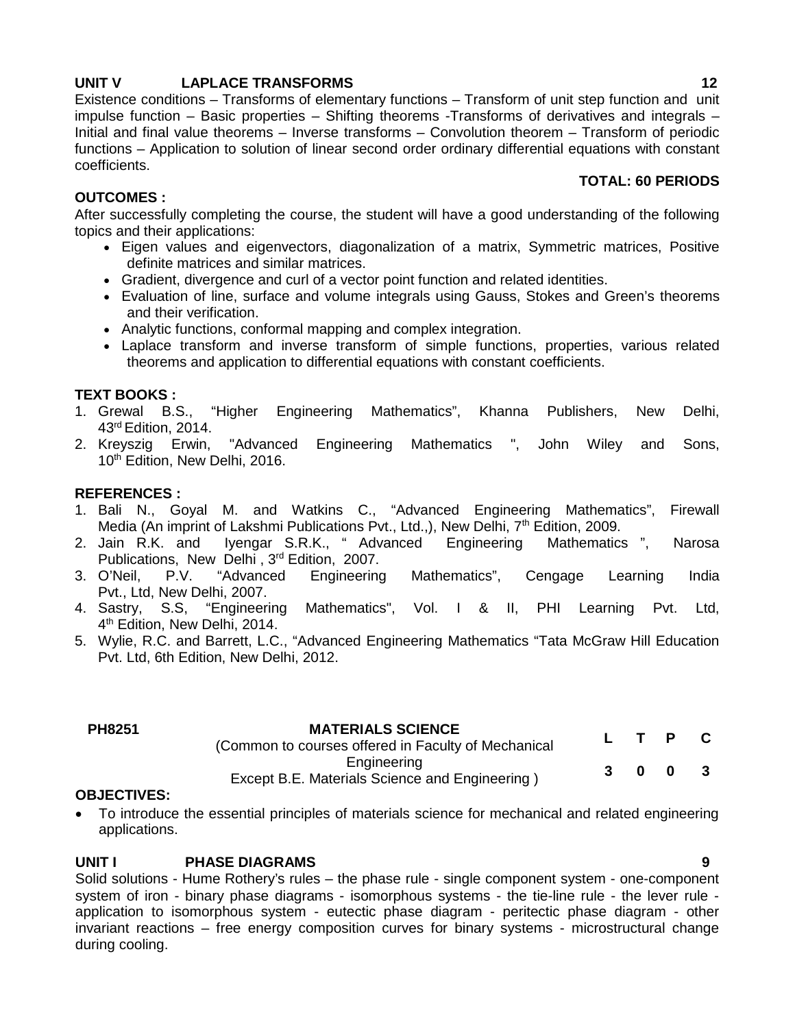**UNIT V LAPLACE TRANSFORMS 12**

Existence conditions – Transforms of elementary functions – Transform of unit step function and unit impulse function – Basic properties – Shifting theorems -Transforms of derivatives and integrals – Initial and final value theorems – Inverse transforms – Convolution theorem – Transform of periodic functions – Application to solution of linear second order ordinary differential equations with constant coefficients.

**TOTAL: 60 PERIODS**

**OUTCOMES :**

After successfully completing the course, the student will have a good understanding of the following topics and their applications:

- Eigen values and eigenvectors, diagonalization of a matrix, Symmetric matrices, Positive definite matrices and similar matrices.
- Gradient, divergence and curl of a vector point function and related identities.
- Evaluation of line, surface and volume integrals using Gauss, Stokes and Green's theorems and their verification.
- Analytic functions, conformal mapping and complex integration.
- Laplace transform and inverse transform of simple functions, properties, various related theorems and application to differential equations with constant coefficients.

**TEXT BOOKS :**

1. Grewal B.S., "Higher Engineering Mathematics", Khanna Publishers, New Delhi, 43rd Edition, 2014.
2. Kreyszig Erwin, "Advanced Engineering Mathematics ", John Wiley and Sons, 10th Edition, New Delhi, 2016.

**REFERENCES :**

1. Bali N., Goyal M. and Watkins C., "Advanced Engineering Mathematics", Firewall Media (An imprint of Lakshmi Publications Pvt., Ltd.,), New Delhi, 7th Edition, 2009.
2. Jain R.K. and Iyengar S.R.K., " Advanced Engineering Mathematics ", Narosa Publications, New Delhi , 3rd Edition, 2007.
3. O'Neil, P.V. "Advanced Engineering Mathematics", Cengage Learning India Pvt., Ltd, New Delhi, 2007.
4. Sastry, S.S, "Engineering Mathematics", Vol. I & II, PHI Learning Pvt. Ltd, 4th Edition, New Delhi, 2014.
5. Wylie, R.C. and Barrett, L.C., "Advanced Engineering Mathematics "Tata McGraw Hill Education Pvt. Ltd, 6th Edition, New Delhi, 2012.

| PH8251 | MATERIALS SCIENCE (Common to courses offered in Faculty of Mechanical Engineering Except B.E. Materials Science and Engineering ) | L | T | P | C |
|---|---|---|---|---|---|
| | | 3 | 0 | 0 | 3 |

**OBJECTIVES:**

- To introduce the essential principles of materials science for mechanical and related engineering applications.

**UNIT I PHASE DIAGRAMS 9**

Solid solutions - Hume Rothery's rules – the phase rule - single component system - one-component system of iron - binary phase diagrams - isomorphous systems - the tie-line rule - the lever rule - application to isomorphous system - eutectic phase diagram - peritectic phase diagram - other invariant reactions – free energy composition curves for binary systems - microstructural change during cooling.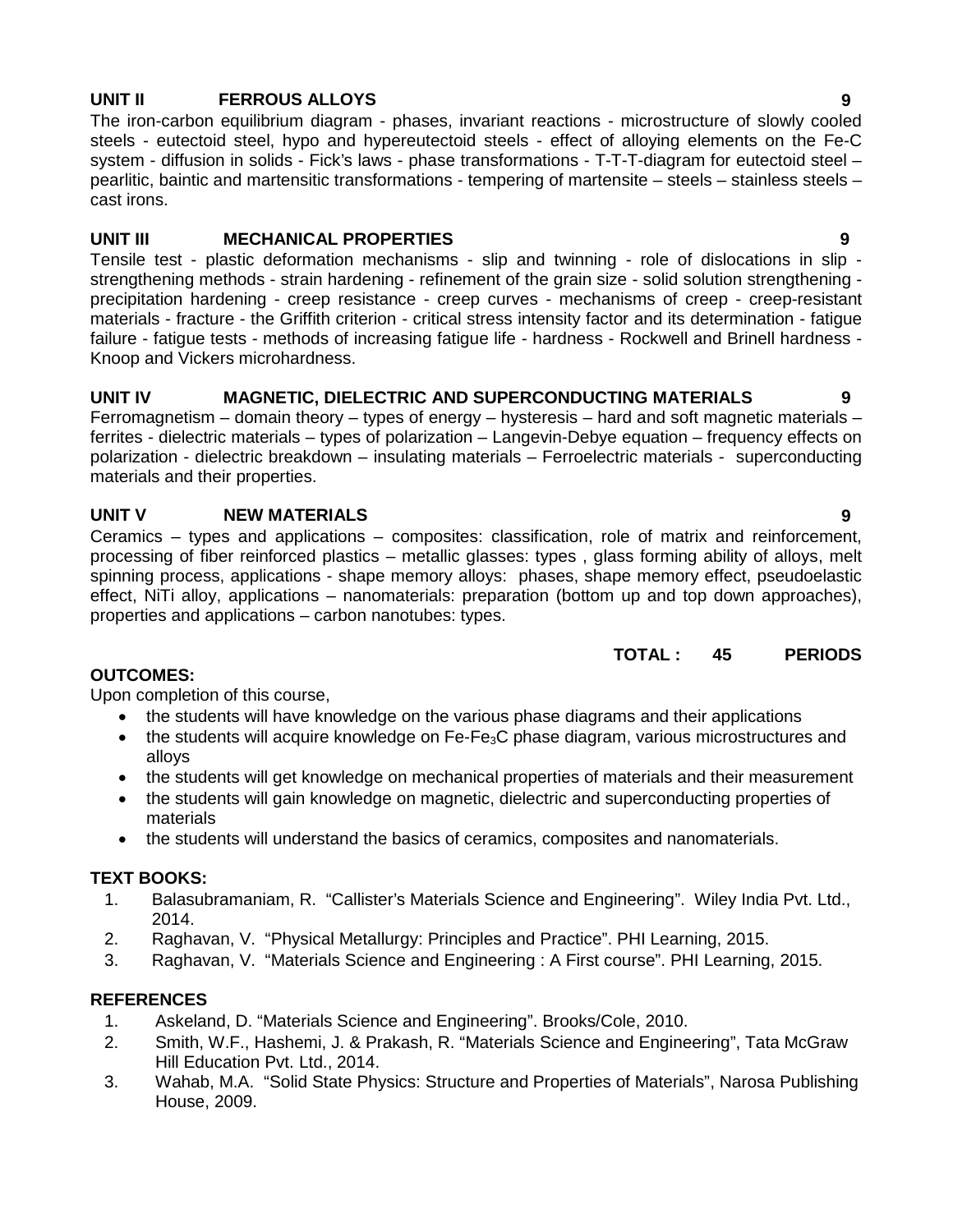**UNIT II FERROUS ALLOYS 9**

The iron-carbon equilibrium diagram - phases, invariant reactions - microstructure of slowly cooled steels - eutectoid steel, hypo and hypereutectoid steels - effect of alloying elements on the Fe-C system - diffusion in solids - Fick's laws - phase transformations - T-T-T-diagram for eutectoid steel – pearlitic, baintic and martensitic transformations - tempering of martensite – steels – stainless steels – cast irons.

**UNIT III MECHANICAL PROPERTIES 9**

Tensile test - plastic deformation mechanisms - slip and twinning - role of dislocations in slip - strengthening methods - strain hardening - refinement of the grain size - solid solution strengthening - precipitation hardening - creep resistance - creep curves - mechanisms of creep - creep-resistant materials - fracture - the Griffith criterion - critical stress intensity factor and its determination - fatigue failure - fatigue tests - methods of increasing fatigue life - hardness - Rockwell and Brinell hardness - Knoop and Vickers microhardness.

**UNIT IV MAGNETIC, DIELECTRIC AND SUPERCONDUCTING MATERIALS 9**

Ferromagnetism – domain theory – types of energy – hysteresis – hard and soft magnetic materials – ferrites - dielectric materials – types of polarization – Langevin-Debye equation – frequency effects on polarization - dielectric breakdown – insulating materials – Ferroelectric materials - superconducting materials and their properties.

**UNIT V NEW MATERIALS 9**

Ceramics – types and applications – composites: classification, role of matrix and reinforcement, processing of fiber reinforced plastics – metallic glasses: types , glass forming ability of alloys, melt spinning process, applications - shape memory alloys: phases, shape memory effect, pseudoelastic effect, NiTi alloy, applications – nanomaterials: preparation (bottom up and top down approaches), properties and applications – carbon nanotubes: types.

**TOTAL : 45 PERIODS**

**OUTCOMES:**

Upon completion of this course,

- the students will have knowledge on the various phase diagrams and their applications
- the students will acquire knowledge on Fe-$Fe_3C$ phase diagram, various microstructures and alloys
- the students will get knowledge on mechanical properties of materials and their measurement
- the students will gain knowledge on magnetic, dielectric and superconducting properties of materials
- the students will understand the basics of ceramics, composites and nanomaterials.

**TEXT BOOKS:**

1. Balasubramaniam, R. "Callister's Materials Science and Engineering". Wiley India Pvt. Ltd., 2014.
2. Raghavan, V. "Physical Metallurgy: Principles and Practice". PHI Learning, 2015.
3. Raghavan, V. "Materials Science and Engineering : A First course". PHI Learning, 2015.

**REFERENCES**

1. Askeland, D. "Materials Science and Engineering". Brooks/Cole, 2010.
2. Smith, W.F., Hashemi, J. & Prakash, R. "Materials Science and Engineering", Tata McGraw Hill Education Pvt. Ltd., 2014.
3. Wahab, M.A. "Solid State Physics: Structure and Properties of Materials", Narosa Publishing House, 2009.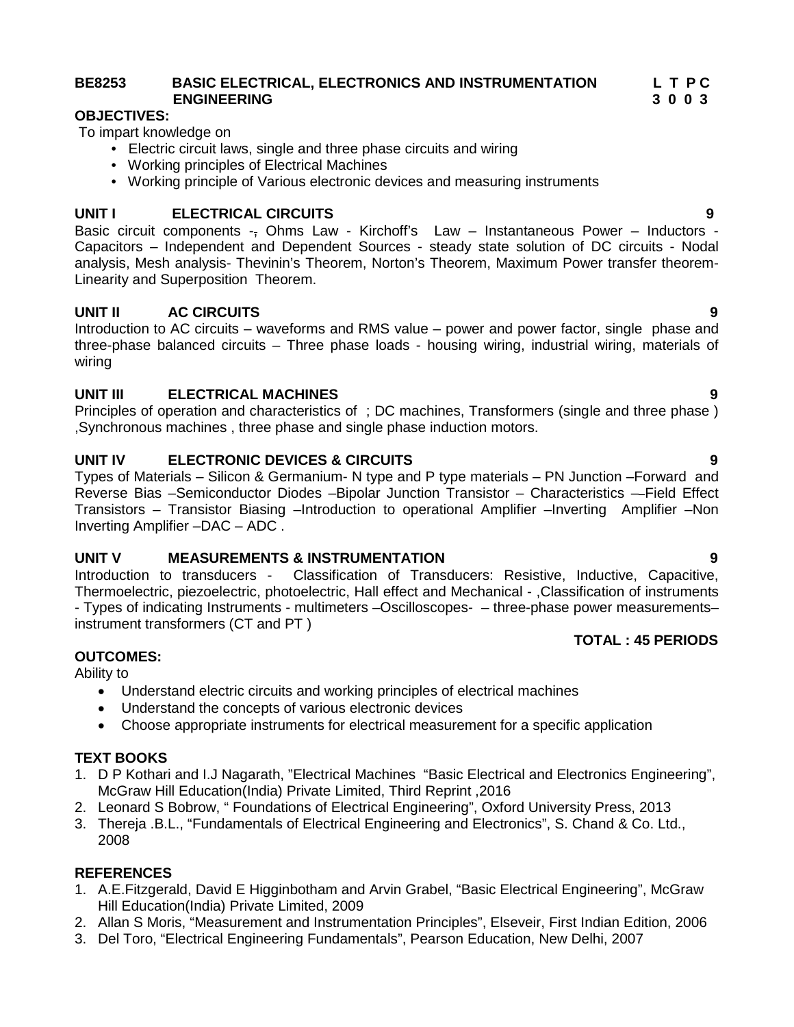**BE8253 BASIC ELECTRICAL, ELECTRONICS AND INSTRUMENTATION ENGINEERING** **L T P C 3 0 0 3**

**OBJECTIVES:**

To impart knowledge on

- Electric circuit laws, single and three phase circuits and wiring
- Working principles of Electrical Machines
- Working principle of Various electronic devices and measuring instruments

**UNIT I ELECTRICAL CIRCUITS 9**

Basic circuit components -, Ohms Law - Kirchoff's Law – Instantaneous Power – Inductors - Capacitors – Independent and Dependent Sources - steady state solution of DC circuits - Nodal analysis, Mesh analysis- Thevinin's Theorem, Norton's Theorem, Maximum Power transfer theorem- Linearity and Superposition Theorem.

**UNIT II AC CIRCUITS 9**

Introduction to AC circuits – waveforms and RMS value – power and power factor, single phase and three-phase balanced circuits – Three phase loads - housing wiring, industrial wiring, materials of wiring

**UNIT III ELECTRICAL MACHINES 9**

Principles of operation and characteristics of ; DC machines, Transformers (single and three phase ) ,Synchronous machines , three phase and single phase induction motors.

**UNIT IV ELECTRONIC DEVICES & CIRCUITS 9**

Types of Materials – Silicon & Germanium- N type and P type materials – PN Junction –Forward and Reverse Bias –Semiconductor Diodes –Bipolar Junction Transistor – Characteristics –Field Effect Transistors – Transistor Biasing –Introduction to operational Amplifier –Inverting Amplifier –Non Inverting Amplifier –DAC – ADC .

**UNIT V MEASUREMENTS & INSTRUMENTATION 9**

Introduction to transducers - Classification of Transducers: Resistive, Inductive, Capacitive, Thermoelectric, piezoelectric, photoelectric, Hall effect and Mechanical - ,Classification of instruments - Types of indicating Instruments - multimeters –Oscilloscopes- – three-phase power measurements– instrument transformers (CT and PT )

**TOTAL : 45 PERIODS**

**OUTCOMES:**

Ability to

- Understand electric circuits and working principles of electrical machines
- Understand the concepts of various electronic devices
- Choose appropriate instruments for electrical measurement for a specific application

**TEXT BOOKS**

1. D P Kothari and I.J Nagarath, "Electrical Machines "Basic Electrical and Electronics Engineering", McGraw Hill Education(India) Private Limited, Third Reprint ,2016
2. Leonard S Bobrow, " Foundations of Electrical Engineering", Oxford University Press, 2013
3. Thereja .B.L., "Fundamentals of Electrical Engineering and Electronics", S. Chand & Co. Ltd., 2008

**REFERENCES**

1. A.E.Fitzgerald, David E Higginbotham and Arvin Grabel, "Basic Electrical Engineering", McGraw Hill Education(India) Private Limited, 2009
2. Allan S Moris, "Measurement and Instrumentation Principles", Elseveir, First Indian Edition, 2006
3. Del Toro, "Electrical Engineering Fundamentals", Pearson Education, New Delhi, 2007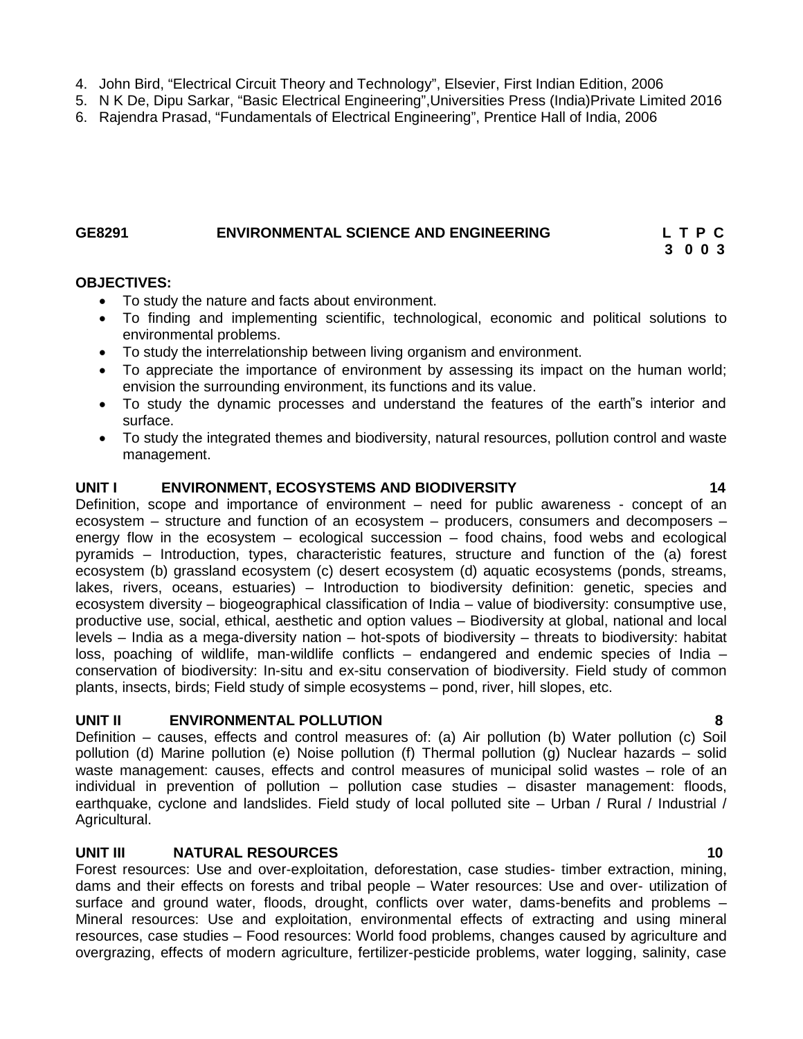4. John Bird, “Electrical Circuit Theory and Technology”, Elsevier, First Indian Edition, 2006
5. N K De, Dipu Sarkar, “Basic Electrical Engineering”,Universities Press (India)Private Limited 2016
6. Rajendra Prasad, “Fundamentals of Electrical Engineering”, Prentice Hall of India, 2006

## GE8291 ENVIRONMENTAL SCIENCE AND ENGINEERING

| L | T | P | C |
|---|---|---|---|
| 3 | 0 | 0 | 3 |

**OBJECTIVES:**

- To study the nature and facts about environment.
- To finding and implementing scientific, technological, economic and political solutions to environmental problems.
- To study the interrelationship between living organism and environment.
- To appreciate the importance of environment by assessing its impact on the human world; envision the surrounding environment, its functions and its value.
- To study the dynamic processes and understand the features of the earth"s interior and surface.
- To study the integrated themes and biodiversity, natural resources, pollution control and waste management.

**UNIT I ENVIRONMENT, ECOSYSTEMS AND BIODIVERSITY 14**

Definition, scope and importance of environment – need for public awareness - concept of an ecosystem – structure and function of an ecosystem – producers, consumers and decomposers – energy flow in the ecosystem – ecological succession – food chains, food webs and ecological pyramids – Introduction, types, characteristic features, structure and function of the (a) forest ecosystem (b) grassland ecosystem (c) desert ecosystem (d) aquatic ecosystems (ponds, streams, lakes, rivers, oceans, estuaries) – Introduction to biodiversity definition: genetic, species and ecosystem diversity – biogeographical classification of India – value of biodiversity: consumptive use, productive use, social, ethical, aesthetic and option values – Biodiversity at global, national and local levels – India as a mega-diversity nation – hot-spots of biodiversity – threats to biodiversity: habitat loss, poaching of wildlife, man-wildlife conflicts – endangered and endemic species of India – conservation of biodiversity: In-situ and ex-situ conservation of biodiversity. Field study of common plants, insects, birds; Field study of simple ecosystems – pond, river, hill slopes, etc.

**UNIT II ENVIRONMENTAL POLLUTION 8**

Definition – causes, effects and control measures of: (a) Air pollution (b) Water pollution (c) Soil pollution (d) Marine pollution (e) Noise pollution (f) Thermal pollution (g) Nuclear hazards – solid waste management: causes, effects and control measures of municipal solid wastes – role of an individual in prevention of pollution – pollution case studies – disaster management: floods, earthquake, cyclone and landslides. Field study of local polluted site – Urban / Rural / Industrial / Agricultural.

**UNIT III NATURAL RESOURCES 10**

Forest resources: Use and over-exploitation, deforestation, case studies- timber extraction, mining, dams and their effects on forests and tribal people – Water resources: Use and over- utilization of surface and ground water, floods, drought, conflicts over water, dams-benefits and problems – Mineral resources: Use and exploitation, environmental effects of extracting and using mineral resources, case studies – Food resources: World food problems, changes caused by agriculture and overgrazing, effects of modern agriculture, fertilizer-pesticide problems, water logging, salinity, case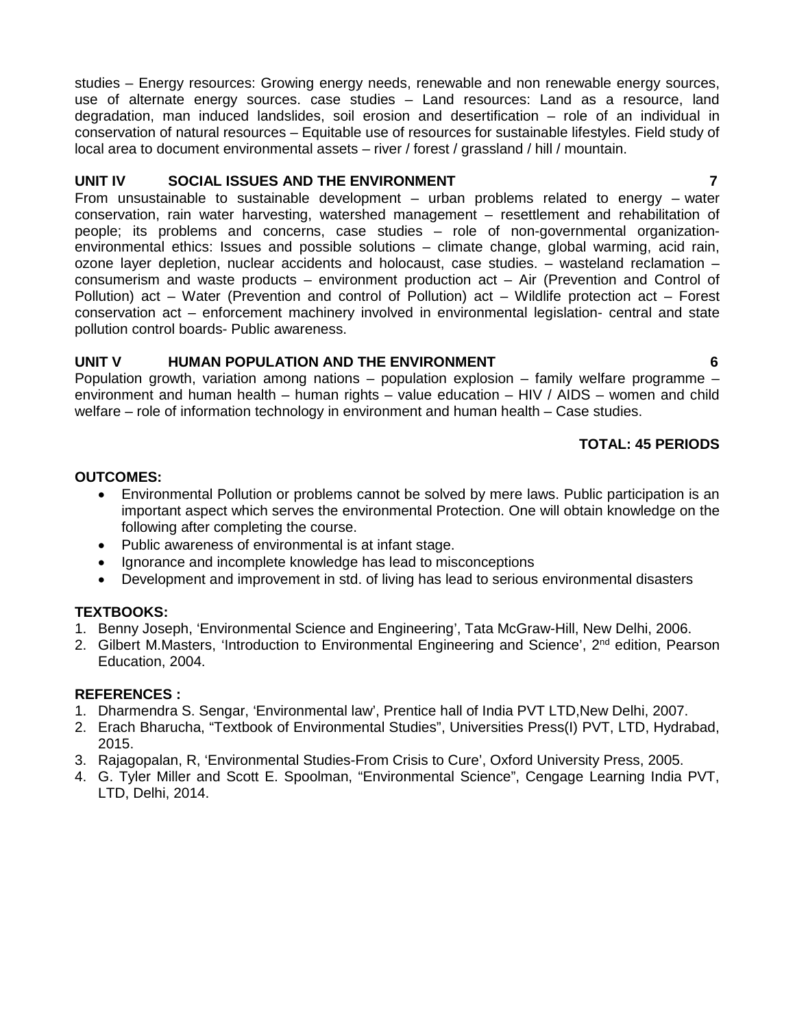studies – Energy resources: Growing energy needs, renewable and non renewable energy sources, use of alternate energy sources. case studies – Land resources: Land as a resource, land degradation, man induced landslides, soil erosion and desertification – role of an individual in conservation of natural resources – Equitable use of resources for sustainable lifestyles. Field study of local area to document environmental assets – river / forest / grassland / hill / mountain.

**UNIT IV SOCIAL ISSUES AND THE ENVIRONMENT 7**

From unsustainable to sustainable development – urban problems related to energy – water conservation, rain water harvesting, watershed management – resettlement and rehabilitation of people; its problems and concerns, case studies – role of non-governmental organization-environmental ethics: Issues and possible solutions – climate change, global warming, acid rain, ozone layer depletion, nuclear accidents and holocaust, case studies. – wasteland reclamation – consumerism and waste products – environment production act – Air (Prevention and Control of Pollution) act – Water (Prevention and control of Pollution) act – Wildlife protection act – Forest conservation act – enforcement machinery involved in environmental legislation- central and state pollution control boards- Public awareness.

**UNIT V HUMAN POPULATION AND THE ENVIRONMENT 6**

Population growth, variation among nations – population explosion – family welfare programme – environment and human health – human rights – value education – HIV / AIDS – women and child welfare – role of information technology in environment and human health – Case studies.

**TOTAL: 45 PERIODS**

**OUTCOMES:**

- Environmental Pollution or problems cannot be solved by mere laws. Public participation is an important aspect which serves the environmental Protection. One will obtain knowledge on the following after completing the course.
- Public awareness of environmental is at infant stage.
- Ignorance and incomplete knowledge has lead to misconceptions
- Development and improvement in std. of living has lead to serious environmental disasters

**TEXTBOOKS:**

1. Benny Joseph, 'Environmental Science and Engineering', Tata McGraw-Hill, New Delhi, 2006.
2. Gilbert M.Masters, 'Introduction to Environmental Engineering and Science', 2nd edition, Pearson Education, 2004.

**REFERENCES :**

1. Dharmendra S. Sengar, 'Environmental law', Prentice hall of India PVT LTD,New Delhi, 2007.
2. Erach Bharucha, "Textbook of Environmental Studies", Universities Press(I) PVT, LTD, Hydrabad, 2015.
3. Rajagopalan, R, 'Environmental Studies-From Crisis to Cure', Oxford University Press, 2005.
4. G. Tyler Miller and Scott E. Spoolman, "Environmental Science", Cengage Learning India PVT, LTD, Delhi, 2014.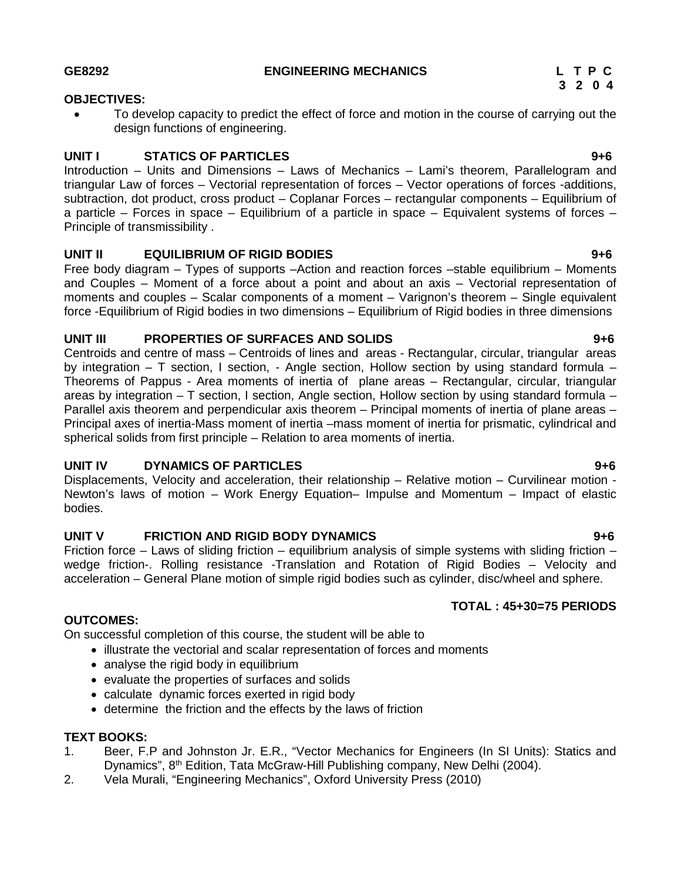**GE8292 ENGINEERING MECHANICS**

| L | T | P | C |
|---|---|---|---|
| 3 | 2 | 0 | 4 |

**OBJECTIVES:**

- To develop capacity to predict the effect of force and motion in the course of carrying out the design functions of engineering.

**UNIT I STATICS OF PARTICLES 9+6**

Introduction – Units and Dimensions – Laws of Mechanics – Lami's theorem, Parallelogram and triangular Law of forces – Vectorial representation of forces – Vector operations of forces -additions, subtraction, dot product, cross product – Coplanar Forces – rectangular components – Equilibrium of a particle – Forces in space – Equilibrium of a particle in space – Equivalent systems of forces – Principle of transmissibility .

**UNIT II EQUILIBRIUM OF RIGID BODIES 9+6**

Free body diagram – Types of supports –Action and reaction forces –stable equilibrium – Moments and Couples – Moment of a force about a point and about an axis – Vectorial representation of moments and couples – Scalar components of a moment – Varignon's theorem – Single equivalent force -Equilibrium of Rigid bodies in two dimensions – Equilibrium of Rigid bodies in three dimensions

**UNIT III PROPERTIES OF SURFACES AND SOLIDS 9+6**

Centroids and centre of mass – Centroids of lines and areas - Rectangular, circular, triangular areas by integration – T section, I section, - Angle section, Hollow section by using standard formula – Theorems of Pappus - Area moments of inertia of plane areas – Rectangular, circular, triangular areas by integration – T section, I section, Angle section, Hollow section by using standard formula – Parallel axis theorem and perpendicular axis theorem – Principal moments of inertia of plane areas – Principal axes of inertia-Mass moment of inertia –mass moment of inertia for prismatic, cylindrical and spherical solids from first principle – Relation to area moments of inertia.

**UNIT IV DYNAMICS OF PARTICLES 9+6**

Displacements, Velocity and acceleration, their relationship – Relative motion – Curvilinear motion - Newton's laws of motion – Work Energy Equation– Impulse and Momentum – Impact of elastic bodies.

**UNIT V FRICTION AND RIGID BODY DYNAMICS 9+6**

Friction force – Laws of sliding friction – equilibrium analysis of simple systems with sliding friction – wedge friction-. Rolling resistance -Translation and Rotation of Rigid Bodies – Velocity and acceleration – General Plane motion of simple rigid bodies such as cylinder, disc/wheel and sphere.

**TOTAL : 45+30=75 PERIODS**

**OUTCOMES:**

On successful completion of this course, the student will be able to

- illustrate the vectorial and scalar representation of forces and moments
- analyse the rigid body in equilibrium
- evaluate the properties of surfaces and solids
- calculate dynamic forces exerted in rigid body
- determine the friction and the effects by the laws of friction

**TEXT BOOKS:**

1. Beer, F.P and Johnston Jr. E.R., "Vector Mechanics for Engineers (In SI Units): Statics and Dynamics", 8th Edition, Tata McGraw-Hill Publishing company, New Delhi (2004).
2. Vela Murali, "Engineering Mechanics", Oxford University Press (2010)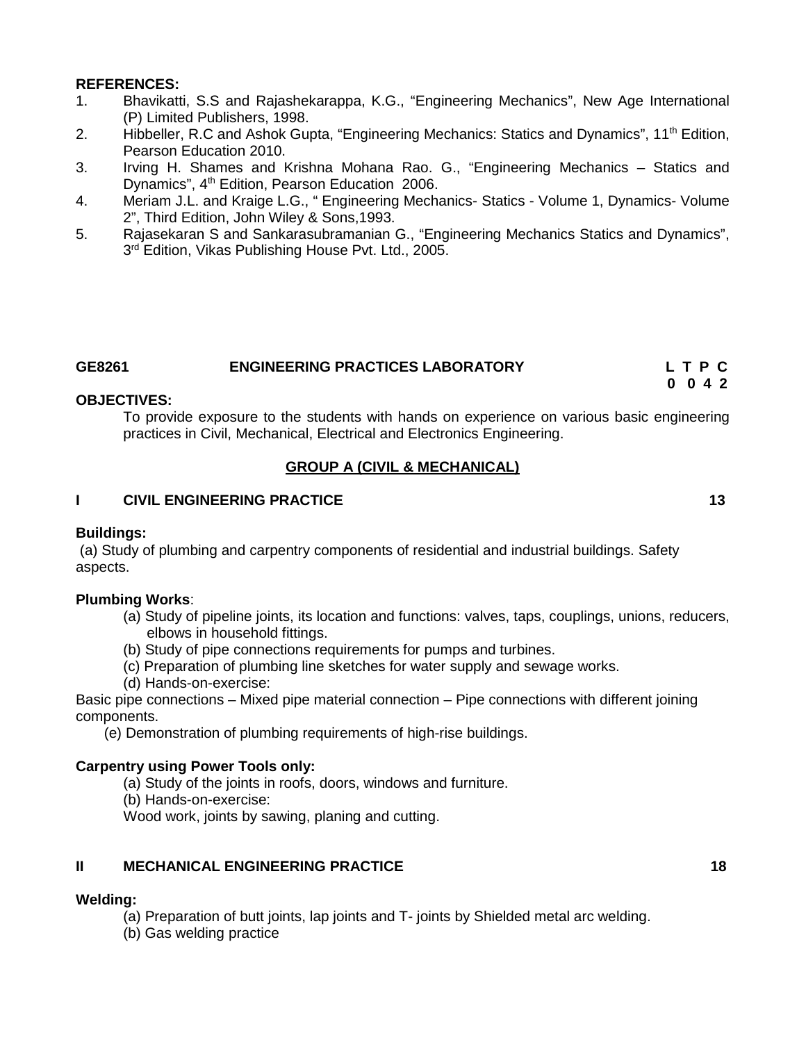**REFERENCES:**

1. Bhavikatti, S.S and Rajashekarappa, K.G., "Engineering Mechanics", New Age International (P) Limited Publishers, 1998.
2. Hibbeller, R.C and Ashok Gupta, "Engineering Mechanics: Statics and Dynamics", 11th Edition, Pearson Education 2010.
3. Irving H. Shames and Krishna Mohana Rao. G., "Engineering Mechanics – Statics and Dynamics", 4th Edition, Pearson Education 2006.
4. Meriam J.L. and Kraige L.G., " Engineering Mechanics- Statics - Volume 1, Dynamics- Volume 2", Third Edition, John Wiley & Sons,1993.
5. Rajasekaran S and Sankarasubramanian G., "Engineering Mechanics Statics and Dynamics", 3rd Edition, Vikas Publishing House Pvt. Ltd., 2005.

## GE8261 ENGINEERING PRACTICES LABORATORY

| L | T | P | C |
|---|---|---|---|
| 0 | 0 | 4 | 2 |

**OBJECTIVES:**

To provide exposure to the students with hands on experience on various basic engineering practices in Civil, Mechanical, Electrical and Electronics Engineering.

### GROUP A (CIVIL & MECHANICAL)

### I CIVIL ENGINEERING PRACTICE 13

**Buildings:**

(a) Study of plumbing and carpentry components of residential and industrial buildings. Safety aspects.

**Plumbing Works**:

(a) Study of pipeline joints, its location and functions: valves, taps, couplings, unions, reducers, elbows in household fittings.
(b) Study of pipe connections requirements for pumps and turbines.
(c) Preparation of plumbing line sketches for water supply and sewage works.
(d) Hands-on-exercise:

Basic pipe connections – Mixed pipe material connection – Pipe connections with different joining components.

(e) Demonstration of plumbing requirements of high-rise buildings.

**Carpentry using Power Tools only:**

(a) Study of the joints in roofs, doors, windows and furniture.
(b) Hands-on-exercise:

Wood work, joints by sawing, planing and cutting.

### II MECHANICAL ENGINEERING PRACTICE 18

**Welding:**

(a) Preparation of butt joints, lap joints and T- joints by Shielded metal arc welding.
(b) Gas welding practice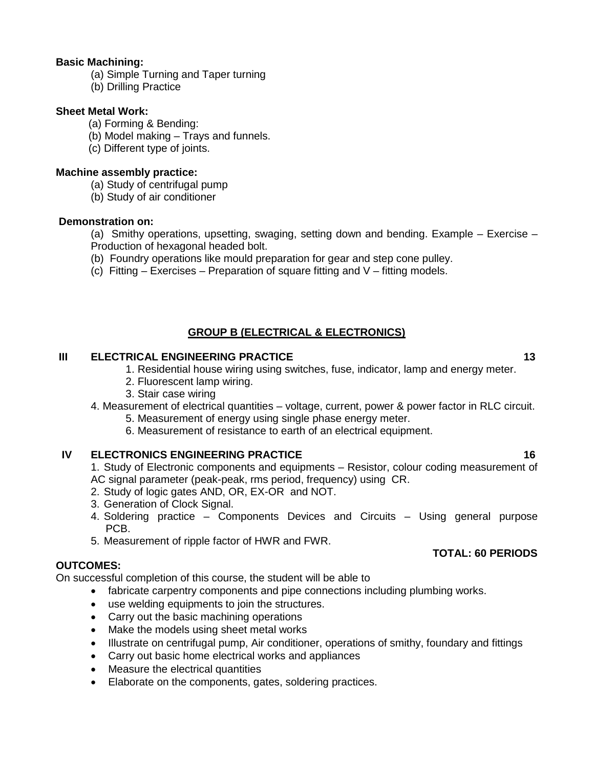**Basic Machining:**

(a) Simple Turning and Taper turning
(b) Drilling Practice

**Sheet Metal Work:**

(a) Forming & Bending:
(b) Model making – Trays and funnels.
(c) Different type of joints.

**Machine assembly practice:**

(a) Study of centrifugal pump
(b) Study of air conditioner

**Demonstration on:**

(a) Smithy operations, upsetting, swaging, setting down and bending. Example – Exercise – Production of hexagonal headed bolt.
(b) Foundry operations like mould preparation for gear and step cone pulley.
(c) Fitting – Exercises – Preparation of square fitting and V – fitting models.

## GROUP B (ELECTRICAL & ELECTRONICS)

**III ELECTRICAL ENGINEERING PRACTICE** **13**

1. Residential house wiring using switches, fuse, indicator, lamp and energy meter.
2. Fluorescent lamp wiring.
3. Stair case wiring
4. Measurement of electrical quantities – voltage, current, power & power factor in RLC circuit.
5. Measurement of energy using single phase energy meter.
6. Measurement of resistance to earth of an electrical equipment.

**IV ELECTRONICS ENGINEERING PRACTICE** **16**

1. Study of Electronic components and equipments – Resistor, colour coding measurement of AC signal parameter (peak-peak, rms period, frequency) using CR.
2. Study of logic gates AND, OR, EX-OR and NOT.
3. Generation of Clock Signal.
4. Soldering practice – Components Devices and Circuits – Using general purpose PCB.
5. Measurement of ripple factor of HWR and FWR.

**TOTAL: 60 PERIODS**

**OUTCOMES:**

On successful completion of this course, the student will be able to

- fabricate carpentry components and pipe connections including plumbing works.
- use welding equipments to join the structures.
- Carry out the basic machining operations
- Make the models using sheet metal works
- Illustrate on centrifugal pump, Air conditioner, operations of smithy, foundary and fittings
- Carry out basic home electrical works and appliances
- Measure the electrical quantities
- Elaborate on the components, gates, soldering practices.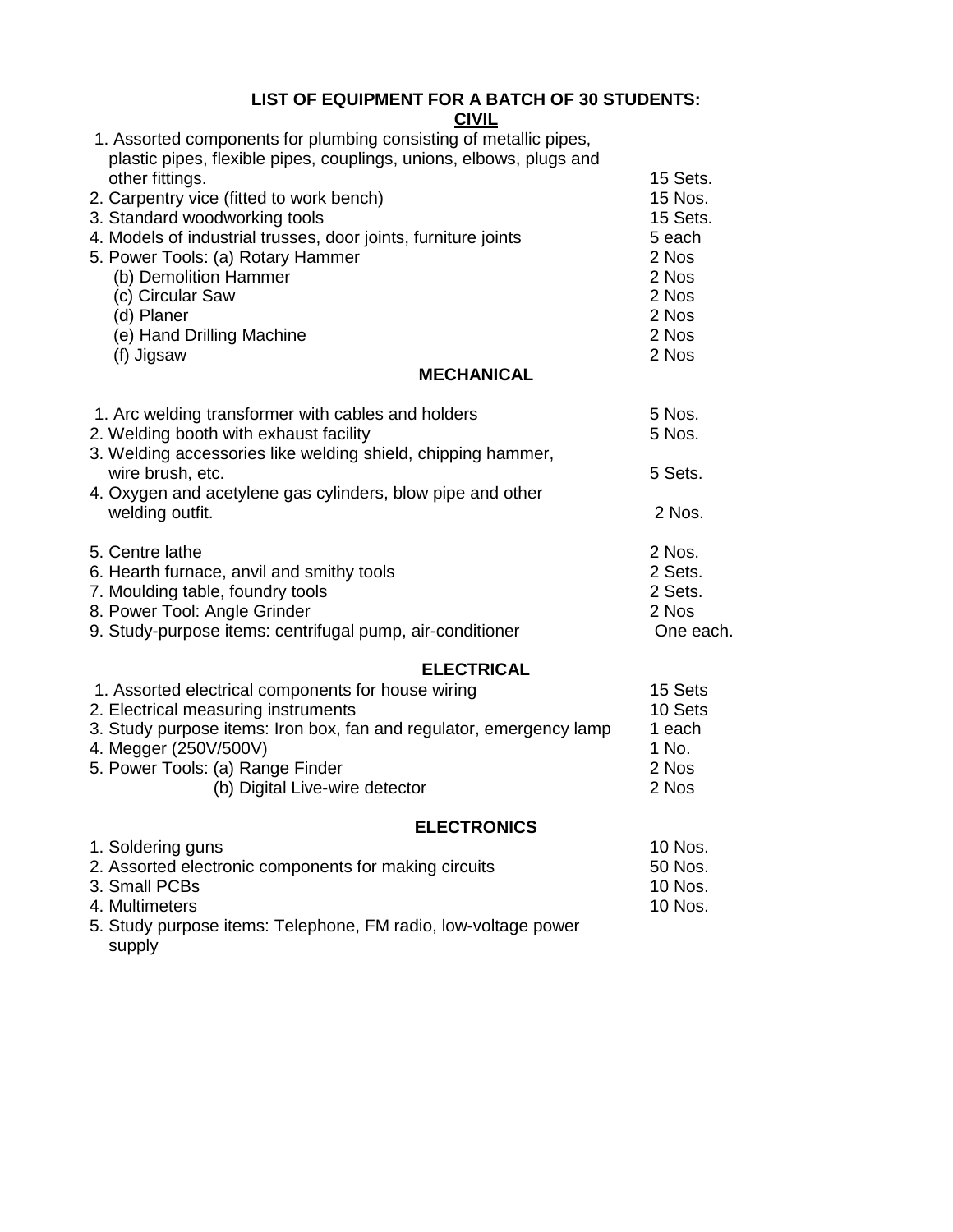## LIST OF EQUIPMENT FOR A BATCH OF 30 STUDENTS:

### CIVIL

| Item | Quantity |
|---|---|
| 1. Assorted components for plumbing consisting of metallic pipes, plastic pipes, flexible pipes, couplings, unions, elbows, plugs and other fittings. | 15 Sets. |
| 2. Carpentry vice (fitted to work bench) | 15 Nos. |
| 3. Standard woodworking tools | 15 Sets. |
| 4. Models of industrial trusses, door joints, furniture joints | 5 each |
| 5. Power Tools: (a) Rotary Hammer | 2 Nos |
| (b) Demolition Hammer | 2 Nos |
| (c) Circular Saw | 2 Nos |
| (d) Planer | 2 Nos |
| (e) Hand Drilling Machine | 2 Nos |
| (f) Jigsaw | 2 Nos |

### MECHANICAL

| Item | Quantity |
|---|---|
| 1. Arc welding transformer with cables and holders | 5 Nos. |
| 2. Welding booth with exhaust facility | 5 Nos. |
| 3. Welding accessories like welding shield, chipping hammer, wire brush, etc. | 5 Sets. |
| 4. Oxygen and acetylene gas cylinders, blow pipe and other welding outfit. | 2 Nos. |
| 5. Centre lathe | 2 Nos. |
| 6. Hearth furnace, anvil and smithy tools | 2 Sets. |
| 7. Moulding table, foundry tools | 2 Sets. |
| 8. Power Tool: Angle Grinder | 2 Nos |
| 9. Study-purpose items: centrifugal pump, air-conditioner | One each. |

### ELECTRICAL

| Item | Quantity |
|---|---|
| 1. Assorted electrical components for house wiring | 15 Sets |
| 2. Electrical measuring instruments | 10 Sets |
| 3. Study purpose items: Iron box, fan and regulator, emergency lamp | 1 each |
| 4. Megger (250V/500V) | 1 No. |
| 5. Power Tools: (a) Range Finder | 2 Nos |
| (b) Digital Live-wire detector | 2 Nos |

### ELECTRONICS

| Item | Quantity |
|---|---|
| 1. Soldering guns | 10 Nos. |
| 2. Assorted electronic components for making circuits | 50 Nos. |
| 3. Small PCBs | 10 Nos. |
| 4. Multimeters | 10 Nos. |
| 5. Study purpose items: Telephone, FM radio, low-voltage power supply | |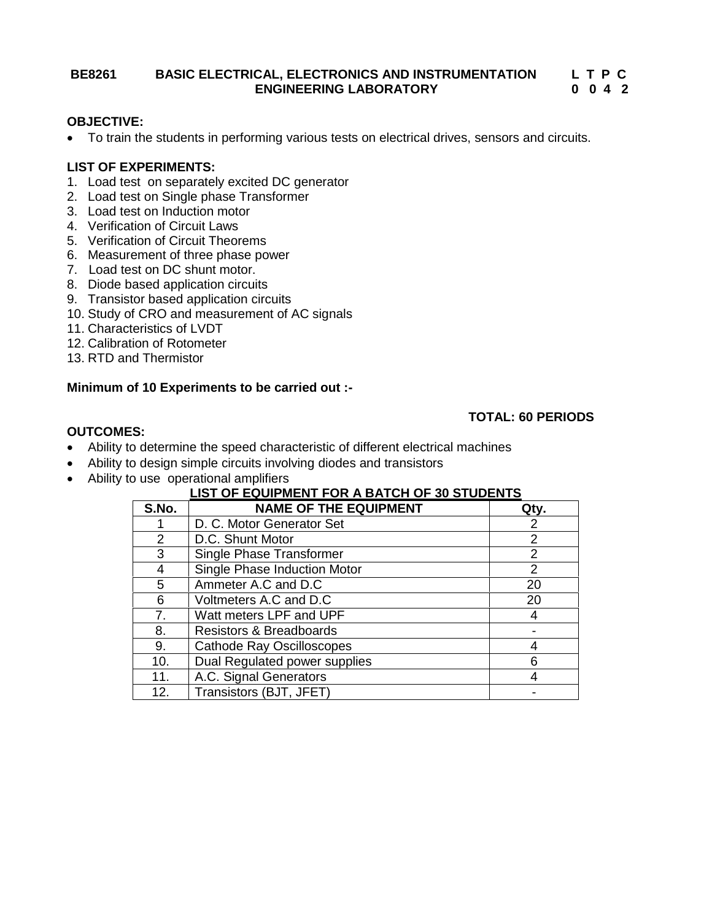**BE8261 BASIC ELECTRICAL, ELECTRONICS AND INSTRUMENTATION ENGINEERING LABORATORY**

**L T P C**
**0 0 4 2**

**OBJECTIVE:**

- To train the students in performing various tests on electrical drives, sensors and circuits.

**LIST OF EXPERIMENTS:**

1. Load test on separately excited DC generator
2. Load test on Single phase Transformer
3. Load test on Induction motor
4. Verification of Circuit Laws
5. Verification of Circuit Theorems
6. Measurement of three phase power
7. Load test on DC shunt motor.
8. Diode based application circuits
9. Transistor based application circuits
10. Study of CRO and measurement of AC signals
11. Characteristics of LVDT
12. Calibration of Rotometer
13. RTD and Thermistor

**Minimum of 10 Experiments to be carried out :-**

**TOTAL: 60 PERIODS**

**OUTCOMES:**

- Ability to determine the speed characteristic of different electrical machines
- Ability to design simple circuits involving diodes and transistors
- Ability to use operational amplifiers

**LIST OF EQUIPMENT FOR A BATCH OF 30 STUDENTS**

| S.No. | NAME OF THE EQUIPMENT | Qty. |
|---|---|---|
| 1 | D. C. Motor Generator Set | 2 |
| 2 | D.C. Shunt Motor | 2 |
| 3 | Single Phase Transformer | 2 |
| 4 | Single Phase Induction Motor | 2 |
| 5 | Ammeter A.C and D.C | 20 |
| 6 | Voltmeters A.C and D.C | 20 |
| 7. | Watt meters LPF and UPF | 4 |
| 8. | Resistors & Breadboards | - |
| 9. | Cathode Ray Oscilloscopes | 4 |
| 10. | Dual Regulated power supplies | 6 |
| 11. | A.C. Signal Generators | 4 |
| 12. | Transistors (BJT, JFET) | - |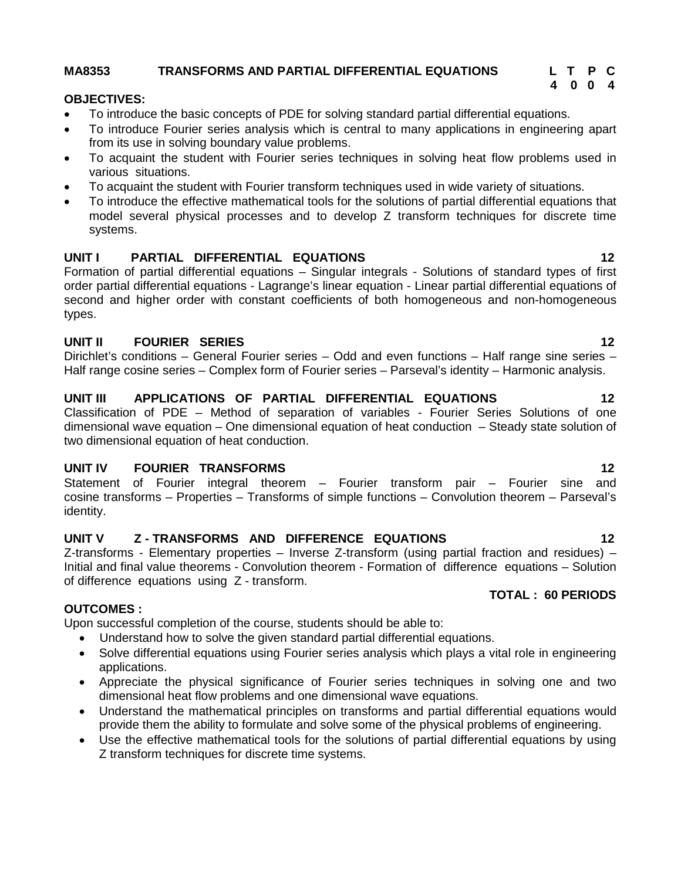**MA8353 TRANSFORMS AND PARTIAL DIFFERENTIAL EQUATIONS**

| L | T | P | C |
|---|---|---|---|
| 4 | 0 | 0 | 4 |

**OBJECTIVES:**

- To introduce the basic concepts of PDE for solving standard partial differential equations.
- To introduce Fourier series analysis which is central to many applications in engineering apart from its use in solving boundary value problems.
- To acquaint the student with Fourier series techniques in solving heat flow problems used in various situations.
- To acquaint the student with Fourier transform techniques used in wide variety of situations.
- To introduce the effective mathematical tools for the solutions of partial differential equations that model several physical processes and to develop Z transform techniques for discrete time systems.

**UNIT I PARTIAL DIFFERENTIAL EQUATIONS 12**

Formation of partial differential equations – Singular integrals - Solutions of standard types of first order partial differential equations - Lagrange's linear equation - Linear partial differential equations of second and higher order with constant coefficients of both homogeneous and non-homogeneous types.

**UNIT II FOURIER SERIES 12**

Dirichlet's conditions – General Fourier series – Odd and even functions – Half range sine series – Half range cosine series – Complex form of Fourier series – Parseval's identity – Harmonic analysis.

**UNIT III APPLICATIONS OF PARTIAL DIFFERENTIAL EQUATIONS 12**

Classification of PDE – Method of separation of variables - Fourier Series Solutions of one dimensional wave equation – One dimensional equation of heat conduction – Steady state solution of two dimensional equation of heat conduction.

**UNIT IV FOURIER TRANSFORMS 12**

Statement of Fourier integral theorem – Fourier transform pair – Fourier sine and cosine transforms – Properties – Transforms of simple functions – Convolution theorem – Parseval's identity.

**UNIT V Z - TRANSFORMS AND DIFFERENCE EQUATIONS 12**

Z-transforms - Elementary properties – Inverse Z-transform (using partial fraction and residues) – Initial and final value theorems - Convolution theorem - Formation of difference equations – Solution of difference equations using Z - transform.

**TOTAL : 60 PERIODS**

**OUTCOMES :**

Upon successful completion of the course, students should be able to:

- Understand how to solve the given standard partial differential equations.
- Solve differential equations using Fourier series analysis which plays a vital role in engineering applications.
- Appreciate the physical significance of Fourier series techniques in solving one and two dimensional heat flow problems and one dimensional wave equations.
- Understand the mathematical principles on transforms and partial differential equations would provide them the ability to formulate and solve some of the physical problems of engineering.
- Use the effective mathematical tools for the solutions of partial differential equations by using Z transform techniques for discrete time systems.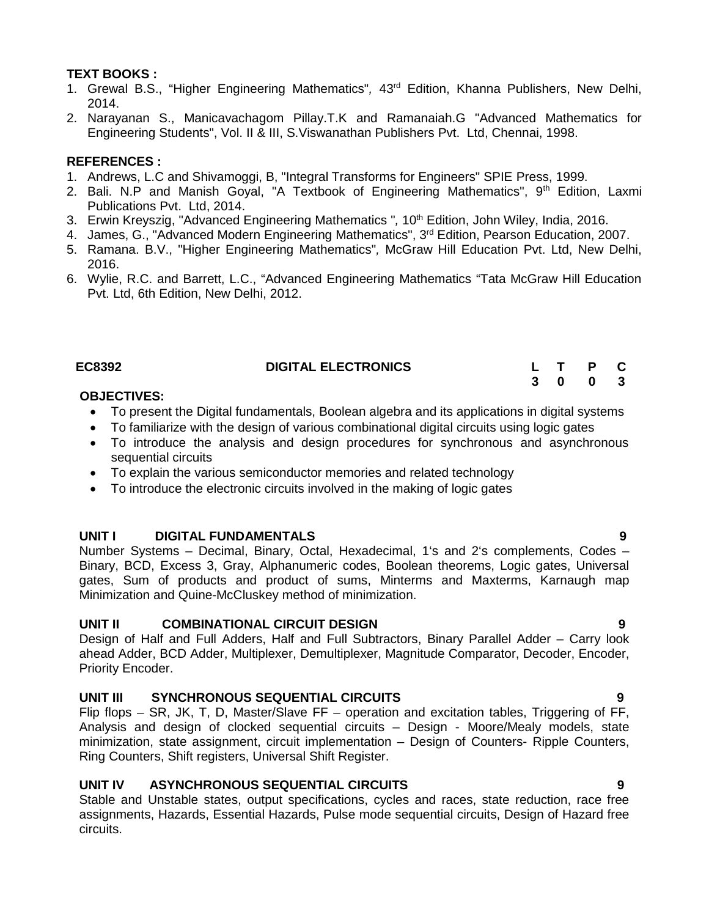**TEXT BOOKS :**

1. Grewal B.S., "Higher Engineering Mathematics", 43rd Edition, Khanna Publishers, New Delhi, 2014.
2. Narayanan S., Manicavachagom Pillay.T.K and Ramanaiah.G "Advanced Mathematics for Engineering Students", Vol. II & III, S.Viswanathan Publishers Pvt. Ltd, Chennai, 1998.

**REFERENCES :**

1. Andrews, L.C and Shivamoggi, B, "Integral Transforms for Engineers" SPIE Press, 1999.
2. Bali. N.P and Manish Goyal, "A Textbook of Engineering Mathematics", 9th Edition, Laxmi Publications Pvt. Ltd, 2014.
3. Erwin Kreyszig, "Advanced Engineering Mathematics ", 10th Edition, John Wiley, India, 2016.
4. James, G., "Advanced Modern Engineering Mathematics", 3rd Edition, Pearson Education, 2007.
5. Ramana. B.V., "Higher Engineering Mathematics", McGraw Hill Education Pvt. Ltd, New Delhi, 2016.
6. Wylie, R.C. and Barrett, L.C., "Advanced Engineering Mathematics "Tata McGraw Hill Education Pvt. Ltd, 6th Edition, New Delhi, 2012.

| **EC8392** | **DIGITAL ELECTRONICS** | **L** | **T** | **P** | **C** |
|---|---|---|---|---|---|
| | | **3** | **0** | **0** | **3** |

**OBJECTIVES:**

- To present the Digital fundamentals, Boolean algebra and its applications in digital systems
- To familiarize with the design of various combinational digital circuits using logic gates
- To introduce the analysis and design procedures for synchronous and asynchronous sequential circuits
- To explain the various semiconductor memories and related technology
- To introduce the electronic circuits involved in the making of logic gates

**UNIT I DIGITAL FUNDAMENTALS 9**

Number Systems – Decimal, Binary, Octal, Hexadecimal, 1's and 2's complements, Codes – Binary, BCD, Excess 3, Gray, Alphanumeric codes, Boolean theorems, Logic gates, Universal gates, Sum of products and product of sums, Minterms and Maxterms, Karnaugh map Minimization and Quine-McCluskey method of minimization.

**UNIT II COMBINATIONAL CIRCUIT DESIGN 9**

Design of Half and Full Adders, Half and Full Subtractors, Binary Parallel Adder – Carry look ahead Adder, BCD Adder, Multiplexer, Demultiplexer, Magnitude Comparator, Decoder, Encoder, Priority Encoder.

**UNIT III SYNCHRONOUS SEQUENTIAL CIRCUITS 9**

Flip flops – SR, JK, T, D, Master/Slave FF – operation and excitation tables, Triggering of FF, Analysis and design of clocked sequential circuits – Design - Moore/Mealy models, state minimization, state assignment, circuit implementation – Design of Counters- Ripple Counters, Ring Counters, Shift registers, Universal Shift Register.

**UNIT IV ASYNCHRONOUS SEQUENTIAL CIRCUITS 9**

Stable and Unstable states, output specifications, cycles and races, state reduction, race free assignments, Hazards, Essential Hazards, Pulse mode sequential circuits, Design of Hazard free circuits.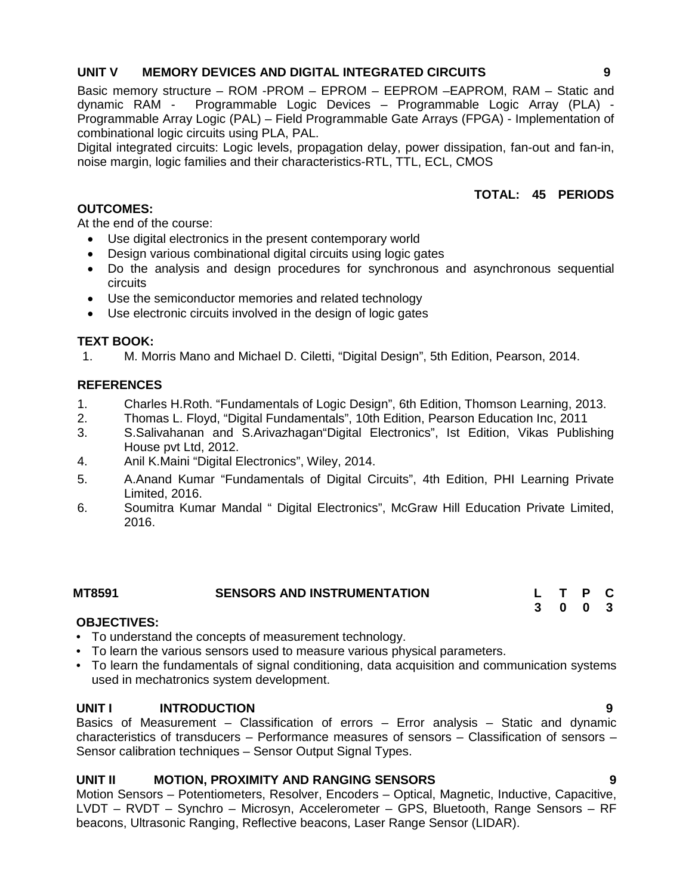**UNIT V MEMORY DEVICES AND DIGITAL INTEGRATED CIRCUITS 9**

Basic memory structure – ROM -PROM – EPROM – EEPROM –EAPROM, RAM – Static and dynamic RAM - Programmable Logic Devices – Programmable Logic Array (PLA) - Programmable Array Logic (PAL) – Field Programmable Gate Arrays (FPGA) - Implementation of combinational logic circuits using PLA, PAL.

Digital integrated circuits: Logic levels, propagation delay, power dissipation, fan-out and fan-in, noise margin, logic families and their characteristics-RTL, TTL, ECL, CMOS

**TOTAL: 45 PERIODS**

**OUTCOMES:**

At the end of the course:

- Use digital electronics in the present contemporary world
- Design various combinational digital circuits using logic gates
- Do the analysis and design procedures for synchronous and asynchronous sequential circuits
- Use the semiconductor memories and related technology
- Use electronic circuits involved in the design of logic gates

**TEXT BOOK:**

1. M. Morris Mano and Michael D. Ciletti, "Digital Design", 5th Edition, Pearson, 2014.

**REFERENCES**

1. Charles H.Roth. "Fundamentals of Logic Design", 6th Edition, Thomson Learning, 2013.
2. Thomas L. Floyd, "Digital Fundamentals", 10th Edition, Pearson Education Inc, 2011
3. S.Salivahanan and S.Arivazhagan"Digital Electronics", Ist Edition, Vikas Publishing House pvt Ltd, 2012.
4. Anil K.Maini "Digital Electronics", Wiley, 2014.
5. A.Anand Kumar "Fundamentals of Digital Circuits", 4th Edition, PHI Learning Private Limited, 2016.
6. Soumitra Kumar Mandal " Digital Electronics", McGraw Hill Education Private Limited, 2016.

| MT8591 | SENSORS AND INSTRUMENTATION | L | T | P | C |
|---|---|---|---|---|---|
| | | 3 | 0 | 0 | 3 |

**OBJECTIVES:**

- To understand the concepts of measurement technology.
- To learn the various sensors used to measure various physical parameters.
- To learn the fundamentals of signal conditioning, data acquisition and communication systems used in mechatronics system development.

**UNIT I INTRODUCTION 9**

Basics of Measurement – Classification of errors – Error analysis – Static and dynamic characteristics of transducers – Performance measures of sensors – Classification of sensors – Sensor calibration techniques – Sensor Output Signal Types.

**UNIT II MOTION, PROXIMITY AND RANGING SENSORS 9**

Motion Sensors – Potentiometers, Resolver, Encoders – Optical, Magnetic, Inductive, Capacitive, LVDT – RVDT – Synchro – Microsyn, Accelerometer – GPS, Bluetooth, Range Sensors – RF beacons, Ultrasonic Ranging, Reflective beacons, Laser Range Sensor (LIDAR).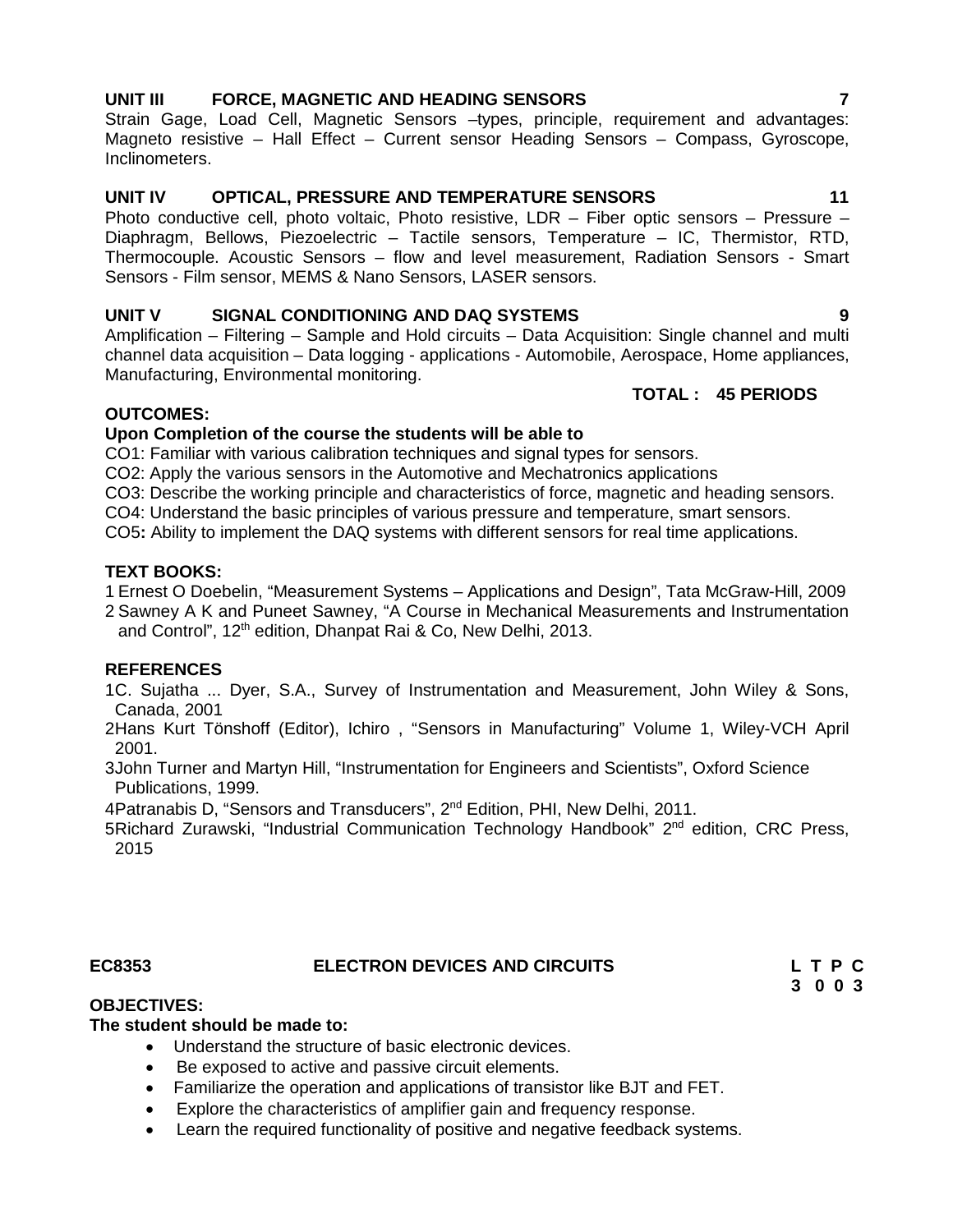**UNIT III FORCE, MAGNETIC AND HEADING SENSORS 7**

Strain Gage, Load Cell, Magnetic Sensors –types, principle, requirement and advantages: Magneto resistive – Hall Effect – Current sensor Heading Sensors – Compass, Gyroscope, Inclinometers.

**UNIT IV OPTICAL, PRESSURE AND TEMPERATURE SENSORS 11**

Photo conductive cell, photo voltaic, Photo resistive, LDR – Fiber optic sensors – Pressure – Diaphragm, Bellows, Piezoelectric – Tactile sensors, Temperature – IC, Thermistor, RTD, Thermocouple. Acoustic Sensors – flow and level measurement, Radiation Sensors - Smart Sensors - Film sensor, MEMS & Nano Sensors, LASER sensors.

**UNIT V SIGNAL CONDITIONING AND DAQ SYSTEMS 9**

Amplification – Filtering – Sample and Hold circuits – Data Acquisition: Single channel and multi channel data acquisition – Data logging - applications - Automobile, Aerospace, Home appliances, Manufacturing, Environmental monitoring.

**TOTAL : 45 PERIODS**

**OUTCOMES:**

**Upon Completion of the course the students will be able to**

CO1: Familiar with various calibration techniques and signal types for sensors.
CO2: Apply the various sensors in the Automotive and Mechatronics applications
CO3: Describe the working principle and characteristics of force, magnetic and heading sensors.
CO4: Understand the basic principles of various pressure and temperature, smart sensors.
CO5**:** Ability to implement the DAQ systems with different sensors for real time applications.

**TEXT BOOKS:**

1 Ernest O Doebelin, "Measurement Systems – Applications and Design", Tata McGraw-Hill, 2009
2 Sawney A K and Puneet Sawney, "A Course in Mechanical Measurements and Instrumentation and Control", 12th edition, Dhanpat Rai & Co, New Delhi, 2013.

**REFERENCES**

1C. Sujatha ... Dyer, S.A., Survey of Instrumentation and Measurement, John Wiley & Sons, Canada, 2001
2Hans Kurt Tönshoff (Editor), Ichiro , "Sensors in Manufacturing" Volume 1, Wiley-VCH April 2001.
3John Turner and Martyn Hill, "Instrumentation for Engineers and Scientists", Oxford Science Publications, 1999.
4Patranabis D, "Sensors and Transducers", 2nd Edition, PHI, New Delhi, 2011.
5Richard Zurawski, "Industrial Communication Technology Handbook" 2nd edition, CRC Press, 2015

**EC8353 ELECTRON DEVICES AND CIRCUITS L T P C**
**3 0 0 3**

**OBJECTIVES:**

**The student should be made to:**

- Understand the structure of basic electronic devices.
- Be exposed to active and passive circuit elements.
- Familiarize the operation and applications of transistor like BJT and FET.
- Explore the characteristics of amplifier gain and frequency response.
- Learn the required functionality of positive and negative feedback systems.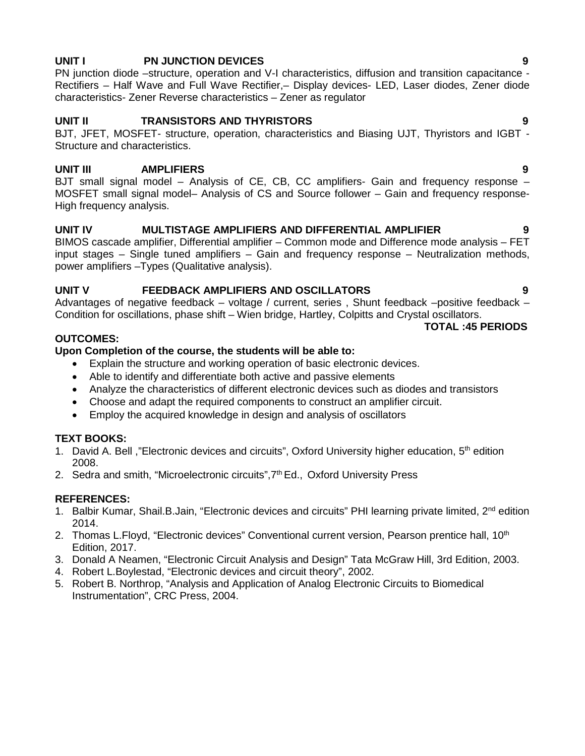**UNIT I PN JUNCTION DEVICES 9**

PN junction diode –structure, operation and V-I characteristics, diffusion and transition capacitance - Rectifiers – Half Wave and Full Wave Rectifier,– Display devices- LED, Laser diodes, Zener diode characteristics- Zener Reverse characteristics – Zener as regulator

**UNIT II TRANSISTORS AND THYRISTORS 9**

BJT, JFET, MOSFET- structure, operation, characteristics and Biasing UJT, Thyristors and IGBT - Structure and characteristics.

**UNIT III AMPLIFIERS 9**

BJT small signal model – Analysis of CE, CB, CC amplifiers- Gain and frequency response – MOSFET small signal model– Analysis of CS and Source follower – Gain and frequency response- High frequency analysis.

**UNIT IV MULTISTAGE AMPLIFIERS AND DIFFERENTIAL AMPLIFIER 9**

BIMOS cascade amplifier, Differential amplifier – Common mode and Difference mode analysis – FET input stages – Single tuned amplifiers – Gain and frequency response – Neutralization methods, power amplifiers –Types (Qualitative analysis).

**UNIT V FEEDBACK AMPLIFIERS AND OSCILLATORS 9**

Advantages of negative feedback – voltage / current, series , Shunt feedback –positive feedback – Condition for oscillations, phase shift – Wien bridge, Hartley, Colpitts and Crystal oscillators.

**TOTAL :45 PERIODS**

**OUTCOMES:**

**Upon Completion of the course, the students will be able to:**

- Explain the structure and working operation of basic electronic devices.
- Able to identify and differentiate both active and passive elements
- Analyze the characteristics of different electronic devices such as diodes and transistors
- Choose and adapt the required components to construct an amplifier circuit.
- Employ the acquired knowledge in design and analysis of oscillators

**TEXT BOOKS:**

1. David A. Bell ,"Electronic devices and circuits", Oxford University higher education, 5th edition 2008.
2. Sedra and smith, "Microelectronic circuits",7th Ed., Oxford University Press

**REFERENCES:**

1. Balbir Kumar, Shail.B.Jain, "Electronic devices and circuits" PHI learning private limited, 2nd edition 2014.
2. Thomas L.Floyd, "Electronic devices" Conventional current version, Pearson prentice hall, 10th Edition, 2017.
3. Donald A Neamen, "Electronic Circuit Analysis and Design" Tata McGraw Hill, 3rd Edition, 2003.
4. Robert L.Boylestad, "Electronic devices and circuit theory", 2002.
5. Robert B. Northrop, "Analysis and Application of Analog Electronic Circuits to Biomedical Instrumentation", CRC Press, 2004.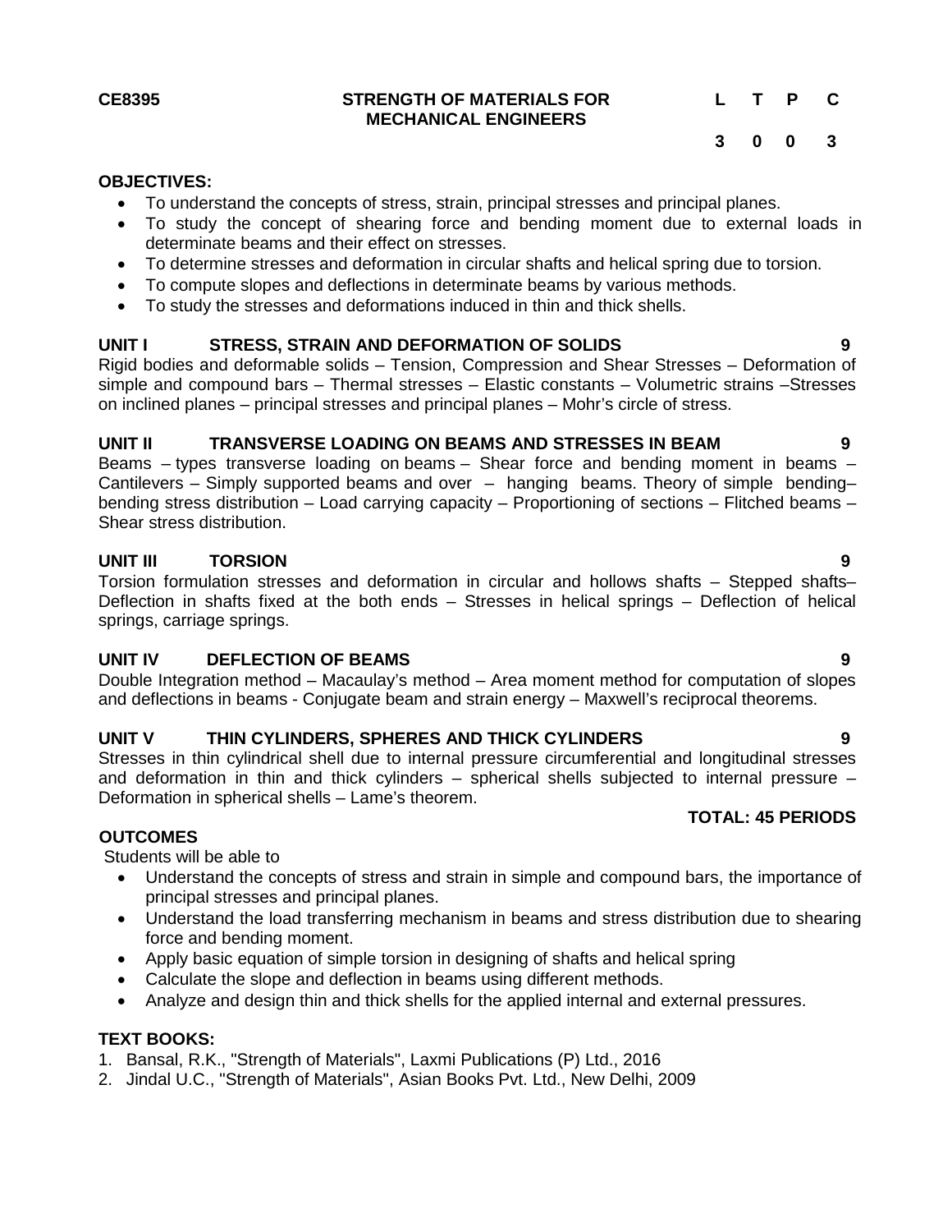**CE8395 STRENGTH OF MATERIALS FOR MECHANICAL ENGINEERS**

| L | T | P | C |
|---|---|---|---|
| 3 | 0 | 0 | 3 |

**OBJECTIVES:**

- To understand the concepts of stress, strain, principal stresses and principal planes.
- To study the concept of shearing force and bending moment due to external loads in determinate beams and their effect on stresses.
- To determine stresses and deformation in circular shafts and helical spring due to torsion.
- To compute slopes and deflections in determinate beams by various methods.
- To study the stresses and deformations induced in thin and thick shells.

**UNIT I STRESS, STRAIN AND DEFORMATION OF SOLIDS 9**

Rigid bodies and deformable solids – Tension, Compression and Shear Stresses – Deformation of simple and compound bars – Thermal stresses – Elastic constants – Volumetric strains –Stresses on inclined planes – principal stresses and principal planes – Mohr's circle of stress.

**UNIT II TRANSVERSE LOADING ON BEAMS AND STRESSES IN BEAM 9**

Beams – types transverse loading on beams – Shear force and bending moment in beams – Cantilevers – Simply supported beams and over – hanging beams. Theory of simple bending– bending stress distribution – Load carrying capacity – Proportioning of sections – Flitched beams – Shear stress distribution.

**UNIT III TORSION 9**

Torsion formulation stresses and deformation in circular and hollows shafts – Stepped shafts– Deflection in shafts fixed at the both ends – Stresses in helical springs – Deflection of helical springs, carriage springs.

**UNIT IV DEFLECTION OF BEAMS 9**

Double Integration method – Macaulay's method – Area moment method for computation of slopes and deflections in beams - Conjugate beam and strain energy – Maxwell's reciprocal theorems.

**UNIT V THIN CYLINDERS, SPHERES AND THICK CYLINDERS 9**

Stresses in thin cylindrical shell due to internal pressure circumferential and longitudinal stresses and deformation in thin and thick cylinders – spherical shells subjected to internal pressure – Deformation in spherical shells – Lame's theorem.

**TOTAL: 45 PERIODS**

**OUTCOMES**

Students will be able to

- Understand the concepts of stress and strain in simple and compound bars, the importance of principal stresses and principal planes.
- Understand the load transferring mechanism in beams and stress distribution due to shearing force and bending moment.
- Apply basic equation of simple torsion in designing of shafts and helical spring
- Calculate the slope and deflection in beams using different methods.
- Analyze and design thin and thick shells for the applied internal and external pressures.

**TEXT BOOKS:**

1. Bansal, R.K., "Strength of Materials", Laxmi Publications (P) Ltd., 2016
2. Jindal U.C., "Strength of Materials", Asian Books Pvt. Ltd., New Delhi, 2009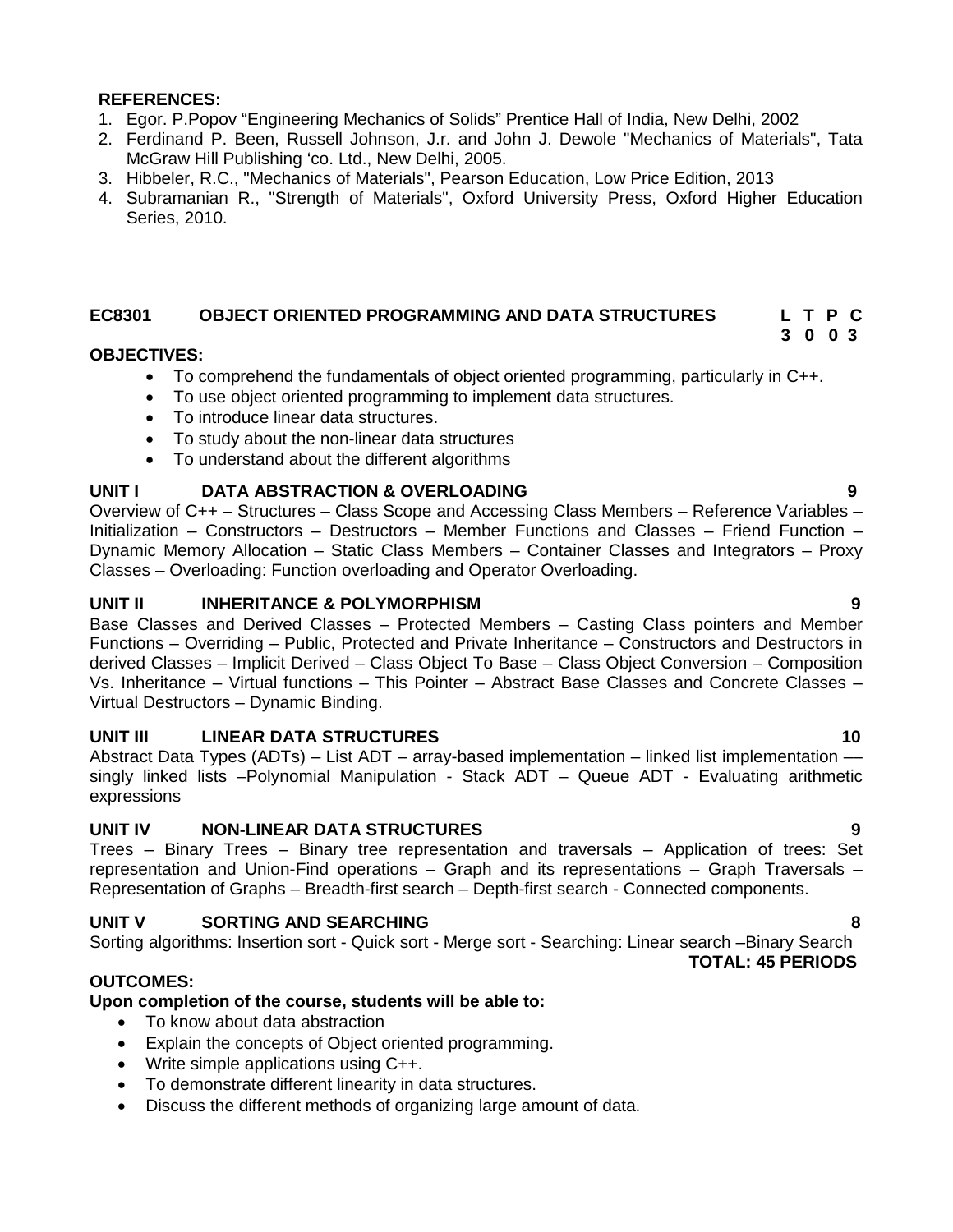**REFERENCES:**

1. Egor. P.Popov “Engineering Mechanics of Solids” Prentice Hall of India, New Delhi, 2002
2. Ferdinand P. Been, Russell Johnson, J.r. and John J. Dewole "Mechanics of Materials", Tata McGraw Hill Publishing ‘co. Ltd., New Delhi, 2005.
3. Hibbeler, R.C., "Mechanics of Materials", Pearson Education, Low Price Edition, 2013
4. Subramanian R., "Strength of Materials", Oxford University Press, Oxford Higher Education Series, 2010.

## EC8301 OBJECT ORIENTED PROGRAMMING AND DATA STRUCTURES

| L | T | P | C |
|---|---|---|---|
| 3 | 0 | 0 | 3 |

**OBJECTIVES:**

- To comprehend the fundamentals of object oriented programming, particularly in C++.
- To use object oriented programming to implement data structures.
- To introduce linear data structures.
- To study about the non-linear data structures
- To understand about the different algorithms

**UNIT I DATA ABSTRACTION & OVERLOADING 9**

Overview of C++ – Structures – Class Scope and Accessing Class Members – Reference Variables – Initialization – Constructors – Destructors – Member Functions and Classes – Friend Function – Dynamic Memory Allocation – Static Class Members – Container Classes and Integrators – Proxy Classes – Overloading: Function overloading and Operator Overloading.

**UNIT II INHERITANCE & POLYMORPHISM 9**

Base Classes and Derived Classes – Protected Members – Casting Class pointers and Member Functions – Overriding – Public, Protected and Private Inheritance – Constructors and Destructors in derived Classes – Implicit Derived – Class Object To Base – Class Object Conversion – Composition Vs. Inheritance – Virtual functions – This Pointer – Abstract Base Classes and Concrete Classes – Virtual Destructors – Dynamic Binding.

**UNIT III LINEAR DATA STRUCTURES 10**

Abstract Data Types (ADTs) – List ADT – array-based implementation – linked list implementation –– singly linked lists –Polynomial Manipulation - Stack ADT – Queue ADT - Evaluating arithmetic expressions

**UNIT IV NON-LINEAR DATA STRUCTURES 9**

Trees – Binary Trees – Binary tree representation and traversals – Application of trees: Set representation and Union-Find operations – Graph and its representations – Graph Traversals – Representation of Graphs – Breadth-first search – Depth-first search - Connected components.

**UNIT V SORTING AND SEARCHING 8**

Sorting algorithms: Insertion sort - Quick sort - Merge sort - Searching: Linear search –Binary Search

**TOTAL: 45 PERIODS**

**OUTCOMES:**

**Upon completion of the course, students will be able to:**

- To know about data abstraction
- Explain the concepts of Object oriented programming.
- Write simple applications using C++.
- To demonstrate different linearity in data structures.
- Discuss the different methods of organizing large amount of data.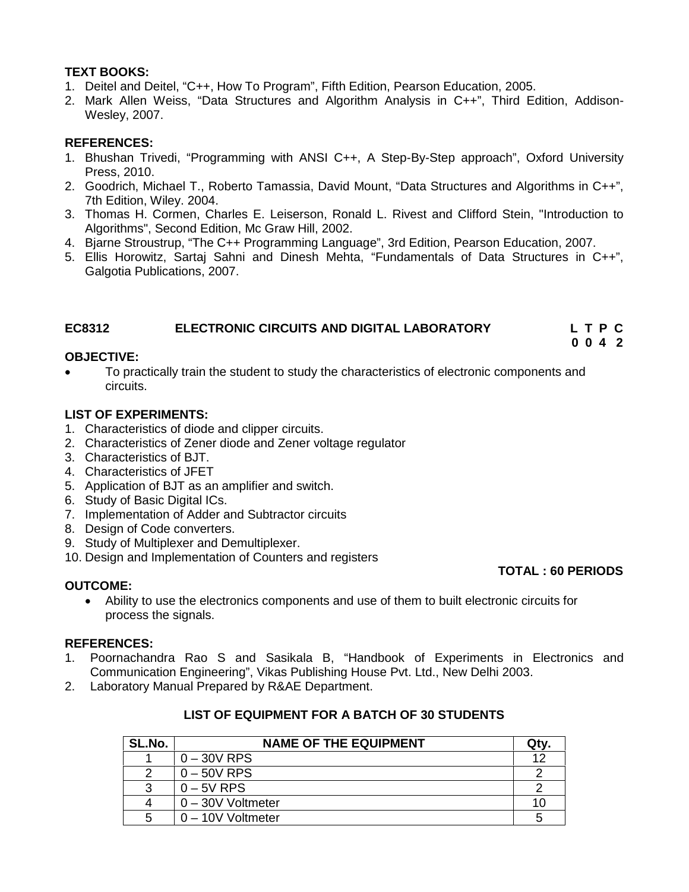**TEXT BOOKS:**

1. Deitel and Deitel, "C++, How To Program", Fifth Edition, Pearson Education, 2005.
2. Mark Allen Weiss, "Data Structures and Algorithm Analysis in C++", Third Edition, Addison-Wesley, 2007.

**REFERENCES:**

1. Bhushan Trivedi, "Programming with ANSI C++, A Step-By-Step approach", Oxford University Press, 2010.
2. Goodrich, Michael T., Roberto Tamassia, David Mount, "Data Structures and Algorithms in C++", 7th Edition, Wiley. 2004.
3. Thomas H. Cormen, Charles E. Leiserson, Ronald L. Rivest and Clifford Stein, "Introduction to Algorithms", Second Edition, Mc Graw Hill, 2002.
4. Bjarne Stroustrup, "The C++ Programming Language", 3rd Edition, Pearson Education, 2007.
5. Ellis Horowitz, Sartaj Sahni and Dinesh Mehta, "Fundamentals of Data Structures in C++", Galgotia Publications, 2007.

## EC8312 ELECTRONIC CIRCUITS AND DIGITAL LABORATORY

**L T P C**
**0 0 4 2**

**OBJECTIVE:**

- To practically train the student to study the characteristics of electronic components and circuits.

**LIST OF EXPERIMENTS:**

1. Characteristics of diode and clipper circuits.
2. Characteristics of Zener diode and Zener voltage regulator
3. Characteristics of BJT.
4. Characteristics of JFET
5. Application of BJT as an amplifier and switch.
6. Study of Basic Digital ICs.
7. Implementation of Adder and Subtractor circuits
8. Design of Code converters.
9. Study of Multiplexer and Demultiplexer.
10. Design and Implementation of Counters and registers

**TOTAL : 60 PERIODS**

**OUTCOME:**

- Ability to use the electronics components and use of them to built electronic circuits for process the signals.

**REFERENCES:**

1. Poornachandra Rao S and Sasikala B, "Handbook of Experiments in Electronics and Communication Engineering", Vikas Publishing House Pvt. Ltd., New Delhi 2003.
2. Laboratory Manual Prepared by R&AE Department.

**LIST OF EQUIPMENT FOR A BATCH OF 30 STUDENTS**

| SL.No. | NAME OF THE EQUIPMENT | Qty. |
|---|---|---|
| 1 | 0 – 30V RPS | 12 |
| 2 | 0 – 50V RPS | 2 |
| 3 | 0 – 5V RPS | 2 |
| 4 | 0 – 30V Voltmeter | 10 |
| 5 | 0 – 10V Voltmeter | 5 |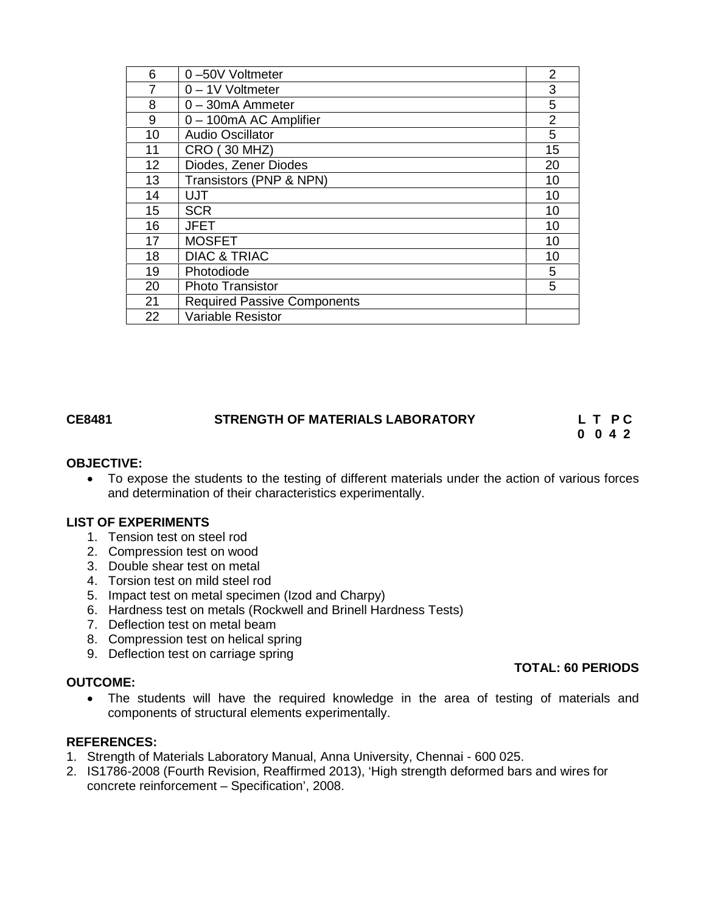| 6 | 0 –50V Voltmeter | 2 |
|---|---|---|
| 7 | 0 – 1V Voltmeter | 3 |
| 8 | 0 – 30mA Ammeter | 5 |
| 9 | 0 – 100mA AC Amplifier | 2 |
| 10 | Audio Oscillator | 5 |
| 11 | CRO ( 30 MHZ) | 15 |
| 12 | Diodes, Zener Diodes | 20 |
| 13 | Transistors (PNP & NPN) | 10 |
| 14 | UJT | 10 |
| 15 | SCR | 10 |
| 16 | JFET | 10 |
| 17 | MOSFET | 10 |
| 18 | DIAC & TRIAC | 10 |
| 19 | Photodiode | 5 |
| 20 | Photo Transistor | 5 |
| 21 | Required Passive Components | |
| 22 | Variable Resistor | |

**CE8481 STRENGTH OF MATERIALS LABORATORY** **L T P C**
**0 0 4 2**

**OBJECTIVE:**

- To expose the students to the testing of different materials under the action of various forces and determination of their characteristics experimentally.

**LIST OF EXPERIMENTS**

1. Tension test on steel rod
2. Compression test on wood
3. Double shear test on metal
4. Torsion test on mild steel rod
5. Impact test on metal specimen (Izod and Charpy)
6. Hardness test on metals (Rockwell and Brinell Hardness Tests)
7. Deflection test on metal beam
8. Compression test on helical spring
9. Deflection test on carriage spring

**TOTAL: 60 PERIODS**

**OUTCOME:**

- The students will have the required knowledge in the area of testing of materials and components of structural elements experimentally.

**REFERENCES:**

1. Strength of Materials Laboratory Manual, Anna University, Chennai - 600 025.
2. IS1786-2008 (Fourth Revision, Reaffirmed 2013), 'High strength deformed bars and wires for concrete reinforcement – Specification', 2008.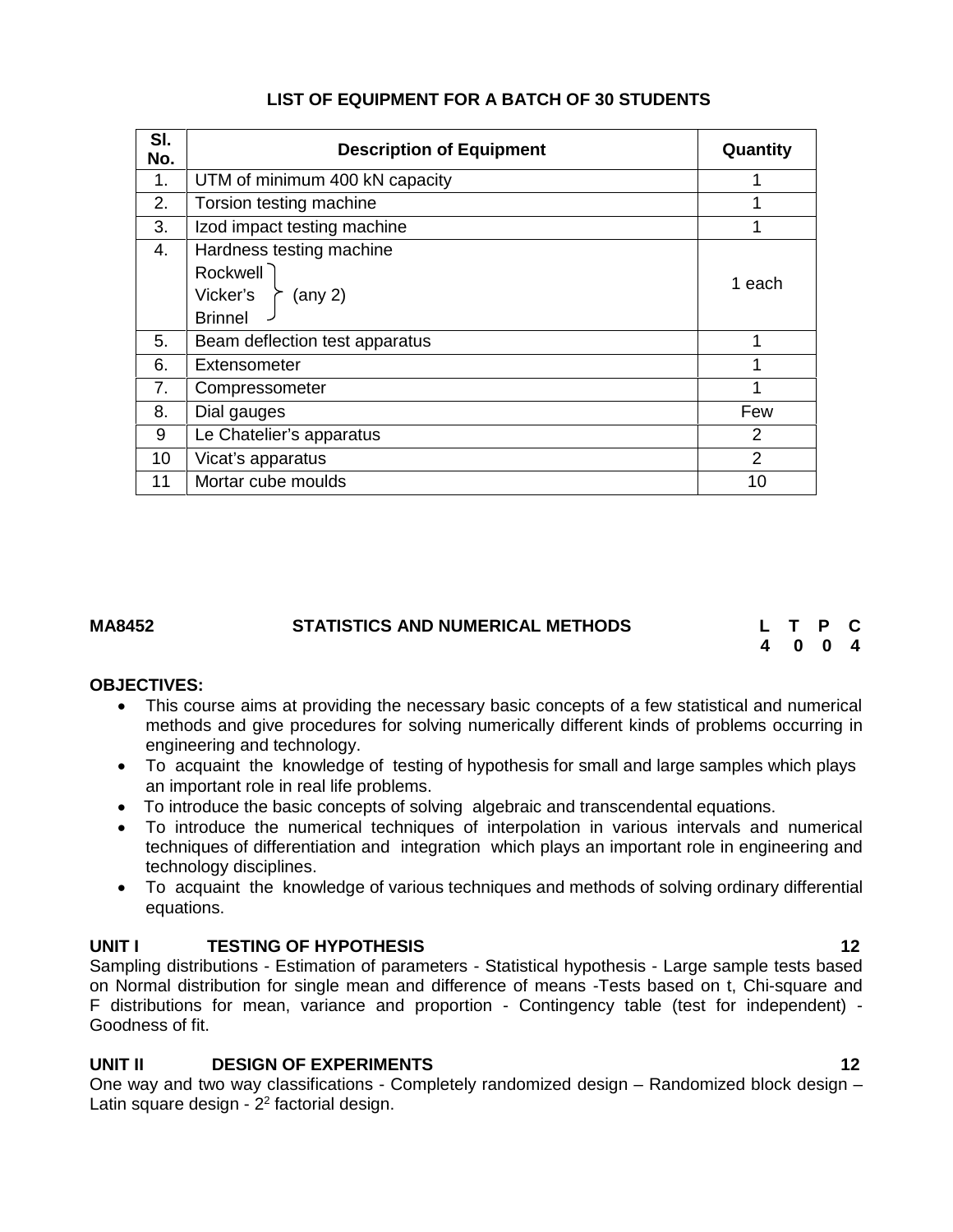### LIST OF EQUIPMENT FOR A BATCH OF 30 STUDENTS

| Sl. No. | Description of Equipment | Quantity |
|---|---|---|
| 1. | UTM of minimum 400 kN capacity | 1 |
| 2. | Torsion testing machine | 1 |
| 3. | Izod impact testing machine | 1 |
| 4. | Hardness testing machine<br>Rockwell, Vicker's, Brinnel (any 2) | 1 each |
| 5. | Beam deflection test apparatus | 1 |
| 6. | Extensometer | 1 |
| 7. | Compressometer | 1 |
| 8. | Dial gauges | Few |
| 9 | Le Chatelier's apparatus | 2 |
| 10 | Vicat's apparatus | 2 |
| 11 | Mortar cube moulds | 10 |

## MA8452 STATISTICS AND NUMERICAL METHODS

**L T P C**
**4 0 0 4**

**OBJECTIVES:**

- This course aims at providing the necessary basic concepts of a few statistical and numerical methods and give procedures for solving numerically different kinds of problems occurring in engineering and technology.
- To acquaint the knowledge of testing of hypothesis for small and large samples which plays an important role in real life problems.
- To introduce the basic concepts of solving algebraic and transcendental equations.
- To introduce the numerical techniques of interpolation in various intervals and numerical techniques of differentiation and integration which plays an important role in engineering and technology disciplines.
- To acquaint the knowledge of various techniques and methods of solving ordinary differential equations.

**UNIT I TESTING OF HYPOTHESIS 12**

Sampling distributions - Estimation of parameters - Statistical hypothesis - Large sample tests based on Normal distribution for single mean and difference of means -Tests based on t, Chi-square and F distributions for mean, variance and proportion - Contingency table (test for independent) - Goodness of fit.

**UNIT II DESIGN OF EXPERIMENTS 12**

One way and two way classifications - Completely randomized design – Randomized block design – Latin square design - $2^2$ factorial design.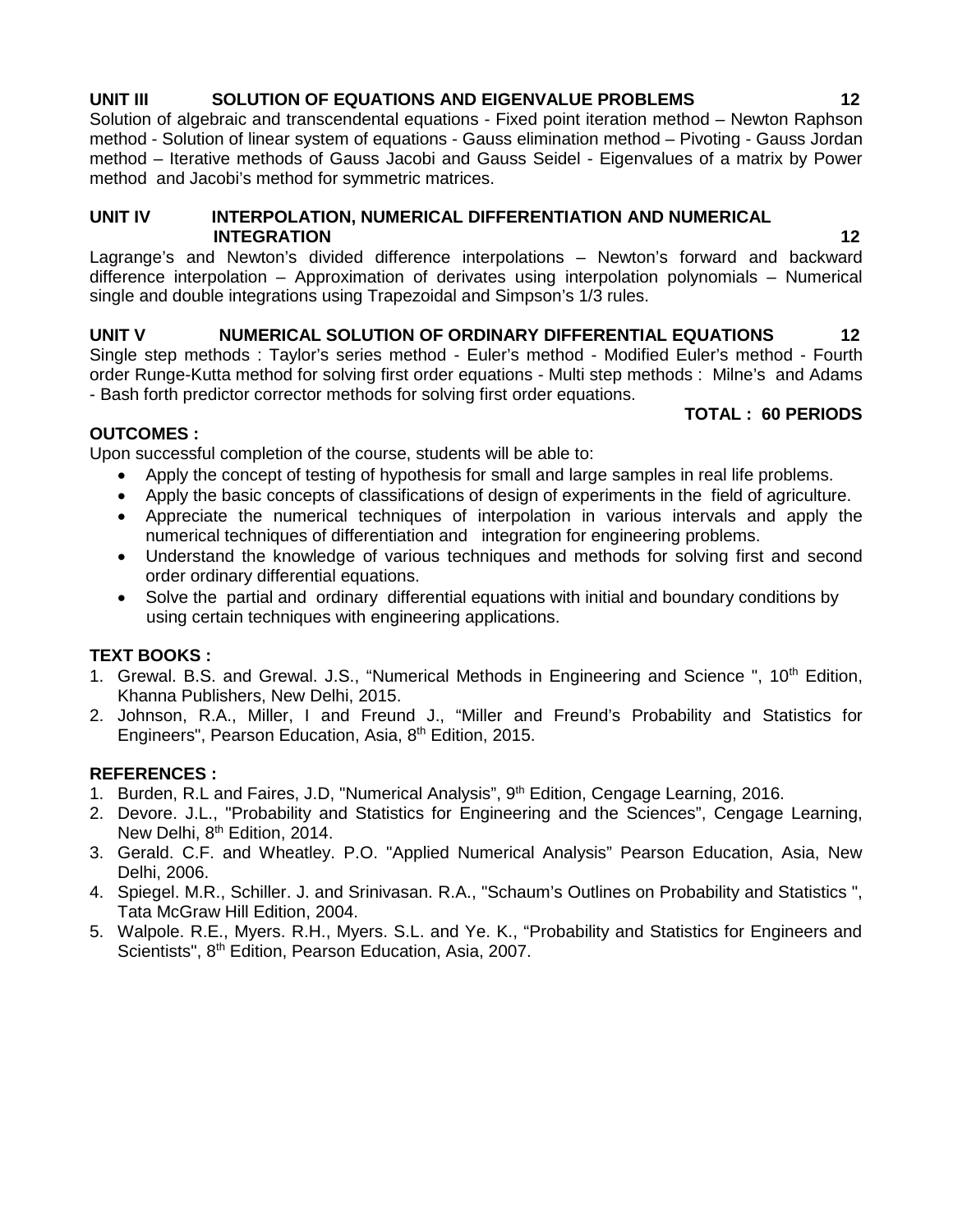**UNIT III SOLUTION OF EQUATIONS AND EIGENVALUE PROBLEMS 12**

Solution of algebraic and transcendental equations - Fixed point iteration method – Newton Raphson method - Solution of linear system of equations - Gauss elimination method – Pivoting - Gauss Jordan method – Iterative methods of Gauss Jacobi and Gauss Seidel - Eigenvalues of a matrix by Power method and Jacobi's method for symmetric matrices.

**UNIT IV INTERPOLATION, NUMERICAL DIFFERENTIATION AND NUMERICAL INTEGRATION 12**

Lagrange's and Newton's divided difference interpolations – Newton's forward and backward difference interpolation – Approximation of derivates using interpolation polynomials – Numerical single and double integrations using Trapezoidal and Simpson's 1/3 rules.

**UNIT V NUMERICAL SOLUTION OF ORDINARY DIFFERENTIAL EQUATIONS 12**

Single step methods : Taylor's series method - Euler's method - Modified Euler's method - Fourth order Runge-Kutta method for solving first order equations - Multi step methods : Milne's and Adams - Bash forth predictor corrector methods for solving first order equations.

**TOTAL : 60 PERIODS**

**OUTCOMES :**

Upon successful completion of the course, students will be able to:

- Apply the concept of testing of hypothesis for small and large samples in real life problems.
- Apply the basic concepts of classifications of design of experiments in the field of agriculture.
- Appreciate the numerical techniques of interpolation in various intervals and apply the numerical techniques of differentiation and integration for engineering problems.
- Understand the knowledge of various techniques and methods for solving first and second order ordinary differential equations.
- Solve the partial and ordinary differential equations with initial and boundary conditions by using certain techniques with engineering applications.

**TEXT BOOKS :**

1. Grewal. B.S. and Grewal. J.S., "Numerical Methods in Engineering and Science ", 10th Edition, Khanna Publishers, New Delhi, 2015.
2. Johnson, R.A., Miller, I and Freund J., "Miller and Freund's Probability and Statistics for Engineers", Pearson Education, Asia, 8th Edition, 2015.

**REFERENCES :**

1. Burden, R.L and Faires, J.D, "Numerical Analysis", 9th Edition, Cengage Learning, 2016.
2. Devore. J.L., "Probability and Statistics for Engineering and the Sciences", Cengage Learning, New Delhi, 8th Edition, 2014.
3. Gerald. C.F. and Wheatley. P.O. "Applied Numerical Analysis" Pearson Education, Asia, New Delhi, 2006.
4. Spiegel. M.R., Schiller. J. and Srinivasan. R.A., "Schaum's Outlines on Probability and Statistics ", Tata McGraw Hill Edition, 2004.
5. Walpole. R.E., Myers. R.H., Myers. S.L. and Ye. K., "Probability and Statistics for Engineers and Scientists", 8th Edition, Pearson Education, Asia, 2007.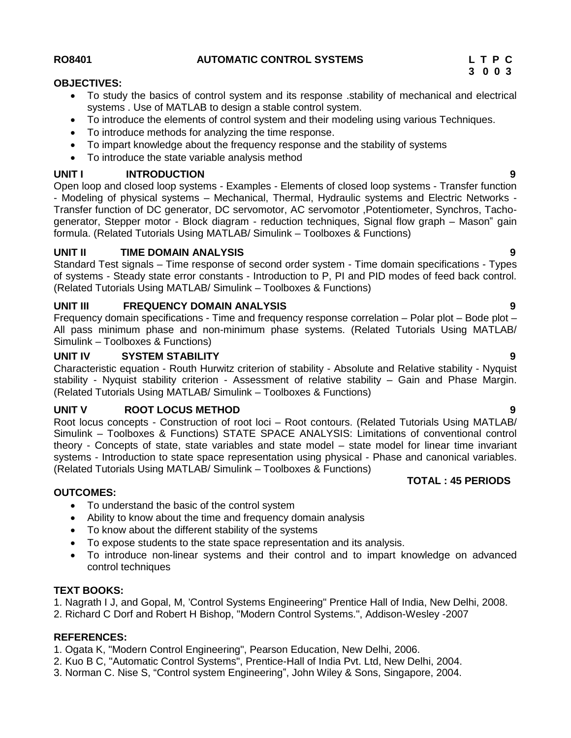**RO8401 AUTOMATIC CONTROL SYSTEMS**

| L | T | P | C |
|---|---|---|---|
| 3 | 0 | 0 | 3 |

**OBJECTIVES:**

- To study the basics of control system and its response .stability of mechanical and electrical systems . Use of MATLAB to design a stable control system.
- To introduce the elements of control system and their modeling using various Techniques.
- To introduce methods for analyzing the time response.
- To impart knowledge about the frequency response and the stability of systems
- To introduce the state variable analysis method

**UNIT I INTRODUCTION 9**

Open loop and closed loop systems - Examples - Elements of closed loop systems - Transfer function - Modeling of physical systems – Mechanical, Thermal, Hydraulic systems and Electric Networks - Transfer function of DC generator, DC servomotor, AC servomotor ,Potentiometer, Synchros, Tacho-generator, Stepper motor - Block diagram - reduction techniques, Signal flow graph – Mason" gain formula. (Related Tutorials Using MATLAB/ Simulink – Toolboxes & Functions)

**UNIT II TIME DOMAIN ANALYSIS 9**

Standard Test signals – Time response of second order system - Time domain specifications - Types of systems - Steady state error constants - Introduction to P, PI and PID modes of feed back control. (Related Tutorials Using MATLAB/ Simulink – Toolboxes & Functions)

**UNIT III FREQUENCY DOMAIN ANALYSIS 9**

Frequency domain specifications - Time and frequency response correlation – Polar plot – Bode plot – All pass minimum phase and non-minimum phase systems. (Related Tutorials Using MATLAB/ Simulink – Toolboxes & Functions)

**UNIT IV SYSTEM STABILITY 9**

Characteristic equation - Routh Hurwitz criterion of stability - Absolute and Relative stability - Nyquist stability - Nyquist stability criterion - Assessment of relative stability – Gain and Phase Margin. (Related Tutorials Using MATLAB/ Simulink – Toolboxes & Functions)

**UNIT V ROOT LOCUS METHOD 9**

Root locus concepts - Construction of root loci – Root contours. (Related Tutorials Using MATLAB/ Simulink – Toolboxes & Functions) STATE SPACE ANALYSIS: Limitations of conventional control theory - Concepts of state, state variables and state model – state model for linear time invariant systems - Introduction to state space representation using physical - Phase and canonical variables. (Related Tutorials Using MATLAB/ Simulink – Toolboxes & Functions)

**TOTAL : 45 PERIODS**

**OUTCOMES:**

- To understand the basic of the control system
- Ability to know about the time and frequency domain analysis
- To know about the different stability of the systems
- To expose students to the state space representation and its analysis.
- To introduce non-linear systems and their control and to impart knowledge on advanced control techniques

**TEXT BOOKS:**

1. Nagrath I J, and Gopal, M, 'Control Systems Engineering" Prentice Hall of India, New Delhi, 2008.
2. Richard C Dorf and Robert H Bishop, "Modern Control Systems.", Addison-Wesley -2007

**REFERENCES:**

1. Ogata K, "Modern Control Engineering", Pearson Education, New Delhi, 2006.
2. Kuo B C, "Automatic Control Systems", Prentice-Hall of India Pvt. Ltd, New Delhi, 2004.
3. Norman C. Nise S, "Control system Engineering", John Wiley & Sons, Singapore, 2004.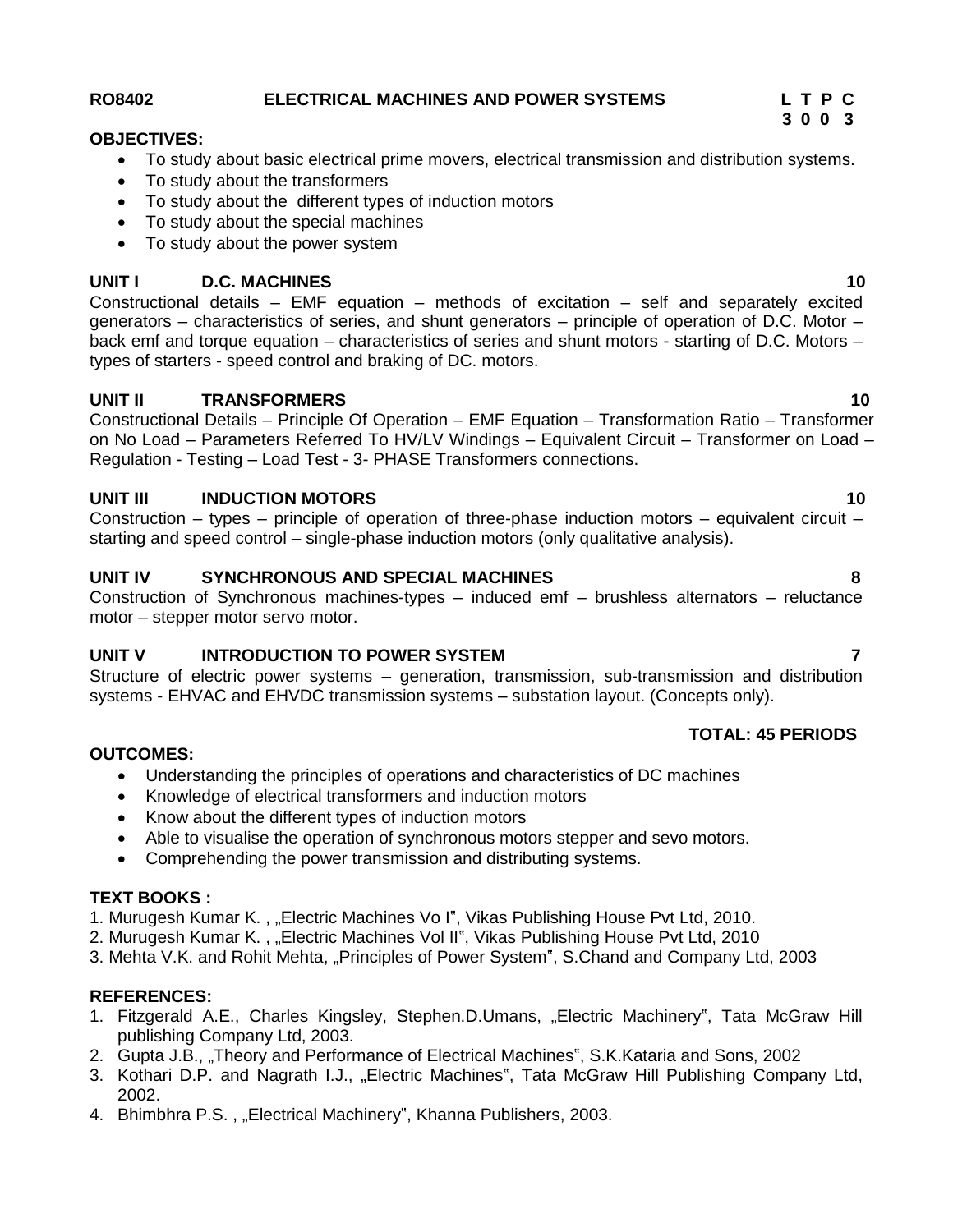**RO8402 ELECTRICAL MACHINES AND POWER SYSTEMS**

| L | T | P | C |
|---|---|---|---|
| 3 | 0 | 0 | 3 |

**OBJECTIVES:**

- To study about basic electrical prime movers, electrical transmission and distribution systems.
- To study about the transformers
- To study about the different types of induction motors
- To study about the special machines
- To study about the power system

**UNIT I D.C. MACHINES 10**

Constructional details – EMF equation – methods of excitation – self and separately excited generators – characteristics of series, and shunt generators – principle of operation of D.C. Motor – back emf and torque equation – characteristics of series and shunt motors - starting of D.C. Motors – types of starters - speed control and braking of DC. motors.

**UNIT II TRANSFORMERS 10**

Constructional Details – Principle Of Operation – EMF Equation – Transformation Ratio – Transformer on No Load – Parameters Referred To HV/LV Windings – Equivalent Circuit – Transformer on Load – Regulation - Testing – Load Test - 3- PHASE Transformers connections.

**UNIT III INDUCTION MOTORS 10**

Construction – types – principle of operation of three-phase induction motors – equivalent circuit – starting and speed control – single-phase induction motors (only qualitative analysis).

**UNIT IV SYNCHRONOUS AND SPECIAL MACHINES 8**

Construction of Synchronous machines-types – induced emf – brushless alternators – reluctance motor – stepper motor servo motor.

**UNIT V INTRODUCTION TO POWER SYSTEM 7**

Structure of electric power systems – generation, transmission, sub-transmission and distribution systems - EHVAC and EHVDC transmission systems – substation layout. (Concepts only).

**TOTAL: 45 PERIODS**

**OUTCOMES:**

- Understanding the principles of operations and characteristics of DC machines
- Knowledge of electrical transformers and induction motors
- Know about the different types of induction motors
- Able to visualise the operation of synchronous motors stepper and sevo motors.
- Comprehending the power transmission and distributing systems.

**TEXT BOOKS :**

1. Murugesh Kumar K. , „Electric Machines Vo I‟, Vikas Publishing House Pvt Ltd, 2010.
2. Murugesh Kumar K. , „Electric Machines Vol II‟, Vikas Publishing House Pvt Ltd, 2010
3. Mehta V.K. and Rohit Mehta, „Principles of Power System‟, S.Chand and Company Ltd, 2003

**REFERENCES:**

1. Fitzgerald A.E., Charles Kingsley, Stephen.D.Umans, „Electric Machinery‟, Tata McGraw Hill publishing Company Ltd, 2003.
2. Gupta J.B., „Theory and Performance of Electrical Machines‟, S.K.Kataria and Sons, 2002
3. Kothari D.P. and Nagrath I.J., „Electric Machines‟, Tata McGraw Hill Publishing Company Ltd, 2002.
4. Bhimbhra P.S. , „Electrical Machinery‟, Khanna Publishers, 2003.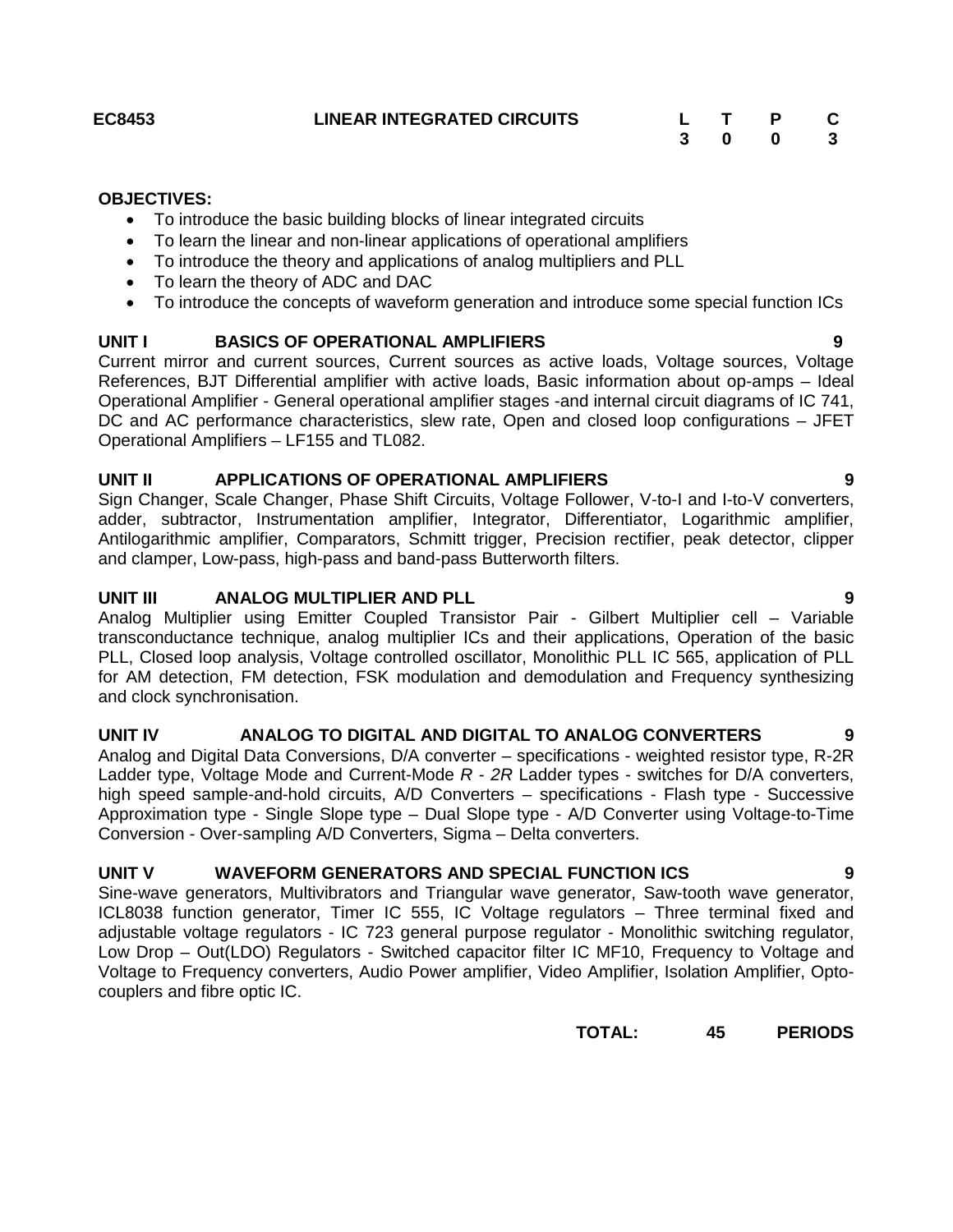**EC8453 LINEAR INTEGRATED CIRCUITS**

| L | T | P | C |
|---|---|---|---|
| 3 | 0 | 0 | 3 |

**OBJECTIVES:**

- To introduce the basic building blocks of linear integrated circuits
- To learn the linear and non-linear applications of operational amplifiers
- To introduce the theory and applications of analog multipliers and PLL
- To learn the theory of ADC and DAC
- To introduce the concepts of waveform generation and introduce some special function ICs

**UNIT I BASICS OF OPERATIONAL AMPLIFIERS 9**

Current mirror and current sources, Current sources as active loads, Voltage sources, Voltage References, BJT Differential amplifier with active loads, Basic information about op-amps – Ideal Operational Amplifier - General operational amplifier stages -and internal circuit diagrams of IC 741, DC and AC performance characteristics, slew rate, Open and closed loop configurations – JFET Operational Amplifiers – LF155 and TL082.

**UNIT II APPLICATIONS OF OPERATIONAL AMPLIFIERS 9**

Sign Changer, Scale Changer, Phase Shift Circuits, Voltage Follower, V-to-I and I-to-V converters, adder, subtractor, Instrumentation amplifier, Integrator, Differentiator, Logarithmic amplifier, Antilogarithmic amplifier, Comparators, Schmitt trigger, Precision rectifier, peak detector, clipper and clamper, Low-pass, high-pass and band-pass Butterworth filters.

**UNIT III ANALOG MULTIPLIER AND PLL 9**

Analog Multiplier using Emitter Coupled Transistor Pair - Gilbert Multiplier cell – Variable transconductance technique, analog multiplier ICs and their applications, Operation of the basic PLL, Closed loop analysis, Voltage controlled oscillator, Monolithic PLL IC 565, application of PLL for AM detection, FM detection, FSK modulation and demodulation and Frequency synthesizing and clock synchronisation.

**UNIT IV ANALOG TO DIGITAL AND DIGITAL TO ANALOG CONVERTERS 9**

Analog and Digital Data Conversions, D/A converter – specifications - weighted resistor type, R-2R Ladder type, Voltage Mode and Current-Mode *R* - *2R* Ladder types - switches for D/A converters, high speed sample-and-hold circuits, A/D Converters – specifications - Flash type - Successive Approximation type - Single Slope type – Dual Slope type - A/D Converter using Voltage-to-Time Conversion - Over-sampling A/D Converters, Sigma – Delta converters.

**UNIT V WAVEFORM GENERATORS AND SPECIAL FUNCTION ICS 9**

Sine-wave generators, Multivibrators and Triangular wave generator, Saw-tooth wave generator, ICL8038 function generator, Timer IC 555, IC Voltage regulators – Three terminal fixed and adjustable voltage regulators - IC 723 general purpose regulator - Monolithic switching regulator, Low Drop – Out(LDO) Regulators - Switched capacitor filter IC MF10, Frequency to Voltage and Voltage to Frequency converters, Audio Power amplifier, Video Amplifier, Isolation Amplifier, Opto-couplers and fibre optic IC.

**TOTAL: 45 PERIODS**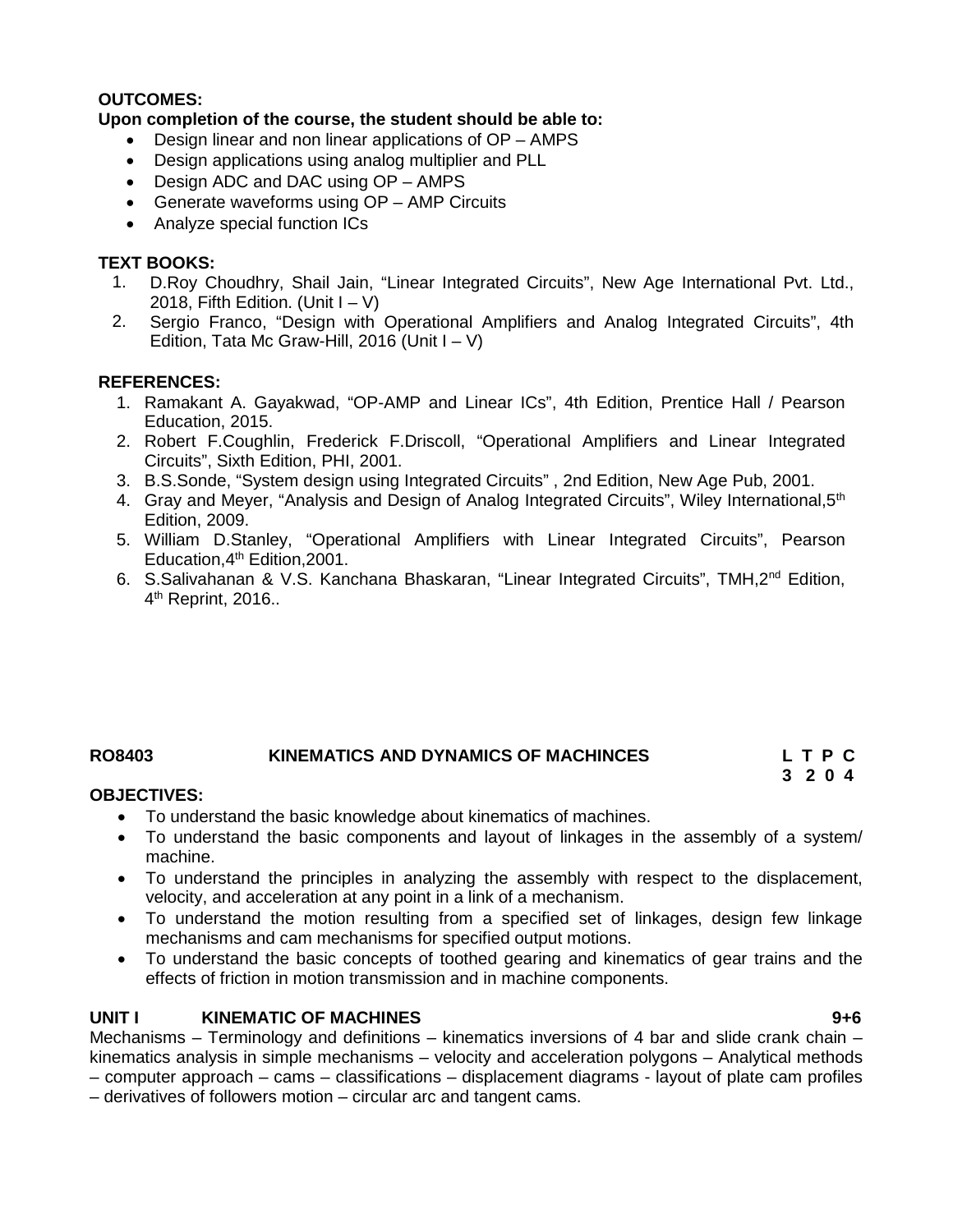**OUTCOMES:**

**Upon completion of the course, the student should be able to:**

- Design linear and non linear applications of OP – AMPS
- Design applications using analog multiplier and PLL
- Design ADC and DAC using OP – AMPS
- Generate waveforms using OP – AMP Circuits
- Analyze special function ICs

**TEXT BOOKS:**

1. D.Roy Choudhry, Shail Jain, "Linear Integrated Circuits", New Age International Pvt. Ltd., 2018, Fifth Edition. (Unit I – V)
2. Sergio Franco, "Design with Operational Amplifiers and Analog Integrated Circuits", 4th Edition, Tata Mc Graw-Hill, 2016 (Unit I – V)

**REFERENCES:**

1. Ramakant A. Gayakwad, "OP-AMP and Linear ICs", 4th Edition, Prentice Hall / Pearson Education, 2015.
2. Robert F.Coughlin, Frederick F.Driscoll, "Operational Amplifiers and Linear Integrated Circuits", Sixth Edition, PHI, 2001.
3. B.S.Sonde, "System design using Integrated Circuits" , 2nd Edition, New Age Pub, 2001.
4. Gray and Meyer, "Analysis and Design of Analog Integrated Circuits", Wiley International,5th Edition, 2009.
5. William D.Stanley, "Operational Amplifiers with Linear Integrated Circuits", Pearson Education,4th Edition,2001.
6. S.Salivahanan & V.S. Kanchana Bhaskaran, "Linear Integrated Circuits", TMH,2nd Edition, 4th Reprint, 2016..

**RO8403 KINEMATICS AND DYNAMICS OF MACHINCES**

| L | T | P | C |
|---|---|---|---|
| 3 | 2 | 0 | 4 |

**OBJECTIVES:**

- To understand the basic knowledge about kinematics of machines.
- To understand the basic components and layout of linkages in the assembly of a system/ machine.
- To understand the principles in analyzing the assembly with respect to the displacement, velocity, and acceleration at any point in a link of a mechanism.
- To understand the motion resulting from a specified set of linkages, design few linkage mechanisms and cam mechanisms for specified output motions.
- To understand the basic concepts of toothed gearing and kinematics of gear trains and the effects of friction in motion transmission and in machine components.

**UNIT I KINEMATIC OF MACHINES 9+6**

Mechanisms – Terminology and definitions – kinematics inversions of 4 bar and slide crank chain – kinematics analysis in simple mechanisms – velocity and acceleration polygons – Analytical methods – computer approach – cams – classifications – displacement diagrams - layout of plate cam profiles – derivatives of followers motion – circular arc and tangent cams.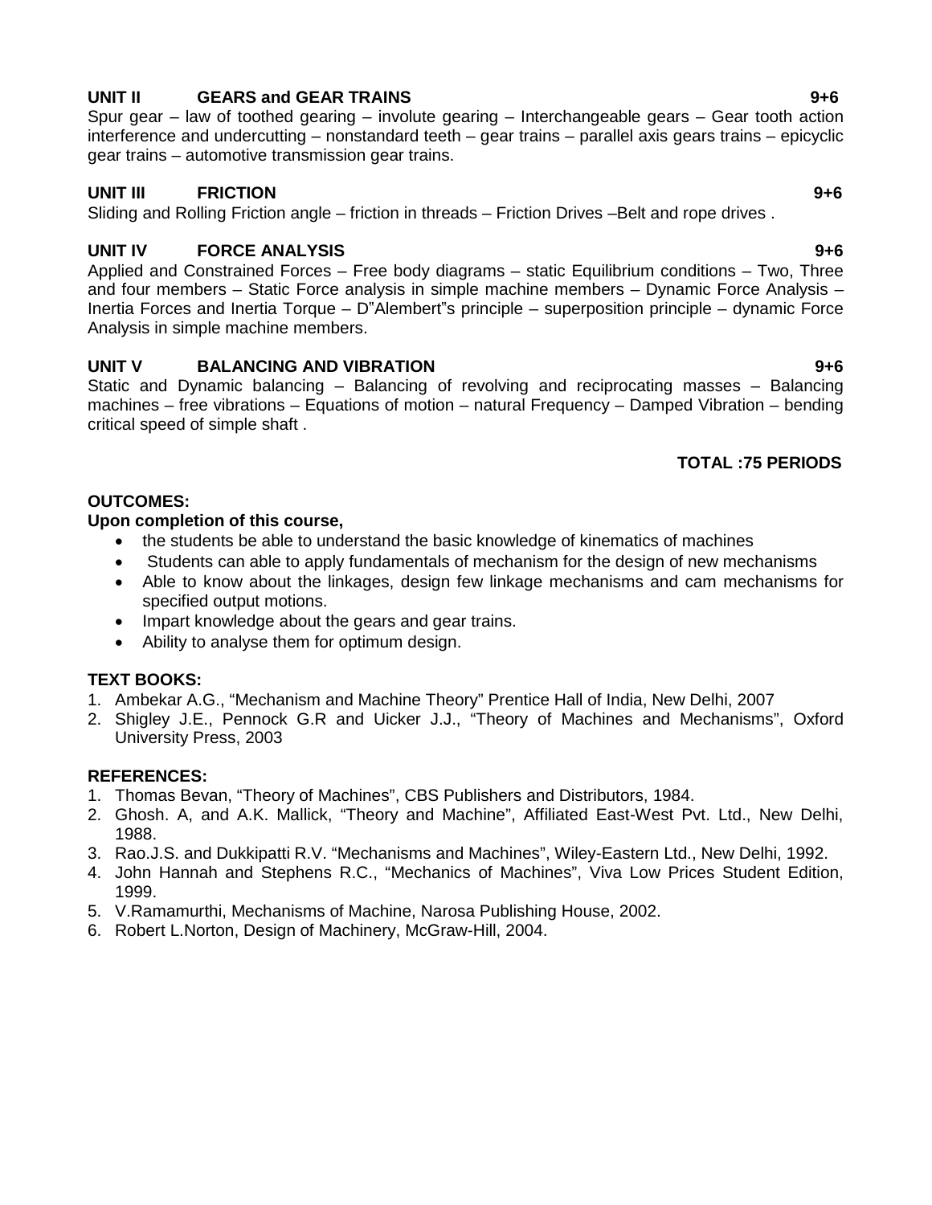**UNIT II GEARS and GEAR TRAINS 9+6**

Spur gear – law of toothed gearing – involute gearing – Interchangeable gears – Gear tooth action interference and undercutting – nonstandard teeth – gear trains – parallel axis gears trains – epicyclic gear trains – automotive transmission gear trains.

**UNIT III FRICTION 9+6**

Sliding and Rolling Friction angle – friction in threads – Friction Drives –Belt and rope drives .

**UNIT IV FORCE ANALYSIS 9+6**

Applied and Constrained Forces – Free body diagrams – static Equilibrium conditions – Two, Three and four members – Static Force analysis in simple machine members – Dynamic Force Analysis – Inertia Forces and Inertia Torque – D‟Alembert‟s principle – superposition principle – dynamic Force Analysis in simple machine members.

**UNIT V BALANCING AND VIBRATION 9+6**

Static and Dynamic balancing – Balancing of revolving and reciprocating masses – Balancing machines – free vibrations – Equations of motion – natural Frequency – Damped Vibration – bending critical speed of simple shaft .

**TOTAL :75 PERIODS**

**OUTCOMES:**

**Upon completion of this course,**

- the students be able to understand the basic knowledge of kinematics of machines
- Students can able to apply fundamentals of mechanism for the design of new mechanisms
- Able to know about the linkages, design few linkage mechanisms and cam mechanisms for specified output motions.
- Impart knowledge about the gears and gear trains.
- Ability to analyse them for optimum design.

**TEXT BOOKS:**

1. Ambekar A.G., "Mechanism and Machine Theory" Prentice Hall of India, New Delhi, 2007
2. Shigley J.E., Pennock G.R and Uicker J.J., "Theory of Machines and Mechanisms", Oxford University Press, 2003

**REFERENCES:**

1. Thomas Bevan, "Theory of Machines", CBS Publishers and Distributors, 1984.
2. Ghosh. A, and A.K. Mallick, "Theory and Machine", Affiliated East-West Pvt. Ltd., New Delhi, 1988.
3. Rao.J.S. and Dukkipatti R.V. "Mechanisms and Machines", Wiley-Eastern Ltd., New Delhi, 1992.
4. John Hannah and Stephens R.C., "Mechanics of Machines", Viva Low Prices Student Edition, 1999.
5. V.Ramamurthi, Mechanisms of Machine, Narosa Publishing House, 2002.
6. Robert L.Norton, Design of Machinery, McGraw-Hill, 2004.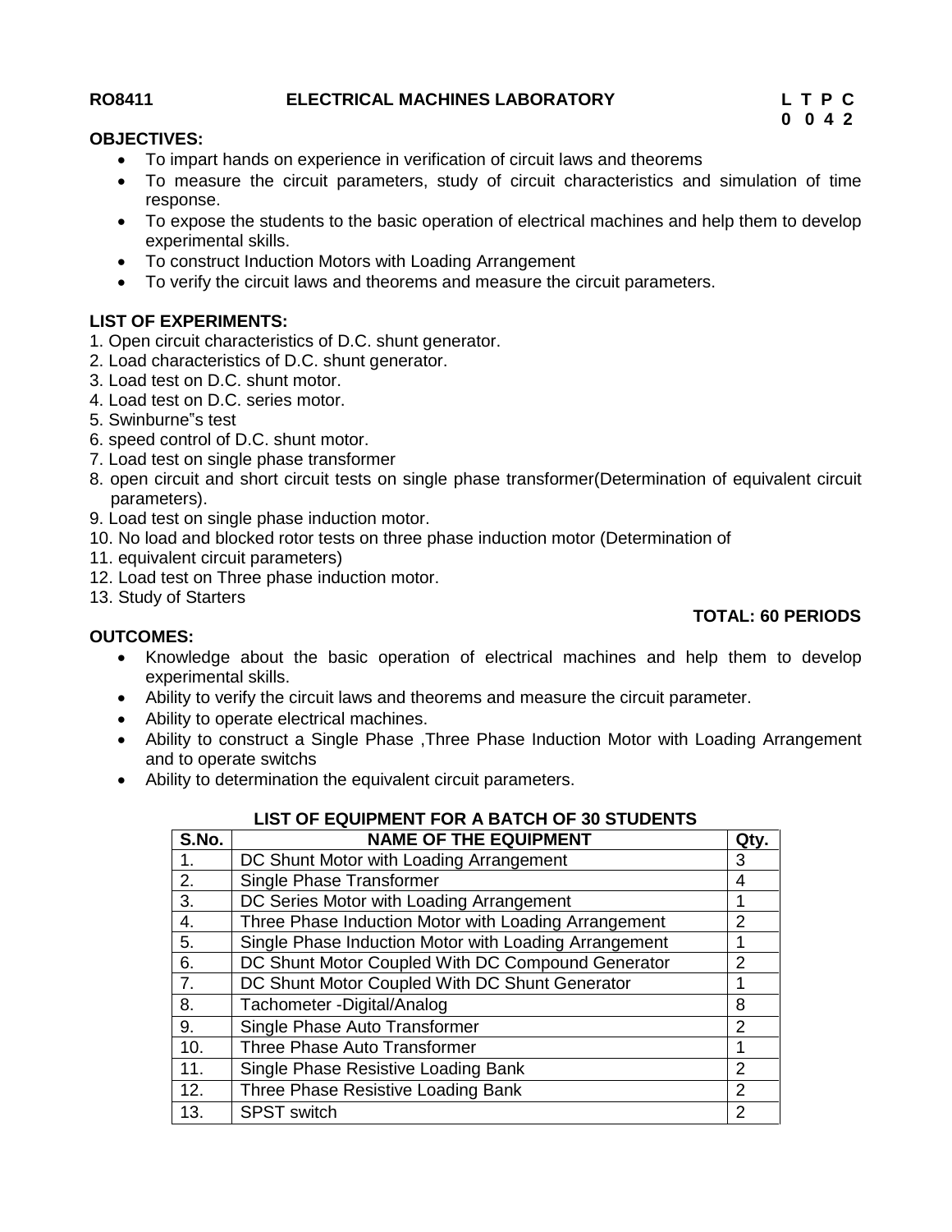**RO8411 ELECTRICAL MACHINES LABORATORY**

**L T P C**
**0 0 4 2**

**OBJECTIVES:**

- To impart hands on experience in verification of circuit laws and theorems
- To measure the circuit parameters, study of circuit characteristics and simulation of time response.
- To expose the students to the basic operation of electrical machines and help them to develop experimental skills.
- To construct Induction Motors with Loading Arrangement
- To verify the circuit laws and theorems and measure the circuit parameters.

**LIST OF EXPERIMENTS:**

1. Open circuit characteristics of D.C. shunt generator.
2. Load characteristics of D.C. shunt generator.
3. Load test on D.C. shunt motor.
4. Load test on D.C. series motor.
5. Swinburne"s test
6. speed control of D.C. shunt motor.
7. Load test on single phase transformer
8. open circuit and short circuit tests on single phase transformer(Determination of equivalent circuit parameters).
9. Load test on single phase induction motor.
10. No load and blocked rotor tests on three phase induction motor (Determination of
11. equivalent circuit parameters)
12. Load test on Three phase induction motor.
13. Study of Starters

**TOTAL: 60 PERIODS**

**OUTCOMES:**

- Knowledge about the basic operation of electrical machines and help them to develop experimental skills.
- Ability to verify the circuit laws and theorems and measure the circuit parameter.
- Ability to operate electrical machines.
- Ability to construct a Single Phase ,Three Phase Induction Motor with Loading Arrangement and to operate switchs
- Ability to determination the equivalent circuit parameters.

**LIST OF EQUIPMENT FOR A BATCH OF 30 STUDENTS**

| S.No. | NAME OF THE EQUIPMENT | Qty. |
|---|---|---|
| 1. | DC Shunt Motor with Loading Arrangement | 3 |
| 2. | Single Phase Transformer | 4 |
| 3. | DC Series Motor with Loading Arrangement | 1 |
| 4. | Three Phase Induction Motor with Loading Arrangement | 2 |
| 5. | Single Phase Induction Motor with Loading Arrangement | 1 |
| 6. | DC Shunt Motor Coupled With DC Compound Generator | 2 |
| 7. | DC Shunt Motor Coupled With DC Shunt Generator | 1 |
| 8. | Tachometer -Digital/Analog | 8 |
| 9. | Single Phase Auto Transformer | 2 |
| 10. | Three Phase Auto Transformer | 1 |
| 11. | Single Phase Resistive Loading Bank | 2 |
| 12. | Three Phase Resistive Loading Bank | 2 |
| 13. | SPST switch | 2 |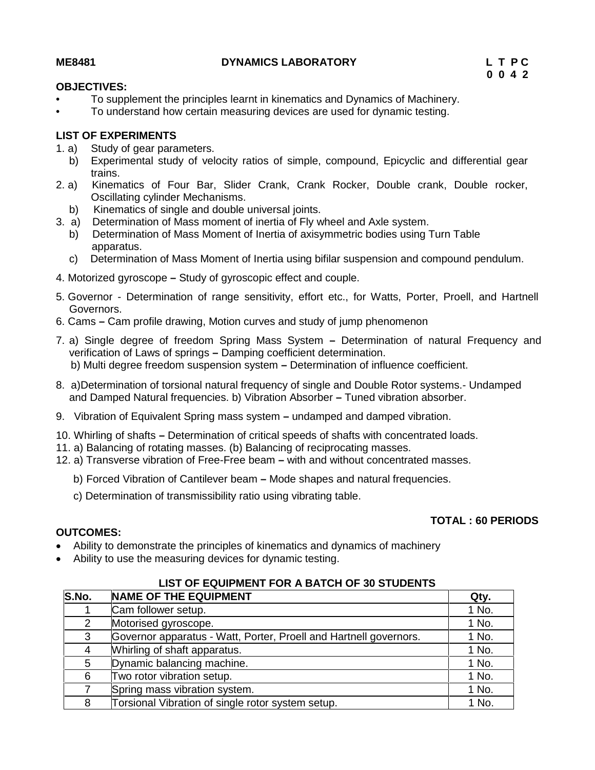**ME8481 DYNAMICS LABORATORY**

**L T P C**
**0 0 4 2**

**OBJECTIVES:**

- To supplement the principles learnt in kinematics and Dynamics of Machinery.
- To understand how certain measuring devices are used for dynamic testing.

**LIST OF EXPERIMENTS**

1. a) Study of gear parameters.
   b) Experimental study of velocity ratios of simple, compound, Epicyclic and differential gear trains.
2. a) Kinematics of Four Bar, Slider Crank, Crank Rocker, Double crank, Double rocker, Oscillating cylinder Mechanisms.
   b) Kinematics of single and double universal joints.
3. a) Determination of Mass moment of inertia of Fly wheel and Axle system.
   b) Determination of Mass Moment of Inertia of axisymmetric bodies using Turn Table apparatus.
   c) Determination of Mass Moment of Inertia using bifilar suspension and compound pendulum.
4. Motorized gyroscope **–** Study of gyroscopic effect and couple.
5. Governor - Determination of range sensitivity, effort etc., for Watts, Porter, Proell, and Hartnell Governors.
6. Cams **–** Cam profile drawing, Motion curves and study of jump phenomenon
7. a) Single degree of freedom Spring Mass System **–** Determination of natural Frequency and verification of Laws of springs **–** Damping coefficient determination.
   b) Multi degree freedom suspension system **–** Determination of influence coefficient.
8. a)Determination of torsional natural frequency of single and Double Rotor systems.- Undamped and Damped Natural frequencies. b) Vibration Absorber **–** Tuned vibration absorber.
9. Vibration of Equivalent Spring mass system **–** undamped and damped vibration.
10. Whirling of shafts **–** Determination of critical speeds of shafts with concentrated loads.
11. a) Balancing of rotating masses. (b) Balancing of reciprocating masses.
12. a) Transverse vibration of Free-Free beam **–** with and without concentrated masses.
    b) Forced Vibration of Cantilever beam **–** Mode shapes and natural frequencies.
    c) Determination of transmissibility ratio using vibrating table.

**TOTAL : 60 PERIODS**

**OUTCOMES:**

- Ability to demonstrate the principles of kinematics and dynamics of machinery
- Ability to use the measuring devices for dynamic testing.

**LIST OF EQUIPMENT FOR A BATCH OF 30 STUDENTS**

| S.No. | NAME OF THE EQUIPMENT | Qty. |
|---|---|---|
| 1 | Cam follower setup. | 1 No. |
| 2 | Motorised gyroscope. | 1 No. |
| 3 | Governor apparatus - Watt, Porter, Proell and Hartnell governors. | 1 No. |
| 4 | Whirling of shaft apparatus. | 1 No. |
| 5 | Dynamic balancing machine. | 1 No. |
| 6 | Two rotor vibration setup. | 1 No. |
| 7 | Spring mass vibration system. | 1 No. |
| 8 | Torsional Vibration of single rotor system setup. | 1 No. |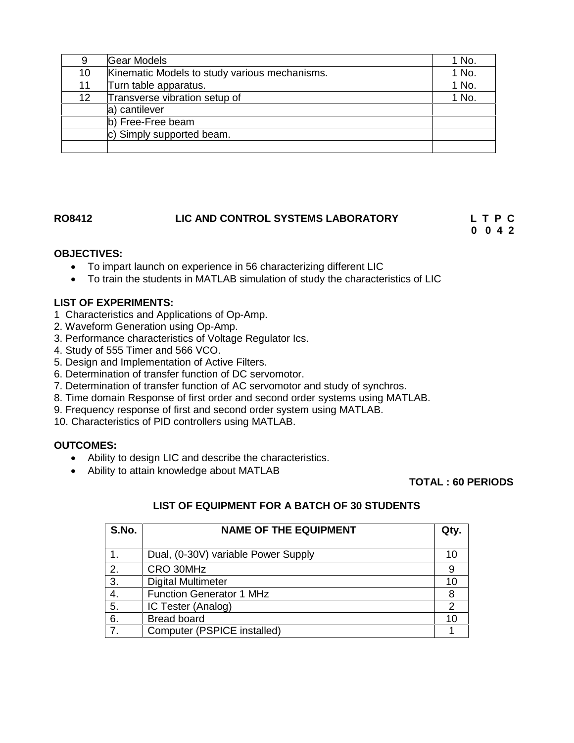| 9 | Gear Models | 1 No. |
|---|---|---|
| 10 | Kinematic Models to study various mechanisms. | 1 No. |
| 11 | Turn table apparatus. | 1 No. |
| 12 | Transverse vibration setup of | 1 No. |
| | a) cantilever | |
| | b) Free-Free beam | |
| | c) Simply supported beam. | |
| | | |

**RO8412 LIC AND CONTROL SYSTEMS LABORATORY**

**L T P C**
**0 0 4 2**

**OBJECTIVES:**

- To impart launch on experience in 56 characterizing different LIC
- To train the students in MATLAB simulation of study the characteristics of LIC

**LIST OF EXPERIMENTS:**

1 Characteristics and Applications of Op-Amp.
2. Waveform Generation using Op-Amp.
3. Performance characteristics of Voltage Regulator Ics.
4. Study of 555 Timer and 566 VCO.
5. Design and Implementation of Active Filters.
6. Determination of transfer function of DC servomotor.
7. Determination of transfer function of AC servomotor and study of synchros.
8. Time domain Response of first order and second order systems using MATLAB.
9. Frequency response of first and second order system using MATLAB.
10. Characteristics of PID controllers using MATLAB.

**OUTCOMES:**

- Ability to design LIC and describe the characteristics.
- Ability to attain knowledge about MATLAB

**TOTAL : 60 PERIODS**

**LIST OF EQUIPMENT FOR A BATCH OF 30 STUDENTS**

| S.No. | NAME OF THE EQUIPMENT | Qty. |
|---|---|---|
| 1. | Dual, (0-30V) variable Power Supply | 10 |
| 2. | CRO 30MHz | 9 |
| 3. | Digital Multimeter | 10 |
| 4. | Function Generator 1 MHz | 8 |
| 5. | IC Tester (Analog) | 2 |
| 6. | Bread board | 10 |
| 7. | Computer (PSPICE installed) | 1 |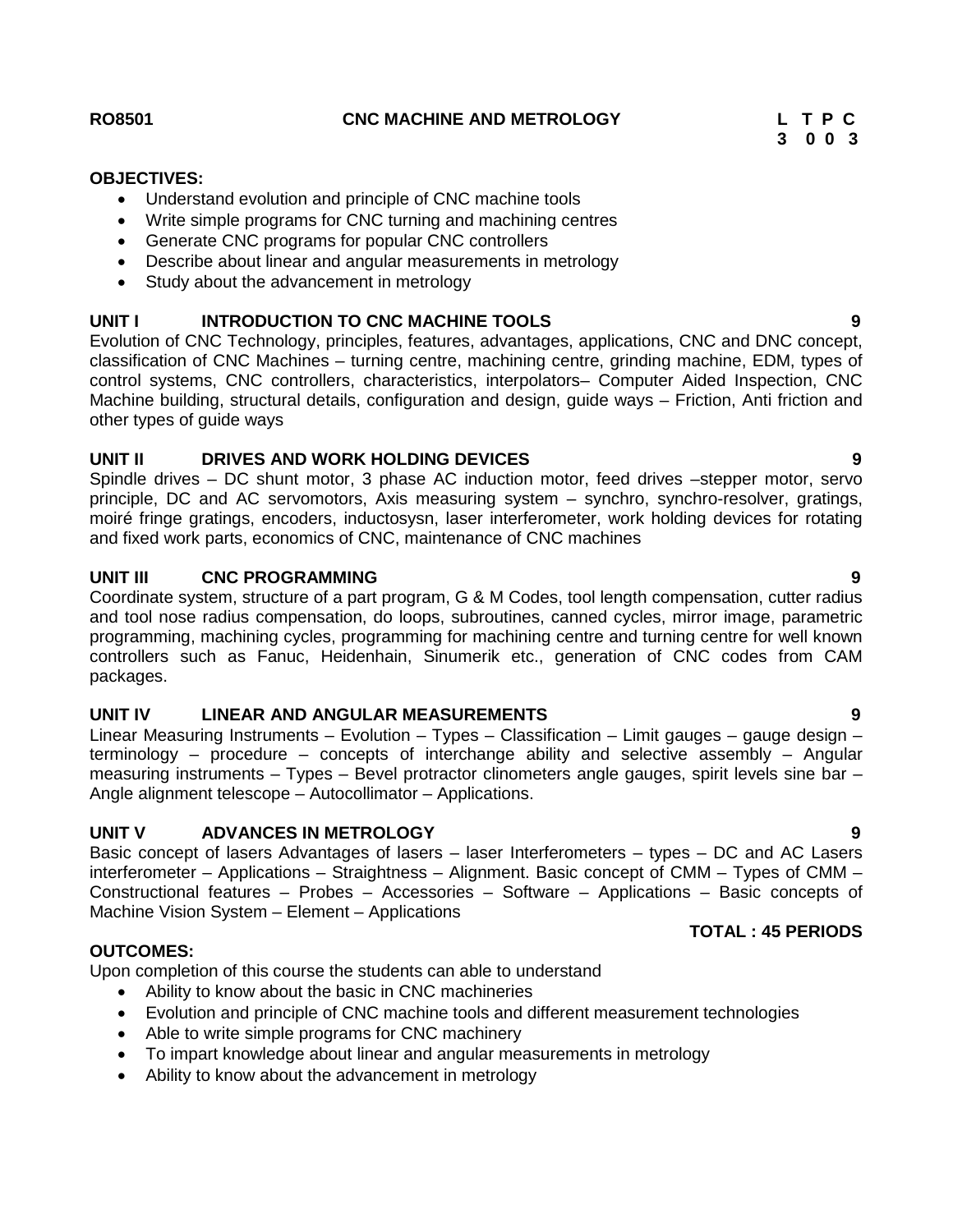**RO8501 CNC MACHINE AND METROLOGY**

| L | T | P | C |
|---|---|---|---|
| 3 | 0 | 0 | 3 |

**OBJECTIVES:**

- Understand evolution and principle of CNC machine tools
- Write simple programs for CNC turning and machining centres
- Generate CNC programs for popular CNC controllers
- Describe about linear and angular measurements in metrology
- Study about the advancement in metrology

**UNIT I INTRODUCTION TO CNC MACHINE TOOLS 9**

Evolution of CNC Technology, principles, features, advantages, applications, CNC and DNC concept, classification of CNC Machines – turning centre, machining centre, grinding machine, EDM, types of control systems, CNC controllers, characteristics, interpolators– Computer Aided Inspection, CNC Machine building, structural details, configuration and design, guide ways – Friction, Anti friction and other types of guide ways

**UNIT II DRIVES AND WORK HOLDING DEVICES 9**

Spindle drives – DC shunt motor, 3 phase AC induction motor, feed drives –stepper motor, servo principle, DC and AC servomotors, Axis measuring system – synchro, synchro-resolver, gratings, moiré fringe gratings, encoders, inductosysn, laser interferometer, work holding devices for rotating and fixed work parts, economics of CNC, maintenance of CNC machines

**UNIT III CNC PROGRAMMING 9**

Coordinate system, structure of a part program, G & M Codes, tool length compensation, cutter radius and tool nose radius compensation, do loops, subroutines, canned cycles, mirror image, parametric programming, machining cycles, programming for machining centre and turning centre for well known controllers such as Fanuc, Heidenhain, Sinumerik etc., generation of CNC codes from CAM packages.

**UNIT IV LINEAR AND ANGULAR MEASUREMENTS 9**

Linear Measuring Instruments – Evolution – Types – Classification – Limit gauges – gauge design – terminology – procedure – concepts of interchange ability and selective assembly – Angular measuring instruments – Types – Bevel protractor clinometers angle gauges, spirit levels sine bar – Angle alignment telescope – Autocollimator – Applications.

**UNIT V ADVANCES IN METROLOGY 9**

Basic concept of lasers Advantages of lasers – laser Interferometers – types – DC and AC Lasers interferometer – Applications – Straightness – Alignment. Basic concept of CMM – Types of CMM – Constructional features – Probes – Accessories – Software – Applications – Basic concepts of Machine Vision System – Element – Applications

**TOTAL : 45 PERIODS**

**OUTCOMES:**

Upon completion of this course the students can able to understand

- Ability to know about the basic in CNC machineries
- Evolution and principle of CNC machine tools and different measurement technologies
- Able to write simple programs for CNC machinery
- To impart knowledge about linear and angular measurements in metrology
- Ability to know about the advancement in metrology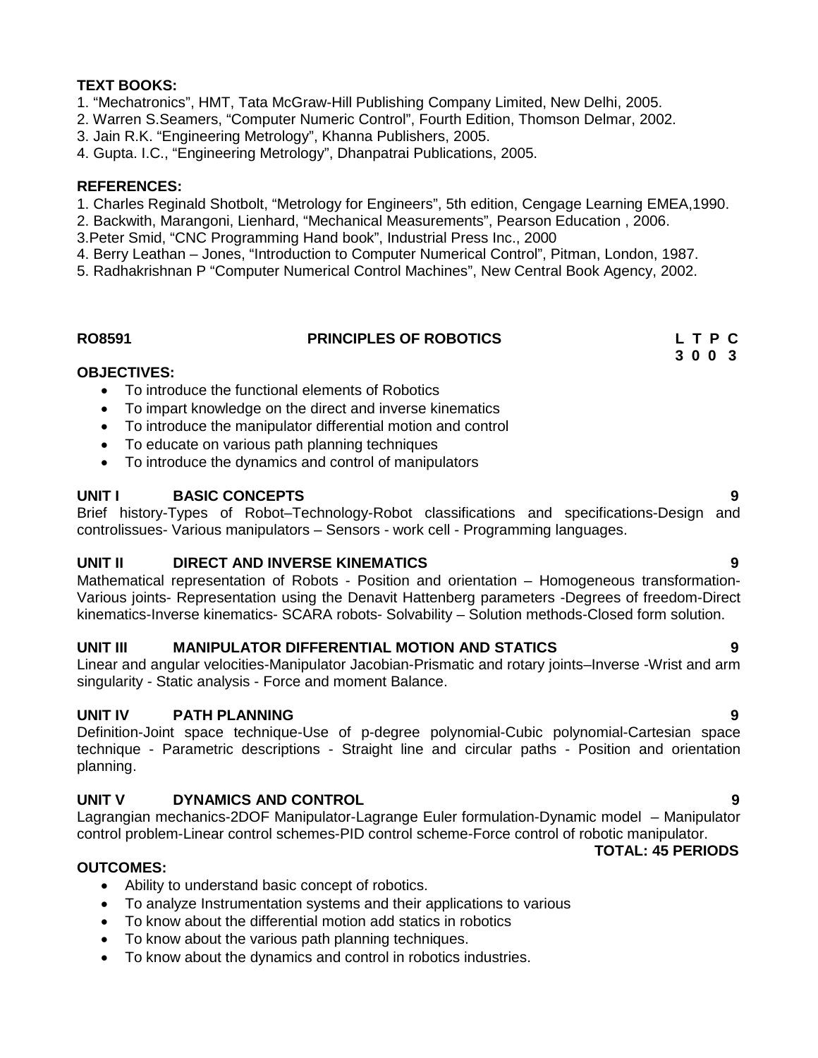**TEXT BOOKS:**

1. "Mechatronics", HMT, Tata McGraw-Hill Publishing Company Limited, New Delhi, 2005.
2. Warren S.Seamers, "Computer Numeric Control", Fourth Edition, Thomson Delmar, 2002.
3. Jain R.K. "Engineering Metrology", Khanna Publishers, 2005.
4. Gupta. I.C., "Engineering Metrology", Dhanpatrai Publications, 2005.

**REFERENCES:**

1. Charles Reginald Shotbolt, "Metrology for Engineers", 5th edition, Cengage Learning EMEA,1990.
2. Backwith, Marangoni, Lienhard, "Mechanical Measurements", Pearson Education , 2006.
3. Peter Smid, "CNC Programming Hand book", Industrial Press Inc., 2000
4. Berry Leathan – Jones, "Introduction to Computer Numerical Control", Pitman, London, 1987.
5. Radhakrishnan P "Computer Numerical Control Machines", New Central Book Agency, 2002.

## RO8591 PRINCIPLES OF ROBOTICS

| L | T | P | C |
|---|---|---|---|
| 3 | 0 | 0 | 3 |

**OBJECTIVES:**

- To introduce the functional elements of Robotics
- To impart knowledge on the direct and inverse kinematics
- To introduce the manipulator differential motion and control
- To educate on various path planning techniques
- To introduce the dynamics and control of manipulators

**UNIT I BASIC CONCEPTS 9**

Brief history-Types of Robot–Technology-Robot classifications and specifications-Design and controlissues- Various manipulators – Sensors - work cell - Programming languages.

**UNIT II DIRECT AND INVERSE KINEMATICS 9**

Mathematical representation of Robots - Position and orientation – Homogeneous transformation-Various joints- Representation using the Denavit Hattenberg parameters -Degrees of freedom-Direct kinematics-Inverse kinematics- SCARA robots- Solvability – Solution methods-Closed form solution.

**UNIT III MANIPULATOR DIFFERENTIAL MOTION AND STATICS 9**

Linear and angular velocities-Manipulator Jacobian-Prismatic and rotary joints–Inverse -Wrist and arm singularity - Static analysis - Force and moment Balance.

**UNIT IV PATH PLANNING 9**

Definition-Joint space technique-Use of p-degree polynomial-Cubic polynomial-Cartesian space technique - Parametric descriptions - Straight line and circular paths - Position and orientation planning.

**UNIT V DYNAMICS AND CONTROL 9**

Lagrangian mechanics-2DOF Manipulator-Lagrange Euler formulation-Dynamic model – Manipulator control problem-Linear control schemes-PID control scheme-Force control of robotic manipulator.

**TOTAL: 45 PERIODS**

**OUTCOMES:**

- Ability to understand basic concept of robotics.
- To analyze Instrumentation systems and their applications to various
- To know about the differential motion add statics in robotics
- To know about the various path planning techniques.
- To know about the dynamics and control in robotics industries.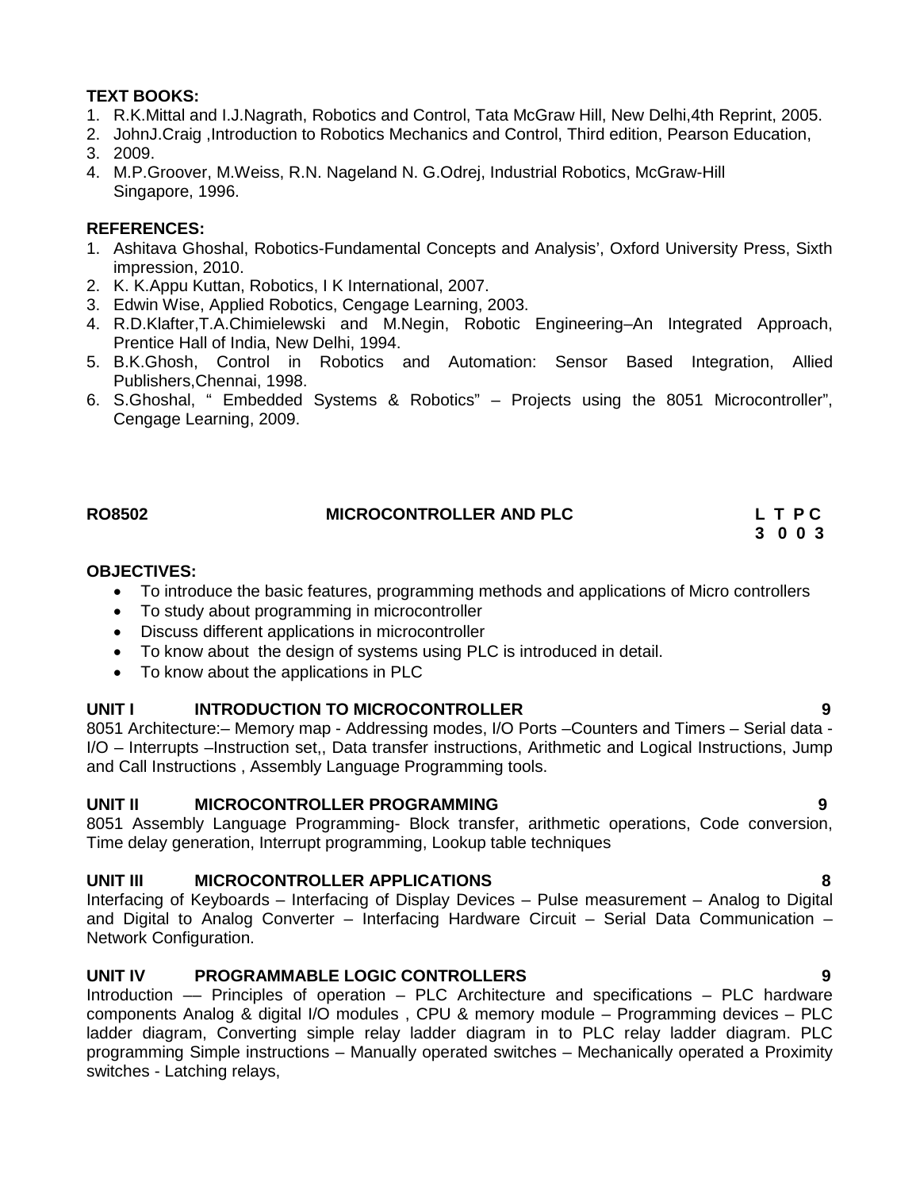**TEXT BOOKS:**

1. R.K.Mittal and I.J.Nagrath, Robotics and Control, Tata McGraw Hill, New Delhi,4th Reprint, 2005.
2. JohnJ.Craig ,Introduction to Robotics Mechanics and Control, Third edition, Pearson Education,
3. 2009.
4. M.P.Groover, M.Weiss, R.N. Nageland N. G.Odrej, Industrial Robotics, McGraw-Hill Singapore, 1996.

**REFERENCES:**

1. Ashitava Ghoshal, Robotics-Fundamental Concepts and Analysis', Oxford University Press, Sixth impression, 2010.
2. K. K.Appu Kuttan, Robotics, I K International, 2007.
3. Edwin Wise, Applied Robotics, Cengage Learning, 2003.
4. R.D.Klafter,T.A.Chimielewski and M.Negin, Robotic Engineering–An Integrated Approach, Prentice Hall of India, New Delhi, 1994.
5. B.K.Ghosh, Control in Robotics and Automation: Sensor Based Integration, Allied Publishers,Chennai, 1998.
6. S.Ghoshal, " Embedded Systems & Robotics" – Projects using the 8051 Microcontroller", Cengage Learning, 2009.

## RO8502 MICROCONTROLLER AND PLC

| L | T | P | C |
|---|---|---|---|
| 3 | 0 | 0 | 3 |

**OBJECTIVES:**

- To introduce the basic features, programming methods and applications of Micro controllers
- To study about programming in microcontroller
- Discuss different applications in microcontroller
- To know about the design of systems using PLC is introduced in detail.
- To know about the applications in PLC

**UNIT I INTRODUCTION TO MICROCONTROLLER 9**

8051 Architecture:– Memory map - Addressing modes, I/O Ports –Counters and Timers – Serial data - I/O – Interrupts –Instruction set,, Data transfer instructions, Arithmetic and Logical Instructions, Jump and Call Instructions , Assembly Language Programming tools.

**UNIT II MICROCONTROLLER PROGRAMMING 9**

8051 Assembly Language Programming- Block transfer, arithmetic operations, Code conversion, Time delay generation, Interrupt programming, Lookup table techniques

**UNIT III MICROCONTROLLER APPLICATIONS 8**

Interfacing of Keyboards – Interfacing of Display Devices – Pulse measurement – Analog to Digital and Digital to Analog Converter – Interfacing Hardware Circuit – Serial Data Communication – Network Configuration.

**UNIT IV PROGRAMMABLE LOGIC CONTROLLERS 9**

Introduction –– Principles of operation – PLC Architecture and specifications – PLC hardware components Analog & digital I/O modules , CPU & memory module – Programming devices – PLC ladder diagram, Converting simple relay ladder diagram in to PLC relay ladder diagram. PLC programming Simple instructions – Manually operated switches – Mechanically operated a Proximity switches - Latching relays,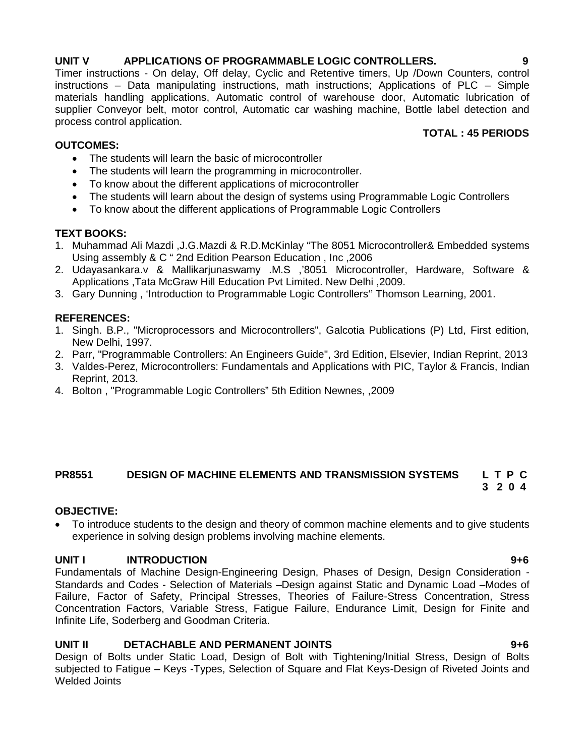**UNIT V APPLICATIONS OF PROGRAMMABLE LOGIC CONTROLLERS. 9**

Timer instructions - On delay, Off delay, Cyclic and Retentive timers, Up /Down Counters, control instructions – Data manipulating instructions, math instructions; Applications of PLC – Simple materials handling applications, Automatic control of warehouse door, Automatic lubrication of supplier Conveyor belt, motor control, Automatic car washing machine, Bottle label detection and process control application.

**TOTAL : 45 PERIODS**

**OUTCOMES:**

- The students will learn the basic of microcontroller
- The students will learn the programming in microcontroller.
- To know about the different applications of microcontroller
- The students will learn about the design of systems using Programmable Logic Controllers
- To know about the different applications of Programmable Logic Controllers

**TEXT BOOKS:**

1. Muhammad Ali Mazdi ,J.G.Mazdi & R.D.McKinlay "The 8051 Microcontroller& Embedded systems Using assembly & C " 2nd Edition Pearson Education , Inc ,2006
2. Udayasankara.v & Mallikarjunaswamy .M.S ,'8051 Microcontroller, Hardware, Software & Applications ,Tata McGraw Hill Education Pvt Limited. New Delhi ,2009.
3. Gary Dunning , 'Introduction to Programmable Logic Controllers'' Thomson Learning, 2001.

**REFERENCES:**

1. Singh. B.P., "Microprocessors and Microcontrollers", Galcotia Publications (P) Ltd, First edition, New Delhi, 1997.
2. Parr, "Programmable Controllers: An Engineers Guide", 3rd Edition, Elsevier, Indian Reprint, 2013
3. Valdes-Perez, Microcontrollers: Fundamentals and Applications with PIC, Taylor & Francis, Indian Reprint, 2013.
4. Bolton , "Programmable Logic Controllers" 5th Edition Newnes, ,2009

**PR8551 DESIGN OF MACHINE ELEMENTS AND TRANSMISSION SYSTEMS**

| L | T | P | C |
|---|---|---|---|
| 3 | 2 | 0 | 4 |

**OBJECTIVE:**

- To introduce students to the design and theory of common machine elements and to give students experience in solving design problems involving machine elements.

**UNIT I INTRODUCTION 9+6**

Fundamentals of Machine Design-Engineering Design, Phases of Design, Design Consideration - Standards and Codes - Selection of Materials –Design against Static and Dynamic Load –Modes of Failure, Factor of Safety, Principal Stresses, Theories of Failure-Stress Concentration, Stress Concentration Factors, Variable Stress, Fatigue Failure, Endurance Limit, Design for Finite and Infinite Life, Soderberg and Goodman Criteria.

**UNIT II DETACHABLE AND PERMANENT JOINTS 9+6**

Design of Bolts under Static Load, Design of Bolt with Tightening/Initial Stress, Design of Bolts subjected to Fatigue – Keys -Types, Selection of Square and Flat Keys-Design of Riveted Joints and Welded Joints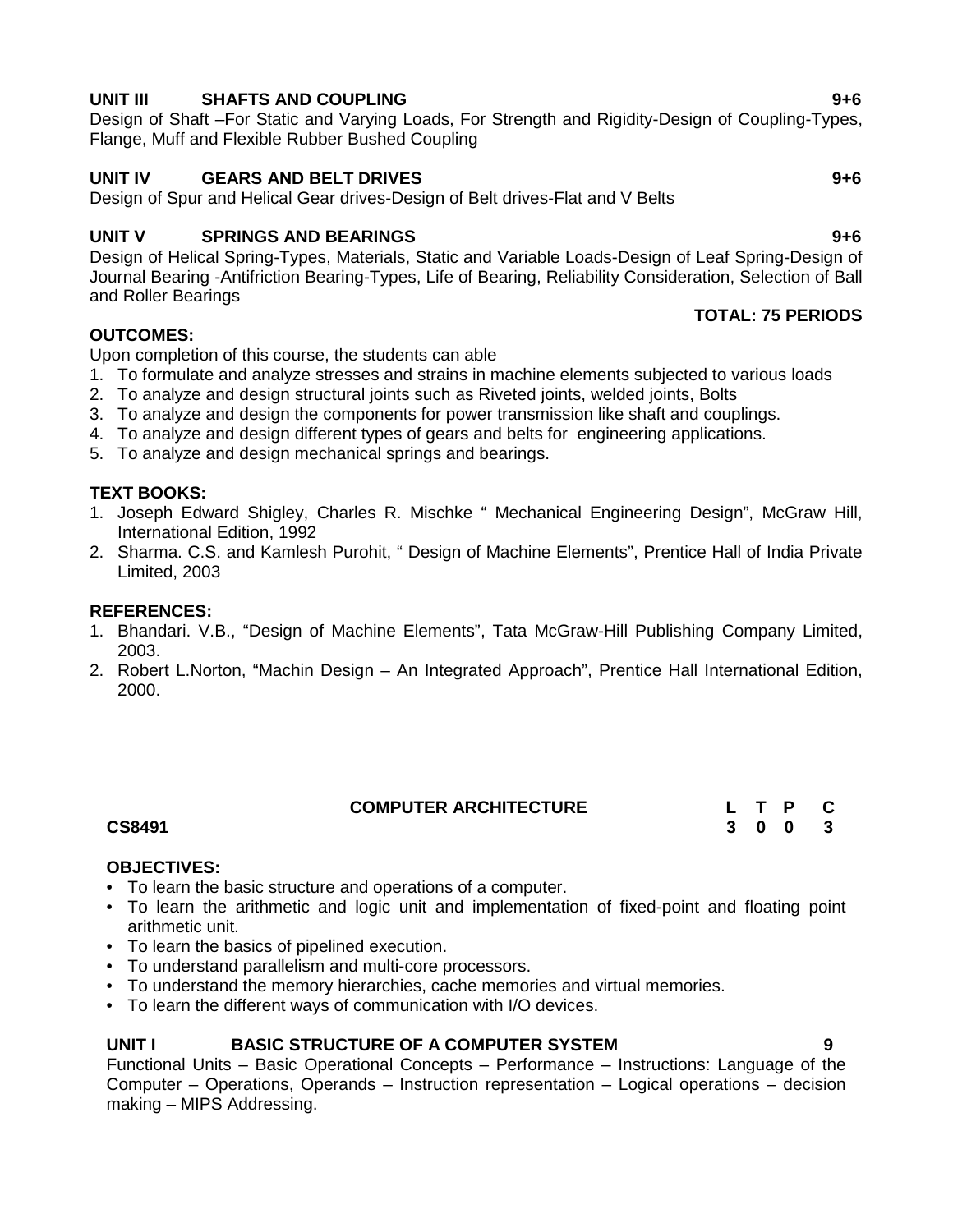**UNIT III SHAFTS AND COUPLING 9+6**

Design of Shaft –For Static and Varying Loads, For Strength and Rigidity-Design of Coupling-Types, Flange, Muff and Flexible Rubber Bushed Coupling

**UNIT IV GEARS AND BELT DRIVES 9+6**

Design of Spur and Helical Gear drives-Design of Belt drives-Flat and V Belts

**UNIT V SPRINGS AND BEARINGS 9+6**

Design of Helical Spring-Types, Materials, Static and Variable Loads-Design of Leaf Spring-Design of Journal Bearing -Antifriction Bearing-Types, Life of Bearing, Reliability Consideration, Selection of Ball and Roller Bearings

**TOTAL: 75 PERIODS**

**OUTCOMES:**

Upon completion of this course, the students can able

1. To formulate and analyze stresses and strains in machine elements subjected to various loads
2. To analyze and design structural joints such as Riveted joints, welded joints, Bolts
3. To analyze and design the components for power transmission like shaft and couplings.
4. To analyze and design different types of gears and belts for engineering applications.
5. To analyze and design mechanical springs and bearings.

**TEXT BOOKS:**

1. Joseph Edward Shigley, Charles R. Mischke " Mechanical Engineering Design", McGraw Hill, International Edition, 1992
2. Sharma. C.S. and Kamlesh Purohit, " Design of Machine Elements", Prentice Hall of India Private Limited, 2003

**REFERENCES:**

1. Bhandari. V.B., "Design of Machine Elements", Tata McGraw-Hill Publishing Company Limited, 2003.
2. Robert L.Norton, "Machin Design – An Integrated Approach", Prentice Hall International Edition, 2000.

| CS8491 | COMPUTER ARCHITECTURE | L | T | P | C |
|---|---|---|---|---|---|
| | | 3 | 0 | 0 | 3 |

**OBJECTIVES:**

- To learn the basic structure and operations of a computer.
- To learn the arithmetic and logic unit and implementation of fixed-point and floating point arithmetic unit.
- To learn the basics of pipelined execution.
- To understand parallelism and multi-core processors.
- To understand the memory hierarchies, cache memories and virtual memories.
- To learn the different ways of communication with I/O devices.

**UNIT I BASIC STRUCTURE OF A COMPUTER SYSTEM 9**

Functional Units – Basic Operational Concepts – Performance – Instructions: Language of the Computer – Operations, Operands – Instruction representation – Logical operations – decision making – MIPS Addressing.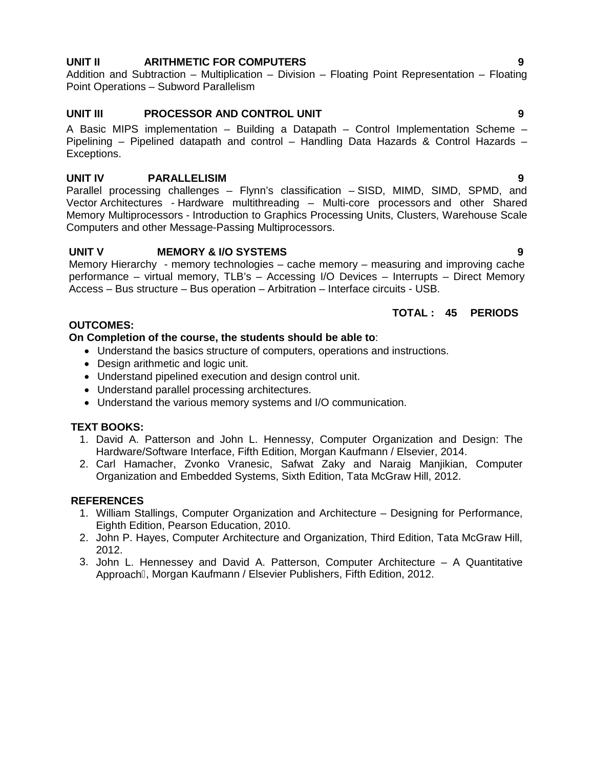**UNIT II ARITHMETIC FOR COMPUTERS 9**

Addition and Subtraction – Multiplication – Division – Floating Point Representation – Floating Point Operations – Subword Parallelism

**UNIT III PROCESSOR AND CONTROL UNIT 9**

A Basic MIPS implementation – Building a Datapath – Control Implementation Scheme – Pipelining – Pipelined datapath and control – Handling Data Hazards & Control Hazards – Exceptions.

**UNIT IV PARALLELISIM 9**

Parallel processing challenges – Flynn's classification – SISD, MIMD, SIMD, SPMD, and Vector Architectures - Hardware multithreading – Multi-core processors and other Shared Memory Multiprocessors - Introduction to Graphics Processing Units, Clusters, Warehouse Scale Computers and other Message-Passing Multiprocessors.

**UNIT V MEMORY & I/O SYSTEMS 9**

Memory Hierarchy - memory technologies – cache memory – measuring and improving cache performance – virtual memory, TLB's – Accessing I/O Devices – Interrupts – Direct Memory Access – Bus structure – Bus operation – Arbitration – Interface circuits - USB.

**TOTAL : 45 PERIODS**

**OUTCOMES:**

**On Completion of the course, the students should be able to**:

- Understand the basics structure of computers, operations and instructions.
- Design arithmetic and logic unit.
- Understand pipelined execution and design control unit.
- Understand parallel processing architectures.
- Understand the various memory systems and I/O communication.

**TEXT BOOKS:**

1. David A. Patterson and John L. Hennessy, Computer Organization and Design: The Hardware/Software Interface, Fifth Edition, Morgan Kaufmann / Elsevier, 2014.
2. Carl Hamacher, Zvonko Vranesic, Safwat Zaky and Naraig Manjikian, Computer Organization and Embedded Systems, Sixth Edition, Tata McGraw Hill, 2012.

**REFERENCES**

1. William Stallings, Computer Organization and Architecture – Designing for Performance, Eighth Edition, Pearson Education, 2010.
2. John P. Hayes, Computer Architecture and Organization, Third Edition, Tata McGraw Hill, 2012.
3. John L. Hennessey and David A. Patterson, Computer Architecture – A Quantitative Approach, Morgan Kaufmann / Elsevier Publishers, Fifth Edition, 2012.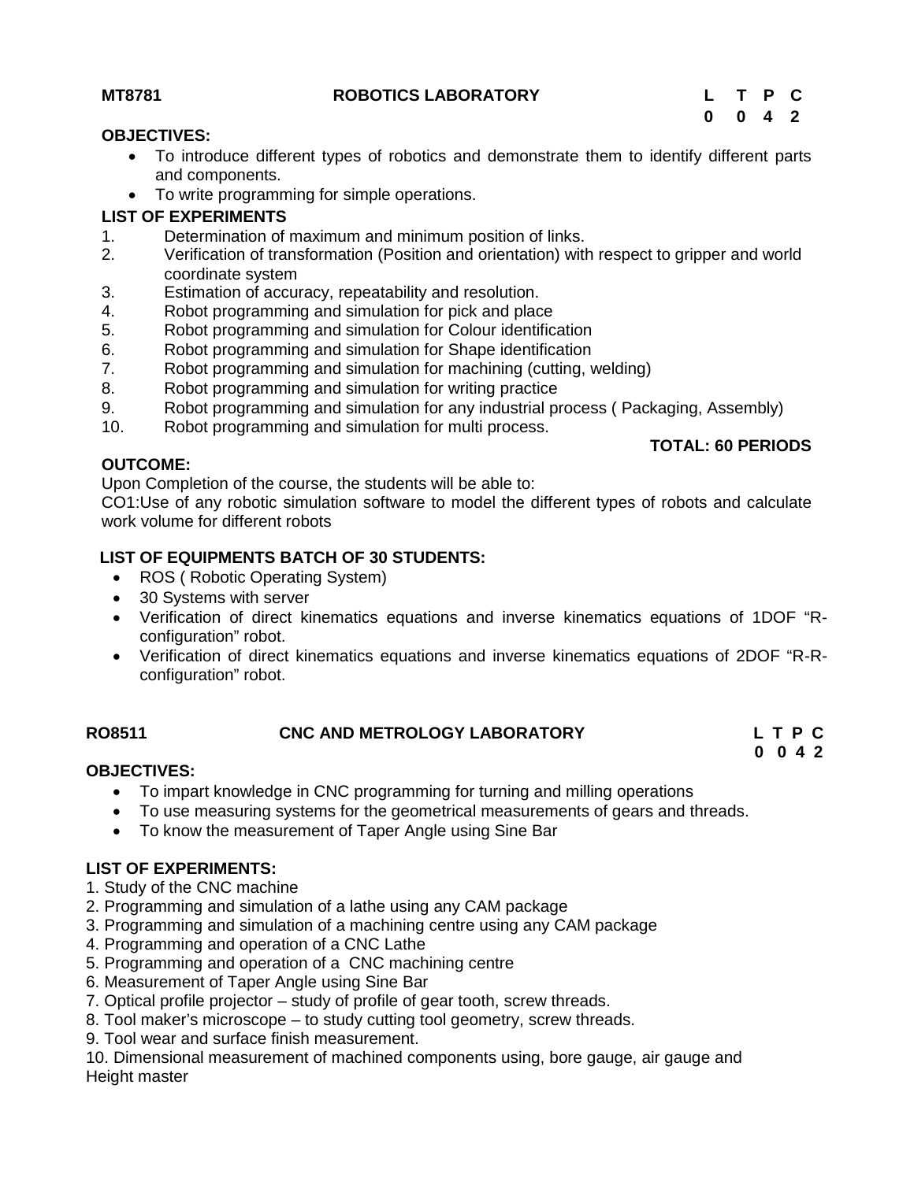**MT8781 ROBOTICS LABORATORY**

| L | T | P | C |
|---|---|---|---|
| 0 | 0 | 4 | 2 |

**OBJECTIVES:**

- To introduce different types of robotics and demonstrate them to identify different parts and components.
- To write programming for simple operations.

**LIST OF EXPERIMENTS**

1. Determination of maximum and minimum position of links.
2. Verification of transformation (Position and orientation) with respect to gripper and world coordinate system
3. Estimation of accuracy, repeatability and resolution.
4. Robot programming and simulation for pick and place
5. Robot programming and simulation for Colour identification
6. Robot programming and simulation for Shape identification
7. Robot programming and simulation for machining (cutting, welding)
8. Robot programming and simulation for writing practice
9. Robot programming and simulation for any industrial process ( Packaging, Assembly)
10. Robot programming and simulation for multi process.

**TOTAL: 60 PERIODS**

**OUTCOME:**

Upon Completion of the course, the students will be able to:

CO1:Use of any robotic simulation software to model the different types of robots and calculate work volume for different robots

**LIST OF EQUIPMENTS BATCH OF 30 STUDENTS:**

- ROS ( Robotic Operating System)
- 30 Systems with server
- Verification of direct kinematics equations and inverse kinematics equations of 1DOF "R-configuration" robot.
- Verification of direct kinematics equations and inverse kinematics equations of 2DOF "R-R-configuration" robot.

**RO8511 CNC AND METROLOGY LABORATORY**

| L | T | P | C |
|---|---|---|---|
| 0 | 0 | 4 | 2 |

**OBJECTIVES:**

- To impart knowledge in CNC programming for turning and milling operations
- To use measuring systems for the geometrical measurements of gears and threads.
- To know the measurement of Taper Angle using Sine Bar

**LIST OF EXPERIMENTS:**

1. Study of the CNC machine
2. Programming and simulation of a lathe using any CAM package
3. Programming and simulation of a machining centre using any CAM package
4. Programming and operation of a CNC Lathe
5. Programming and operation of a CNC machining centre
6. Measurement of Taper Angle using Sine Bar
7. Optical profile projector – study of profile of gear tooth, screw threads.
8. Tool maker's microscope – to study cutting tool geometry, screw threads.
9. Tool wear and surface finish measurement.
10. Dimensional measurement of machined components using, bore gauge, air gauge and Height master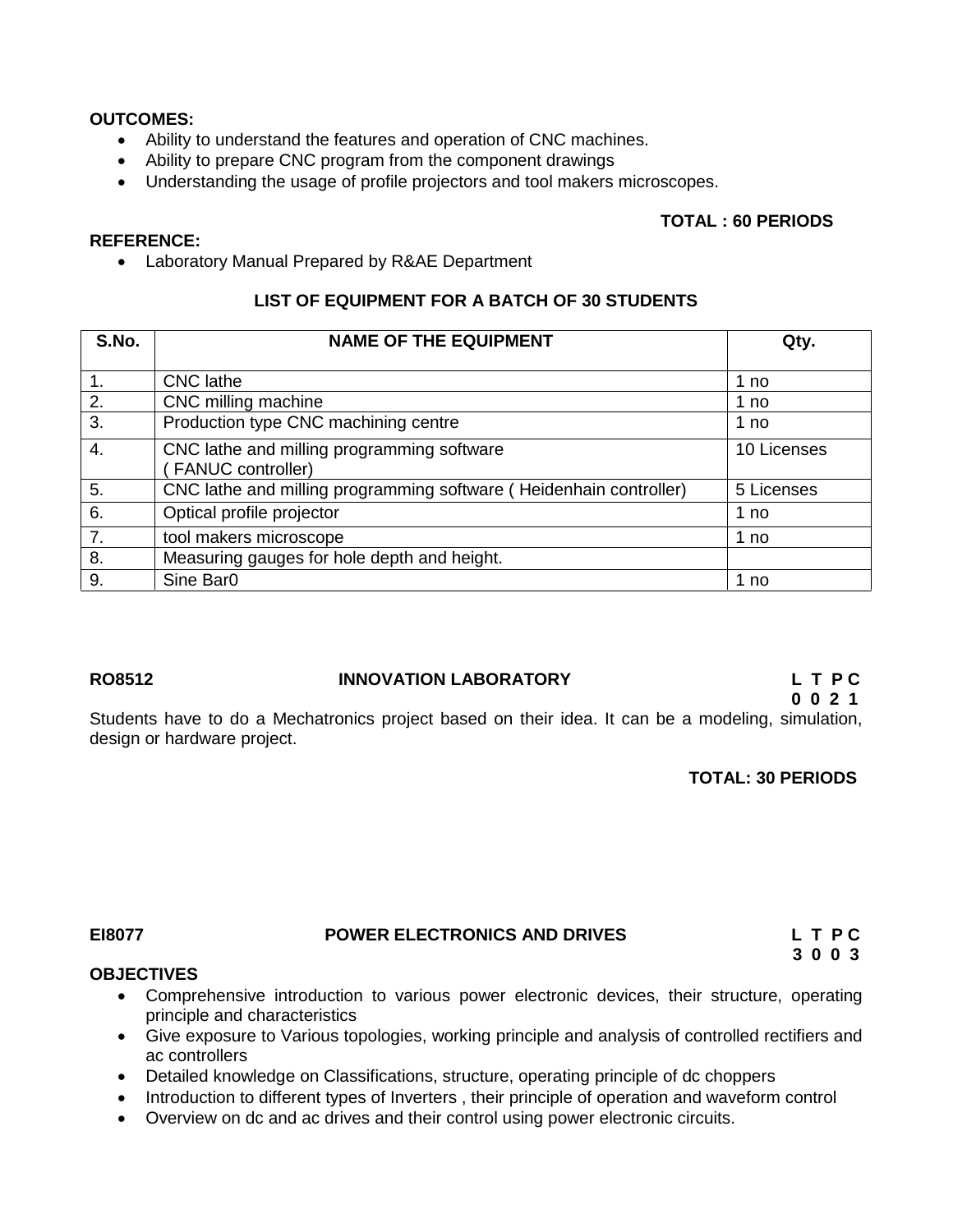**OUTCOMES:**

- Ability to understand the features and operation of CNC machines.
- Ability to prepare CNC program from the component drawings
- Understanding the usage of profile projectors and tool makers microscopes.

**TOTAL : 60 PERIODS**

**REFERENCE:**

- Laboratory Manual Prepared by R&AE Department

**LIST OF EQUIPMENT FOR A BATCH OF 30 STUDENTS**

| S.No. | NAME OF THE EQUIPMENT | Qty. |
|---|---|---|
| 1. | CNC lathe | 1 no |
| 2. | CNC milling machine | 1 no |
| 3. | Production type CNC machining centre | 1 no |
| 4. | CNC lathe and milling programming software ( FANUC controller) | 10 Licenses |
| 5. | CNC lathe and milling programming software ( Heidenhain controller) | 5 Licenses |
| 6. | Optical profile projector | 1 no |
| 7. | tool makers microscope | 1 no |
| 8. | Measuring gauges for hole depth and height. | |
| 9. | Sine Bar0 | 1 no |

**RO8512 INNOVATION LABORATORY L T P C**
**0 0 2 1**

Students have to do a Mechatronics project based on their idea. It can be a modeling, simulation, design or hardware project.

**TOTAL: 30 PERIODS**

**EI8077 POWER ELECTRONICS AND DRIVES L T P C**
**3 0 0 3**

**OBJECTIVES**

- Comprehensive introduction to various power electronic devices, their structure, operating principle and characteristics
- Give exposure to Various topologies, working principle and analysis of controlled rectifiers and ac controllers
- Detailed knowledge on Classifications, structure, operating principle of dc choppers
- Introduction to different types of Inverters , their principle of operation and waveform control
- Overview on dc and ac drives and their control using power electronic circuits.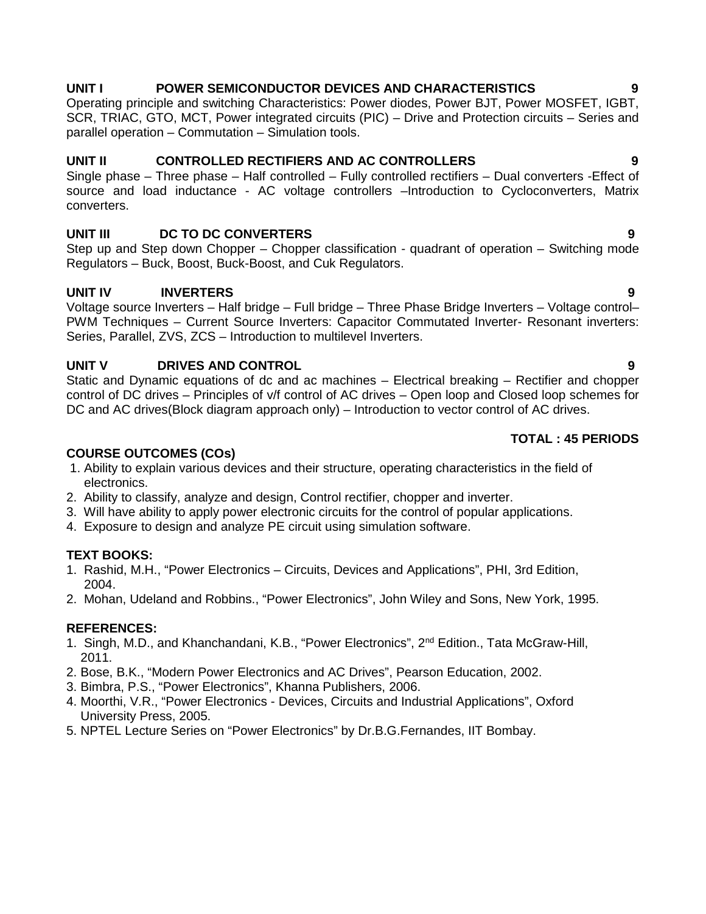**UNIT I POWER SEMICONDUCTOR DEVICES AND CHARACTERISTICS 9**

Operating principle and switching Characteristics: Power diodes, Power BJT, Power MOSFET, IGBT, SCR, TRIAC, GTO, MCT, Power integrated circuits (PIC) – Drive and Protection circuits – Series and parallel operation – Commutation – Simulation tools.

**UNIT II CONTROLLED RECTIFIERS AND AC CONTROLLERS 9**

Single phase – Three phase – Half controlled – Fully controlled rectifiers – Dual converters -Effect of source and load inductance - AC voltage controllers –Introduction to Cycloconverters, Matrix converters.

**UNIT III DC TO DC CONVERTERS 9**

Step up and Step down Chopper – Chopper classification - quadrant of operation – Switching mode Regulators – Buck, Boost, Buck-Boost, and Cuk Regulators.

**UNIT IV INVERTERS 9**

Voltage source Inverters – Half bridge – Full bridge – Three Phase Bridge Inverters – Voltage control– PWM Techniques – Current Source Inverters: Capacitor Commutated Inverter- Resonant inverters: Series, Parallel, ZVS, ZCS – Introduction to multilevel Inverters.

**UNIT V DRIVES AND CONTROL 9**

Static and Dynamic equations of dc and ac machines – Electrical breaking – Rectifier and chopper control of DC drives – Principles of v/f control of AC drives – Open loop and Closed loop schemes for DC and AC drives(Block diagram approach only) – Introduction to vector control of AC drives.

**TOTAL : 45 PERIODS**

**COURSE OUTCOMES (COs)**

1. Ability to explain various devices and their structure, operating characteristics in the field of electronics.
2. Ability to classify, analyze and design, Control rectifier, chopper and inverter.
3. Will have ability to apply power electronic circuits for the control of popular applications.
4. Exposure to design and analyze PE circuit using simulation software.

**TEXT BOOKS:**

1. Rashid, M.H., "Power Electronics – Circuits, Devices and Applications", PHI, 3rd Edition, 2004.
2. Mohan, Udeland and Robbins., "Power Electronics", John Wiley and Sons, New York, 1995.

**REFERENCES:**

1. Singh, M.D., and Khanchandani, K.B., "Power Electronics", 2nd Edition., Tata McGraw-Hill, 2011.
2. Bose, B.K., "Modern Power Electronics and AC Drives", Pearson Education, 2002.
3. Bimbra, P.S., "Power Electronics", Khanna Publishers, 2006.
4. Moorthi, V.R., "Power Electronics - Devices, Circuits and Industrial Applications", Oxford University Press, 2005.
5. NPTEL Lecture Series on "Power Electronics" by Dr.B.G.Fernandes, IIT Bombay.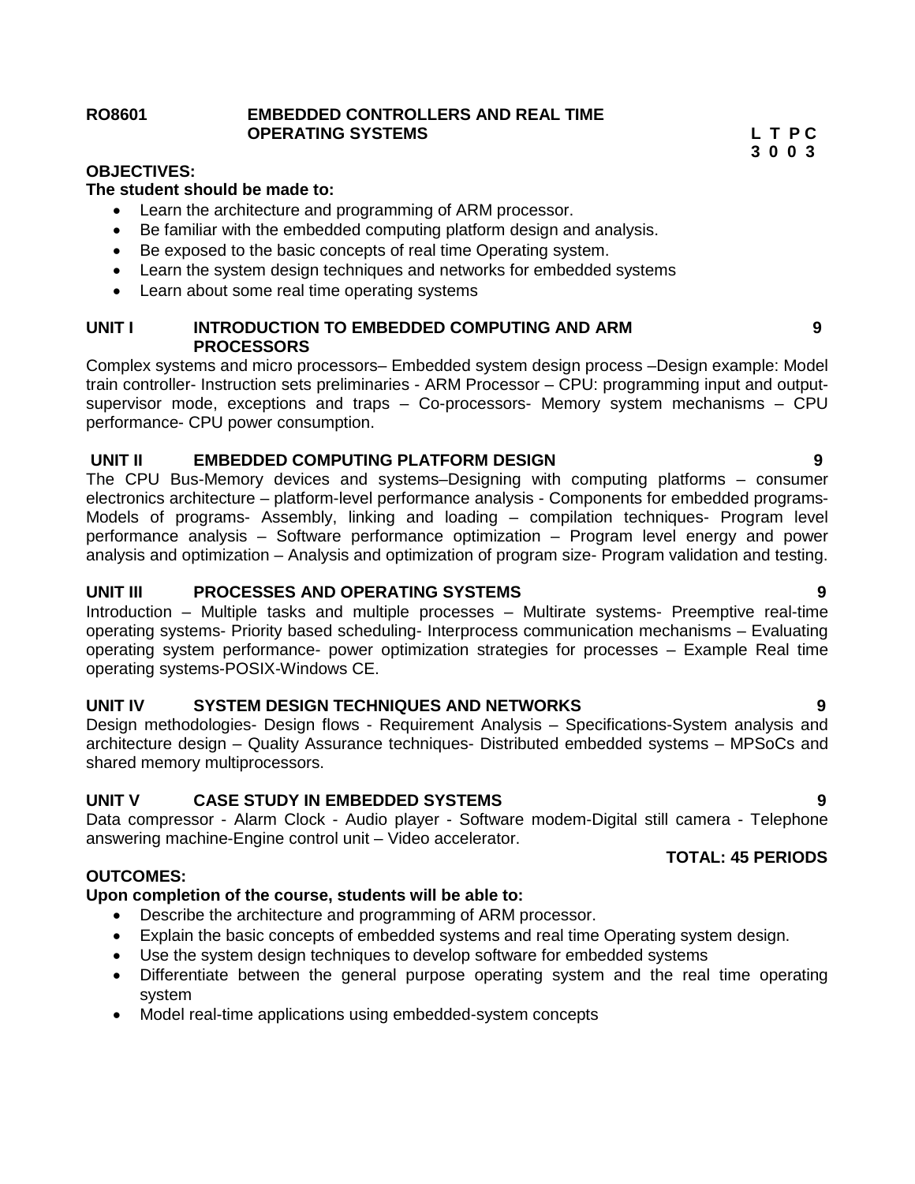**RO8601 EMBEDDED CONTROLLERS AND REAL TIME OPERATING SYSTEMS** **L T P C 3 0 0 3**

**OBJECTIVES:**

**The student should be made to:**

- Learn the architecture and programming of ARM processor.
- Be familiar with the embedded computing platform design and analysis.
- Be exposed to the basic concepts of real time Operating system.
- Learn the system design techniques and networks for embedded systems
- Learn about some real time operating systems

**UNIT I INTRODUCTION TO EMBEDDED COMPUTING AND ARM PROCESSORS 9**

Complex systems and micro processors– Embedded system design process –Design example: Model train controller- Instruction sets preliminaries - ARM Processor – CPU: programming input and output- supervisor mode, exceptions and traps – Co-processors- Memory system mechanisms – CPU performance- CPU power consumption.

**UNIT II EMBEDDED COMPUTING PLATFORM DESIGN 9**

The CPU Bus-Memory devices and systems–Designing with computing platforms – consumer electronics architecture – platform-level performance analysis - Components for embedded programs- Models of programs- Assembly, linking and loading – compilation techniques- Program level performance analysis – Software performance optimization – Program level energy and power analysis and optimization – Analysis and optimization of program size- Program validation and testing.

**UNIT III PROCESSES AND OPERATING SYSTEMS 9**

Introduction – Multiple tasks and multiple processes – Multirate systems- Preemptive real-time operating systems- Priority based scheduling- Interprocess communication mechanisms – Evaluating operating system performance- power optimization strategies for processes – Example Real time operating systems-POSIX-Windows CE.

**UNIT IV SYSTEM DESIGN TECHNIQUES AND NETWORKS 9**

Design methodologies- Design flows - Requirement Analysis – Specifications-System analysis and architecture design – Quality Assurance techniques- Distributed embedded systems – MPSoCs and shared memory multiprocessors.

**UNIT V CASE STUDY IN EMBEDDED SYSTEMS 9**

Data compressor - Alarm Clock - Audio player - Software modem-Digital still camera - Telephone answering machine-Engine control unit – Video accelerator.

**TOTAL: 45 PERIODS**

**OUTCOMES:**

**Upon completion of the course, students will be able to:**

- Describe the architecture and programming of ARM processor.
- Explain the basic concepts of embedded systems and real time Operating system design.
- Use the system design techniques to develop software for embedded systems
- Differentiate between the general purpose operating system and the real time operating system
- Model real-time applications using embedded-system concepts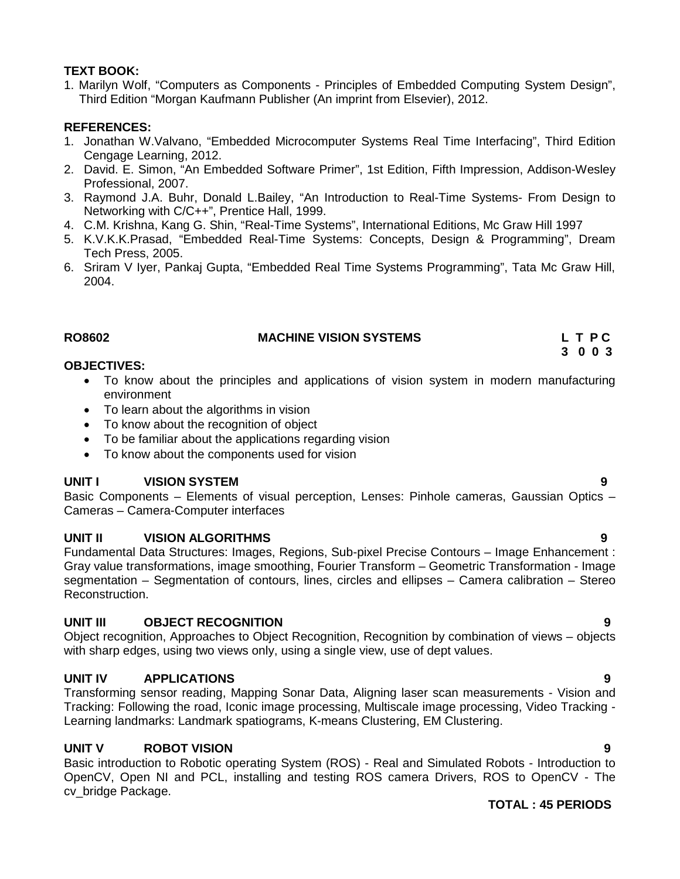**TEXT BOOK:**

1. Marilyn Wolf, "Computers as Components - Principles of Embedded Computing System Design", Third Edition "Morgan Kaufmann Publisher (An imprint from Elsevier), 2012.

**REFERENCES:**

1. Jonathan W.Valvano, "Embedded Microcomputer Systems Real Time Interfacing", Third Edition Cengage Learning, 2012.
2. David. E. Simon, "An Embedded Software Primer", 1st Edition, Fifth Impression, Addison-Wesley Professional, 2007.
3. Raymond J.A. Buhr, Donald L.Bailey, "An Introduction to Real-Time Systems- From Design to Networking with C/C++", Prentice Hall, 1999.
4. C.M. Krishna, Kang G. Shin, "Real-Time Systems", International Editions, Mc Graw Hill 1997
5. K.V.K.K.Prasad, "Embedded Real-Time Systems: Concepts, Design & Programming", Dream Tech Press, 2005.
6. Sriram V Iyer, Pankaj Gupta, "Embedded Real Time Systems Programming", Tata Mc Graw Hill, 2004.

| **RO8602** | **MACHINE VISION SYSTEMS** | **L T P C** |
|---|---|---|
| | | **3 0 0 3** |

**OBJECTIVES:**

- To know about the principles and applications of vision system in modern manufacturing environment
- To learn about the algorithms in vision
- To know about the recognition of object
- To be familiar about the applications regarding vision
- To know about the components used for vision

**UNIT I VISION SYSTEM 9**

Basic Components – Elements of visual perception, Lenses: Pinhole cameras, Gaussian Optics – Cameras – Camera-Computer interfaces

**UNIT II VISION ALGORITHMS 9**

Fundamental Data Structures: Images, Regions, Sub-pixel Precise Contours – Image Enhancement : Gray value transformations, image smoothing, Fourier Transform – Geometric Transformation - Image segmentation – Segmentation of contours, lines, circles and ellipses – Camera calibration – Stereo Reconstruction.

**UNIT III OBJECT RECOGNITION 9**

Object recognition, Approaches to Object Recognition, Recognition by combination of views – objects with sharp edges, using two views only, using a single view, use of dept values.

**UNIT IV APPLICATIONS 9**

Transforming sensor reading, Mapping Sonar Data, Aligning laser scan measurements - Vision and Tracking: Following the road, Iconic image processing, Multiscale image processing, Video Tracking - Learning landmarks: Landmark spatiograms, K-means Clustering, EM Clustering.

**UNIT V ROBOT VISION 9**

Basic introduction to Robotic operating System (ROS) - Real and Simulated Robots - Introduction to OpenCV, Open NI and PCL, installing and testing ROS camera Drivers, ROS to OpenCV - The cv_bridge Package.

**TOTAL : 45 PERIODS**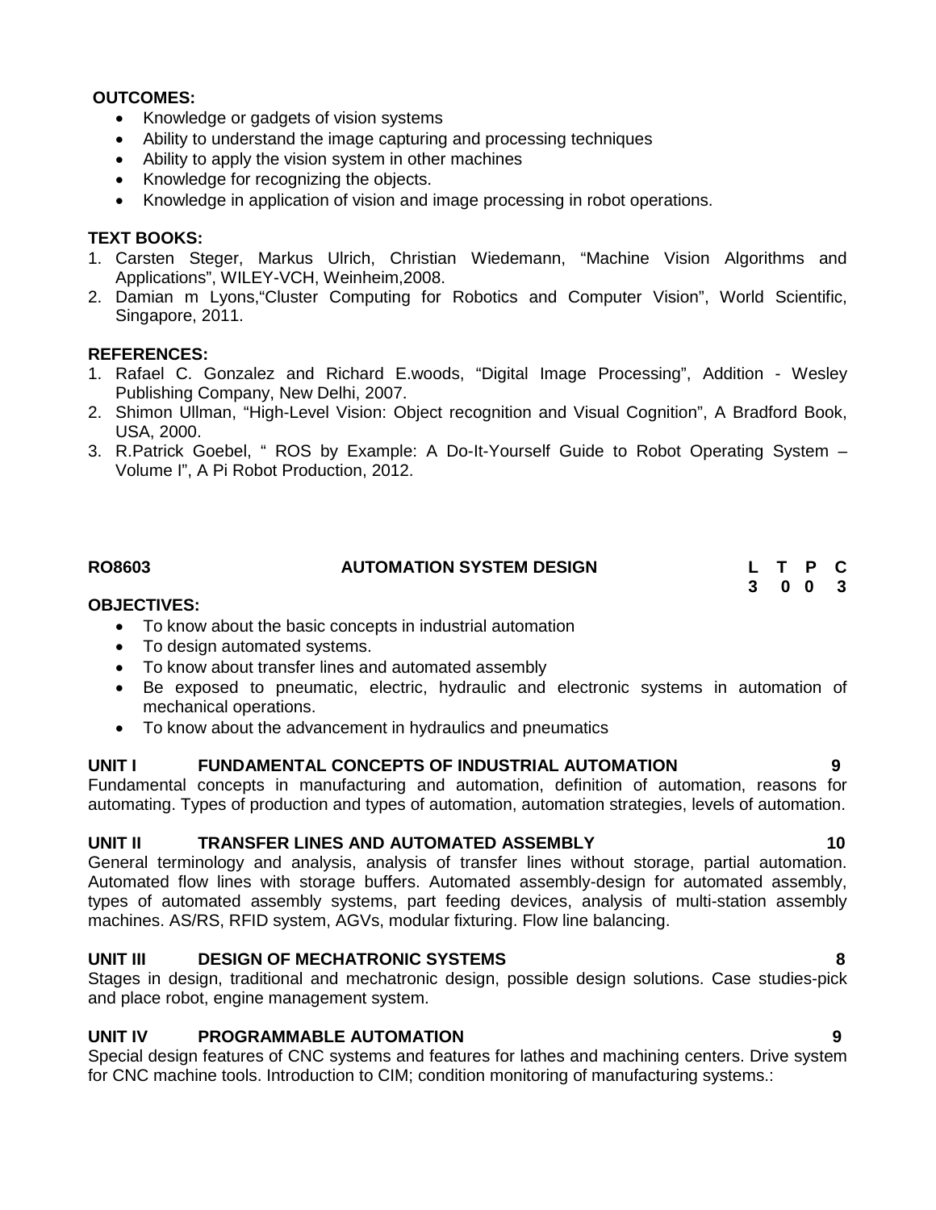**OUTCOMES:**

- Knowledge or gadgets of vision systems
- Ability to understand the image capturing and processing techniques
- Ability to apply the vision system in other machines
- Knowledge for recognizing the objects.
- Knowledge in application of vision and image processing in robot operations.

**TEXT BOOKS:**

1. Carsten Steger, Markus Ulrich, Christian Wiedemann, "Machine Vision Algorithms and Applications", WILEY-VCH, Weinheim,2008.
2. Damian m Lyons,"Cluster Computing for Robotics and Computer Vision", World Scientific, Singapore, 2011.

**REFERENCES:**

1. Rafael C. Gonzalez and Richard E.woods, "Digital Image Processing", Addition - Wesley Publishing Company, New Delhi, 2007.
2. Shimon Ullman, "High-Level Vision: Object recognition and Visual Cognition", A Bradford Book, USA, 2000.
3. R.Patrick Goebel, " ROS by Example: A Do-It-Yourself Guide to Robot Operating System – Volume I", A Pi Robot Production, 2012.

## RO8603 AUTOMATION SYSTEM DESIGN

| L | T | P | C |
|---|---|---|---|
| 3 | 0 | 0 | 3 |

**OBJECTIVES:**

- To know about the basic concepts in industrial automation
- To design automated systems.
- To know about transfer lines and automated assembly
- Be exposed to pneumatic, electric, hydraulic and electronic systems in automation of mechanical operations.
- To know about the advancement in hydraulics and pneumatics

**UNIT I FUNDAMENTAL CONCEPTS OF INDUSTRIAL AUTOMATION 9**

Fundamental concepts in manufacturing and automation, definition of automation, reasons for automating. Types of production and types of automation, automation strategies, levels of automation.

**UNIT II TRANSFER LINES AND AUTOMATED ASSEMBLY 10**

General terminology and analysis, analysis of transfer lines without storage, partial automation. Automated flow lines with storage buffers. Automated assembly-design for automated assembly, types of automated assembly systems, part feeding devices, analysis of multi-station assembly machines. AS/RS, RFID system, AGVs, modular fixturing. Flow line balancing.

**UNIT III DESIGN OF MECHATRONIC SYSTEMS 8**

Stages in design, traditional and mechatronic design, possible design solutions. Case studies-pick and place robot, engine management system.

**UNIT IV PROGRAMMABLE AUTOMATION 9**

Special design features of CNC systems and features for lathes and machining centers. Drive system for CNC machine tools. Introduction to CIM; condition monitoring of manufacturing systems.: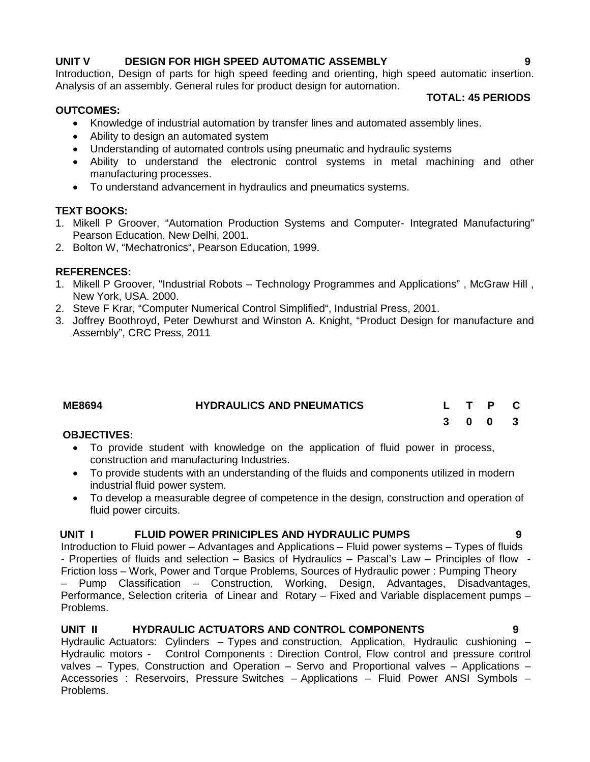**UNIT V DESIGN FOR HIGH SPEED AUTOMATIC ASSEMBLY 9**

Introduction, Design of parts for high speed feeding and orienting, high speed automatic insertion. Analysis of an assembly. General rules for product design for automation.

**TOTAL: 45 PERIODS**

**OUTCOMES:**

- Knowledge of industrial automation by transfer lines and automated assembly lines.
- Ability to design an automated system
- Understanding of automated controls using pneumatic and hydraulic systems
- Ability to understand the electronic control systems in metal machining and other manufacturing processes.
- To understand advancement in hydraulics and pneumatics systems.

**TEXT BOOKS:**

1. Mikell P Groover, "Automation Production Systems and Computer- Integrated Manufacturing" Pearson Education, New Delhi, 2001.
2. Bolton W, "Mechatronics", Pearson Education, 1999.

**REFERENCES:**

1. Mikell P Groover, "Industrial Robots – Technology Programmes and Applications" , McGraw Hill , New York, USA. 2000.
2. Steve F Krar, "Computer Numerical Control Simplified", Industrial Press, 2001.
3. Joffrey Boothroyd, Peter Dewhurst and Winston A. Knight, "Product Design for manufacture and Assembly", CRC Press, 2011

| ME8694 | HYDRAULICS AND PNEUMATICS | L | T | P | C |
|---|---|---|---|---|---|
| | | 3 | 0 | 0 | 3 |

**OBJECTIVES:**

- To provide student with knowledge on the application of fluid power in process, construction and manufacturing Industries.
- To provide students with an understanding of the fluids and components utilized in modern industrial fluid power system.
- To develop a measurable degree of competence in the design, construction and operation of fluid power circuits.

**UNIT I FLUID POWER PRINICIPLES AND HYDRAULIC PUMPS 9**

Introduction to Fluid power – Advantages and Applications – Fluid power systems – Types of fluids - Properties of fluids and selection – Basics of Hydraulics – Pascal's Law – Principles of flow - Friction loss – Work, Power and Torque Problems, Sources of Hydraulic power : Pumping Theory – Pump Classification – Construction, Working, Design, Advantages, Disadvantages, Performance, Selection criteria of Linear and Rotary – Fixed and Variable displacement pumps – Problems.

**UNIT II HYDRAULIC ACTUATORS AND CONTROL COMPONENTS 9**

Hydraulic Actuators: Cylinders – Types and construction, Application, Hydraulic cushioning – Hydraulic motors - Control Components : Direction Control, Flow control and pressure control valves – Types, Construction and Operation – Servo and Proportional valves – Applications – Accessories : Reservoirs, Pressure Switches – Applications – Fluid Power ANSI Symbols – Problems.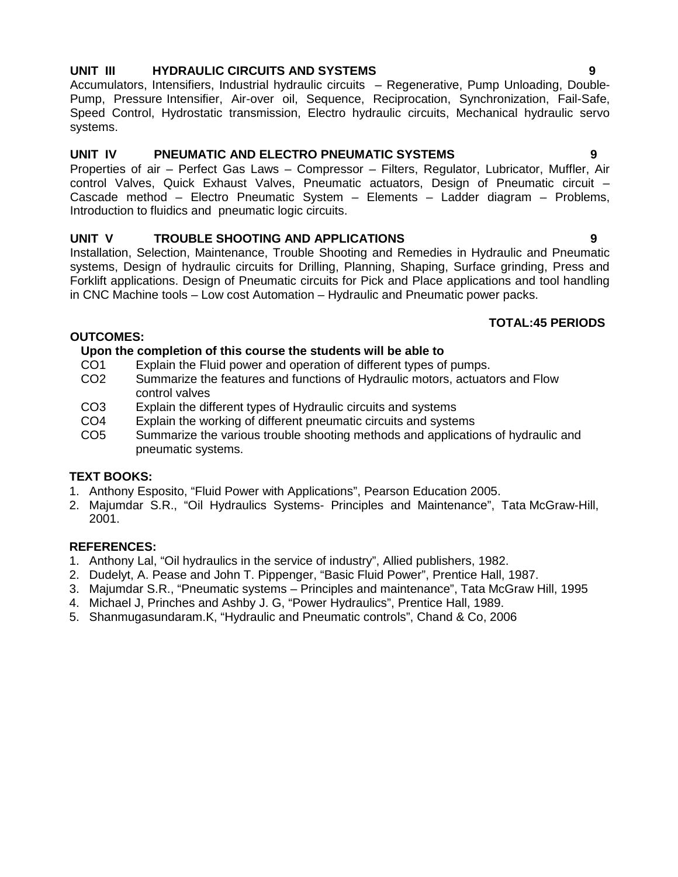**UNIT III HYDRAULIC CIRCUITS AND SYSTEMS 9**

Accumulators, Intensifiers, Industrial hydraulic circuits – Regenerative, Pump Unloading, Double-Pump, Pressure Intensifier, Air-over oil, Sequence, Reciprocation, Synchronization, Fail-Safe, Speed Control, Hydrostatic transmission, Electro hydraulic circuits, Mechanical hydraulic servo systems.

**UNIT IV PNEUMATIC AND ELECTRO PNEUMATIC SYSTEMS 9**

Properties of air – Perfect Gas Laws – Compressor – Filters, Regulator, Lubricator, Muffler, Air control Valves, Quick Exhaust Valves, Pneumatic actuators, Design of Pneumatic circuit – Cascade method – Electro Pneumatic System – Elements – Ladder diagram – Problems, Introduction to fluidics and pneumatic logic circuits.

**UNIT V TROUBLE SHOOTING AND APPLICATIONS 9**

Installation, Selection, Maintenance, Trouble Shooting and Remedies in Hydraulic and Pneumatic systems, Design of hydraulic circuits for Drilling, Planning, Shaping, Surface grinding, Press and Forklift applications. Design of Pneumatic circuits for Pick and Place applications and tool handling in CNC Machine tools – Low cost Automation – Hydraulic and Pneumatic power packs.

**TOTAL:45 PERIODS**

**OUTCOMES:**

**Upon the completion of this course the students will be able to**

- CO1 Explain the Fluid power and operation of different types of pumps.
- CO2 Summarize the features and functions of Hydraulic motors, actuators and Flow control valves
- CO3 Explain the different types of Hydraulic circuits and systems
- CO4 Explain the working of different pneumatic circuits and systems
- CO5 Summarize the various trouble shooting methods and applications of hydraulic and pneumatic systems.

**TEXT BOOKS:**

1. Anthony Esposito, "Fluid Power with Applications", Pearson Education 2005.
2. Majumdar S.R., "Oil Hydraulics Systems- Principles and Maintenance", Tata McGraw-Hill, 2001.

**REFERENCES:**

1. Anthony Lal, "Oil hydraulics in the service of industry", Allied publishers, 1982.
2. Dudelyt, A. Pease and John T. Pippenger, "Basic Fluid Power", Prentice Hall, 1987.
3. Majumdar S.R., "Pneumatic systems – Principles and maintenance", Tata McGraw Hill, 1995
4. Michael J, Prinches and Ashby J. G, "Power Hydraulics", Prentice Hall, 1989.
5. Shanmugasundaram.K, "Hydraulic and Pneumatic controls", Chand & Co, 2006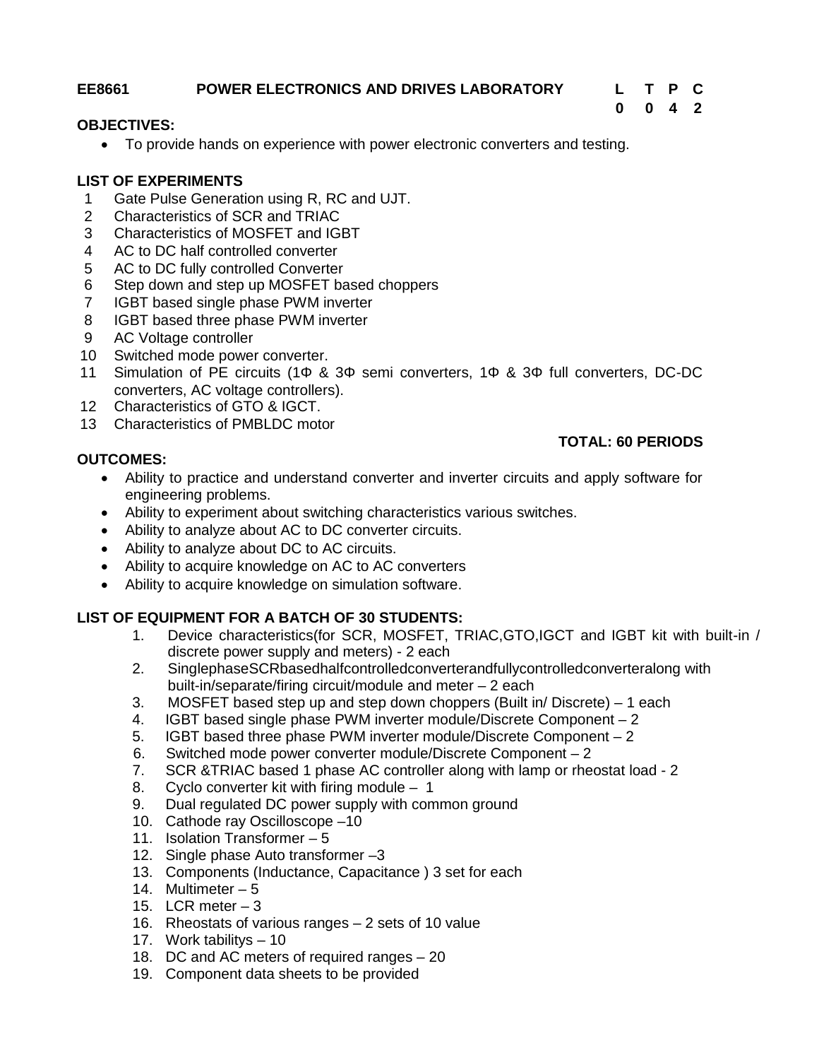**EE8661 POWER ELECTRONICS AND DRIVES LABORATORY**

| L | T | P | C |
|---|---|---|---|
| 0 | 0 | 4 | 2 |

**OBJECTIVES:**

- To provide hands on experience with power electronic converters and testing.

**LIST OF EXPERIMENTS**

1. Gate Pulse Generation using R, RC and UJT.
2. Characteristics of SCR and TRIAC
3. Characteristics of MOSFET and IGBT
4. AC to DC half controlled converter
5. AC to DC fully controlled Converter
6. Step down and step up MOSFET based choppers
7. IGBT based single phase PWM inverter
8. IGBT based three phase PWM inverter
9. AC Voltage controller
10. Switched mode power converter.
11. Simulation of PE circuits (1Φ & 3Φ semi converters, 1Φ & 3Φ full converters, DC-DC converters, AC voltage controllers).
12. Characteristics of GTO & IGCT.
13. Characteristics of PMBLDC motor

**TOTAL: 60 PERIODS**

**OUTCOMES:**

- Ability to practice and understand converter and inverter circuits and apply software for engineering problems.
- Ability to experiment about switching characteristics various switches.
- Ability to analyze about AC to DC converter circuits.
- Ability to analyze about DC to AC circuits.
- Ability to acquire knowledge on AC to AC converters
- Ability to acquire knowledge on simulation software.

**LIST OF EQUIPMENT FOR A BATCH OF 30 STUDENTS:**

1. Device characteristics(for SCR, MOSFET, TRIAC,GTO,IGCT and IGBT kit with built-in / discrete power supply and meters) - 2 each
2. SinglephaseSCRbasedhalfcontrolledconverterandfullycontrolledconverteralong with built-in/separate/firing circuit/module and meter – 2 each
3. MOSFET based step up and step down choppers (Built in/ Discrete) – 1 each
4. IGBT based single phase PWM inverter module/Discrete Component – 2
5. IGBT based three phase PWM inverter module/Discrete Component – 2
6. Switched mode power converter module/Discrete Component – 2
7. SCR &TRIAC based 1 phase AC controller along with lamp or rheostat load - 2
8. Cyclo converter kit with firing module – 1
9. Dual regulated DC power supply with common ground
10. Cathode ray Oscilloscope –10
11. Isolation Transformer – 5
12. Single phase Auto transformer –3
13. Components (Inductance, Capacitance ) 3 set for each
14. Multimeter – 5
15. LCR meter – 3
16. Rheostats of various ranges – 2 sets of 10 value
17. Work tabilitys – 10
18. DC and AC meters of required ranges – 20
19. Component data sheets to be provided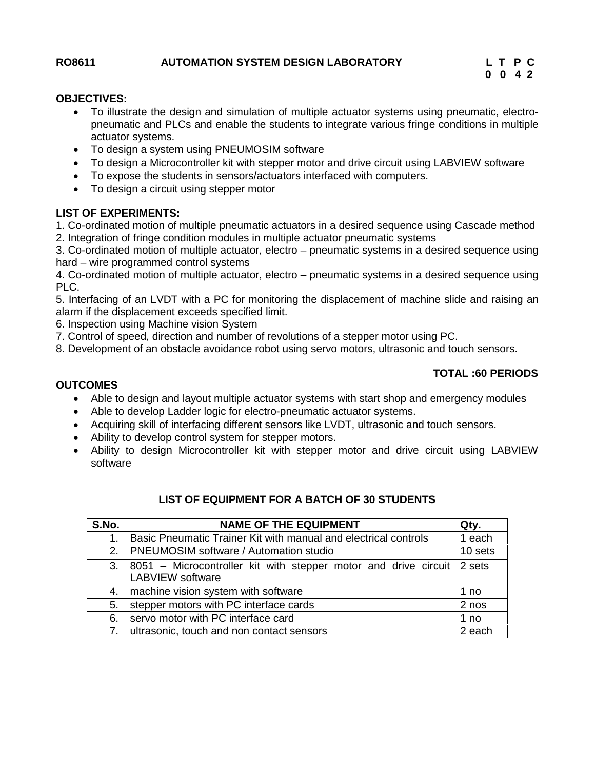**RO8611 AUTOMATION SYSTEM DESIGN LABORATORY**

**L T P C**
**0 0 4 2**

**OBJECTIVES:**

- To illustrate the design and simulation of multiple actuator systems using pneumatic, electro-pneumatic and PLCs and enable the students to integrate various fringe conditions in multiple actuator systems.
- To design a system using PNEUMOSIM software
- To design a Microcontroller kit with stepper motor and drive circuit using LABVIEW software
- To expose the students in sensors/actuators interfaced with computers.
- To design a circuit using stepper motor

**LIST OF EXPERIMENTS:**

1. Co-ordinated motion of multiple pneumatic actuators in a desired sequence using Cascade method
2. Integration of fringe condition modules in multiple actuator pneumatic systems
3. Co-ordinated motion of multiple actuator, electro – pneumatic systems in a desired sequence using hard – wire programmed control systems
4. Co-ordinated motion of multiple actuator, electro – pneumatic systems in a desired sequence using PLC.
5. Interfacing of an LVDT with a PC for monitoring the displacement of machine slide and raising an alarm if the displacement exceeds specified limit.
6. Inspection using Machine vision System
7. Control of speed, direction and number of revolutions of a stepper motor using PC.
8. Development of an obstacle avoidance robot using servo motors, ultrasonic and touch sensors.

**TOTAL :60 PERIODS**

**OUTCOMES**

- Able to design and layout multiple actuator systems with start shop and emergency modules
- Able to develop Ladder logic for electro-pneumatic actuator systems.
- Acquiring skill of interfacing different sensors like LVDT, ultrasonic and touch sensors.
- Ability to develop control system for stepper motors.
- Ability to design Microcontroller kit with stepper motor and drive circuit using LABVIEW software

**LIST OF EQUIPMENT FOR A BATCH OF 30 STUDENTS**

| S.No. | NAME OF THE EQUIPMENT | Qty. |
|---|---|---|
| 1. | Basic Pneumatic Trainer Kit with manual and electrical controls | 1 each |
| 2. | PNEUMOSIM software / Automation studio | 10 sets |
| 3. | 8051 – Microcontroller kit with stepper motor and drive circuit LABVIEW software | 2 sets |
| 4. | machine vision system with software | 1 no |
| 5. | stepper motors with PC interface cards | 2 nos |
| 6. | servo motor with PC interface card | 1 no |
| 7. | ultrasonic, touch and non contact sensors | 2 each |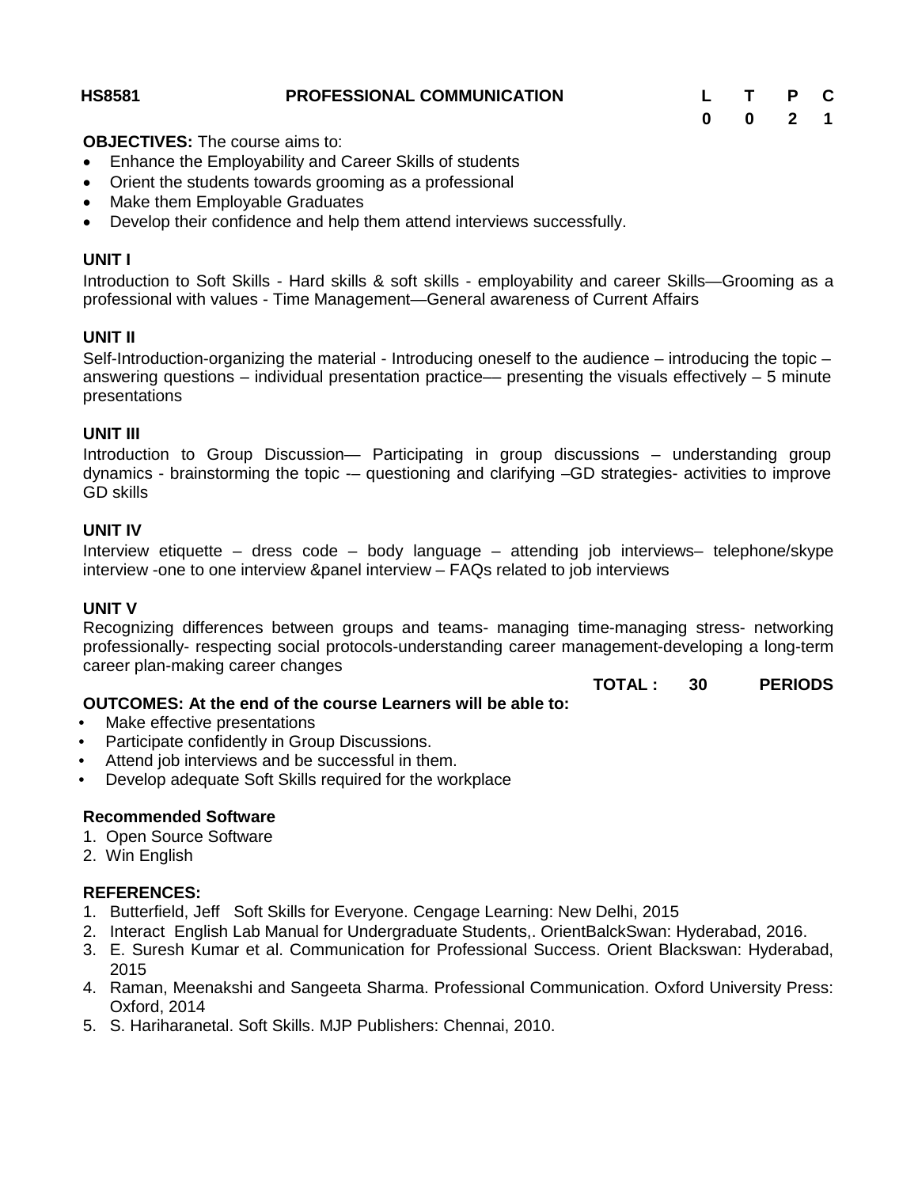| HS8581 | PROFESSIONAL COMMUNICATION | L | T | P | C |
|---|---|---|---|---|---|
| | | 0 | 0 | 2 | 1 |

**OBJECTIVES:** The course aims to:

- Enhance the Employability and Career Skills of students
- Orient the students towards grooming as a professional
- Make them Employable Graduates
- Develop their confidence and help them attend interviews successfully.

**UNIT I**

Introduction to Soft Skills - Hard skills & soft skills - employability and career Skills—Grooming as a professional with values - Time Management—General awareness of Current Affairs

**UNIT II**

Self-Introduction-organizing the material - Introducing oneself to the audience – introducing the topic – answering questions – individual presentation practice–– presenting the visuals effectively – 5 minute presentations

**UNIT III**

Introduction to Group Discussion— Participating in group discussions – understanding group dynamics - brainstorming the topic -– questioning and clarifying –GD strategies- activities to improve GD skills

**UNIT IV**

Interview etiquette – dress code – body language – attending job interviews– telephone/skype interview -one to one interview &panel interview – FAQs related to job interviews

**UNIT V**

Recognizing differences between groups and teams- managing time-managing stress- networking professionally- respecting social protocols-understanding career management-developing a long-term career plan-making career changes

**TOTAL : 30 PERIODS**

**OUTCOMES: At the end of the course Learners will be able to:**

- Make effective presentations
- Participate confidently in Group Discussions.
- Attend job interviews and be successful in them.
- Develop adequate Soft Skills required for the workplace

**Recommended Software**

1. Open Source Software
2. Win English

**REFERENCES:**

1. Butterfield, Jeff Soft Skills for Everyone. Cengage Learning: New Delhi, 2015
2. Interact English Lab Manual for Undergraduate Students,. OrientBalckSwan: Hyderabad, 2016.
3. E. Suresh Kumar et al. Communication for Professional Success. Orient Blackswan: Hyderabad, 2015
4. Raman, Meenakshi and Sangeeta Sharma. Professional Communication. Oxford University Press: Oxford, 2014
5. S. Hariharanetal. Soft Skills. MJP Publishers: Chennai, 2010.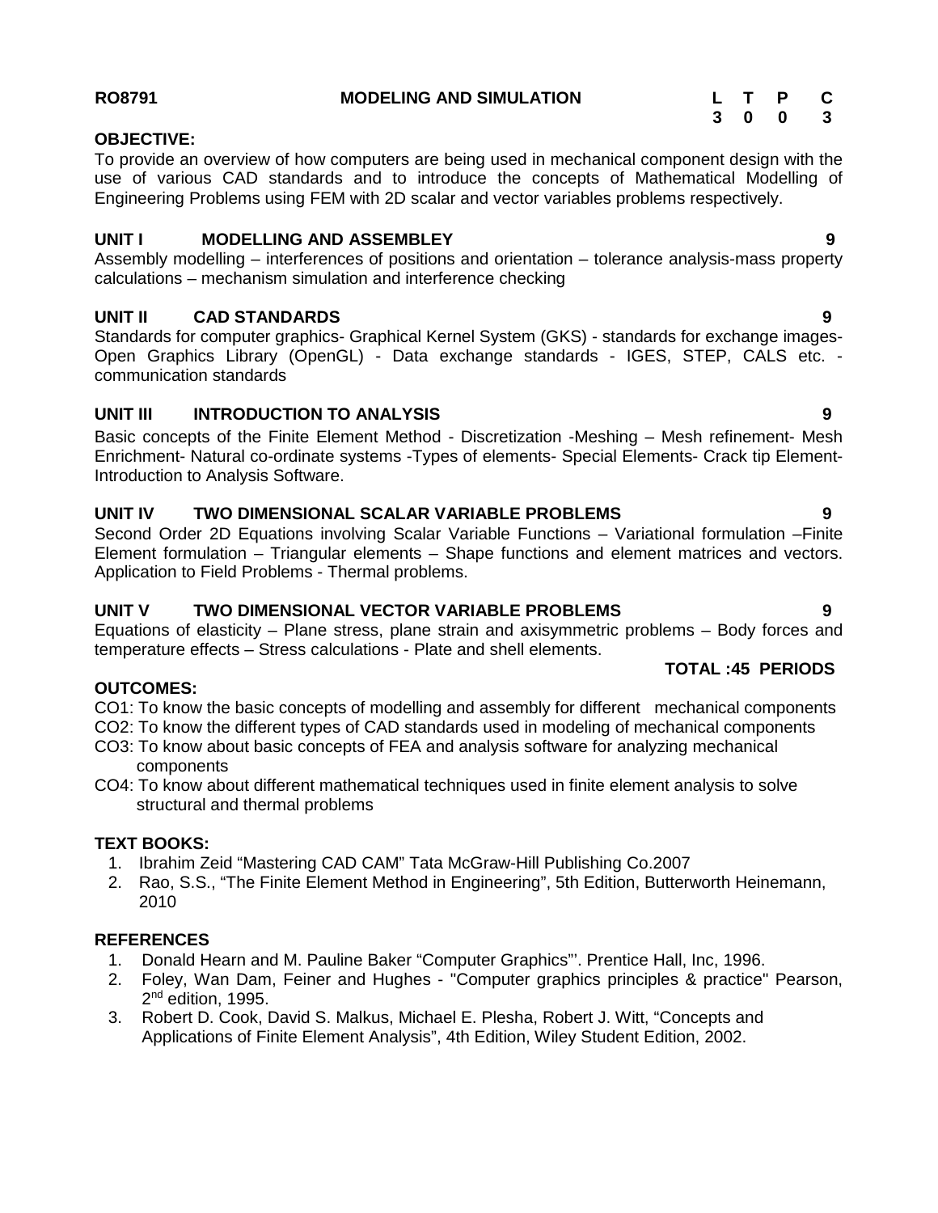**RO8791 MODELING AND SIMULATION**

| L | T | P | C |
|---|---|---|---|
| 3 | 0 | 0 | 3 |

**OBJECTIVE:**

To provide an overview of how computers are being used in mechanical component design with the use of various CAD standards and to introduce the concepts of Mathematical Modelling of Engineering Problems using FEM with 2D scalar and vector variables problems respectively.

**UNIT I MODELLING AND ASSEMBLEY 9**

Assembly modelling – interferences of positions and orientation – tolerance analysis-mass property calculations – mechanism simulation and interference checking

**UNIT II CAD STANDARDS 9**

Standards for computer graphics- Graphical Kernel System (GKS) - standards for exchange images- Open Graphics Library (OpenGL) - Data exchange standards - IGES, STEP, CALS etc. - communication standards

**UNIT III INTRODUCTION TO ANALYSIS 9**

Basic concepts of the Finite Element Method - Discretization -Meshing – Mesh refinement- Mesh Enrichment- Natural co-ordinate systems -Types of elements- Special Elements- Crack tip Element- Introduction to Analysis Software.

**UNIT IV TWO DIMENSIONAL SCALAR VARIABLE PROBLEMS 9**

Second Order 2D Equations involving Scalar Variable Functions – Variational formulation –Finite Element formulation – Triangular elements – Shape functions and element matrices and vectors. Application to Field Problems - Thermal problems.

**UNIT V TWO DIMENSIONAL VECTOR VARIABLE PROBLEMS 9**

Equations of elasticity – Plane stress, plane strain and axisymmetric problems – Body forces and temperature effects – Stress calculations - Plate and shell elements.

**TOTAL :45 PERIODS**

**OUTCOMES:**

CO1: To know the basic concepts of modelling and assembly for different mechanical components

CO2: To know the different types of CAD standards used in modeling of mechanical components

CO3: To know about basic concepts of FEA and analysis software for analyzing mechanical components

CO4: To know about different mathematical techniques used in finite element analysis to solve structural and thermal problems

**TEXT BOOKS:**

1. Ibrahim Zeid "Mastering CAD CAM" Tata McGraw-Hill Publishing Co.2007
2. Rao, S.S., "The Finite Element Method in Engineering", 5th Edition, Butterworth Heinemann, 2010

**REFERENCES**

1. Donald Hearn and M. Pauline Baker "Computer Graphics"'. Prentice Hall, Inc, 1996.
2. Foley, Wan Dam, Feiner and Hughes - "Computer graphics principles & practice" Pearson, 2nd edition, 1995.
3. Robert D. Cook, David S. Malkus, Michael E. Plesha, Robert J. Witt, "Concepts and Applications of Finite Element Analysis", 4th Edition, Wiley Student Edition, 2002.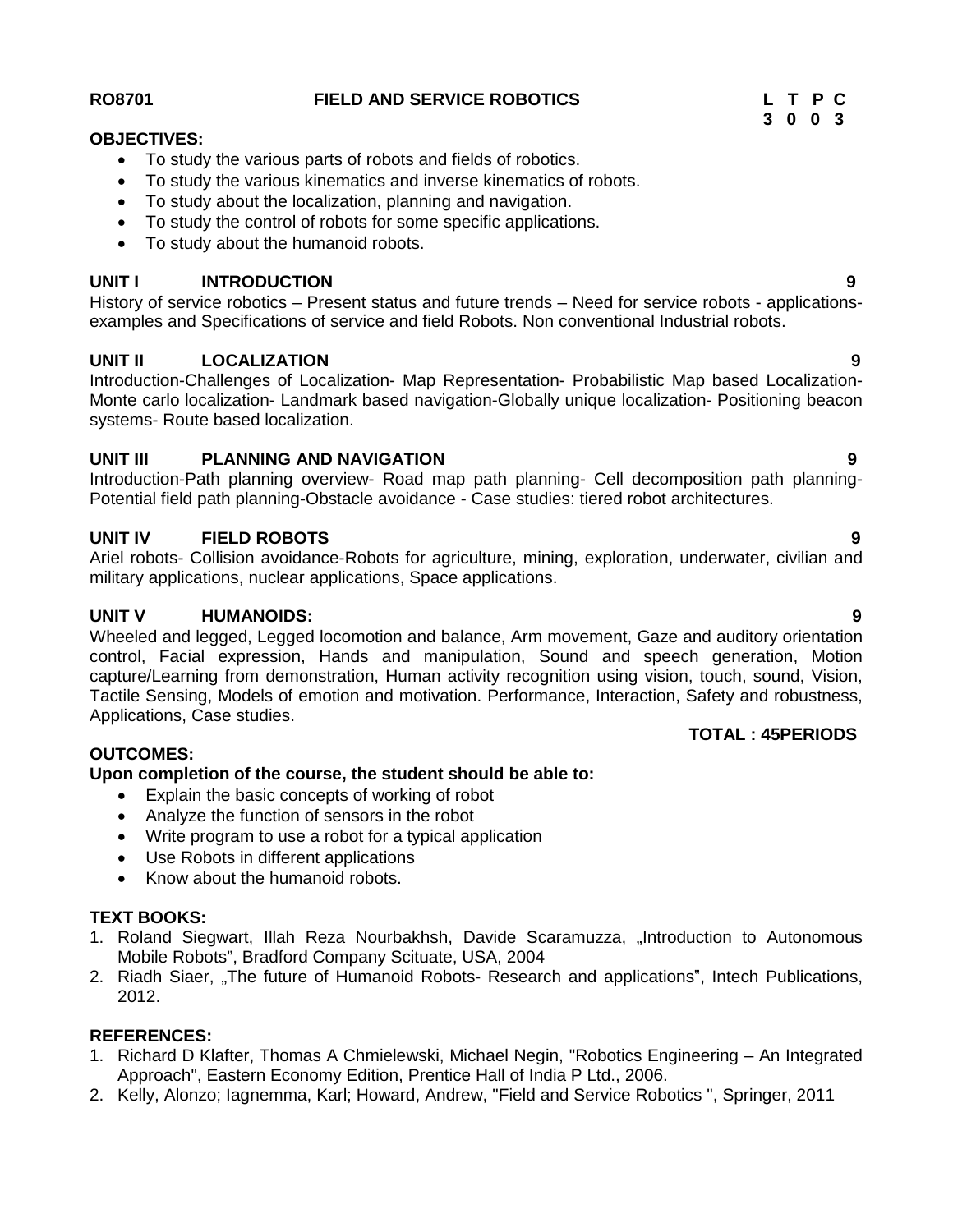**RO8701 FIELD AND SERVICE ROBOTICS**

| L | T | P | C |
|---|---|---|---|
| 3 | 0 | 0 | 3 |

**OBJECTIVES:**

- To study the various parts of robots and fields of robotics.
- To study the various kinematics and inverse kinematics of robots.
- To study about the localization, planning and navigation.
- To study the control of robots for some specific applications.
- To study about the humanoid robots.

**UNIT I INTRODUCTION 9**

History of service robotics – Present status and future trends – Need for service robots - applications-examples and Specifications of service and field Robots. Non conventional Industrial robots.

**UNIT II LOCALIZATION 9**

Introduction-Challenges of Localization- Map Representation- Probabilistic Map based Localization-Monte carlo localization- Landmark based navigation-Globally unique localization- Positioning beacon systems- Route based localization.

**UNIT III PLANNING AND NAVIGATION 9**

Introduction-Path planning overview- Road map path planning- Cell decomposition path planning-Potential field path planning-Obstacle avoidance - Case studies: tiered robot architectures.

**UNIT IV FIELD ROBOTS 9**

Ariel robots- Collision avoidance-Robots for agriculture, mining, exploration, underwater, civilian and military applications, nuclear applications, Space applications.

**UNIT V HUMANOIDS: 9**

Wheeled and legged, Legged locomotion and balance, Arm movement, Gaze and auditory orientation control, Facial expression, Hands and manipulation, Sound and speech generation, Motion capture/Learning from demonstration, Human activity recognition using vision, touch, sound, Vision, Tactile Sensing, Models of emotion and motivation. Performance, Interaction, Safety and robustness, Applications, Case studies.

**TOTAL : 45PERIODS**

**OUTCOMES:**

**Upon completion of the course, the student should be able to:**

- Explain the basic concepts of working of robot
- Analyze the function of sensors in the robot
- Write program to use a robot for a typical application
- Use Robots in different applications
- Know about the humanoid robots.

**TEXT BOOKS:**

1. Roland Siegwart, Illah Reza Nourbakhsh, Davide Scaramuzza, „Introduction to Autonomous Mobile Robots", Bradford Company Scituate, USA, 2004
2. Riadh Siaer, „The future of Humanoid Robots- Research and applications", Intech Publications, 2012.

**REFERENCES:**

1. Richard D Klafter, Thomas A Chmielewski, Michael Negin, "Robotics Engineering – An Integrated Approach", Eastern Economy Edition, Prentice Hall of India P Ltd., 2006.
2. Kelly, Alonzo; Iagnemma, Karl; Howard, Andrew, "Field and Service Robotics ", Springer, 2011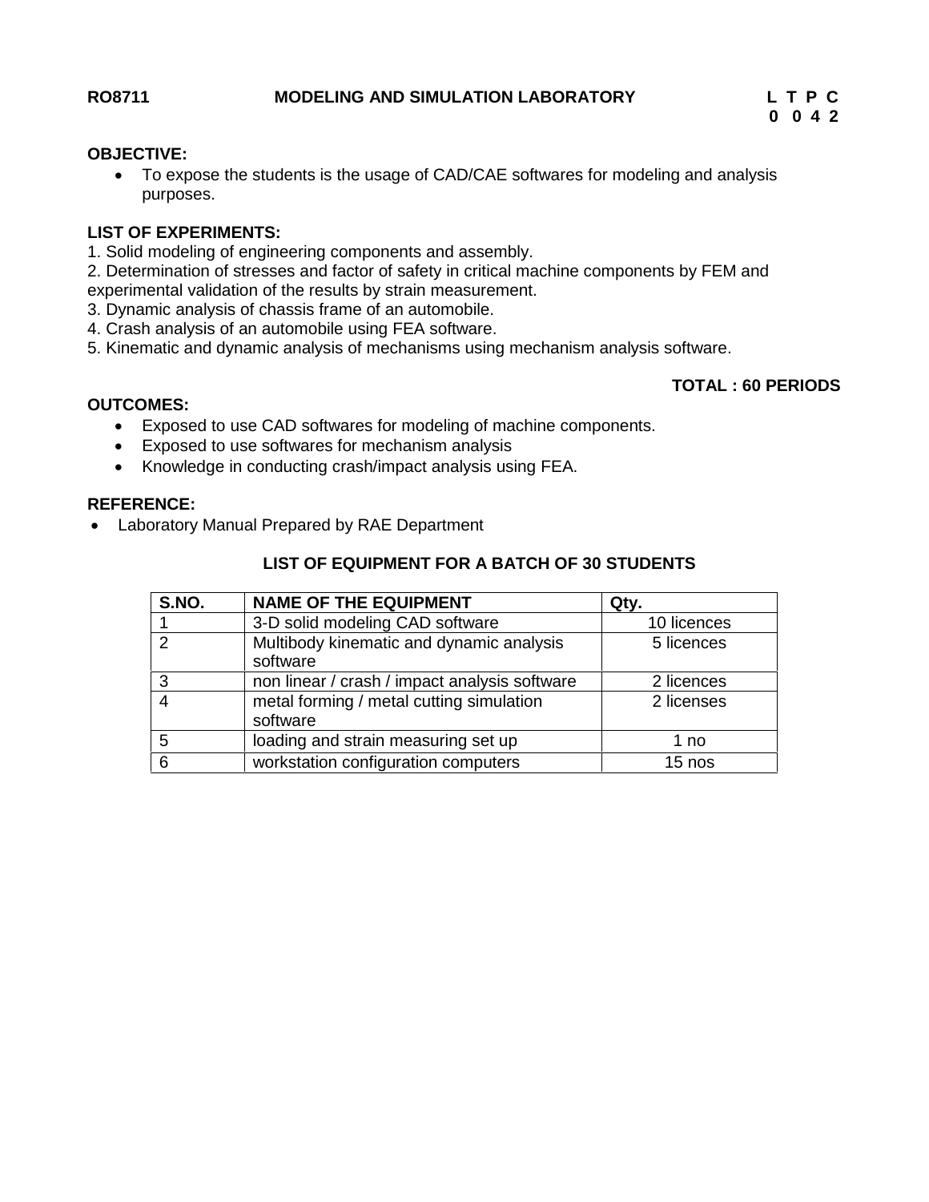**RO8711 MODELING AND SIMULATION LABORATORY**

| L | T | P | C |
|---|---|---|---|
| 0 | 0 | 4 | 2 |

**OBJECTIVE:**

- To expose the students is the usage of CAD/CAE softwares for modeling and analysis purposes.

**LIST OF EXPERIMENTS:**

1. Solid modeling of engineering components and assembly.
2. Determination of stresses and factor of safety in critical machine components by FEM and experimental validation of the results by strain measurement.
3. Dynamic analysis of chassis frame of an automobile.
4. Crash analysis of an automobile using FEA software.
5. Kinematic and dynamic analysis of mechanisms using mechanism analysis software.

**TOTAL : 60 PERIODS**

**OUTCOMES:**

- Exposed to use CAD softwares for modeling of machine components.
- Exposed to use softwares for mechanism analysis
- Knowledge in conducting crash/impact analysis using FEA.

**REFERENCE:**

- Laboratory Manual Prepared by RAE Department

**LIST OF EQUIPMENT FOR A BATCH OF 30 STUDENTS**

| S.NO. | NAME OF THE EQUIPMENT | Qty. |
|---|---|---|
| 1 | 3-D solid modeling CAD software | 10 licences |
| 2 | Multibody kinematic and dynamic analysis software | 5 licences |
| 3 | non linear / crash / impact analysis software | 2 licences |
| 4 | metal forming / metal cutting simulation software | 2 licenses |
| 5 | loading and strain measuring set up | 1 no |
| 6 | workstation configuration computers | 15 nos |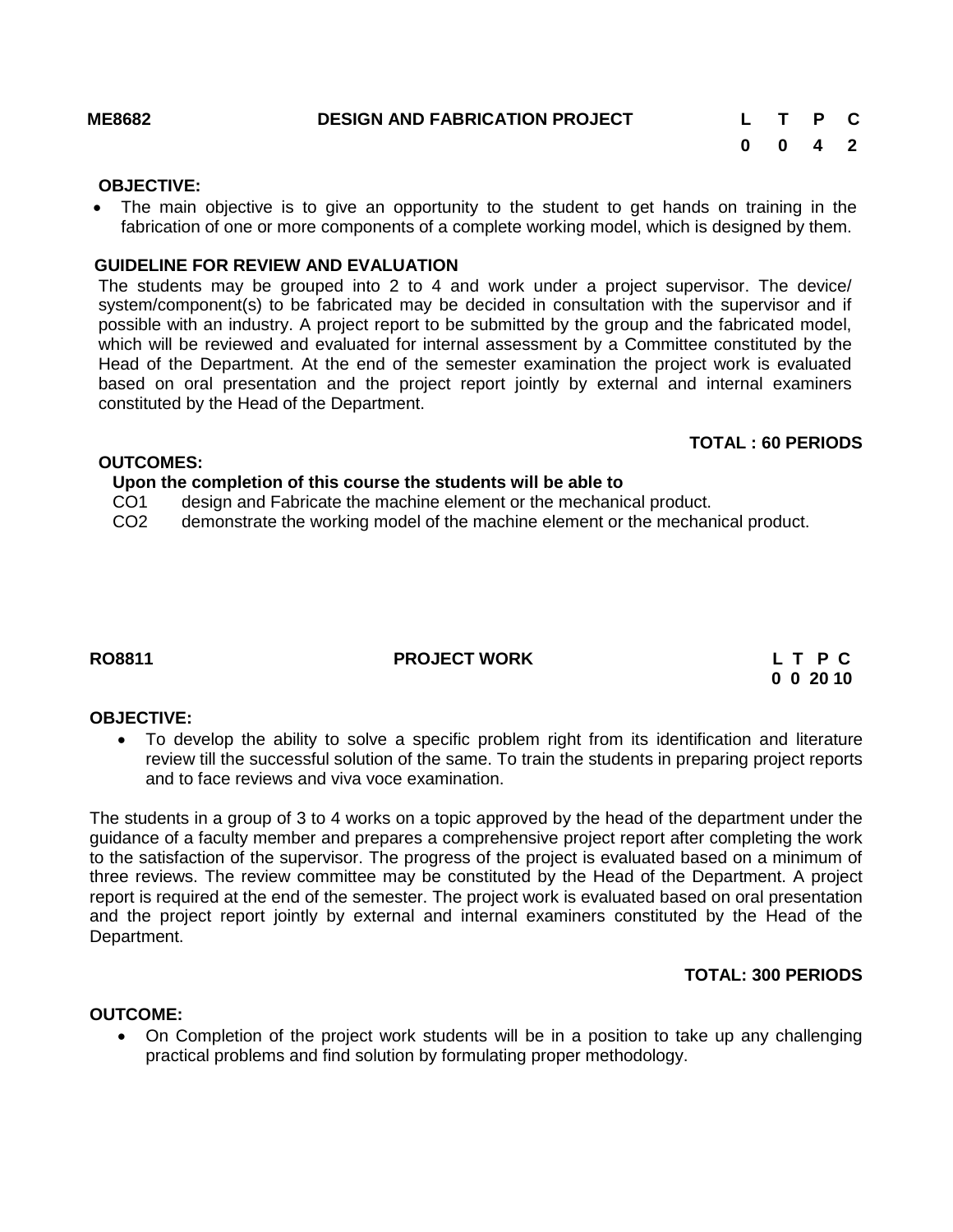**ME8682 DESIGN AND FABRICATION PROJECT**

| L | T | P | C |
|---|---|---|---|
| 0 | 0 | 4 | 2 |

**OBJECTIVE:**

- The main objective is to give an opportunity to the student to get hands on training in the fabrication of one or more components of a complete working model, which is designed by them.

**GUIDELINE FOR REVIEW AND EVALUATION**

The students may be grouped into 2 to 4 and work under a project supervisor. The device/ system/component(s) to be fabricated may be decided in consultation with the supervisor and if possible with an industry. A project report to be submitted by the group and the fabricated model, which will be reviewed and evaluated for internal assessment by a Committee constituted by the Head of the Department. At the end of the semester examination the project work is evaluated based on oral presentation and the project report jointly by external and internal examiners constituted by the Head of the Department.

**TOTAL : 60 PERIODS**

**OUTCOMES:**

**Upon the completion of this course the students will be able to**

CO1 design and Fabricate the machine element or the mechanical product.

CO2 demonstrate the working model of the machine element or the mechanical product.

**RO8811 PROJECT WORK**

| L | T | P | C |
|---|---|---|---|
| 0 | 0 | 20 | 10 |

**OBJECTIVE:**

- To develop the ability to solve a specific problem right from its identification and literature review till the successful solution of the same. To train the students in preparing project reports and to face reviews and viva voce examination.

The students in a group of 3 to 4 works on a topic approved by the head of the department under the guidance of a faculty member and prepares a comprehensive project report after completing the work to the satisfaction of the supervisor. The progress of the project is evaluated based on a minimum of three reviews. The review committee may be constituted by the Head of the Department. A project report is required at the end of the semester. The project work is evaluated based on oral presentation and the project report jointly by external and internal examiners constituted by the Head of the Department.

**TOTAL: 300 PERIODS**

**OUTCOME:**

- On Completion of the project work students will be in a position to take up any challenging practical problems and find solution by formulating proper methodology.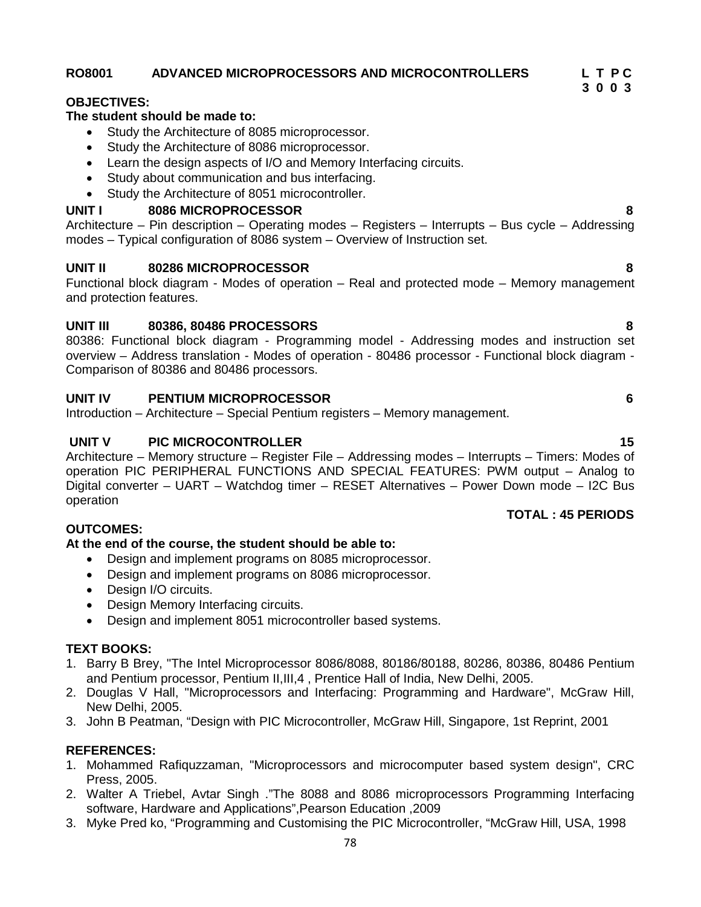**RO8001 ADVANCED MICROPROCESSORS AND MICROCONTROLLERS** **L T P C**
**3 0 0 3**

**OBJECTIVES:**

**The student should be made to:**

- Study the Architecture of 8085 microprocessor.
- Study the Architecture of 8086 microprocessor.
- Learn the design aspects of I/O and Memory Interfacing circuits.
- Study about communication and bus interfacing.
- Study the Architecture of 8051 microcontroller.

**UNIT I 8086 MICROPROCESSOR 8**

Architecture – Pin description – Operating modes – Registers – Interrupts – Bus cycle – Addressing modes – Typical configuration of 8086 system – Overview of Instruction set.

**UNIT II 80286 MICROPROCESSOR 8**

Functional block diagram - Modes of operation – Real and protected mode – Memory management and protection features.

**UNIT III 80386, 80486 PROCESSORS 8**

80386: Functional block diagram - Programming model - Addressing modes and instruction set overview – Address translation - Modes of operation - 80486 processor - Functional block diagram - Comparison of 80386 and 80486 processors.

**UNIT IV PENTIUM MICROPROCESSOR 6**

Introduction – Architecture – Special Pentium registers – Memory management.

**UNIT V PIC MICROCONTROLLER 15**

Architecture – Memory structure – Register File – Addressing modes – Interrupts – Timers: Modes of operation PIC PERIPHERAL FUNCTIONS AND SPECIAL FEATURES: PWM output – Analog to Digital converter – UART – Watchdog timer – RESET Alternatives – Power Down mode – I2C Bus operation

**TOTAL : 45 PERIODS**

**OUTCOMES:**

**At the end of the course, the student should be able to:**

- Design and implement programs on 8085 microprocessor.
- Design and implement programs on 8086 microprocessor.
- Design I/O circuits.
- Design Memory Interfacing circuits.
- Design and implement 8051 microcontroller based systems.

**TEXT BOOKS:**

1. Barry B Brey, "The Intel Microprocessor 8086/8088, 80186/80188, 80286, 80386, 80486 Pentium and Pentium processor, Pentium II,III,4 , Prentice Hall of India, New Delhi, 2005.
2. Douglas V Hall, "Microprocessors and Interfacing: Programming and Hardware", McGraw Hill, New Delhi, 2005.
3. John B Peatman, "Design with PIC Microcontroller, McGraw Hill, Singapore, 1st Reprint, 2001

**REFERENCES:**

1. Mohammed Rafiquzzaman, "Microprocessors and microcomputer based system design", CRC Press, 2005.
2. Walter A Triebel, Avtar Singh ."The 8088 and 8086 microprocessors Programming Interfacing software, Hardware and Applications",Pearson Education ,2009
3. Myke Pred ko, "Programming and Customising the PIC Microcontroller, "McGraw Hill, USA, 1998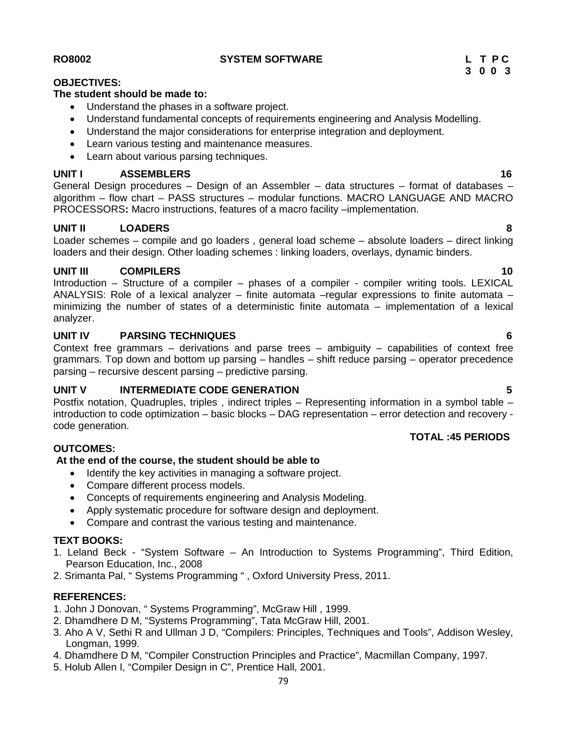**RO8002 SYSTEM SOFTWARE**

| L | T | P | C |
|---|---|---|---|
| 3 | 0 | 0 | 3 |

**OBJECTIVES:**

**The student should be made to:**

- Understand the phases in a software project.
- Understand fundamental concepts of requirements engineering and Analysis Modelling.
- Understand the major considerations for enterprise integration and deployment.
- Learn various testing and maintenance measures.
- Learn about various parsing techniques.

**UNIT I ASSEMBLERS 16**

General Design procedures – Design of an Assembler – data structures – format of databases – algorithm – flow chart – PASS structures – modular functions. MACRO LANGUAGE AND MACRO PROCESSORS**:** Macro instructions, features of a macro facility –implementation.

**UNIT II LOADERS 8**

Loader schemes – compile and go loaders , general load scheme – absolute loaders – direct linking loaders and their design. Other loading schemes : linking loaders, overlays, dynamic binders.

**UNIT III COMPILERS 10**

Introduction – Structure of a compiler – phases of a compiler - compiler writing tools. LEXICAL ANALYSIS: Role of a lexical analyzer – finite automata –regular expressions to finite automata – minimizing the number of states of a deterministic finite automata – implementation of a lexical analyzer.

**UNIT IV PARSING TECHNIQUES 6**

Context free grammars – derivations and parse trees – ambiguity – capabilities of context free grammars. Top down and bottom up parsing – handles – shift reduce parsing – operator precedence parsing – recursive descent parsing – predictive parsing.

**UNIT V INTERMEDIATE CODE GENERATION 5**

Postfix notation, Quadruples, triples , indirect triples – Representing information in a symbol table – introduction to code optimization – basic blocks – DAG representation – error detection and recovery - code generation.

**TOTAL :45 PERIODS**

**OUTCOMES:**

**At the end of the course, the student should be able to**

- Identify the key activities in managing a software project.
- Compare different process models.
- Concepts of requirements engineering and Analysis Modeling.
- Apply systematic procedure for software design and deployment.
- Compare and contrast the various testing and maintenance.

**TEXT BOOKS:**

1. Leland Beck - "System Software – An Introduction to Systems Programming", Third Edition, Pearson Education, Inc., 2008
2. Srimanta Pal, " Systems Programming " , Oxford University Press, 2011.

**REFERENCES:**

1. John J Donovan, " Systems Programming", McGraw Hill , 1999.
2. Dhamdhere D M, "Systems Programming", Tata McGraw Hill, 2001.
3. Aho A V, Sethi R and Ullman J D, "Compilers: Principles, Techniques and Tools", Addison Wesley, Longman, 1999.
4. Dhamdhere D M, "Compiler Construction Principles and Practice", Macmillan Company, 1997.
5. Holub Allen I, "Compiler Design in C", Prentice Hall, 2001.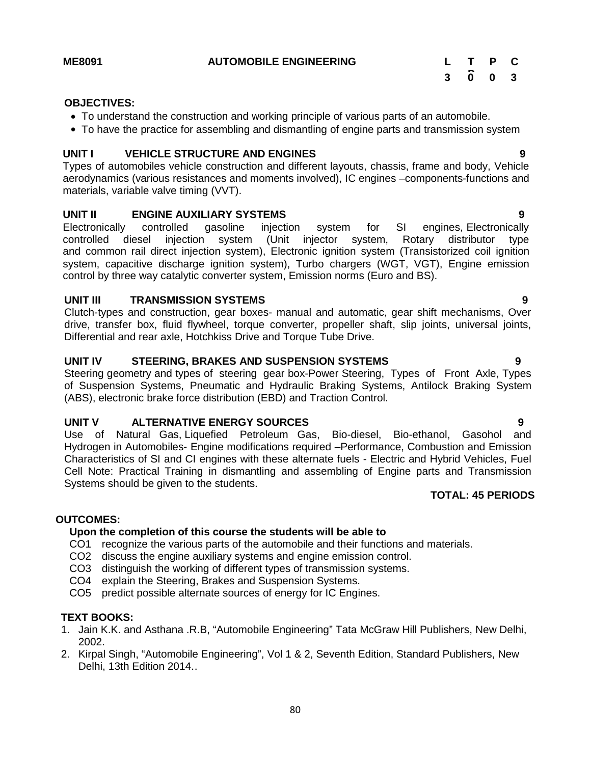**ME8091** **AUTOMOBILE ENGINEERING**

| L | T | P | C |
|---|---|---|---|
| 3 | 0 | 0 | 3 |

**OBJECTIVES:**

- To understand the construction and working principle of various parts of an automobile.
- To have the practice for assembling and dismantling of engine parts and transmission system

**UNIT I VEHICLE STRUCTURE AND ENGINES** **9**

Types of automobiles vehicle construction and different layouts, chassis, frame and body, Vehicle aerodynamics (various resistances and moments involved), IC engines –components-functions and materials, variable valve timing (VVT).

**UNIT II ENGINE AUXILIARY SYSTEMS** **9**

Electronically controlled gasoline injection system for SI engines, Electronically controlled diesel injection system (Unit injector system, Rotary distributor type and common rail direct injection system), Electronic ignition system (Transistorized coil ignition system, capacitive discharge ignition system), Turbo chargers (WGT, VGT), Engine emission control by three way catalytic converter system, Emission norms (Euro and BS).

**UNIT III TRANSMISSION SYSTEMS** **9**

Clutch-types and construction, gear boxes- manual and automatic, gear shift mechanisms, Over drive, transfer box, fluid flywheel, torque converter, propeller shaft, slip joints, universal joints, Differential and rear axle, Hotchkiss Drive and Torque Tube Drive.

**UNIT IV STEERING, BRAKES AND SUSPENSION SYSTEMS** **9**

Steering geometry and types of steering gear box-Power Steering, Types of Front Axle, Types of Suspension Systems, Pneumatic and Hydraulic Braking Systems, Antilock Braking System (ABS), electronic brake force distribution (EBD) and Traction Control.

**UNIT V ALTERNATIVE ENERGY SOURCES** **9**

Use of Natural Gas, Liquefied Petroleum Gas, Bio-diesel, Bio-ethanol, Gasohol and Hydrogen in Automobiles- Engine modifications required –Performance, Combustion and Emission Characteristics of SI and CI engines with these alternate fuels - Electric and Hybrid Vehicles, Fuel Cell Note: Practical Training in dismantling and assembling of Engine parts and Transmission Systems should be given to the students.

**TOTAL: 45 PERIODS**

**OUTCOMES:**

**Upon the completion of this course the students will be able to**

CO1 recognize the various parts of the automobile and their functions and materials.
CO2 discuss the engine auxiliary systems and engine emission control.
CO3 distinguish the working of different types of transmission systems.
CO4 explain the Steering, Brakes and Suspension Systems.
CO5 predict possible alternate sources of energy for IC Engines.

**TEXT BOOKS:**

1. Jain K.K. and Asthana .R.B, "Automobile Engineering" Tata McGraw Hill Publishers, New Delhi, 2002.
2. Kirpal Singh, "Automobile Engineering", Vol 1 & 2, Seventh Edition, Standard Publishers, New Delhi, 13th Edition 2014..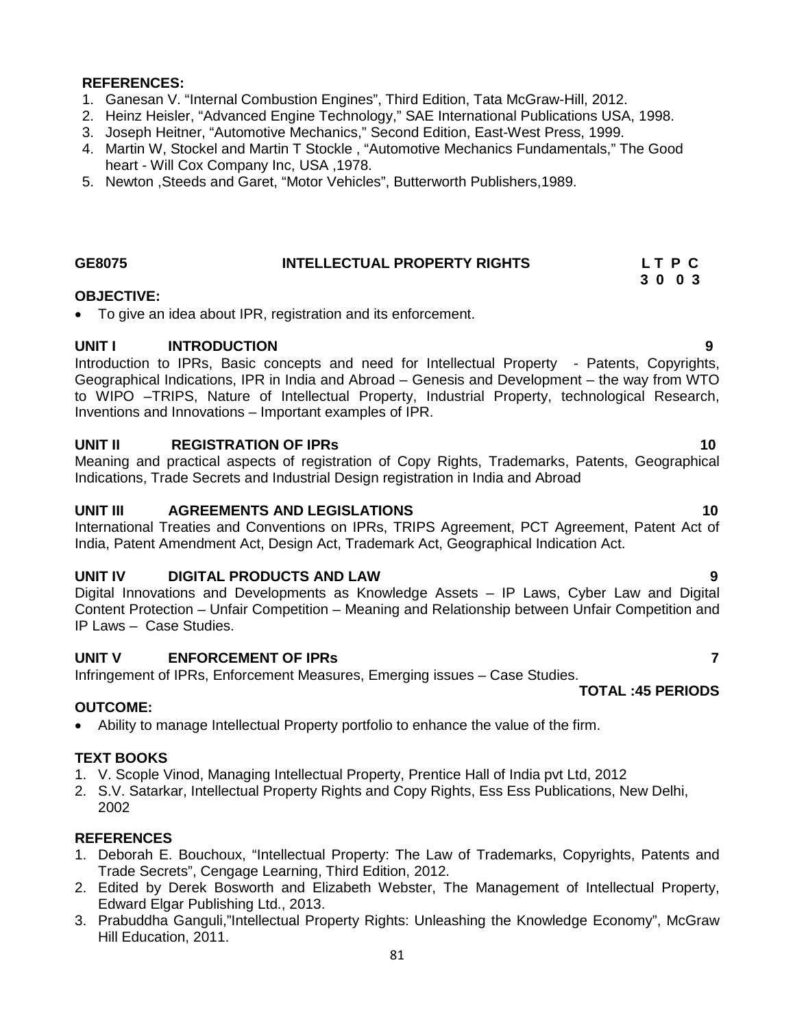**REFERENCES:**

1. Ganesan V. "Internal Combustion Engines", Third Edition, Tata McGraw-Hill, 2012.
2. Heinz Heisler, "Advanced Engine Technology," SAE International Publications USA, 1998.
3. Joseph Heitner, "Automotive Mechanics," Second Edition, East-West Press, 1999.
4. Martin W, Stockel and Martin T Stockle , "Automotive Mechanics Fundamentals," The Good heart - Will Cox Company Inc, USA ,1978.
5. Newton ,Steeds and Garet, "Motor Vehicles", Butterworth Publishers,1989.

## GE8075 INTELLECTUAL PROPERTY RIGHTS

| L | T | P | C |
|---|---|---|---|
| 3 | 0 | 0 | 3 |

**OBJECTIVE:**

- To give an idea about IPR, registration and its enforcement.

**UNIT I INTRODUCTION** **9**

Introduction to IPRs, Basic concepts and need for Intellectual Property - Patents, Copyrights, Geographical Indications, IPR in India and Abroad – Genesis and Development – the way from WTO to WIPO –TRIPS, Nature of Intellectual Property, Industrial Property, technological Research, Inventions and Innovations – Important examples of IPR.

**UNIT II REGISTRATION OF IPRs** **10**

Meaning and practical aspects of registration of Copy Rights, Trademarks, Patents, Geographical Indications, Trade Secrets and Industrial Design registration in India and Abroad

**UNIT III AGREEMENTS AND LEGISLATIONS** **10**

International Treaties and Conventions on IPRs, TRIPS Agreement, PCT Agreement, Patent Act of India, Patent Amendment Act, Design Act, Trademark Act, Geographical Indication Act.

**UNIT IV DIGITAL PRODUCTS AND LAW** **9**

Digital Innovations and Developments as Knowledge Assets – IP Laws, Cyber Law and Digital Content Protection – Unfair Competition – Meaning and Relationship between Unfair Competition and IP Laws – Case Studies.

**UNIT V ENFORCEMENT OF IPRs** **7**

Infringement of IPRs, Enforcement Measures, Emerging issues – Case Studies.

**TOTAL :45 PERIODS**

**OUTCOME:**

- Ability to manage Intellectual Property portfolio to enhance the value of the firm.

**TEXT BOOKS**

1. V. Scople Vinod, Managing Intellectual Property, Prentice Hall of India pvt Ltd, 2012
2. S.V. Satarkar, Intellectual Property Rights and Copy Rights, Ess Ess Publications, New Delhi, 2002

**REFERENCES**

1. Deborah E. Bouchoux, "Intellectual Property: The Law of Trademarks, Copyrights, Patents and Trade Secrets", Cengage Learning, Third Edition, 2012.
2. Edited by Derek Bosworth and Elizabeth Webster, The Management of Intellectual Property, Edward Elgar Publishing Ltd., 2013.
3. Prabuddha Ganguli,"Intellectual Property Rights: Unleashing the Knowledge Economy", McGraw Hill Education, 2011.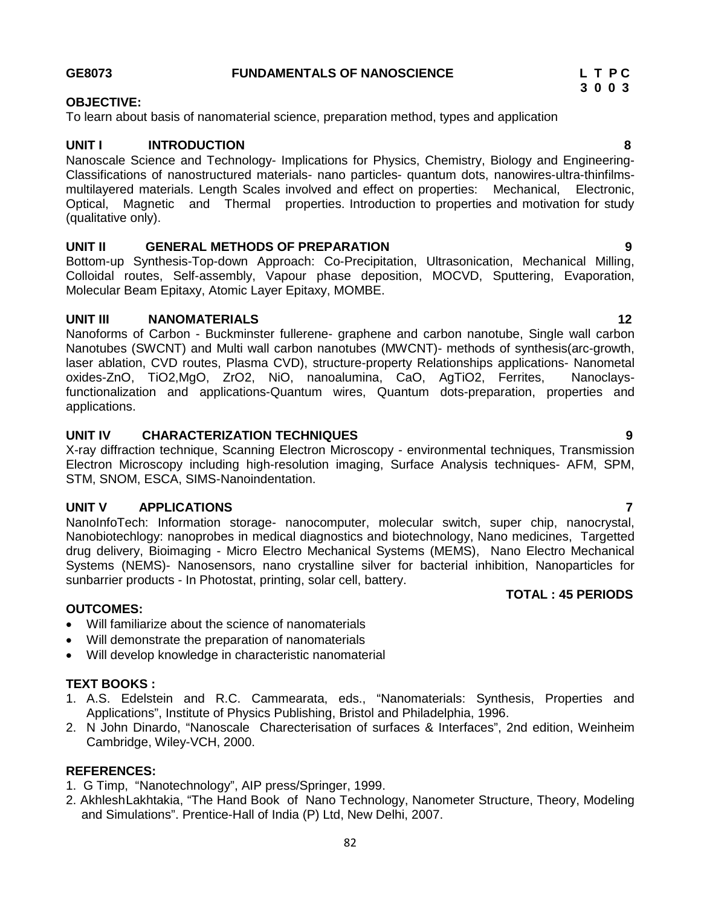## GE8073 FUNDAMENTALS OF NANOSCIENCE

**L T P C**
**3 0 0 3**

**OBJECTIVE:**

To learn about basis of nanomaterial science, preparation method, types and application

### UNIT I INTRODUCTION 8

Nanoscale Science and Technology- Implications for Physics, Chemistry, Biology and Engineering-Classifications of nanostructured materials- nano particles- quantum dots, nanowires-ultra-thinfilms-multilayered materials. Length Scales involved and effect on properties: Mechanical, Electronic, Optical, Magnetic and Thermal properties. Introduction to properties and motivation for study (qualitative only).

### UNIT II GENERAL METHODS OF PREPARATION 9

Bottom-up Synthesis-Top-down Approach: Co-Precipitation, Ultrasonication, Mechanical Milling, Colloidal routes, Self-assembly, Vapour phase deposition, MOCVD, Sputtering, Evaporation, Molecular Beam Epitaxy, Atomic Layer Epitaxy, MOMBE.

### UNIT III NANOMATERIALS 12

Nanoforms of Carbon - Buckminster fullerene- graphene and carbon nanotube, Single wall carbon Nanotubes (SWCNT) and Multi wall carbon nanotubes (MWCNT)- methods of synthesis(arc-growth, laser ablation, CVD routes, Plasma CVD), structure-property Relationships applications- Nanometal oxides-ZnO, $TiO_2$,MgO, $ZrO_2$, NiO, nanoalumina, CaO, $AgTiO_2$, Ferrites, Nanoclays-functionalization and applications-Quantum wires, Quantum dots-preparation, properties and applications.

### UNIT IV CHARACTERIZATION TECHNIQUES 9

X-ray diffraction technique, Scanning Electron Microscopy - environmental techniques, Transmission Electron Microscopy including high-resolution imaging, Surface Analysis techniques- AFM, SPM, STM, SNOM, ESCA, SIMS-Nanoindentation.

### UNIT V APPLICATIONS 7

NanoInfoTech: Information storage- nanocomputer, molecular switch, super chip, nanocrystal, Nanobiotechlogy: nanoprobes in medical diagnostics and biotechnology, Nano medicines, Targetted drug delivery, Bioimaging - Micro Electro Mechanical Systems (MEMS), Nano Electro Mechanical Systems (NEMS)- Nanosensors, nano crystalline silver for bacterial inhibition, Nanoparticles for sunbarrier products - In Photostat, printing, solar cell, battery.

**TOTAL : 45 PERIODS**

**OUTCOMES:**

- Will familiarize about the science of nanomaterials
- Will demonstrate the preparation of nanomaterials
- Will develop knowledge in characteristic nanomaterial

**TEXT BOOKS :**

1. A.S. Edelstein and R.C. Cammearata, eds., "Nanomaterials: Synthesis, Properties and Applications", Institute of Physics Publishing, Bristol and Philadelphia, 1996.
2. N John Dinardo, "Nanoscale Charecterisation of surfaces & Interfaces", 2nd edition, Weinheim Cambridge, Wiley-VCH, 2000.

**REFERENCES:**

1. G Timp, "Nanotechnology", AIP press/Springer, 1999.
2. AkhleshLakhtakia, "The Hand Book of Nano Technology, Nanometer Structure, Theory, Modeling and Simulations". Prentice-Hall of India (P) Ltd, New Delhi, 2007.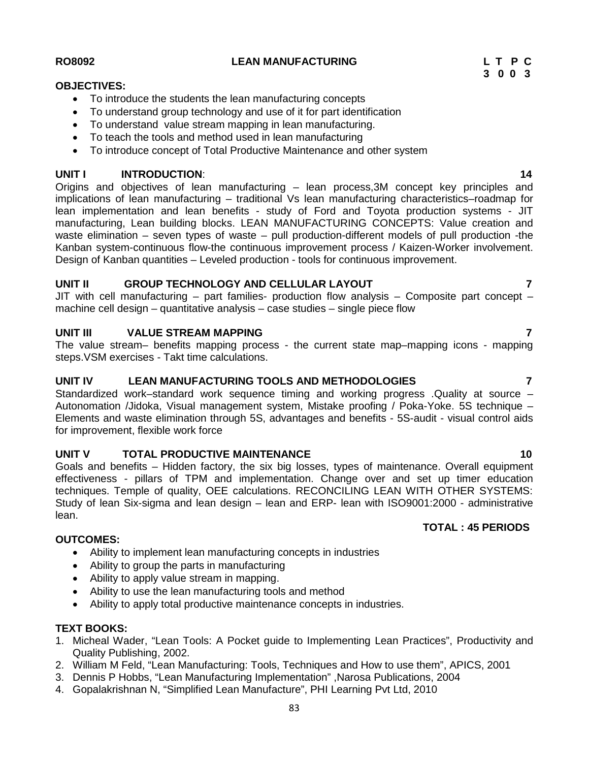**RO8092 LEAN MANUFACTURING**

| L | T | P | C |
|---|---|---|---|
| 3 | 0 | 0 | 3 |

**OBJECTIVES:**

- To introduce the students the lean manufacturing concepts
- To understand group technology and use of it for part identification
- To understand value stream mapping in lean manufacturing.
- To teach the tools and method used in lean manufacturing
- To introduce concept of Total Productive Maintenance and other system

**UNIT I INTRODUCTION: 14**

Origins and objectives of lean manufacturing – lean process,3M concept key principles and implications of lean manufacturing – traditional Vs lean manufacturing characteristics–roadmap for lean implementation and lean benefits - study of Ford and Toyota production systems - JIT manufacturing, Lean building blocks. LEAN MANUFACTURING CONCEPTS: Value creation and waste elimination – seven types of waste – pull production-different models of pull production -the Kanban system-continuous flow-the continuous improvement process / Kaizen-Worker involvement. Design of Kanban quantities – Leveled production - tools for continuous improvement.

**UNIT II GROUP TECHNOLOGY AND CELLULAR LAYOUT 7**

JIT with cell manufacturing – part families- production flow analysis – Composite part concept – machine cell design – quantitative analysis – case studies – single piece flow

**UNIT III VALUE STREAM MAPPING 7**

The value stream– benefits mapping process - the current state map–mapping icons - mapping steps.VSM exercises - Takt time calculations.

**UNIT IV LEAN MANUFACTURING TOOLS AND METHODOLOGIES 7**

Standardized work–standard work sequence timing and working progress .Quality at source – Autonomation /Jidoka, Visual management system, Mistake proofing / Poka-Yoke. 5S technique – Elements and waste elimination through 5S, advantages and benefits - 5S-audit - visual control aids for improvement, flexible work force

**UNIT V TOTAL PRODUCTIVE MAINTENANCE 10**

Goals and benefits – Hidden factory, the six big losses, types of maintenance. Overall equipment effectiveness - pillars of TPM and implementation. Change over and set up timer education techniques. Temple of quality, OEE calculations. RECONCILING LEAN WITH OTHER SYSTEMS: Study of lean Six-sigma and lean design – lean and ERP- lean with ISO9001:2000 - administrative lean.

**TOTAL : 45 PERIODS**

**OUTCOMES:**

- Ability to implement lean manufacturing concepts in industries
- Ability to group the parts in manufacturing
- Ability to apply value stream in mapping.
- Ability to use the lean manufacturing tools and method
- Ability to apply total productive maintenance concepts in industries.

**TEXT BOOKS:**

1. Micheal Wader, "Lean Tools: A Pocket guide to Implementing Lean Practices", Productivity and Quality Publishing, 2002.
2. William M Feld, "Lean Manufacturing: Tools, Techniques and How to use them", APICS, 2001
3. Dennis P Hobbs, "Lean Manufacturing Implementation" ,Narosa Publications, 2004
4. Gopalakrishnan N, "Simplified Lean Manufacture", PHI Learning Pvt Ltd, 2010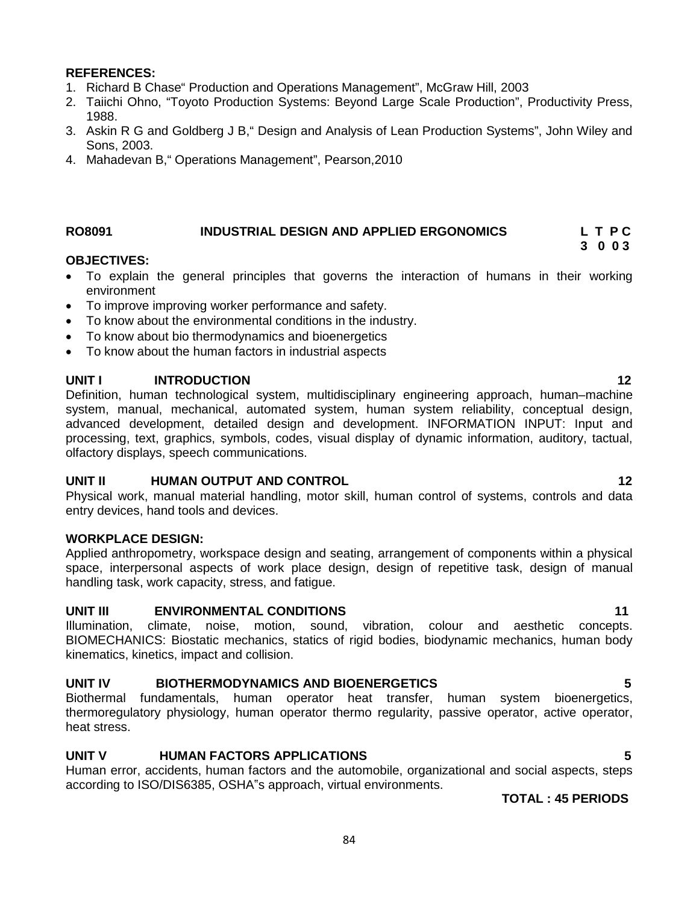**REFERENCES:**

1. Richard B Chase" Production and Operations Management", McGraw Hill, 2003
2. Taiichi Ohno, "Toyoto Production Systems: Beyond Large Scale Production", Productivity Press, 1988.
3. Askin R G and Goldberg J B," Design and Analysis of Lean Production Systems", John Wiley and Sons, 2003.
4. Mahadevan B," Operations Management", Pearson,2010

## RO8091 INDUSTRIAL DESIGN AND APPLIED ERGONOMICS

**L T P C**
**3 0 0 3**

**OBJECTIVES:**

- To explain the general principles that governs the interaction of humans in their working environment
- To improve improving worker performance and safety.
- To know about the environmental conditions in the industry.
- To know about bio thermodynamics and bioenergetics
- To know about the human factors in industrial aspects

**UNIT I INTRODUCTION 12**

Definition, human technological system, multidisciplinary engineering approach, human–machine system, manual, mechanical, automated system, human system reliability, conceptual design, advanced development, detailed design and development. INFORMATION INPUT: Input and processing, text, graphics, symbols, codes, visual display of dynamic information, auditory, tactual, olfactory displays, speech communications.

**UNIT II HUMAN OUTPUT AND CONTROL 12**

Physical work, manual material handling, motor skill, human control of systems, controls and data entry devices, hand tools and devices.

**WORKPLACE DESIGN:**

Applied anthropometry, workspace design and seating, arrangement of components within a physical space, interpersonal aspects of work place design, design of repetitive task, design of manual handling task, work capacity, stress, and fatigue.

**UNIT III ENVIRONMENTAL CONDITIONS 11**

Illumination, climate, noise, motion, sound, vibration, colour and aesthetic concepts. BIOMECHANICS: Biostatic mechanics, statics of rigid bodies, biodynamic mechanics, human body kinematics, kinetics, impact and collision.

**UNIT IV BIOTHERMODYNAMICS AND BIOENERGETICS 5**

Biothermal fundamentals, human operator heat transfer, human system bioenergetics, thermoregulatory physiology, human operator thermo regularity, passive operator, active operator, heat stress.

**UNIT V HUMAN FACTORS APPLICATIONS 5**

Human error, accidents, human factors and the automobile, organizational and social aspects, steps according to ISO/DIS6385, OSHA"s approach, virtual environments.

**TOTAL : 45 PERIODS**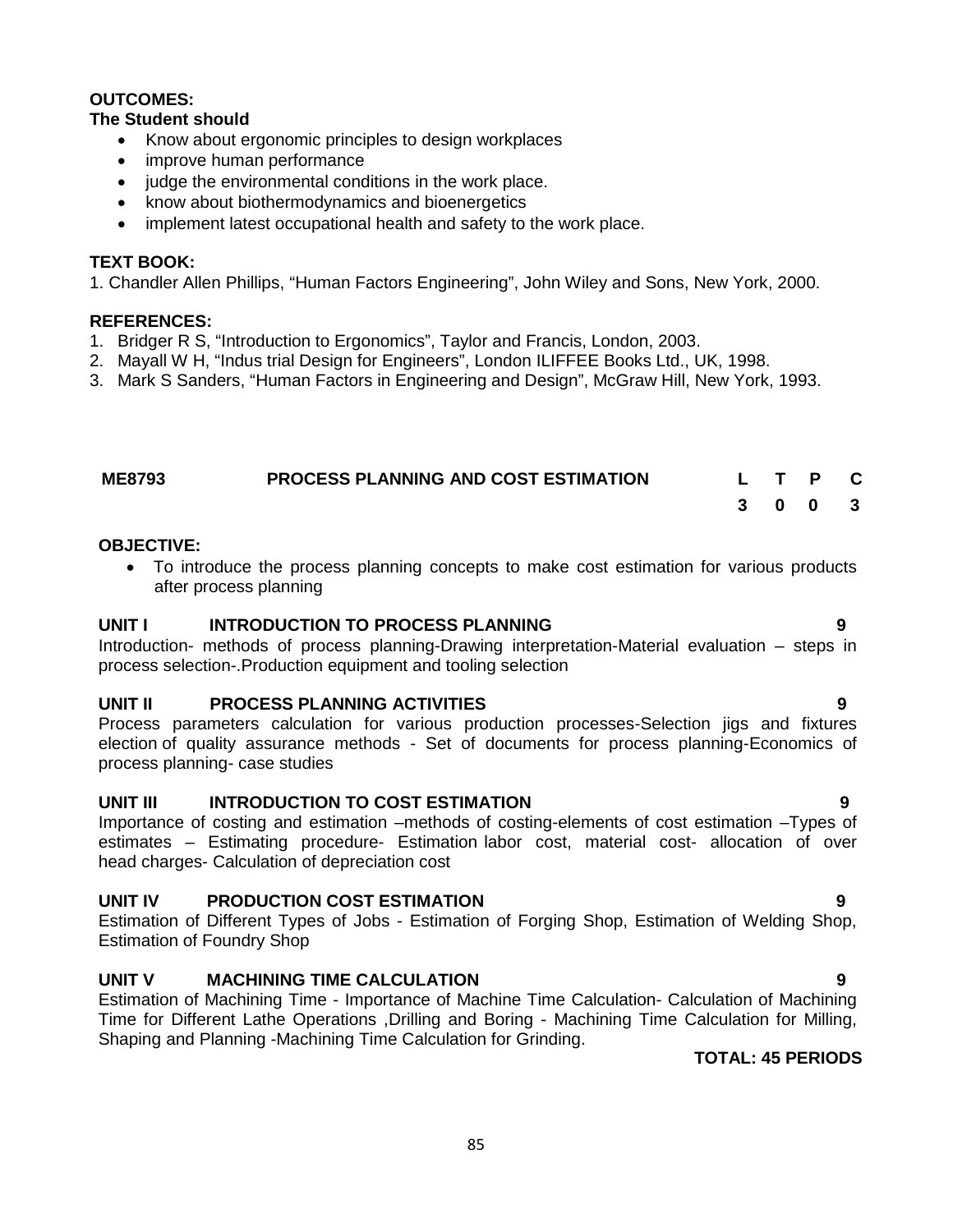**OUTCOMES:**

**The Student should**

- Know about ergonomic principles to design workplaces
- improve human performance
- judge the environmental conditions in the work place.
- know about biothermodynamics and bioenergetics
- implement latest occupational health and safety to the work place.

**TEXT BOOK:**

1. Chandler Allen Phillips, "Human Factors Engineering", John Wiley and Sons, New York, 2000.

**REFERENCES:**

1. Bridger R S, "Introduction to Ergonomics", Taylor and Francis, London, 2003.
2. Mayall W H, "Indus trial Design for Engineers", London ILIFFEE Books Ltd., UK, 1998.
3. Mark S Sanders, "Human Factors in Engineering and Design", McGraw Hill, New York, 1993.

| ME8793 | PROCESS PLANNING AND COST ESTIMATION | L | T | P | C |
|---|---|---|---|---|---|
| | | 3 | 0 | 0 | 3 |

**OBJECTIVE:**

- To introduce the process planning concepts to make cost estimation for various products after process planning

**UNIT I INTRODUCTION TO PROCESS PLANNING 9**

Introduction- methods of process planning-Drawing interpretation-Material evaluation – steps in process selection-.Production equipment and tooling selection

**UNIT II PROCESS PLANNING ACTIVITIES 9**

Process parameters calculation for various production processes-Selection jigs and fixtures election of quality assurance methods - Set of documents for process planning-Economics of process planning- case studies

**UNIT III INTRODUCTION TO COST ESTIMATION 9**

Importance of costing and estimation –methods of costing-elements of cost estimation –Types of estimates – Estimating procedure- Estimation labor cost, material cost- allocation of over head charges- Calculation of depreciation cost

**UNIT IV PRODUCTION COST ESTIMATION 9**

Estimation of Different Types of Jobs - Estimation of Forging Shop, Estimation of Welding Shop, Estimation of Foundry Shop

**UNIT V MACHINING TIME CALCULATION 9**

Estimation of Machining Time - Importance of Machine Time Calculation- Calculation of Machining Time for Different Lathe Operations ,Drilling and Boring - Machining Time Calculation for Milling, Shaping and Planning -Machining Time Calculation for Grinding.

**TOTAL: 45 PERIODS**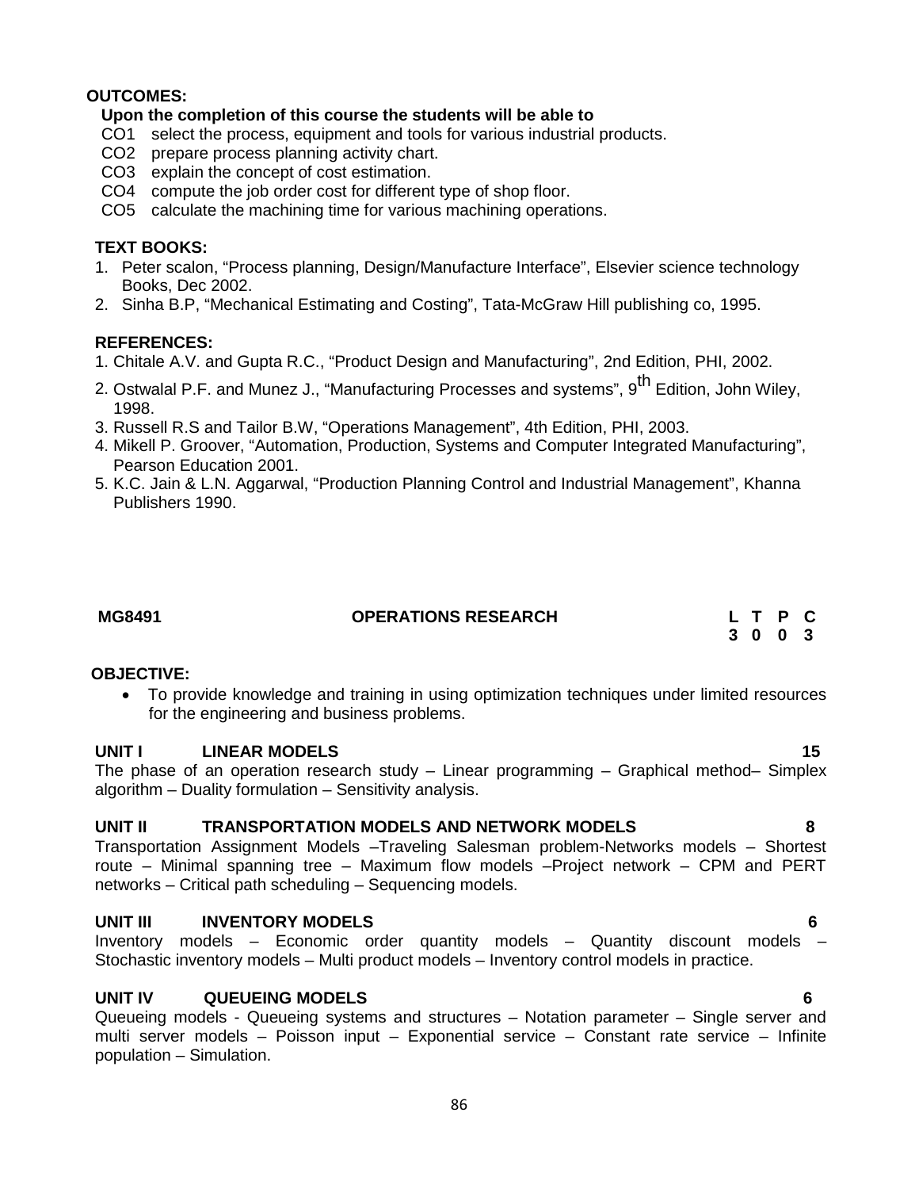**OUTCOMES:**

**Upon the completion of this course the students will be able to**

- CO1 select the process, equipment and tools for various industrial products.
- CO2 prepare process planning activity chart.
- CO3 explain the concept of cost estimation.
- CO4 compute the job order cost for different type of shop floor.
- CO5 calculate the machining time for various machining operations.

**TEXT BOOKS:**

1. Peter scalon, "Process planning, Design/Manufacture Interface", Elsevier science technology Books, Dec 2002.
2. Sinha B.P, "Mechanical Estimating and Costing", Tata-McGraw Hill publishing co, 1995.

**REFERENCES:**

1. Chitale A.V. and Gupta R.C., "Product Design and Manufacturing", 2nd Edition, PHI, 2002.
2. Ostwalal P.F. and Munez J., "Manufacturing Processes and systems", 9th Edition, John Wiley, 1998.
3. Russell R.S and Tailor B.W, "Operations Management", 4th Edition, PHI, 2003.
4. Mikell P. Groover, "Automation, Production, Systems and Computer Integrated Manufacturing", Pearson Education 2001.
5. K.C. Jain & L.N. Aggarwal, "Production Planning Control and Industrial Management", Khanna Publishers 1990.

| MG8491 | OPERATIONS RESEARCH | L | T | P | C |
|---|---|---|---|---|---|
| | | 3 | 0 | 0 | 3 |

**OBJECTIVE:**

- To provide knowledge and training in using optimization techniques under limited resources for the engineering and business problems.

**UNIT I LINEAR MODELS 15**

The phase of an operation research study – Linear programming – Graphical method– Simplex algorithm – Duality formulation – Sensitivity analysis.

**UNIT II TRANSPORTATION MODELS AND NETWORK MODELS 8**

Transportation Assignment Models –Traveling Salesman problem-Networks models – Shortest route – Minimal spanning tree – Maximum flow models –Project network – CPM and PERT networks – Critical path scheduling – Sequencing models.

**UNIT III INVENTORY MODELS 6**

Inventory models – Economic order quantity models – Quantity discount models – Stochastic inventory models – Multi product models – Inventory control models in practice.

**UNIT IV QUEUEING MODELS 6**

Queueing models - Queueing systems and structures – Notation parameter – Single server and multi server models – Poisson input – Exponential service – Constant rate service – Infinite population – Simulation.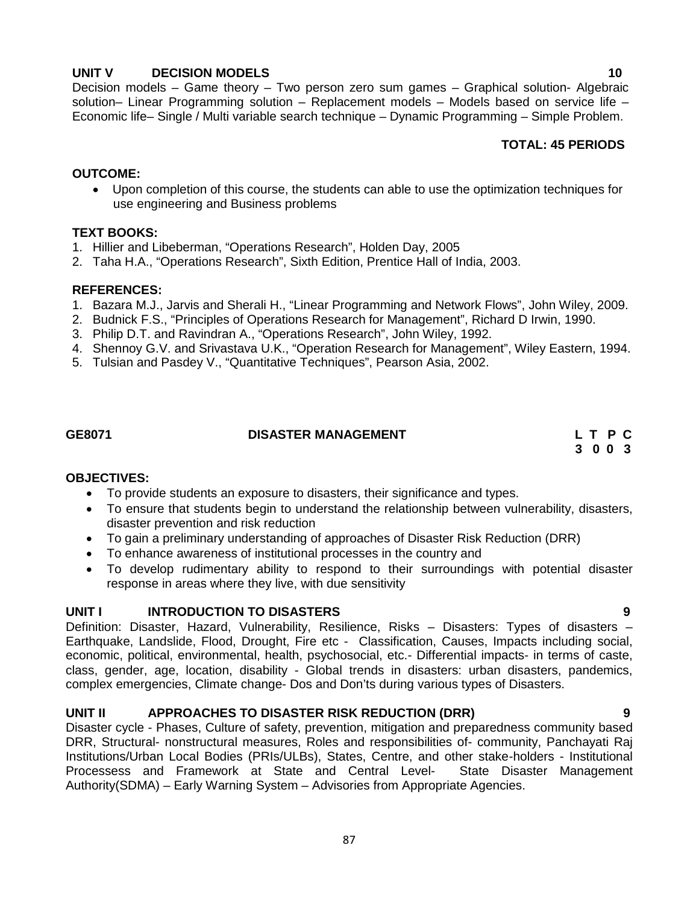**UNIT V DECISION MODELS 10**

Decision models – Game theory – Two person zero sum games – Graphical solution- Algebraic solution– Linear Programming solution – Replacement models – Models based on service life – Economic life– Single / Multi variable search technique – Dynamic Programming – Simple Problem.

**TOTAL: 45 PERIODS**

**OUTCOME:**

- Upon completion of this course, the students can able to use the optimization techniques for use engineering and Business problems

**TEXT BOOKS:**

1. Hillier and Libeberman, "Operations Research", Holden Day, 2005
2. Taha H.A., "Operations Research", Sixth Edition, Prentice Hall of India, 2003.

**REFERENCES:**

1. Bazara M.J., Jarvis and Sherali H., "Linear Programming and Network Flows", John Wiley, 2009.
2. Budnick F.S., "Principles of Operations Research for Management", Richard D Irwin, 1990.
3. Philip D.T. and Ravindran A., "Operations Research", John Wiley, 1992.
4. Shennoy G.V. and Srivastava U.K., "Operation Research for Management", Wiley Eastern, 1994.
5. Tulsian and Pasdey V., "Quantitative Techniques", Pearson Asia, 2002.

## GE8071 DISASTER MANAGEMENT

| L | T | P | C |
|---|---|---|---|
| 3 | 0 | 0 | 3 |

**OBJECTIVES:**

- To provide students an exposure to disasters, their significance and types.
- To ensure that students begin to understand the relationship between vulnerability, disasters, disaster prevention and risk reduction
- To gain a preliminary understanding of approaches of Disaster Risk Reduction (DRR)
- To enhance awareness of institutional processes in the country and
- To develop rudimentary ability to respond to their surroundings with potential disaster response in areas where they live, with due sensitivity

**UNIT I INTRODUCTION TO DISASTERS 9**

Definition: Disaster, Hazard, Vulnerability, Resilience, Risks – Disasters: Types of disasters – Earthquake, Landslide, Flood, Drought, Fire etc - Classification, Causes, Impacts including social, economic, political, environmental, health, psychosocial, etc.- Differential impacts- in terms of caste, class, gender, age, location, disability - Global trends in disasters: urban disasters, pandemics, complex emergencies, Climate change- Dos and Don'ts during various types of Disasters.

**UNIT II APPROACHES TO DISASTER RISK REDUCTION (DRR) 9**

Disaster cycle - Phases, Culture of safety, prevention, mitigation and preparedness community based DRR, Structural- nonstructural measures, Roles and responsibilities of- community, Panchayati Raj Institutions/Urban Local Bodies (PRIs/ULBs), States, Centre, and other stake-holders - Institutional Processess and Framework at State and Central Level- State Disaster Management Authority(SDMA) – Early Warning System – Advisories from Appropriate Agencies.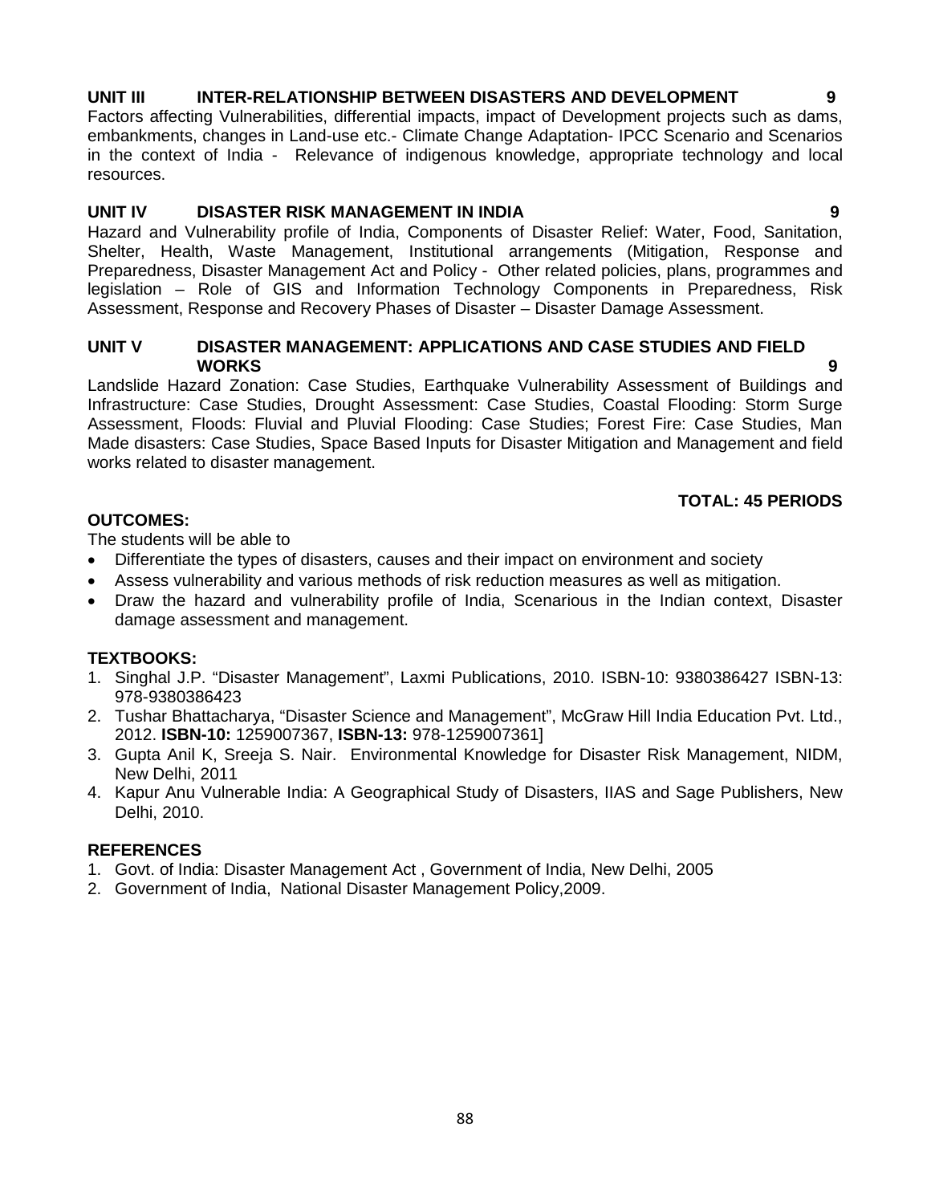**UNIT III INTER-RELATIONSHIP BETWEEN DISASTERS AND DEVELOPMENT 9**

Factors affecting Vulnerabilities, differential impacts, impact of Development projects such as dams, embankments, changes in Land-use etc.- Climate Change Adaptation- IPCC Scenario and Scenarios in the context of India - Relevance of indigenous knowledge, appropriate technology and local resources.

**UNIT IV DISASTER RISK MANAGEMENT IN INDIA 9**

Hazard and Vulnerability profile of India, Components of Disaster Relief: Water, Food, Sanitation, Shelter, Health, Waste Management, Institutional arrangements (Mitigation, Response and Preparedness, Disaster Management Act and Policy - Other related policies, plans, programmes and legislation – Role of GIS and Information Technology Components in Preparedness, Risk Assessment, Response and Recovery Phases of Disaster – Disaster Damage Assessment.

**UNIT V DISASTER MANAGEMENT: APPLICATIONS AND CASE STUDIES AND FIELD WORKS 9**

Landslide Hazard Zonation: Case Studies, Earthquake Vulnerability Assessment of Buildings and Infrastructure: Case Studies, Drought Assessment: Case Studies, Coastal Flooding: Storm Surge Assessment, Floods: Fluvial and Pluvial Flooding: Case Studies; Forest Fire: Case Studies, Man Made disasters: Case Studies, Space Based Inputs for Disaster Mitigation and Management and field works related to disaster management.

**TOTAL: 45 PERIODS**

**OUTCOMES:**

The students will be able to

- Differentiate the types of disasters, causes and their impact on environment and society
- Assess vulnerability and various methods of risk reduction measures as well as mitigation.
- Draw the hazard and vulnerability profile of India, Scenarious in the Indian context, Disaster damage assessment and management.

**TEXTBOOKS:**

1. Singhal J.P. “Disaster Management”, Laxmi Publications, 2010. ISBN-10: 9380386427 ISBN-13: 978-9380386423
2. Tushar Bhattacharya, “Disaster Science and Management”, McGraw Hill India Education Pvt. Ltd., 2012. **ISBN-10:** 1259007367, **ISBN-13:** 978-1259007361]
3. Gupta Anil K, Sreeja S. Nair. Environmental Knowledge for Disaster Risk Management, NIDM, New Delhi, 2011
4. Kapur Anu Vulnerable India: A Geographical Study of Disasters, IIAS and Sage Publishers, New Delhi, 2010.

**REFERENCES**

1. Govt. of India: Disaster Management Act , Government of India, New Delhi, 2005
2. Government of India, National Disaster Management Policy,2009.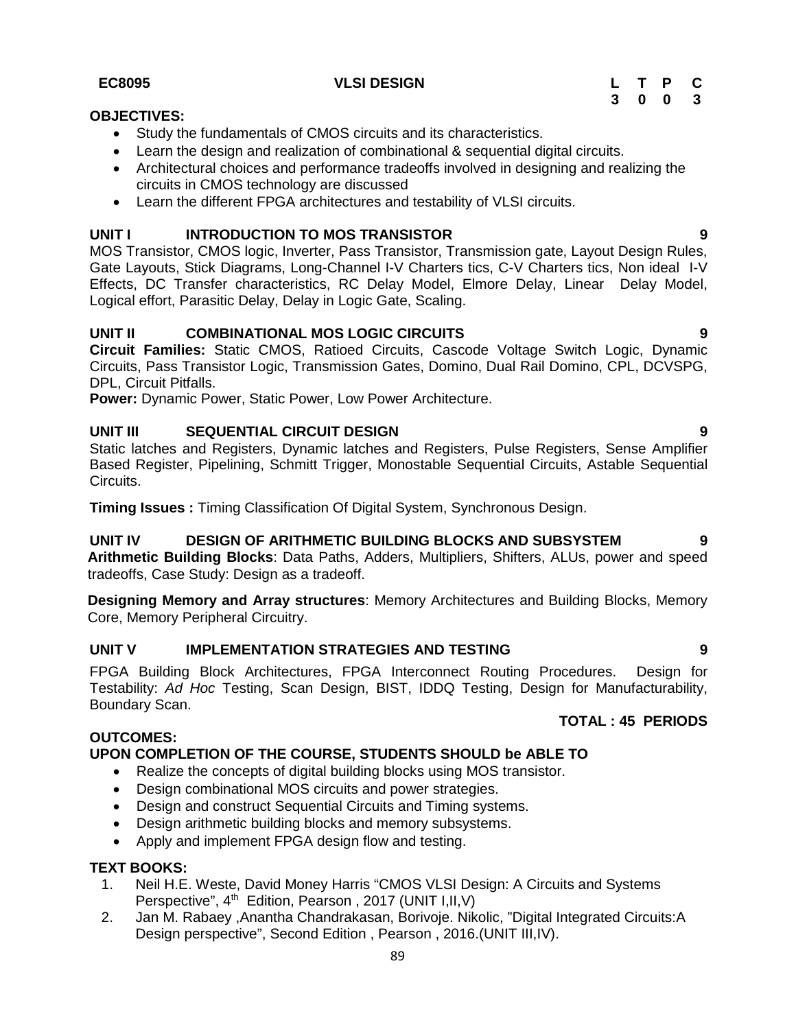**EC8095 VLSI DESIGN**

| L | T | P | C |
|---|---|---|---|
| 3 | 0 | 0 | 3 |

**OBJECTIVES:**

- Study the fundamentals of CMOS circuits and its characteristics.
- Learn the design and realization of combinational & sequential digital circuits.
- Architectural choices and performance tradeoffs involved in designing and realizing the circuits in CMOS technology are discussed
- Learn the different FPGA architectures and testability of VLSI circuits.

**UNIT I INTRODUCTION TO MOS TRANSISTOR 9**

MOS Transistor, CMOS logic, Inverter, Pass Transistor, Transmission gate, Layout Design Rules, Gate Layouts, Stick Diagrams, Long-Channel I-V Charters tics, C-V Charters tics, Non ideal I-V Effects, DC Transfer characteristics, RC Delay Model, Elmore Delay, Linear Delay Model, Logical effort, Parasitic Delay, Delay in Logic Gate, Scaling.

**UNIT II COMBINATIONAL MOS LOGIC CIRCUITS 9**

**Circuit Families:** Static CMOS, Ratioed Circuits, Cascode Voltage Switch Logic, Dynamic Circuits, Pass Transistor Logic, Transmission Gates, Domino, Dual Rail Domino, CPL, DCVSPG, DPL, Circuit Pitfalls.

**Power:** Dynamic Power, Static Power, Low Power Architecture.

**UNIT III SEQUENTIAL CIRCUIT DESIGN 9**

Static latches and Registers, Dynamic latches and Registers, Pulse Registers, Sense Amplifier Based Register, Pipelining, Schmitt Trigger, Monostable Sequential Circuits, Astable Sequential Circuits.

**Timing Issues :** Timing Classification Of Digital System, Synchronous Design.

**UNIT IV DESIGN OF ARITHMETIC BUILDING BLOCKS AND SUBSYSTEM 9**

**Arithmetic Building Blocks**: Data Paths, Adders, Multipliers, Shifters, ALUs, power and speed tradeoffs, Case Study: Design as a tradeoff.

**Designing Memory and Array structures**: Memory Architectures and Building Blocks, Memory Core, Memory Peripheral Circuitry.

**UNIT V IMPLEMENTATION STRATEGIES AND TESTING 9**

FPGA Building Block Architectures, FPGA Interconnect Routing Procedures. Design for Testability: *Ad Hoc* Testing, Scan Design, BIST, IDDQ Testing, Design for Manufacturability, Boundary Scan.

**TOTAL : 45 PERIODS**

**OUTCOMES:**

**UPON COMPLETION OF THE COURSE, STUDENTS SHOULD be ABLE TO**

- Realize the concepts of digital building blocks using MOS transistor.
- Design combinational MOS circuits and power strategies.
- Design and construct Sequential Circuits and Timing systems.
- Design arithmetic building blocks and memory subsystems.
- Apply and implement FPGA design flow and testing.

**TEXT BOOKS:**

1. Neil H.E. Weste, David Money Harris "CMOS VLSI Design: A Circuits and Systems Perspective", 4th Edition, Pearson , 2017 (UNIT I,II,V)
2. Jan M. Rabaey ,Anantha Chandrakasan, Borivoje. Nikolic, "Digital Integrated Circuits:A Design perspective", Second Edition , Pearson , 2016.(UNIT III,IV).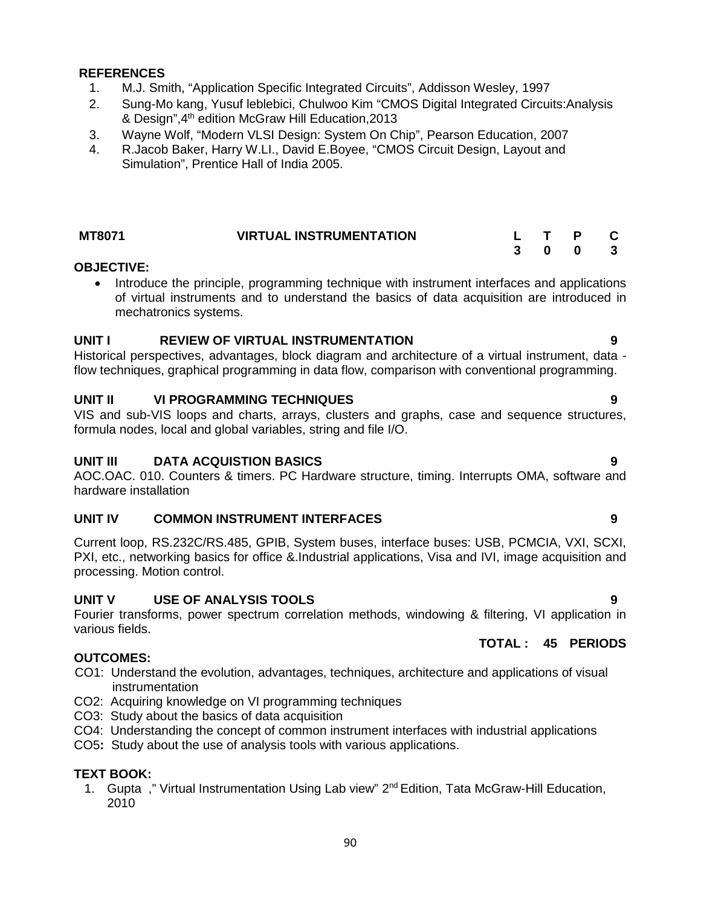**REFERENCES**

1. M.J. Smith, "Application Specific Integrated Circuits", Addisson Wesley, 1997
2. Sung-Mo kang, Yusuf leblebici, Chulwoo Kim "CMOS Digital Integrated Circuits:Analysis & Design",4th edition McGraw Hill Education,2013
3. Wayne Wolf, "Modern VLSI Design: System On Chip", Pearson Education, 2007
4. R.Jacob Baker, Harry W.LI., David E.Boyee, "CMOS Circuit Design, Layout and Simulation", Prentice Hall of India 2005.

| MT8071 | VIRTUAL INSTRUMENTATION | L | T | P | C |
|---|---|---|---|---|---|
| | | 3 | 0 | 0 | 3 |

**OBJECTIVE:**

- Introduce the principle, programming technique with instrument interfaces and applications of virtual instruments and to understand the basics of data acquisition are introduced in mechatronics systems.

**UNIT I REVIEW OF VIRTUAL INSTRUMENTATION 9**

Historical perspectives, advantages, block diagram and architecture of a virtual instrument, data - flow techniques, graphical programming in data flow, comparison with conventional programming.

**UNIT II VI PROGRAMMING TECHNIQUES 9**

VIS and sub-VIS loops and charts, arrays, clusters and graphs, case and sequence structures, formula nodes, local and global variables, string and file I/O.

**UNIT III DATA ACQUISTION BASICS 9**

AOC.OAC. 010. Counters & timers. PC Hardware structure, timing. Interrupts OMA, software and hardware installation

**UNIT IV COMMON INSTRUMENT INTERFACES 9**

Current loop, RS.232C/RS.485, GPIB, System buses, interface buses: USB, PCMCIA, VXI, SCXI, PXI, etc., networking basics for office &.Industrial applications, Visa and IVI, image acquisition and processing. Motion control.

**UNIT V USE OF ANALYSIS TOOLS 9**

Fourier transforms, power spectrum correlation methods, windowing & filtering, VI application in various fields.

**TOTAL : 45 PERIODS**

**OUTCOMES:**

CO1: Understand the evolution, advantages, techniques, architecture and applications of visual instrumentation

CO2: Acquiring knowledge on VI programming techniques

CO3: Study about the basics of data acquisition

CO4: Understanding the concept of common instrument interfaces with industrial applications

CO5**:** Study about the use of analysis tools with various applications.

**TEXT BOOK:**

1. Gupta ," Virtual Instrumentation Using Lab view" 2nd Edition, Tata McGraw-Hill Education, 2010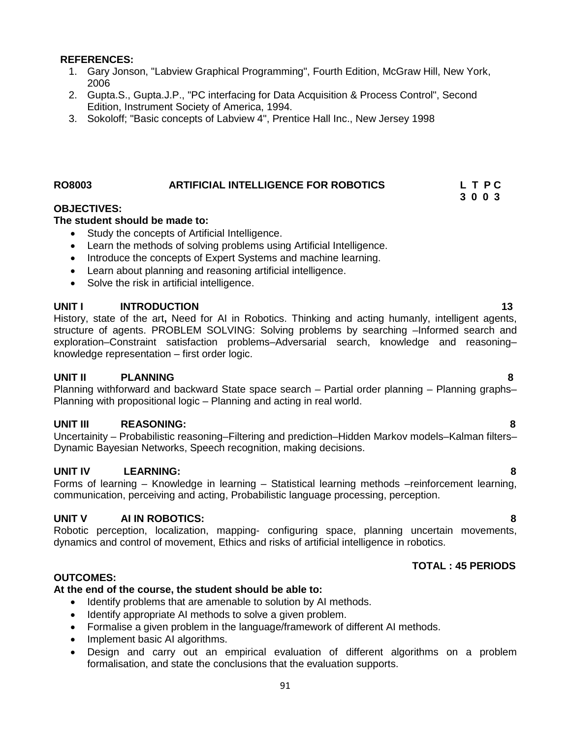**REFERENCES:**

1. Gary Jonson, "Labview Graphical Programming", Fourth Edition, McGraw Hill, New York, 2006
2. Gupta.S., Gupta.J.P., "PC interfacing for Data Acquisition & Process Control", Second Edition, Instrument Society of America, 1994.
3. Sokoloff; "Basic concepts of Labview 4", Prentice Hall Inc., New Jersey 1998

## RO8003 ARTIFICIAL INTELLIGENCE FOR ROBOTICS

| L | T | P | C |
|---|---|---|---|
| 3 | 0 | 0 | 3 |

**OBJECTIVES:**

**The student should be made to:**

- Study the concepts of Artificial Intelligence.
- Learn the methods of solving problems using Artificial Intelligence.
- Introduce the concepts of Expert Systems and machine learning.
- Learn about planning and reasoning artificial intelligence.
- Solve the risk in artificial intelligence.

**UNIT I INTRODUCTION 13**

History, state of the art**,** Need for AI in Robotics. Thinking and acting humanly, intelligent agents, structure of agents. PROBLEM SOLVING: Solving problems by searching –Informed search and exploration–Constraint satisfaction problems–Adversarial search, knowledge and reasoning–knowledge representation – first order logic.

**UNIT II PLANNING 8**

Planning withforward and backward State space search – Partial order planning – Planning graphs–Planning with propositional logic – Planning and acting in real world.

**UNIT III REASONING: 8**

Uncertainity – Probabilistic reasoning–Filtering and prediction–Hidden Markov models–Kalman filters–Dynamic Bayesian Networks, Speech recognition, making decisions.

**UNIT IV LEARNING: 8**

Forms of learning – Knowledge in learning – Statistical learning methods –reinforcement learning, communication, perceiving and acting, Probabilistic language processing, perception.

**UNIT V AI IN ROBOTICS: 8**

Robotic perception, localization, mapping- configuring space, planning uncertain movements, dynamics and control of movement, Ethics and risks of artificial intelligence in robotics.

**TOTAL : 45 PERIODS**

**OUTCOMES:**

**At the end of the course, the student should be able to:**

- Identify problems that are amenable to solution by AI methods.
- Identify appropriate AI methods to solve a given problem.
- Formalise a given problem in the language/framework of different AI methods.
- Implement basic AI algorithms.
- Design and carry out an empirical evaluation of different algorithms on a problem formalisation, and state the conclusions that the evaluation supports.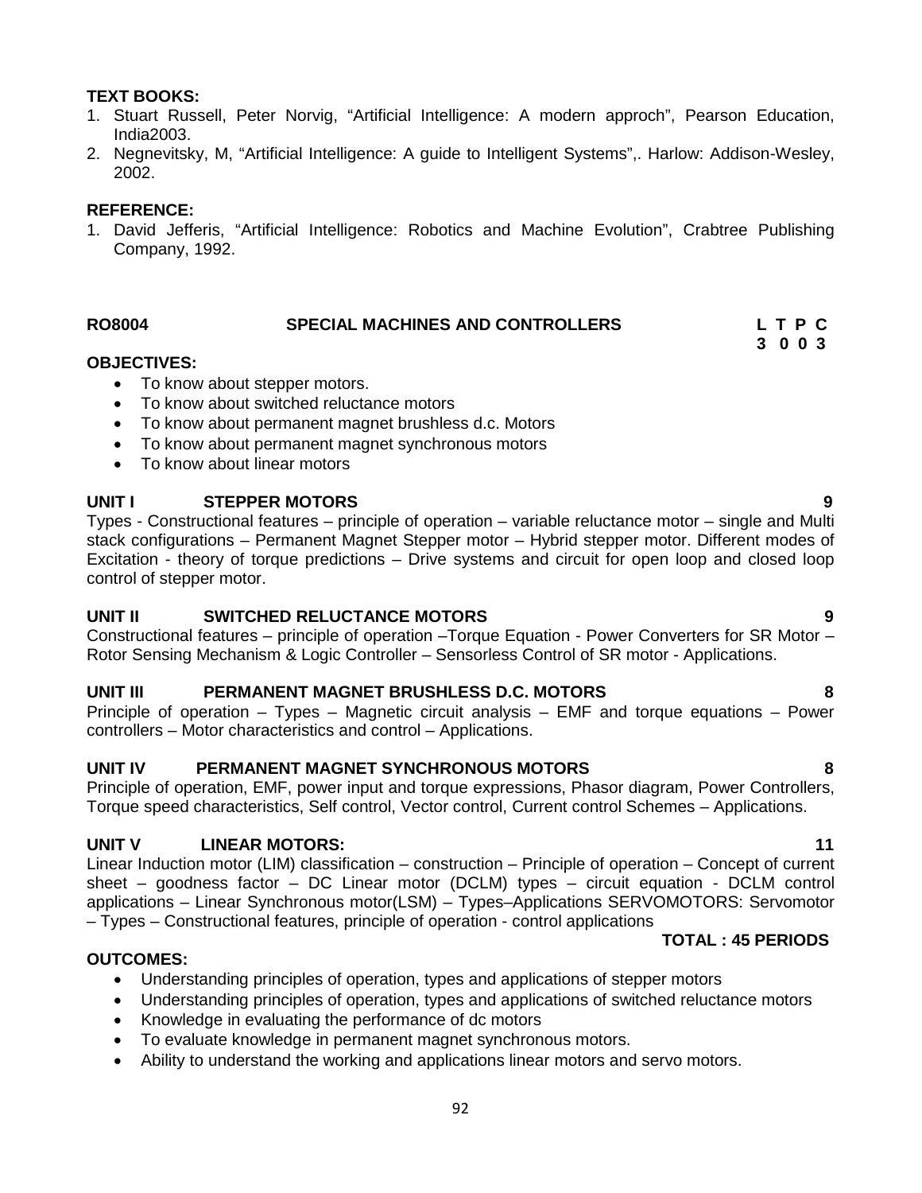**TEXT BOOKS:**

1. Stuart Russell, Peter Norvig, “Artificial Intelligence: A modern approch”, Pearson Education, India2003.
2. Negnevitsky, M, “Artificial Intelligence: A guide to Intelligent Systems”,. Harlow: Addison-Wesley, 2002.

**REFERENCE:**

1. David Jefferis, “Artificial Intelligence: Robotics and Machine Evolution”, Crabtree Publishing Company, 1992.

## RO8004 SPECIAL MACHINES AND CONTROLLERS

| L | T | P | C |
|---|---|---|---|
| 3 | 0 | 0 | 3 |

**OBJECTIVES:**

- To know about stepper motors.
- To know about switched reluctance motors
- To know about permanent magnet brushless d.c. Motors
- To know about permanent magnet synchronous motors
- To know about linear motors

### UNIT I STEPPER MOTORS — 9

Types - Constructional features – principle of operation – variable reluctance motor – single and Multi stack configurations – Permanent Magnet Stepper motor – Hybrid stepper motor. Different modes of Excitation - theory of torque predictions – Drive systems and circuit for open loop and closed loop control of stepper motor.

### UNIT II SWITCHED RELUCTANCE MOTORS — 9

Constructional features – principle of operation –Torque Equation - Power Converters for SR Motor – Rotor Sensing Mechanism & Logic Controller – Sensorless Control of SR motor - Applications.

### UNIT III PERMANENT MAGNET BRUSHLESS D.C. MOTORS — 8

Principle of operation – Types – Magnetic circuit analysis – EMF and torque equations – Power controllers – Motor characteristics and control – Applications.

### UNIT IV PERMANENT MAGNET SYNCHRONOUS MOTORS — 8

Principle of operation, EMF, power input and torque expressions, Phasor diagram, Power Controllers, Torque speed characteristics, Self control, Vector control, Current control Schemes – Applications.

### UNIT V LINEAR MOTORS: — 11

Linear Induction motor (LIM) classification – construction – Principle of operation – Concept of current sheet – goodness factor – DC Linear motor (DCLM) types – circuit equation - DCLM control applications – Linear Synchronous motor(LSM) – Types–Applications SERVOMOTORS: Servomotor – Types – Constructional features, principle of operation - control applications

**TOTAL : 45 PERIODS**

**OUTCOMES:**

- Understanding principles of operation, types and applications of stepper motors
- Understanding principles of operation, types and applications of switched reluctance motors
- Knowledge in evaluating the performance of dc motors
- To evaluate knowledge in permanent magnet synchronous motors.
- Ability to understand the working and applications linear motors and servo motors.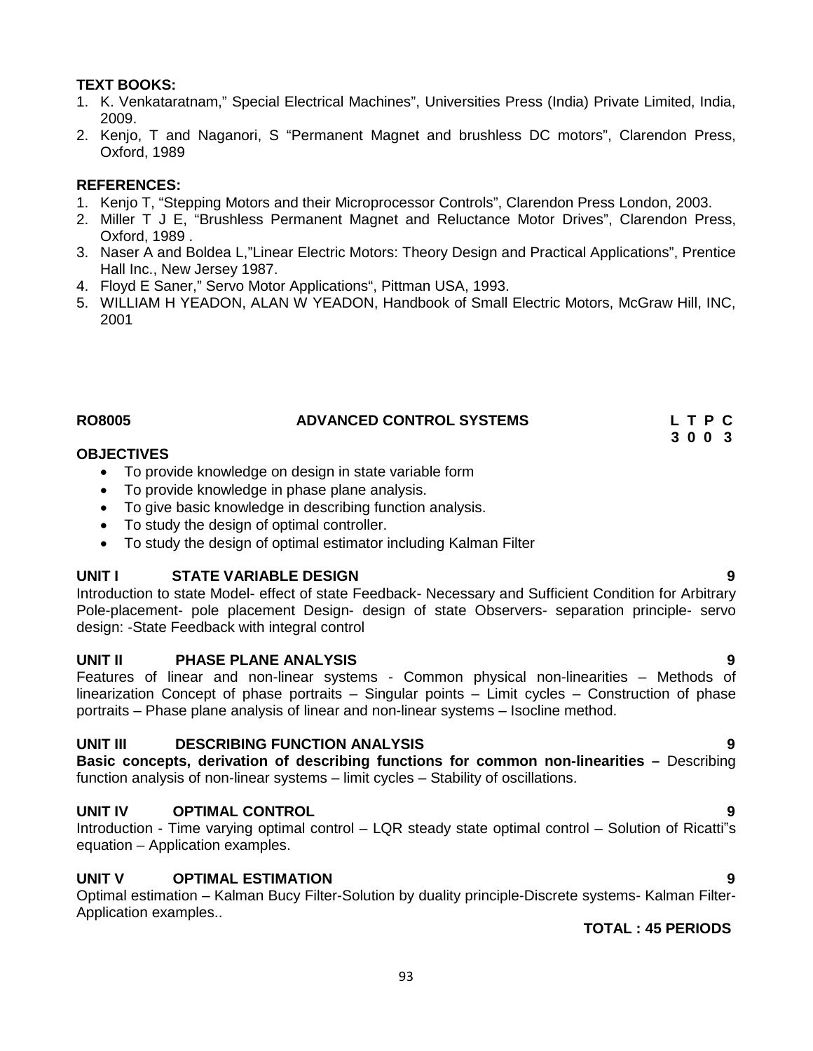**TEXT BOOKS:**

1. K. Venkataratnam," Special Electrical Machines", Universities Press (India) Private Limited, India, 2009.
2. Kenjo, T and Naganori, S "Permanent Magnet and brushless DC motors", Clarendon Press, Oxford, 1989

**REFERENCES:**

1. Kenjo T, "Stepping Motors and their Microprocessor Controls", Clarendon Press London, 2003.
2. Miller T J E, "Brushless Permanent Magnet and Reluctance Motor Drives", Clarendon Press, Oxford, 1989 .
3. Naser A and Boldea L,"Linear Electric Motors: Theory Design and Practical Applications", Prentice Hall Inc., New Jersey 1987.
4. Floyd E Saner," Servo Motor Applications", Pittman USA, 1993.
5. WILLIAM H YEADON, ALAN W YEADON, Handbook of Small Electric Motors, McGraw Hill, INC, 2001

## RO8005 ADVANCED CONTROL SYSTEMS

| L | T | P | C |
|---|---|---|---|
| 3 | 0 | 0 | 3 |

**OBJECTIVES**

- To provide knowledge on design in state variable form
- To provide knowledge in phase plane analysis.
- To give basic knowledge in describing function analysis.
- To study the design of optimal controller.
- To study the design of optimal estimator including Kalman Filter

**UNIT I STATE VARIABLE DESIGN 9**

Introduction to state Model- effect of state Feedback- Necessary and Sufficient Condition for Arbitrary Pole-placement- pole placement Design- design of state Observers- separation principle- servo design: -State Feedback with integral control

**UNIT II PHASE PLANE ANALYSIS 9**

Features of linear and non-linear systems - Common physical non-linearities – Methods of linearization Concept of phase portraits – Singular points – Limit cycles – Construction of phase portraits – Phase plane analysis of linear and non-linear systems – Isocline method.

**UNIT III DESCRIBING FUNCTION ANALYSIS 9**

**Basic concepts, derivation of describing functions for common non-linearities –** Describing function analysis of non-linear systems – limit cycles – Stability of oscillations.

**UNIT IV OPTIMAL CONTROL 9**

Introduction - Time varying optimal control – LQR steady state optimal control – Solution of Ricatti"s equation – Application examples.

**UNIT V OPTIMAL ESTIMATION 9**

Optimal estimation – Kalman Bucy Filter-Solution by duality principle-Discrete systems- Kalman Filter-Application examples..

**TOTAL : 45 PERIODS**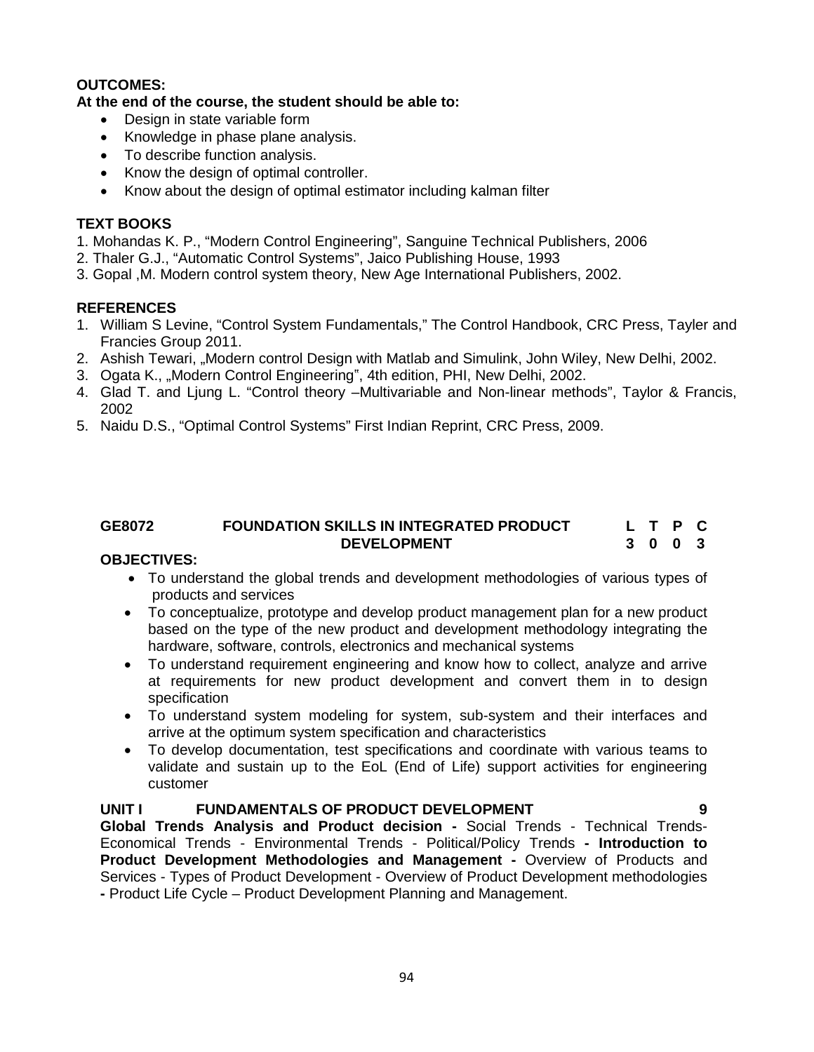**OUTCOMES:**

**At the end of the course, the student should be able to:**

- Design in state variable form
- Knowledge in phase plane analysis.
- To describe function analysis.
- Know the design of optimal controller.
- Know about the design of optimal estimator including kalman filter

**TEXT BOOKS**

1. Mohandas K. P., "Modern Control Engineering", Sanguine Technical Publishers, 2006
2. Thaler G.J., "Automatic Control Systems", Jaico Publishing House, 1993
3. Gopal ,M. Modern control system theory, New Age International Publishers, 2002.

**REFERENCES**

1. William S Levine, "Control System Fundamentals," The Control Handbook, CRC Press, Tayler and Francies Group 2011.
2. Ashish Tewari, „Modern control Design with Matlab and Simulink, John Wiley, New Delhi, 2002.
3. Ogata K., „Modern Control Engineering", 4th edition, PHI, New Delhi, 2002.
4. Glad T. and Ljung L. "Control theory –Multivariable and Non-linear methods", Taylor & Francis, 2002
5. Naidu D.S., "Optimal Control Systems" First Indian Reprint, CRC Press, 2009.

| **GE8072** | **FOUNDATION SKILLS IN INTEGRATED PRODUCT DEVELOPMENT** | **L** | **T** | **P** | **C** |
|---|---|---|---|---|---|
| | | **3** | **0** | **0** | **3** |

**OBJECTIVES:**

- To understand the global trends and development methodologies of various types of products and services
- To conceptualize, prototype and develop product management plan for a new product based on the type of the new product and development methodology integrating the hardware, software, controls, electronics and mechanical systems
- To understand requirement engineering and know how to collect, analyze and arrive at requirements for new product development and convert them in to design specification
- To understand system modeling for system, sub-system and their interfaces and arrive at the optimum system specification and characteristics
- To develop documentation, test specifications and coordinate with various teams to validate and sustain up to the EoL (End of Life) support activities for engineering customer

**UNIT I FUNDAMENTALS OF PRODUCT DEVELOPMENT 9**

**Global Trends Analysis and Product decision -** Social Trends - Technical Trends- Economical Trends - Environmental Trends - Political/Policy Trends **- Introduction to Product Development Methodologies and Management -** Overview of Products and Services - Types of Product Development - Overview of Product Development methodologies **-** Product Life Cycle – Product Development Planning and Management.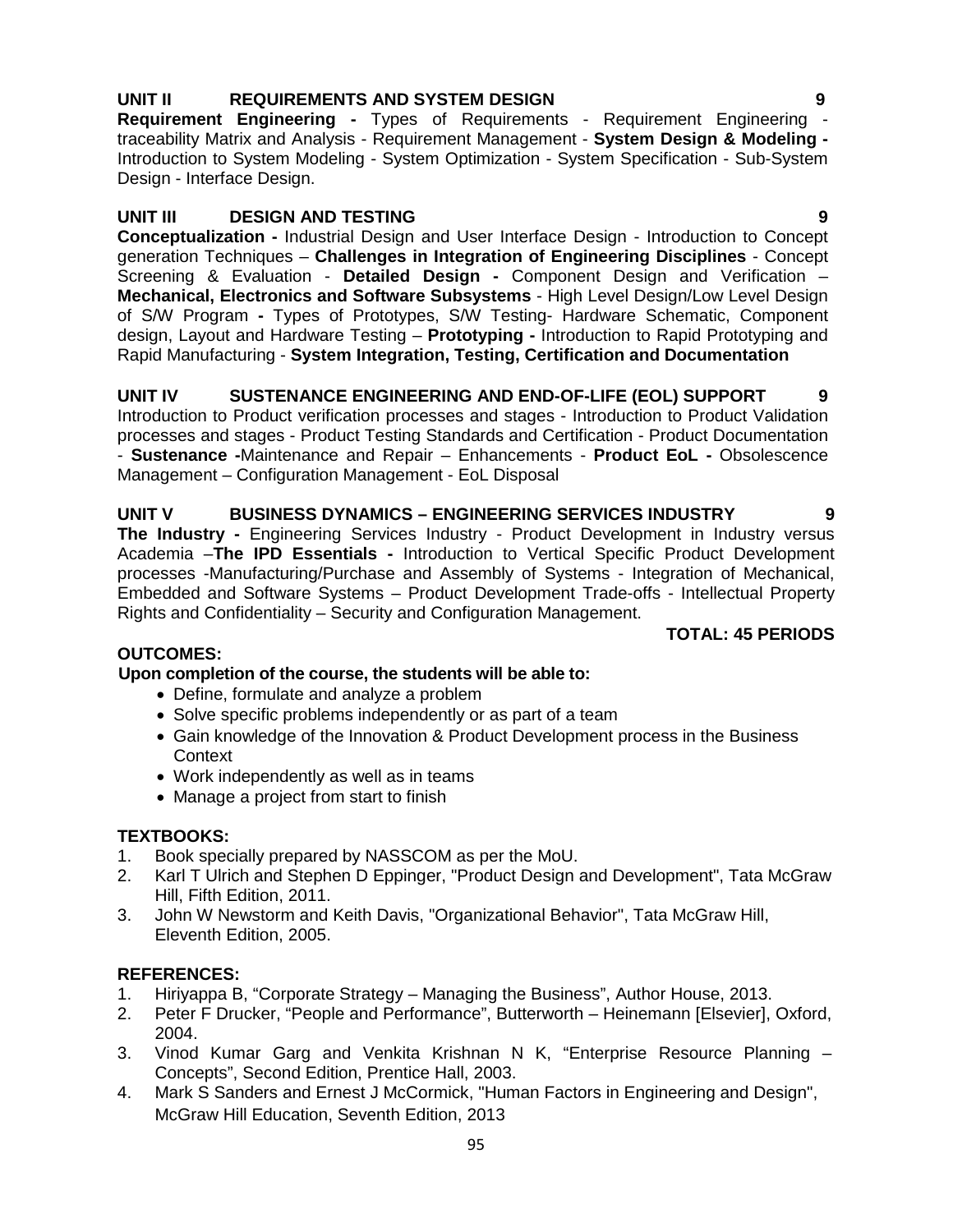**UNIT II REQUIREMENTS AND SYSTEM DESIGN 9**

**Requirement Engineering -** Types of Requirements - Requirement Engineering - traceability Matrix and Analysis - Requirement Management - **System Design & Modeling -** Introduction to System Modeling - System Optimization - System Specification - Sub-System Design - Interface Design.

**UNIT III DESIGN AND TESTING 9**

**Conceptualization -** Industrial Design and User Interface Design - Introduction to Concept generation Techniques – **Challenges in Integration of Engineering Disciplines** - Concept Screening & Evaluation - **Detailed Design -** Component Design and Verification – **Mechanical, Electronics and Software Subsystems** - High Level Design/Low Level Design of S/W Program **-** Types of Prototypes, S/W Testing- Hardware Schematic, Component design, Layout and Hardware Testing – **Prototyping -** Introduction to Rapid Prototyping and Rapid Manufacturing - **System Integration, Testing, Certification and Documentation**

**UNIT IV SUSTENANCE ENGINEERING AND END-OF-LIFE (EOL) SUPPORT 9**

Introduction to Product verification processes and stages - Introduction to Product Validation processes and stages - Product Testing Standards and Certification - Product Documentation - **Sustenance -**Maintenance and Repair – Enhancements - **Product EoL -** Obsolescence Management – Configuration Management - EoL Disposal

**UNIT V BUSINESS DYNAMICS – ENGINEERING SERVICES INDUSTRY 9**

**The Industry -** Engineering Services Industry - Product Development in Industry versus Academia –**The IPD Essentials -** Introduction to Vertical Specific Product Development processes -Manufacturing/Purchase and Assembly of Systems - Integration of Mechanical, Embedded and Software Systems – Product Development Trade-offs - Intellectual Property Rights and Confidentiality – Security and Configuration Management.

**TOTAL: 45 PERIODS**

**OUTCOMES:**

**Upon completion of the course, the students will be able to:**

- Define, formulate and analyze a problem
- Solve specific problems independently or as part of a team
- Gain knowledge of the Innovation & Product Development process in the Business Context
- Work independently as well as in teams
- Manage a project from start to finish

**TEXTBOOKS:**

1. Book specially prepared by NASSCOM as per the MoU.
2. Karl T Ulrich and Stephen D Eppinger, "Product Design and Development", Tata McGraw Hill, Fifth Edition, 2011.
3. John W Newstorm and Keith Davis, "Organizational Behavior", Tata McGraw Hill, Eleventh Edition, 2005.

**REFERENCES:**

1. Hiriyappa B, “Corporate Strategy – Managing the Business”, Author House, 2013.
2. Peter F Drucker, “People and Performance”, Butterworth – Heinemann [Elsevier], Oxford, 2004.
3. Vinod Kumar Garg and Venkita Krishnan N K, “Enterprise Resource Planning – Concepts”, Second Edition, Prentice Hall, 2003.
4. Mark S Sanders and Ernest J McCormick, "Human Factors in Engineering and Design", McGraw Hill Education, Seventh Edition, 2013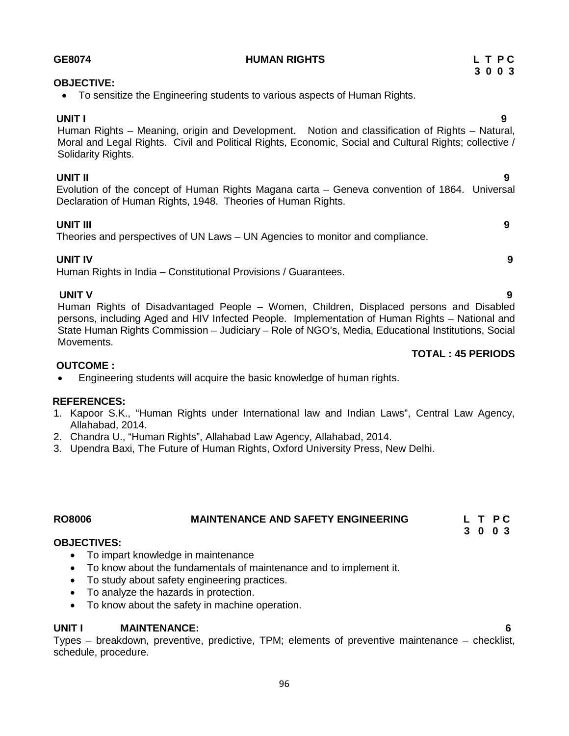## GE8074 HUMAN RIGHTS

| L | T | P | C |
|---|---|---|---|
| 3 | 0 | 0 | 3 |

**OBJECTIVE:**

- To sensitize the Engineering students to various aspects of Human Rights.

**UNIT I** **9**

Human Rights – Meaning, origin and Development. Notion and classification of Rights – Natural, Moral and Legal Rights. Civil and Political Rights, Economic, Social and Cultural Rights; collective / Solidarity Rights.

**UNIT II** **9**

Evolution of the concept of Human Rights Magana carta – Geneva convention of 1864. Universal Declaration of Human Rights, 1948. Theories of Human Rights.

**UNIT III** **9**

Theories and perspectives of UN Laws – UN Agencies to monitor and compliance.

**UNIT IV** **9**

Human Rights in India – Constitutional Provisions / Guarantees.

**UNIT V** **9**

Human Rights of Disadvantaged People – Women, Children, Displaced persons and Disabled persons, including Aged and HIV Infected People. Implementation of Human Rights – National and State Human Rights Commission – Judiciary – Role of NGO's, Media, Educational Institutions, Social Movements.

**TOTAL : 45 PERIODS**

**OUTCOME :**

- Engineering students will acquire the basic knowledge of human rights.

**REFERENCES:**

1. Kapoor S.K., "Human Rights under International law and Indian Laws", Central Law Agency, Allahabad, 2014.
2. Chandra U., "Human Rights", Allahabad Law Agency, Allahabad, 2014.
3. Upendra Baxi, The Future of Human Rights, Oxford University Press, New Delhi.

## RO8006 MAINTENANCE AND SAFETY ENGINEERING

| L | T | P | C |
|---|---|---|---|
| 3 | 0 | 0 | 3 |

**OBJECTIVES:**

- To impart knowledge in maintenance
- To know about the fundamentals of maintenance and to implement it.
- To study about safety engineering practices.
- To analyze the hazards in protection.
- To know about the safety in machine operation.

**UNIT I MAINTENANCE:** **6**

Types – breakdown, preventive, predictive, TPM; elements of preventive maintenance – checklist, schedule, procedure.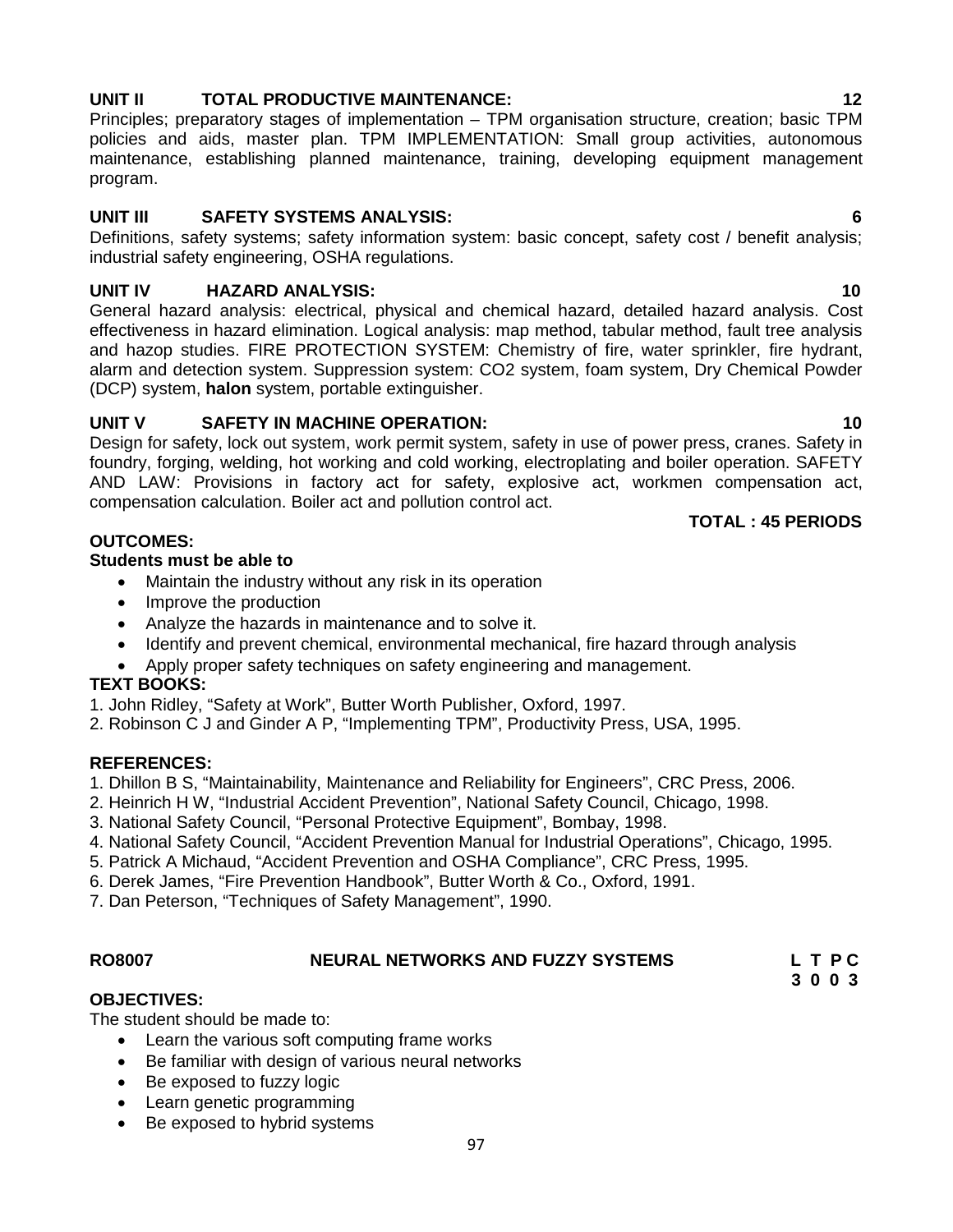**UNIT II TOTAL PRODUCTIVE MAINTENANCE: 12**

Principles; preparatory stages of implementation – TPM organisation structure, creation; basic TPM policies and aids, master plan. TPM IMPLEMENTATION: Small group activities, autonomous maintenance, establishing planned maintenance, training, developing equipment management program.

**UNIT III SAFETY SYSTEMS ANALYSIS: 6**

Definitions, safety systems; safety information system: basic concept, safety cost / benefit analysis; industrial safety engineering, OSHA regulations.

**UNIT IV HAZARD ANALYSIS: 10**

General hazard analysis: electrical, physical and chemical hazard, detailed hazard analysis. Cost effectiveness in hazard elimination. Logical analysis: map method, tabular method, fault tree analysis and hazop studies. FIRE PROTECTION SYSTEM: Chemistry of fire, water sprinkler, fire hydrant, alarm and detection system. Suppression system: $CO_2$ system, foam system, Dry Chemical Powder (DCP) system, **halon** system, portable extinguisher.

**UNIT V SAFETY IN MACHINE OPERATION: 10**

Design for safety, lock out system, work permit system, safety in use of power press, cranes. Safety in foundry, forging, welding, hot working and cold working, electroplating and boiler operation. SAFETY AND LAW: Provisions in factory act for safety, explosive act, workmen compensation act, compensation calculation. Boiler act and pollution control act.

**TOTAL : 45 PERIODS**

**OUTCOMES:**

**Students must be able to**

- Maintain the industry without any risk in its operation
- Improve the production
- Analyze the hazards in maintenance and to solve it.
- Identify and prevent chemical, environmental mechanical, fire hazard through analysis
- Apply proper safety techniques on safety engineering and management.

**TEXT BOOKS:**

1. John Ridley, "Safety at Work", Butter Worth Publisher, Oxford, 1997.
2. Robinson C J and Ginder A P, "Implementing TPM", Productivity Press, USA, 1995.

**REFERENCES:**

1. Dhillon B S, "Maintainability, Maintenance and Reliability for Engineers", CRC Press, 2006.
2. Heinrich H W, "Industrial Accident Prevention", National Safety Council, Chicago, 1998.
3. National Safety Council, "Personal Protective Equipment", Bombay, 1998.
4. National Safety Council, "Accident Prevention Manual for Industrial Operations", Chicago, 1995.
5. Patrick A Michaud, "Accident Prevention and OSHA Compliance", CRC Press, 1995.
6. Derek James, "Fire Prevention Handbook", Butter Worth & Co., Oxford, 1991.
7. Dan Peterson, "Techniques of Safety Management", 1990.

**RO8007 NEURAL NETWORKS AND FUZZY SYSTEMS**

| L | T | P | C |
|---|---|---|---|
| 3 | 0 | 0 | 3 |

**OBJECTIVES:**

The student should be made to:

- Learn the various soft computing frame works
- Be familiar with design of various neural networks
- Be exposed to fuzzy logic
- Learn genetic programming
- Be exposed to hybrid systems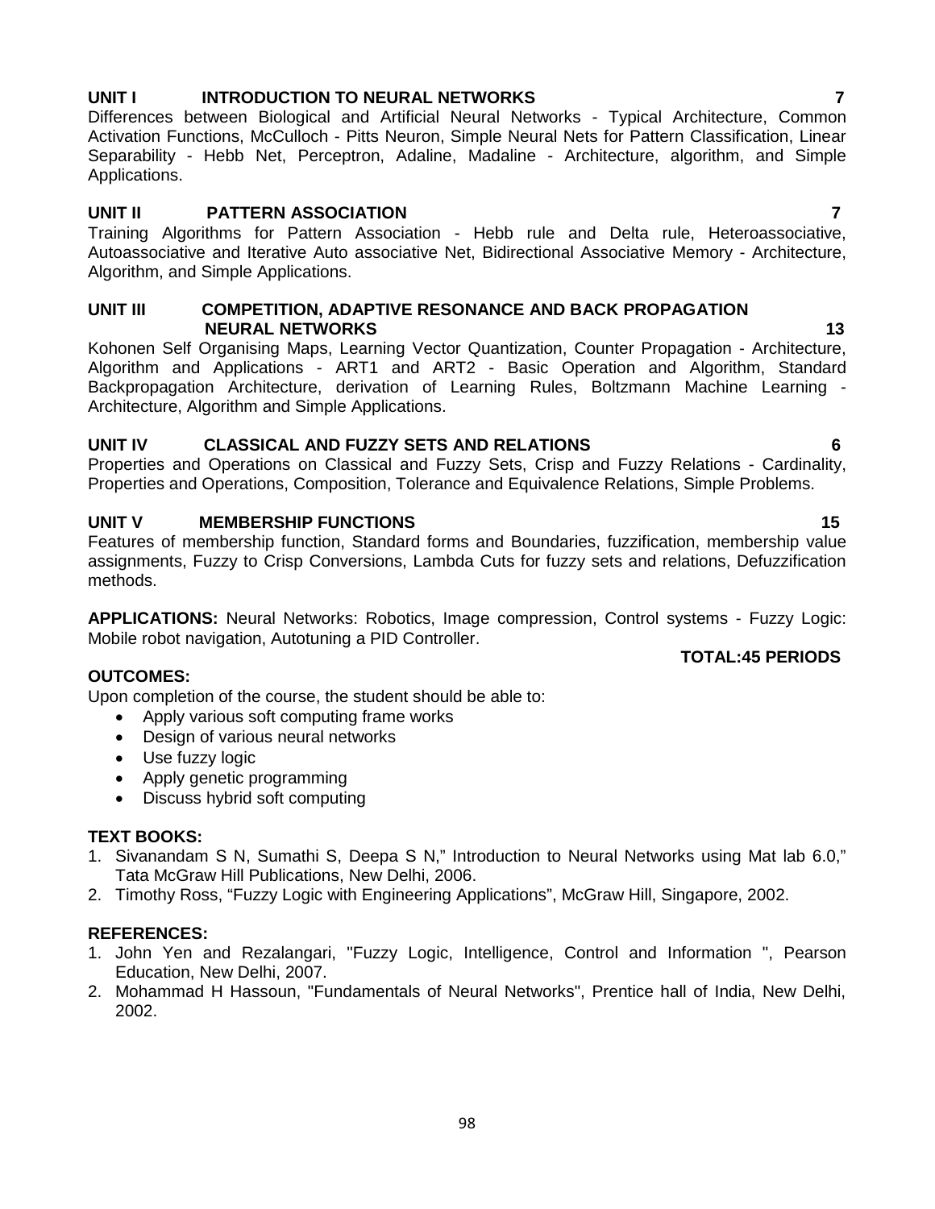## UNIT I INTRODUCTION TO NEURAL NETWORKS 7

Differences between Biological and Artificial Neural Networks - Typical Architecture, Common Activation Functions, McCulloch - Pitts Neuron, Simple Neural Nets for Pattern Classification, Linear Separability - Hebb Net, Perceptron, Adaline, Madaline - Architecture, algorithm, and Simple Applications.

## UNIT II PATTERN ASSOCIATION 7

Training Algorithms for Pattern Association - Hebb rule and Delta rule, Heteroassociative, Autoassociative and Iterative Auto associative Net, Bidirectional Associative Memory - Architecture, Algorithm, and Simple Applications.

## UNIT III COMPETITION, ADAPTIVE RESONANCE AND BACK PROPAGATION NEURAL NETWORKS 13

Kohonen Self Organising Maps, Learning Vector Quantization, Counter Propagation - Architecture, Algorithm and Applications - ART1 and ART2 - Basic Operation and Algorithm, Standard Backpropagation Architecture, derivation of Learning Rules, Boltzmann Machine Learning - Architecture, Algorithm and Simple Applications.

## UNIT IV CLASSICAL AND FUZZY SETS AND RELATIONS 6

Properties and Operations on Classical and Fuzzy Sets, Crisp and Fuzzy Relations - Cardinality, Properties and Operations, Composition, Tolerance and Equivalence Relations, Simple Problems.

## UNIT V MEMBERSHIP FUNCTIONS 15

Features of membership function, Standard forms and Boundaries, fuzzification, membership value assignments, Fuzzy to Crisp Conversions, Lambda Cuts for fuzzy sets and relations, Defuzzification methods.

**APPLICATIONS:** Neural Networks: Robotics, Image compression, Control systems - Fuzzy Logic: Mobile robot navigation, Autotuning a PID Controller.

**TOTAL:45 PERIODS**

**OUTCOMES:**

Upon completion of the course, the student should be able to:

- Apply various soft computing frame works
- Design of various neural networks
- Use fuzzy logic
- Apply genetic programming
- Discuss hybrid soft computing

**TEXT BOOKS:**

1. Sivanandam S N, Sumathi S, Deepa S N," Introduction to Neural Networks using Mat lab 6.0," Tata McGraw Hill Publications, New Delhi, 2006.
2. Timothy Ross, "Fuzzy Logic with Engineering Applications", McGraw Hill, Singapore, 2002.

**REFERENCES:**

1. John Yen and Rezalangari, "Fuzzy Logic, Intelligence, Control and Information ", Pearson Education, New Delhi, 2007.
2. Mohammad H Hassoun, "Fundamentals of Neural Networks", Prentice hall of India, New Delhi, 2002.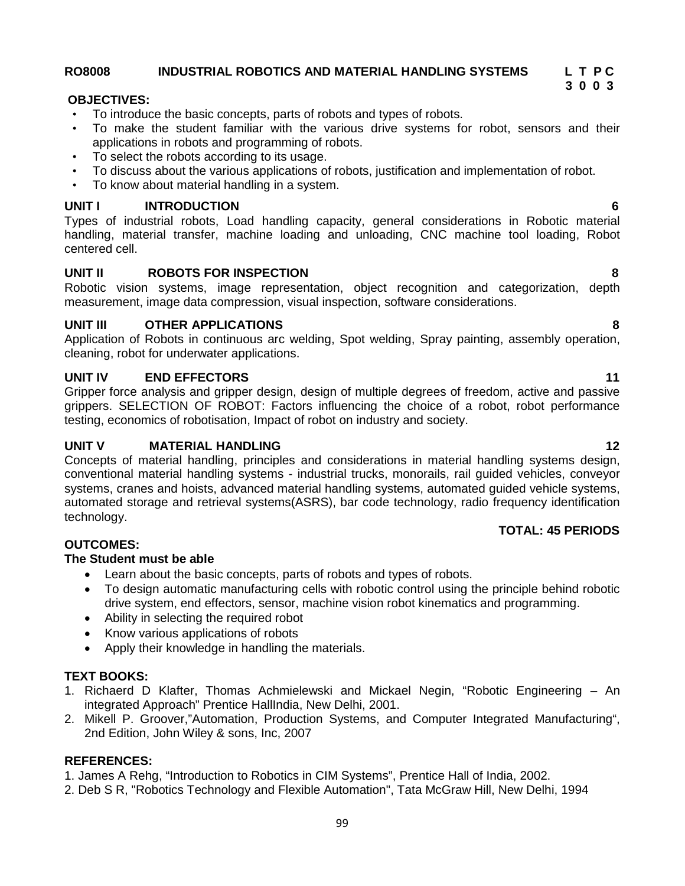## RO8008 INDUSTRIAL ROBOTICS AND MATERIAL HANDLING SYSTEMS

| L | T | P | C |
|---|---|---|---|
| 3 | 0 | 0 | 3 |

**OBJECTIVES:**

- To introduce the basic concepts, parts of robots and types of robots.
- To make the student familiar with the various drive systems for robot, sensors and their applications in robots and programming of robots.
- To select the robots according to its usage.
- To discuss about the various applications of robots, justification and implementation of robot.
- To know about material handling in a system.

**UNIT I INTRODUCTION 6**

Types of industrial robots, Load handling capacity, general considerations in Robotic material handling, material transfer, machine loading and unloading, CNC machine tool loading, Robot centered cell.

**UNIT II ROBOTS FOR INSPECTION 8**

Robotic vision systems, image representation, object recognition and categorization, depth measurement, image data compression, visual inspection, software considerations.

**UNIT III OTHER APPLICATIONS 8**

Application of Robots in continuous arc welding, Spot welding, Spray painting, assembly operation, cleaning, robot for underwater applications.

**UNIT IV END EFFECTORS 11**

Gripper force analysis and gripper design, design of multiple degrees of freedom, active and passive grippers. SELECTION OF ROBOT: Factors influencing the choice of a robot, robot performance testing, economics of robotisation, Impact of robot on industry and society.

**UNIT V MATERIAL HANDLING 12**

Concepts of material handling, principles and considerations in material handling systems design, conventional material handling systems - industrial trucks, monorails, rail guided vehicles, conveyor systems, cranes and hoists, advanced material handling systems, automated guided vehicle systems, automated storage and retrieval systems(ASRS), bar code technology, radio frequency identification technology.

**TOTAL: 45 PERIODS**

**OUTCOMES:**

**The Student must be able**

- Learn about the basic concepts, parts of robots and types of robots.
- To design automatic manufacturing cells with robotic control using the principle behind robotic drive system, end effectors, sensor, machine vision robot kinematics and programming.
- Ability in selecting the required robot
- Know various applications of robots
- Apply their knowledge in handling the materials.

**TEXT BOOKS:**

1. Richaerd D Klafter, Thomas Achmielewski and Mickael Negin, "Robotic Engineering – An integrated Approach" Prentice HallIndia, New Delhi, 2001.
2. Mikell P. Groover,"Automation, Production Systems, and Computer Integrated Manufacturing", 2nd Edition, John Wiley & sons, Inc, 2007

**REFERENCES:**

1. James A Rehg, "Introduction to Robotics in CIM Systems", Prentice Hall of India, 2002.
2. Deb S R, "Robotics Technology and Flexible Automation", Tata McGraw Hill, New Delhi, 1994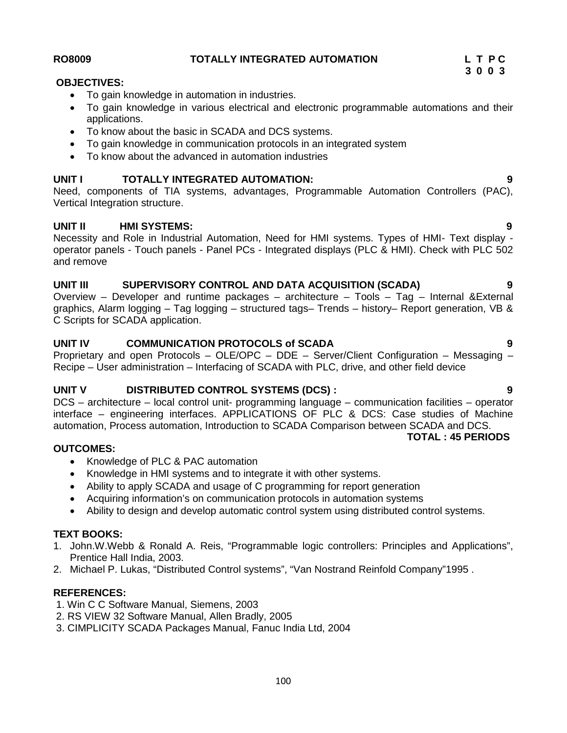**RO8009 TOTALLY INTEGRATED AUTOMATION L T P C**
**3 0 0 3**

**OBJECTIVES:**

- To gain knowledge in automation in industries.
- To gain knowledge in various electrical and electronic programmable automations and their applications.
- To know about the basic in SCADA and DCS systems.
- To gain knowledge in communication protocols in an integrated system
- To know about the advanced in automation industries

**UNIT I TOTALLY INTEGRATED AUTOMATION: 9**

Need, components of TIA systems, advantages, Programmable Automation Controllers (PAC), Vertical Integration structure.

**UNIT II HMI SYSTEMS: 9**

Necessity and Role in Industrial Automation, Need for HMI systems. Types of HMI- Text display - operator panels - Touch panels - Panel PCs - Integrated displays (PLC & HMI). Check with PLC 502 and remove

**UNIT III SUPERVISORY CONTROL AND DATA ACQUISITION (SCADA) 9**

Overview – Developer and runtime packages – architecture – Tools – Tag – Internal &External graphics, Alarm logging – Tag logging – structured tags– Trends – history– Report generation, VB & C Scripts for SCADA application.

**UNIT IV COMMUNICATION PROTOCOLS of SCADA 9**

Proprietary and open Protocols – OLE/OPC – DDE – Server/Client Configuration – Messaging – Recipe – User administration – Interfacing of SCADA with PLC, drive, and other field device

**UNIT V DISTRIBUTED CONTROL SYSTEMS (DCS) : 9**

DCS – architecture – local control unit- programming language – communication facilities – operator interface – engineering interfaces. APPLICATIONS OF PLC & DCS: Case studies of Machine automation, Process automation, Introduction to SCADA Comparison between SCADA and DCS.

**TOTAL : 45 PERIODS**

**OUTCOMES:**

- Knowledge of PLC & PAC automation
- Knowledge in HMI systems and to integrate it with other systems.
- Ability to apply SCADA and usage of C programming for report generation
- Acquiring information's on communication protocols in automation systems
- Ability to design and develop automatic control system using distributed control systems.

**TEXT BOOKS:**

1. John.W.Webb & Ronald A. Reis, "Programmable logic controllers: Principles and Applications", Prentice Hall India, 2003.
2. Michael P. Lukas, "Distributed Control systems", "Van Nostrand Reinfold Company"1995 .

**REFERENCES:**

1. Win C C Software Manual, Siemens, 2003
2. RS VIEW 32 Software Manual, Allen Bradly, 2005
3. CIMPLICITY SCADA Packages Manual, Fanuc India Ltd, 2004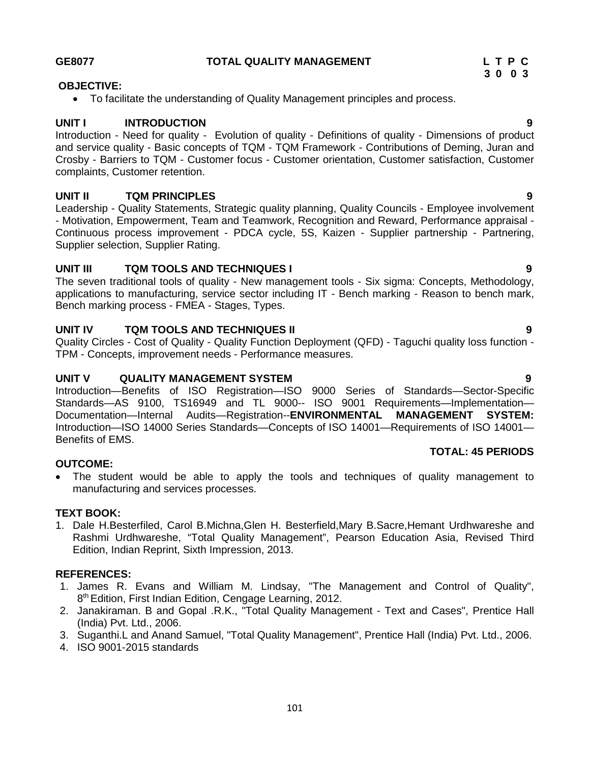**GE8077 TOTAL QUALITY MANAGEMENT**

| L | T | P | C |
|---|---|---|---|
| 3 | 0 | 0 | 3 |

**OBJECTIVE:**

- To facilitate the understanding of Quality Management principles and process.

**UNIT I INTRODUCTION 9**

Introduction - Need for quality - Evolution of quality - Definitions of quality - Dimensions of product and service quality - Basic concepts of TQM - TQM Framework - Contributions of Deming, Juran and Crosby - Barriers to TQM - Customer focus - Customer orientation, Customer satisfaction, Customer complaints, Customer retention.

**UNIT II TQM PRINCIPLES 9**

Leadership - Quality Statements, Strategic quality planning, Quality Councils - Employee involvement - Motivation, Empowerment, Team and Teamwork, Recognition and Reward, Performance appraisal - Continuous process improvement - PDCA cycle, 5S, Kaizen - Supplier partnership - Partnering, Supplier selection, Supplier Rating.

**UNIT III TQM TOOLS AND TECHNIQUES I 9**

The seven traditional tools of quality - New management tools - Six sigma: Concepts, Methodology, applications to manufacturing, service sector including IT - Bench marking - Reason to bench mark, Bench marking process - FMEA - Stages, Types.

**UNIT IV TQM TOOLS AND TECHNIQUES II 9**

Quality Circles - Cost of Quality - Quality Function Deployment (QFD) - Taguchi quality loss function - TPM - Concepts, improvement needs - Performance measures.

**UNIT V QUALITY MANAGEMENT SYSTEM 9**

Introduction—Benefits of ISO Registration—ISO 9000 Series of Standards—Sector-Specific Standards—AS 9100, TS16949 and TL 9000-- ISO 9001 Requirements—Implementation—Documentation—Internal Audits—Registration--**ENVIRONMENTAL MANAGEMENT SYSTEM:** Introduction—ISO 14000 Series Standards—Concepts of ISO 14001—Requirements of ISO 14001—Benefits of EMS.

**TOTAL: 45 PERIODS**

**OUTCOME:**

- The student would be able to apply the tools and techniques of quality management to manufacturing and services processes.

**TEXT BOOK:**

1. Dale H.Besterfiled, Carol B.Michna,Glen H. Besterfield,Mary B.Sacre,Hemant Urdhwareshe and Rashmi Urdhwareshe, "Total Quality Management", Pearson Education Asia, Revised Third Edition, Indian Reprint, Sixth Impression, 2013.

**REFERENCES:**

1. James R. Evans and William M. Lindsay, "The Management and Control of Quality", 8th Edition, First Indian Edition, Cengage Learning, 2012.
2. Janakiraman. B and Gopal .R.K., "Total Quality Management - Text and Cases", Prentice Hall (India) Pvt. Ltd., 2006.
3. Suganthi.L and Anand Samuel, "Total Quality Management", Prentice Hall (India) Pvt. Ltd., 2006.
4. ISO 9001-2015 standards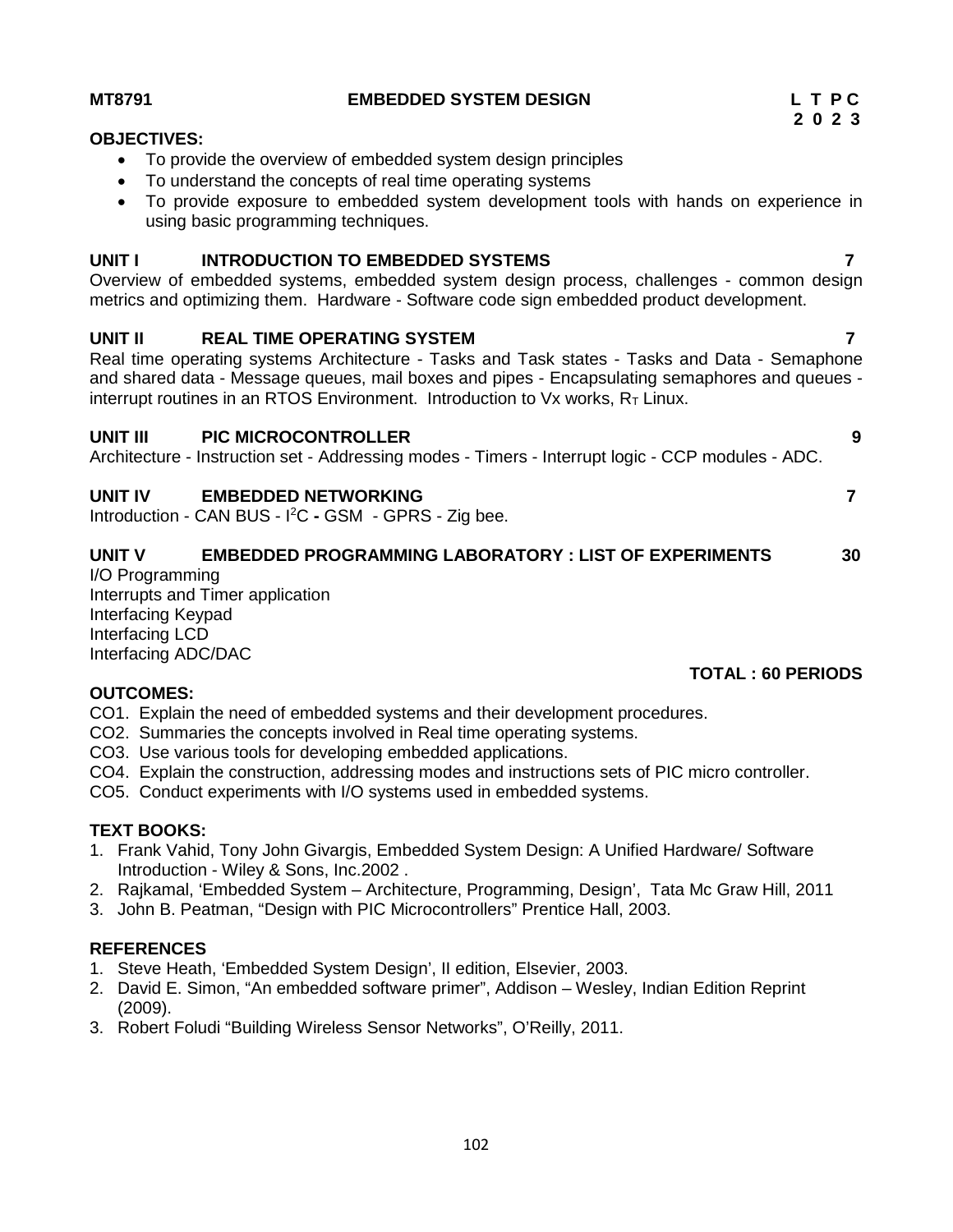**MT8791 EMBEDDED SYSTEM DESIGN**

| L | T | P | C |
|---|---|---|---|
| 2 | 0 | 2 | 3 |

**OBJECTIVES:**

- To provide the overview of embedded system design principles
- To understand the concepts of real time operating systems
- To provide exposure to embedded system development tools with hands on experience in using basic programming techniques.

**UNIT I INTRODUCTION TO EMBEDDED SYSTEMS 7**

Overview of embedded systems, embedded system design process, challenges - common design metrics and optimizing them. Hardware - Software code sign embedded product development.

**UNIT II REAL TIME OPERATING SYSTEM 7**

Real time operating systems Architecture - Tasks and Task states - Tasks and Data - Semaphone and shared data - Message queues, mail boxes and pipes - Encapsulating semaphores and queues - interrupt routines in an RTOS Environment. Introduction to Vx works, $R_T$ Linux.

**UNIT III PIC MICROCONTROLLER 9**

Architecture - Instruction set - Addressing modes - Timers - Interrupt logic - CCP modules - ADC.

**UNIT IV EMBEDDED NETWORKING 7**

Introduction - CAN BUS - $I^2C$ **-** GSM - GPRS - Zig bee.

**UNIT V EMBEDDED PROGRAMMING LABORATORY : LIST OF EXPERIMENTS 30**

I/O Programming
Interrupts and Timer application
Interfacing Keypad
Interfacing LCD
Interfacing ADC/DAC

**TOTAL : 60 PERIODS**

**OUTCOMES:**

CO1. Explain the need of embedded systems and their development procedures.
CO2. Summaries the concepts involved in Real time operating systems.
CO3. Use various tools for developing embedded applications.
CO4. Explain the construction, addressing modes and instructions sets of PIC micro controller.
CO5. Conduct experiments with I/O systems used in embedded systems.

**TEXT BOOKS:**

1. Frank Vahid, Tony John Givargis, Embedded System Design: A Unified Hardware/ Software Introduction - Wiley & Sons, Inc.2002 .
2. Rajkamal, 'Embedded System – Architecture, Programming, Design', Tata Mc Graw Hill, 2011
3. John B. Peatman, "Design with PIC Microcontrollers" Prentice Hall, 2003.

**REFERENCES**

1. Steve Heath, 'Embedded System Design', II edition, Elsevier, 2003.
2. David E. Simon, "An embedded software primer", Addison – Wesley, Indian Edition Reprint (2009).
3. Robert Foludi "Building Wireless Sensor Networks", O'Reilly, 2011.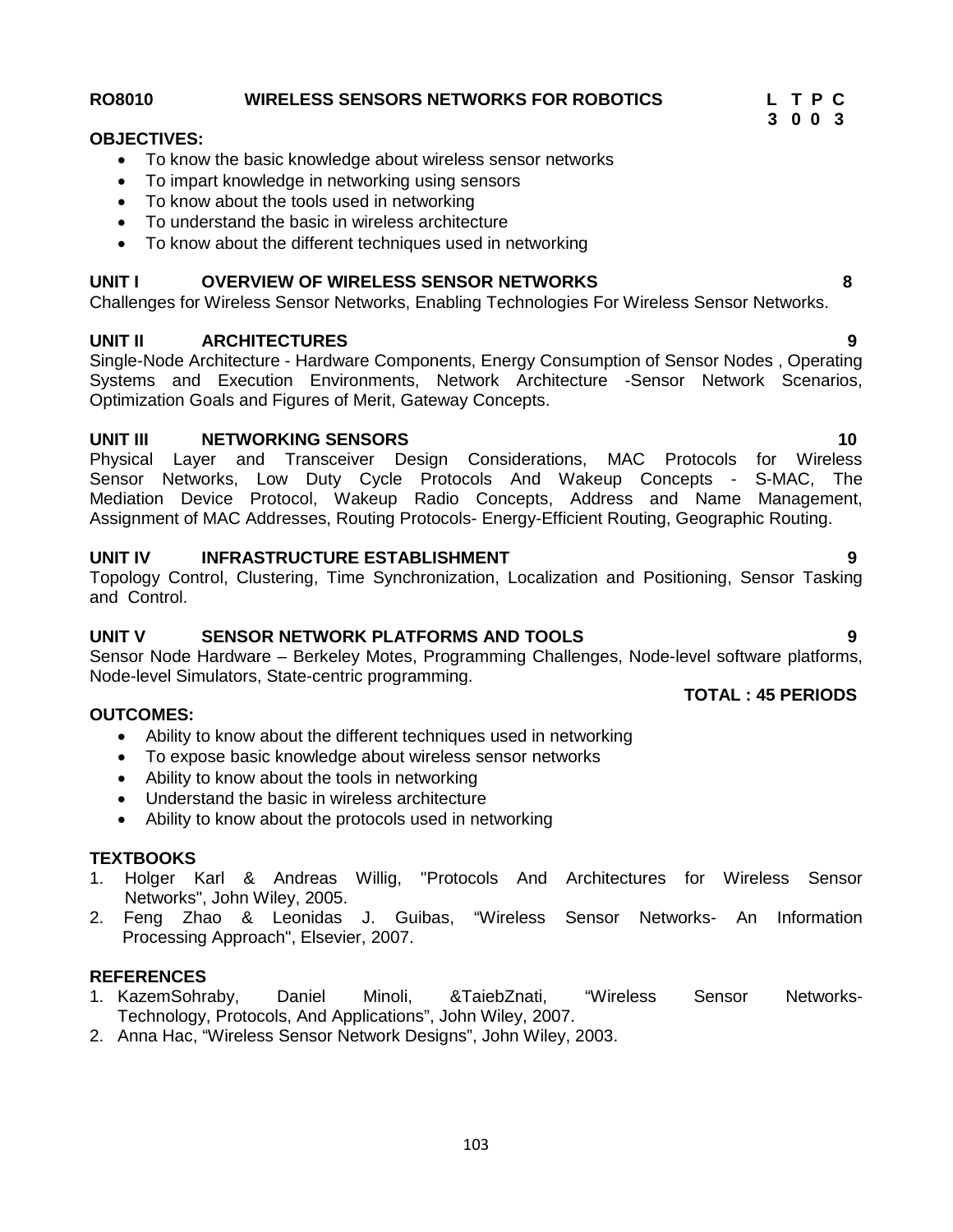## RO8010 WIRELESS SENSORS NETWORKS FOR ROBOTICS

| L | T | P | C |
|---|---|---|---|
| 3 | 0 | 0 | 3 |

**OBJECTIVES:**

- To know the basic knowledge about wireless sensor networks
- To impart knowledge in networking using sensors
- To know about the tools used in networking
- To understand the basic in wireless architecture
- To know about the different techniques used in networking

### UNIT I OVERVIEW OF WIRELESS SENSOR NETWORKS — 8

Challenges for Wireless Sensor Networks, Enabling Technologies For Wireless Sensor Networks.

### UNIT II ARCHITECTURES — 9

Single-Node Architecture - Hardware Components, Energy Consumption of Sensor Nodes , Operating Systems and Execution Environments, Network Architecture -Sensor Network Scenarios, Optimization Goals and Figures of Merit, Gateway Concepts.

### UNIT III NETWORKING SENSORS — 10

Physical Layer and Transceiver Design Considerations, MAC Protocols for Wireless Sensor Networks, Low Duty Cycle Protocols And Wakeup Concepts - S-MAC, The Mediation Device Protocol, Wakeup Radio Concepts, Address and Name Management, Assignment of MAC Addresses, Routing Protocols- Energy-Efficient Routing, Geographic Routing.

### UNIT IV INFRASTRUCTURE ESTABLISHMENT — 9

Topology Control, Clustering, Time Synchronization, Localization and Positioning, Sensor Tasking and Control.

### UNIT V SENSOR NETWORK PLATFORMS AND TOOLS — 9

Sensor Node Hardware – Berkeley Motes, Programming Challenges, Node-level software platforms, Node-level Simulators, State-centric programming.

**TOTAL : 45 PERIODS**

**OUTCOMES:**

- Ability to know about the different techniques used in networking
- To expose basic knowledge about wireless sensor networks
- Ability to know about the tools in networking
- Understand the basic in wireless architecture
- Ability to know about the protocols used in networking

**TEXTBOOKS**

1. Holger Karl & Andreas Willig, "Protocols And Architectures for Wireless Sensor Networks", John Wiley, 2005.
2. Feng Zhao & Leonidas J. Guibas, "Wireless Sensor Networks- An Information Processing Approach", Elsevier, 2007.

**REFERENCES**

1. KazemSohraby, Daniel Minoli, &TaiebZnati, "Wireless Sensor Networks- Technology, Protocols, And Applications", John Wiley, 2007.
2. Anna Hac, "Wireless Sensor Network Designs", John Wiley, 2003.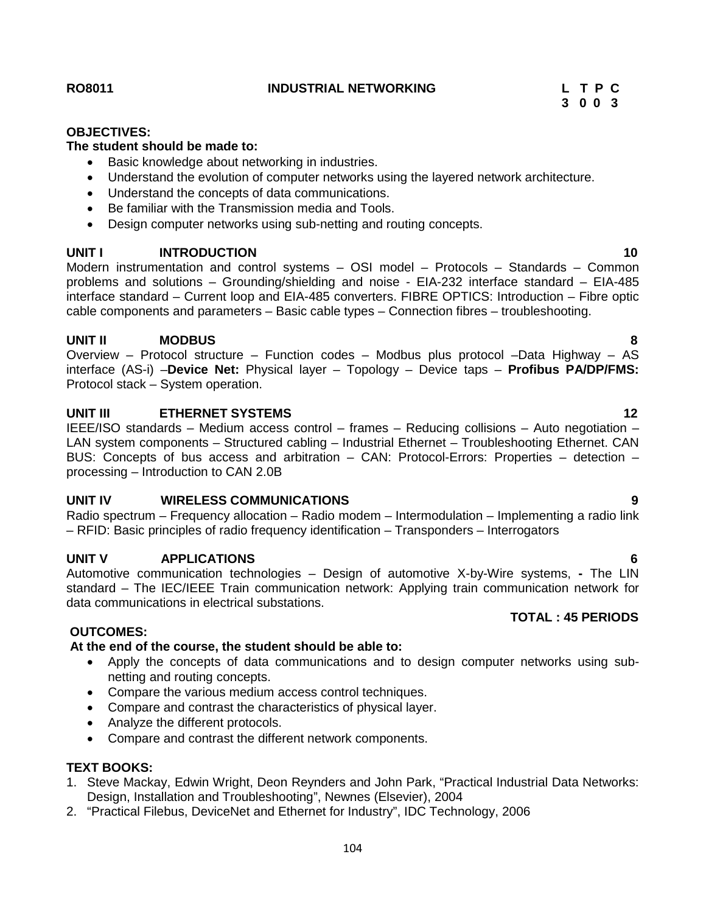**RO8011 INDUSTRIAL NETWORKING**

| L | T | P | C |
|---|---|---|---|
| 3 | 0 | 0 | 3 |

**OBJECTIVES:**

**The student should be made to:**

- Basic knowledge about networking in industries.
- Understand the evolution of computer networks using the layered network architecture.
- Understand the concepts of data communications.
- Be familiar with the Transmission media and Tools.
- Design computer networks using sub-netting and routing concepts.

**UNIT I INTRODUCTION 10**

Modern instrumentation and control systems – OSI model – Protocols – Standards – Common problems and solutions – Grounding/shielding and noise - EIA-232 interface standard – EIA-485 interface standard – Current loop and EIA-485 converters. FIBRE OPTICS: Introduction – Fibre optic cable components and parameters – Basic cable types – Connection fibres – troubleshooting.

**UNIT II MODBUS 8**

Overview – Protocol structure – Function codes – Modbus plus protocol –Data Highway – AS interface (AS-i) –**Device Net:** Physical layer – Topology – Device taps – **Profibus PA/DP/FMS:** Protocol stack – System operation.

**UNIT III ETHERNET SYSTEMS 12**

IEEE/ISO standards – Medium access control – frames – Reducing collisions – Auto negotiation – LAN system components – Structured cabling – Industrial Ethernet – Troubleshooting Ethernet. CAN BUS: Concepts of bus access and arbitration – CAN: Protocol-Errors: Properties – detection – processing – Introduction to CAN 2.0B

**UNIT IV WIRELESS COMMUNICATIONS 9**

Radio spectrum – Frequency allocation – Radio modem – Intermodulation – Implementing a radio link – RFID: Basic principles of radio frequency identification – Transponders – Interrogators

**UNIT V APPLICATIONS 6**

Automotive communication technologies – Design of automotive X-by-Wire systems, **-** The LIN standard – The IEC/IEEE Train communication network: Applying train communication network for data communications in electrical substations.

**TOTAL : 45 PERIODS**

**OUTCOMES:**

**At the end of the course, the student should be able to:**

- Apply the concepts of data communications and to design computer networks using sub-netting and routing concepts.
- Compare the various medium access control techniques.
- Compare and contrast the characteristics of physical layer.
- Analyze the different protocols.
- Compare and contrast the different network components.

**TEXT BOOKS:**

1. Steve Mackay, Edwin Wright, Deon Reynders and John Park, "Practical Industrial Data Networks: Design, Installation and Troubleshooting", Newnes (Elsevier), 2004
2. "Practical Filebus, DeviceNet and Ethernet for Industry", IDC Technology, 2006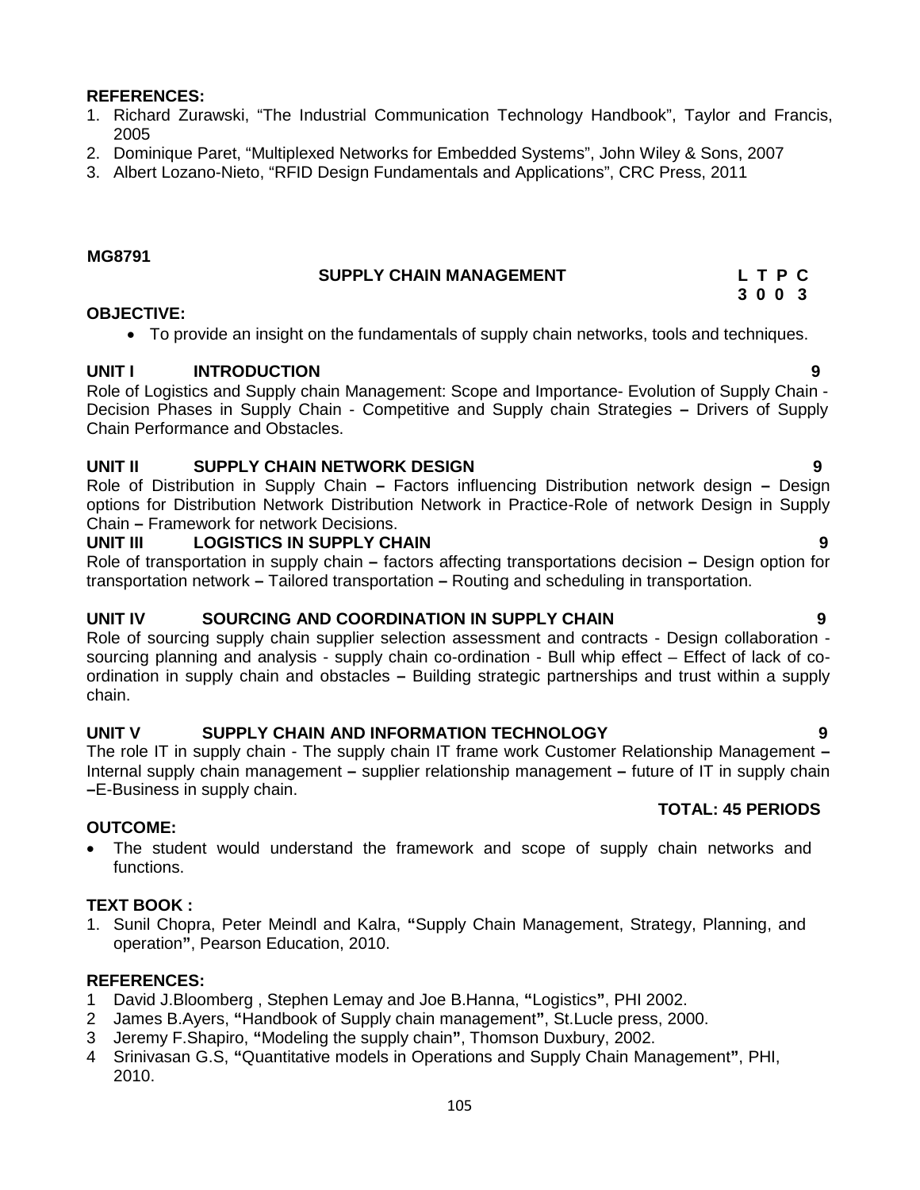**REFERENCES:**

1. Richard Zurawski, "The Industrial Communication Technology Handbook", Taylor and Francis, 2005
2. Dominique Paret, "Multiplexed Networks for Embedded Systems", John Wiley & Sons, 2007
3. Albert Lozano-Nieto, "RFID Design Fundamentals and Applications", CRC Press, 2011

**MG8791**

## SUPPLY CHAIN MANAGEMENT

| L | T | P | C |
|---|---|---|---|
| 3 | 0 | 0 | 3 |

**OBJECTIVE:**

- To provide an insight on the fundamentals of supply chain networks, tools and techniques.

**UNIT I INTRODUCTION** **9**

Role of Logistics and Supply chain Management: Scope and Importance- Evolution of Supply Chain - Decision Phases in Supply Chain - Competitive and Supply chain Strategies **–** Drivers of Supply Chain Performance and Obstacles.

**UNIT II SUPPLY CHAIN NETWORK DESIGN** **9**

Role of Distribution in Supply Chain **–** Factors influencing Distribution network design **–** Design options for Distribution Network Distribution Network in Practice-Role of network Design in Supply Chain **–** Framework for network Decisions.

**UNIT III LOGISTICS IN SUPPLY CHAIN** **9**

Role of transportation in supply chain **–** factors affecting transportations decision **–** Design option for transportation network **–** Tailored transportation **–** Routing and scheduling in transportation.

**UNIT IV SOURCING AND COORDINATION IN SUPPLY CHAIN** **9**

Role of sourcing supply chain supplier selection assessment and contracts - Design collaboration - sourcing planning and analysis - supply chain co-ordination - Bull whip effect – Effect of lack of co-ordination in supply chain and obstacles **–** Building strategic partnerships and trust within a supply chain.

**UNIT V SUPPLY CHAIN AND INFORMATION TECHNOLOGY** **9**

The role IT in supply chain - The supply chain IT frame work Customer Relationship Management **–** Internal supply chain management **–** supplier relationship management **–** future of IT in supply chain **–**E-Business in supply chain.

**TOTAL: 45 PERIODS**

**OUTCOME:**

- The student would understand the framework and scope of supply chain networks and functions.

**TEXT BOOK :**

1. Sunil Chopra, Peter Meindl and Kalra, **"**Supply Chain Management, Strategy, Planning, and operation**"**, Pearson Education, 2010.

**REFERENCES:**

1 David J.Bloomberg , Stephen Lemay and Joe B.Hanna, **"**Logistics**"**, PHI 2002.
2 James B.Ayers, **"**Handbook of Supply chain management**"**, St.Lucle press, 2000.
3 Jeremy F.Shapiro, **"**Modeling the supply chain**"**, Thomson Duxbury, 2002.
4 Srinivasan G.S, **"**Quantitative models in Operations and Supply Chain Management**"**, PHI, 2010.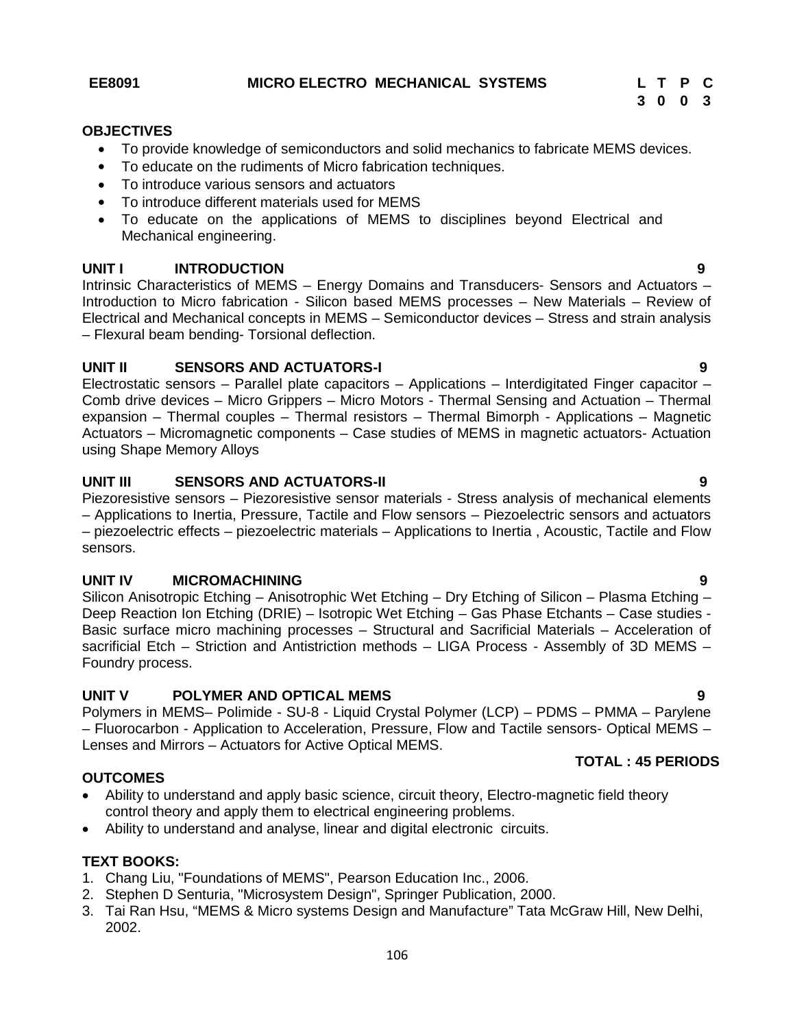**EE8091 MICRO ELECTRO MECHANICAL SYSTEMS**

| L | T | P | C |
|---|---|---|---|
| 3 | 0 | 0 | 3 |

**OBJECTIVES**

- To provide knowledge of semiconductors and solid mechanics to fabricate MEMS devices.
- To educate on the rudiments of Micro fabrication techniques.
- To introduce various sensors and actuators
- To introduce different materials used for MEMS
- To educate on the applications of MEMS to disciplines beyond Electrical and Mechanical engineering.

**UNIT I INTRODUCTION** **9**

Intrinsic Characteristics of MEMS – Energy Domains and Transducers- Sensors and Actuators – Introduction to Micro fabrication - Silicon based MEMS processes – New Materials – Review of Electrical and Mechanical concepts in MEMS – Semiconductor devices – Stress and strain analysis – Flexural beam bending- Torsional deflection.

**UNIT II SENSORS AND ACTUATORS-I** **9**

Electrostatic sensors – Parallel plate capacitors – Applications – Interdigitated Finger capacitor – Comb drive devices – Micro Grippers – Micro Motors - Thermal Sensing and Actuation – Thermal expansion – Thermal couples – Thermal resistors – Thermal Bimorph - Applications – Magnetic Actuators – Micromagnetic components – Case studies of MEMS in magnetic actuators- Actuation using Shape Memory Alloys

**UNIT III SENSORS AND ACTUATORS-II** **9**

Piezoresistive sensors – Piezoresistive sensor materials - Stress analysis of mechanical elements – Applications to Inertia, Pressure, Tactile and Flow sensors – Piezoelectric sensors and actuators – piezoelectric effects – piezoelectric materials – Applications to Inertia , Acoustic, Tactile and Flow sensors.

**UNIT IV MICROMACHINING** **9**

Silicon Anisotropic Etching – Anisotrophic Wet Etching – Dry Etching of Silicon – Plasma Etching – Deep Reaction Ion Etching (DRIE) – Isotropic Wet Etching – Gas Phase Etchants – Case studies - Basic surface micro machining processes – Structural and Sacrificial Materials – Acceleration of sacrificial Etch – Striction and Antistriction methods – LIGA Process - Assembly of 3D MEMS – Foundry process.

**UNIT V POLYMER AND OPTICAL MEMS** **9**

Polymers in MEMS– Polimide - SU-8 - Liquid Crystal Polymer (LCP) – PDMS – PMMA – Parylene – Fluorocarbon - Application to Acceleration, Pressure, Flow and Tactile sensors- Optical MEMS – Lenses and Mirrors – Actuators for Active Optical MEMS.

**TOTAL : 45 PERIODS**

**OUTCOMES**

- Ability to understand and apply basic science, circuit theory, Electro-magnetic field theory control theory and apply them to electrical engineering problems.
- Ability to understand and analyse, linear and digital electronic circuits.

**TEXT BOOKS:**

1. Chang Liu, "Foundations of MEMS", Pearson Education Inc., 2006.
2. Stephen D Senturia, "Microsystem Design", Springer Publication, 2000.
3. Tai Ran Hsu, "MEMS & Micro systems Design and Manufacture" Tata McGraw Hill, New Delhi, 2002.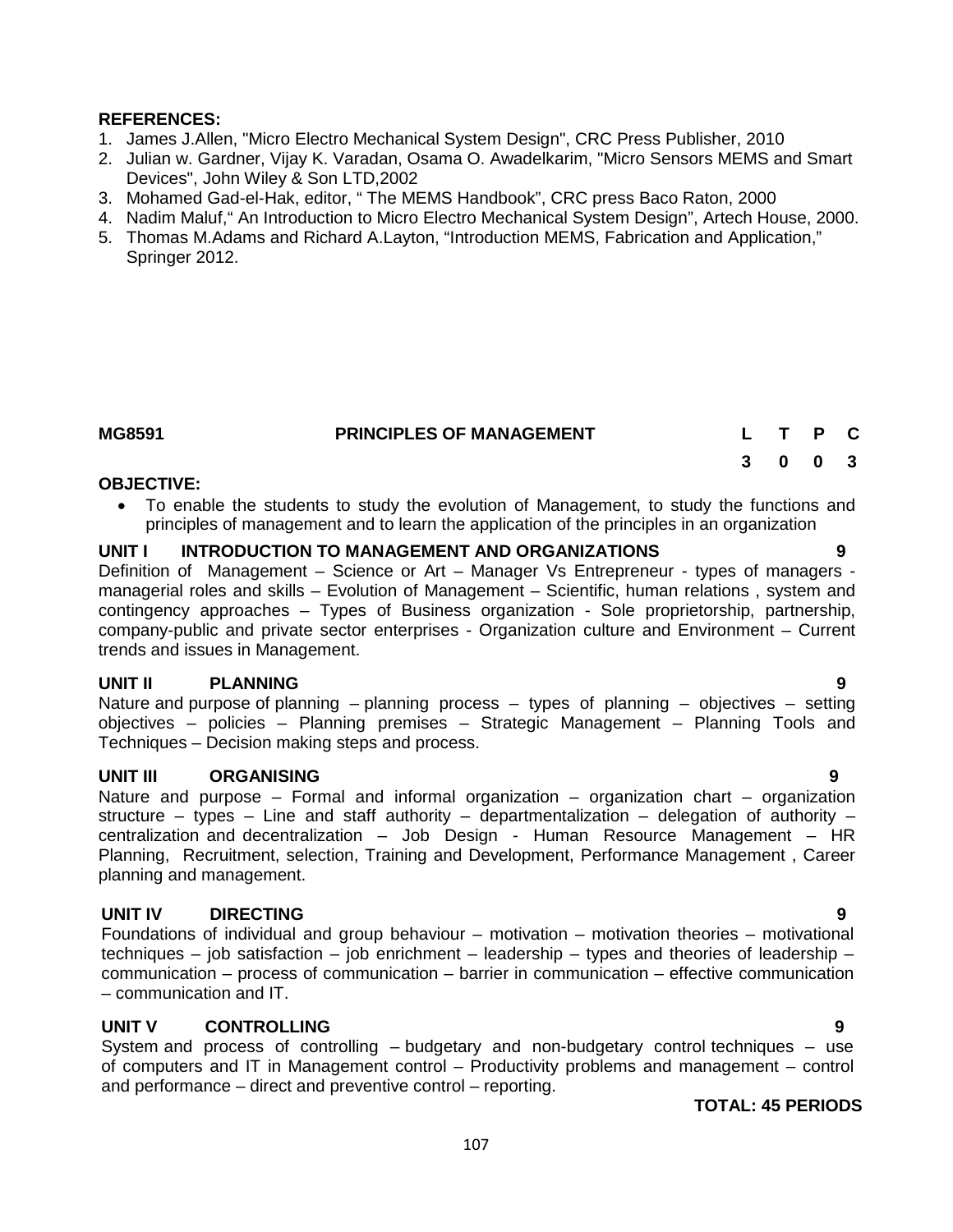**REFERENCES:**

1. James J.Allen, "Micro Electro Mechanical System Design", CRC Press Publisher, 2010
2. Julian w. Gardner, Vijay K. Varadan, Osama O. Awadelkarim, "Micro Sensors MEMS and Smart Devices", John Wiley & Son LTD,2002
3. Mohamed Gad-el-Hak, editor, " The MEMS Handbook", CRC press Baco Raton, 2000
4. Nadim Maluf," An Introduction to Micro Electro Mechanical System Design", Artech House, 2000.
5. Thomas M.Adams and Richard A.Layton, "Introduction MEMS, Fabrication and Application," Springer 2012.

| **MG8591** | **PRINCIPLES OF MANAGEMENT** | **L** | **T** | **P** | **C** |
|---|---|---|---|---|---|
| | | **3** | **0** | **0** | **3** |

**OBJECTIVE:**

- To enable the students to study the evolution of Management, to study the functions and principles of management and to learn the application of the principles in an organization

**UNIT I INTRODUCTION TO MANAGEMENT AND ORGANIZATIONS 9**

Definition of Management – Science or Art – Manager Vs Entrepreneur - types of managers - managerial roles and skills – Evolution of Management – Scientific, human relations , system and contingency approaches – Types of Business organization - Sole proprietorship, partnership, company-public and private sector enterprises - Organization culture and Environment – Current trends and issues in Management.

**UNIT II PLANNING 9**

Nature and purpose of planning – planning process – types of planning – objectives – setting objectives – policies – Planning premises – Strategic Management – Planning Tools and Techniques – Decision making steps and process.

**UNIT III ORGANISING 9**

Nature and purpose – Formal and informal organization – organization chart – organization structure – types – Line and staff authority – departmentalization – delegation of authority – centralization and decentralization – Job Design - Human Resource Management – HR Planning, Recruitment, selection, Training and Development, Performance Management , Career planning and management.

**UNIT IV DIRECTING 9**

Foundations of individual and group behaviour – motivation – motivation theories – motivational techniques – job satisfaction – job enrichment – leadership – types and theories of leadership – communication – process of communication – barrier in communication – effective communication – communication and IT.

**UNIT V CONTROLLING 9**

System and process of controlling – budgetary and non-budgetary control techniques – use of computers and IT in Management control – Productivity problems and management – control and performance – direct and preventive control – reporting.

**TOTAL: 45 PERIODS**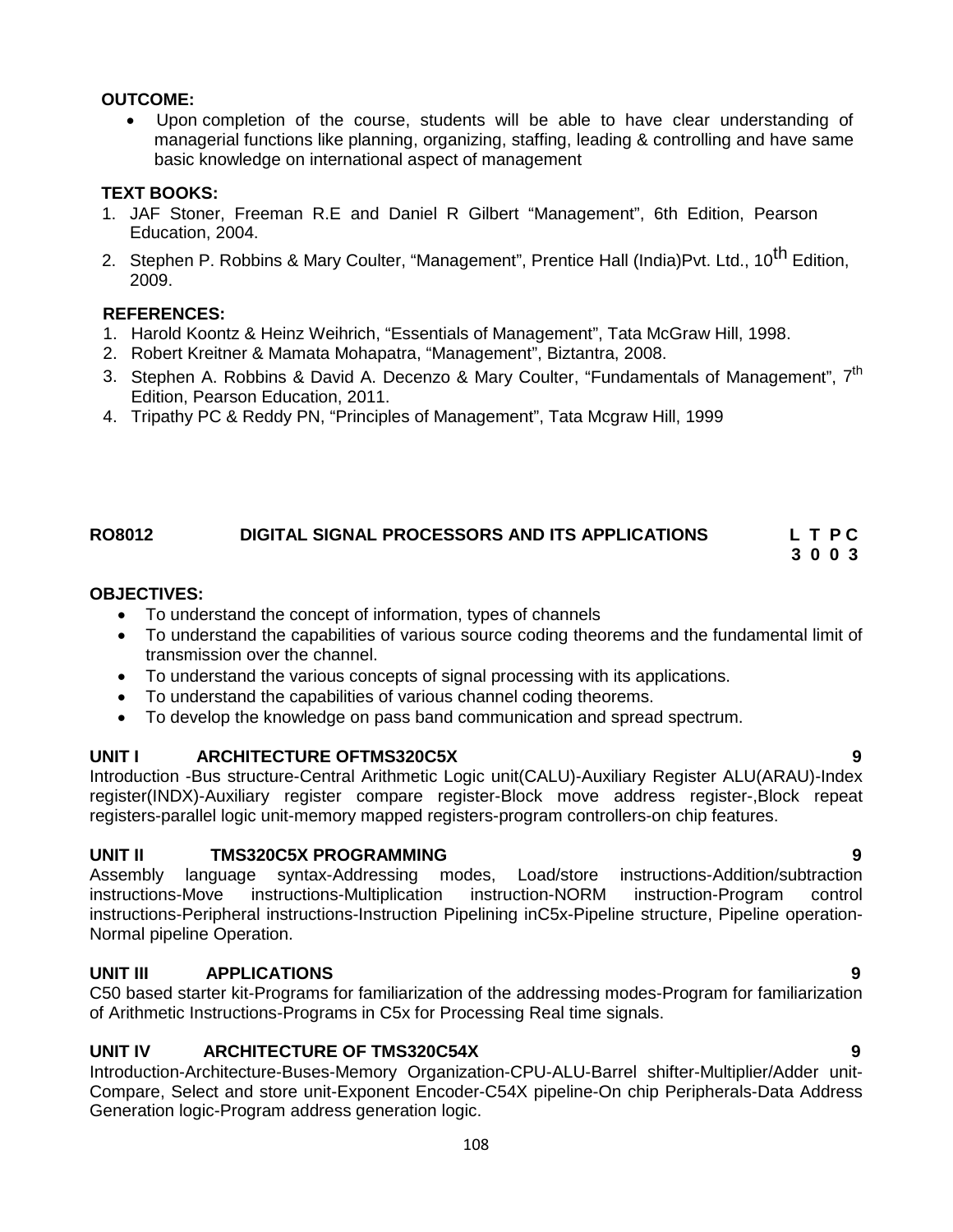**OUTCOME:**

- Upon completion of the course, students will be able to have clear understanding of managerial functions like planning, organizing, staffing, leading & controlling and have same basic knowledge on international aspect of management

**TEXT BOOKS:**

1. JAF Stoner, Freeman R.E and Daniel R Gilbert "Management", 6th Edition, Pearson Education, 2004.
2. Stephen P. Robbins & Mary Coulter, "Management", Prentice Hall (India)Pvt. Ltd., 10th Edition, 2009.

**REFERENCES:**

1. Harold Koontz & Heinz Weihrich, "Essentials of Management", Tata McGraw Hill, 1998.
2. Robert Kreitner & Mamata Mohapatra, "Management", Biztantra, 2008.
3. Stephen A. Robbins & David A. Decenzo & Mary Coulter, "Fundamentals of Management", 7th Edition, Pearson Education, 2011.
4. Tripathy PC & Reddy PN, "Principles of Management", Tata Mcgraw Hill, 1999

## RO8012 DIGITAL SIGNAL PROCESSORS AND ITS APPLICATIONS

**L T P C**
**3 0 0 3**

**OBJECTIVES:**

- To understand the concept of information, types of channels
- To understand the capabilities of various source coding theorems and the fundamental limit of transmission over the channel.
- To understand the various concepts of signal processing with its applications.
- To understand the capabilities of various channel coding theorems.
- To develop the knowledge on pass band communication and spread spectrum.

**UNIT I ARCHITECTURE OFTMS320C5X 9**

Introduction -Bus structure-Central Arithmetic Logic unit(CALU)-Auxiliary Register ALU(ARAU)-Index register(INDX)-Auxiliary register compare register-Block move address register-,Block repeat registers-parallel logic unit-memory mapped registers-program controllers-on chip features.

**UNIT II TMS320C5X PROGRAMMING 9**

Assembly language syntax-Addressing modes, Load/store instructions-Addition/subtraction instructions-Move instructions-Multiplication instruction-NORM instruction-Program control instructions-Peripheral instructions-Instruction Pipelining inC5x-Pipeline structure, Pipeline operation-Normal pipeline Operation.

**UNIT III APPLICATIONS 9**

C50 based starter kit-Programs for familiarization of the addressing modes-Program for familiarization of Arithmetic Instructions-Programs in C5x for Processing Real time signals.

**UNIT IV ARCHITECTURE OF TMS320C54X 9**

Introduction-Architecture-Buses-Memory Organization-CPU-ALU-Barrel shifter-Multiplier/Adder unit-Compare, Select and store unit-Exponent Encoder-C54X pipeline-On chip Peripherals-Data Address Generation logic-Program address generation logic.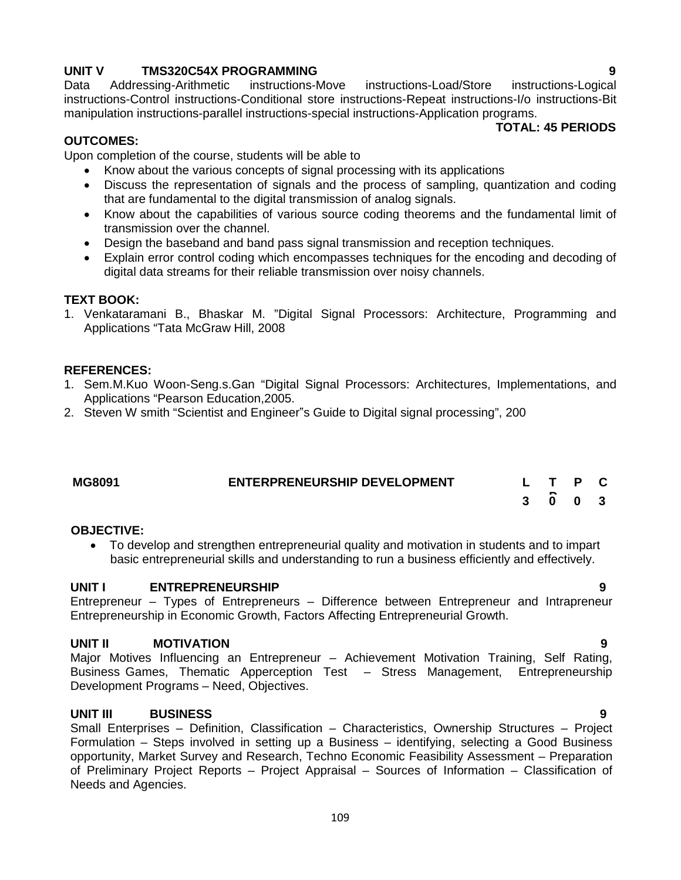**UNIT V TMS320C54X PROGRAMMING 9**

Data Addressing-Arithmetic instructions-Move instructions-Load/Store instructions-Logical instructions-Control instructions-Conditional store instructions-Repeat instructions-I/o instructions-Bit manipulation instructions-parallel instructions-special instructions-Application programs.

**TOTAL: 45 PERIODS**

**OUTCOMES:**

Upon completion of the course, students will be able to

- Know about the various concepts of signal processing with its applications
- Discuss the representation of signals and the process of sampling, quantization and coding that are fundamental to the digital transmission of analog signals.
- Know about the capabilities of various source coding theorems and the fundamental limit of transmission over the channel.
- Design the baseband and band pass signal transmission and reception techniques.
- Explain error control coding which encompasses techniques for the encoding and decoding of digital data streams for their reliable transmission over noisy channels.

**TEXT BOOK:**

1. Venkataramani B., Bhaskar M. "Digital Signal Processors: Architecture, Programming and Applications "Tata McGraw Hill, 2008

**REFERENCES:**

1. Sem.M.Kuo Woon-Seng.s.Gan "Digital Signal Processors: Architectures, Implementations, and Applications "Pearson Education,2005.
2. Steven W smith "Scientist and Engineer"s Guide to Digital signal processing", 200

| MG8091 | ENTERPRENEURSHIP DEVELOPMENT | L | T | P | C |
|---|---|---|---|---|---|
| | | 3 | 0 | 0 | 3 |

**OBJECTIVE:**

- To develop and strengthen entrepreneurial quality and motivation in students and to impart basic entrepreneurial skills and understanding to run a business efficiently and effectively.

**UNIT I ENTREPRENEURSHIP 9**

Entrepreneur – Types of Entrepreneurs – Difference between Entrepreneur and Intrapreneur Entrepreneurship in Economic Growth, Factors Affecting Entrepreneurial Growth.

**UNIT II MOTIVATION 9**

Major Motives Influencing an Entrepreneur – Achievement Motivation Training, Self Rating, Business Games, Thematic Apperception Test – Stress Management, Entrepreneurship Development Programs – Need, Objectives.

**UNIT III BUSINESS 9**

Small Enterprises – Definition, Classification – Characteristics, Ownership Structures – Project Formulation – Steps involved in setting up a Business – identifying, selecting a Good Business opportunity, Market Survey and Research, Techno Economic Feasibility Assessment – Preparation of Preliminary Project Reports – Project Appraisal – Sources of Information – Classification of Needs and Agencies.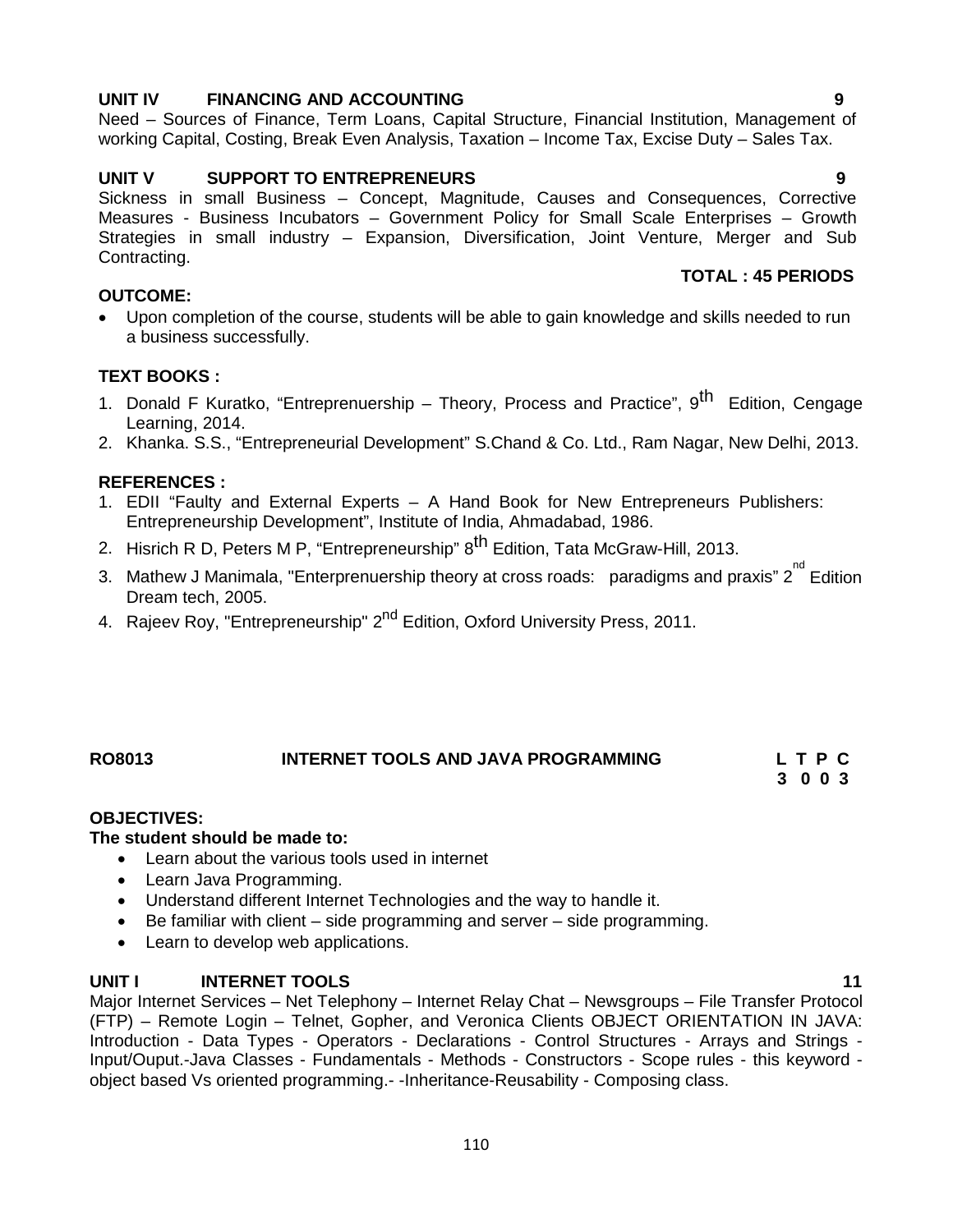**UNIT IV FINANCING AND ACCOUNTING 9**

Need – Sources of Finance, Term Loans, Capital Structure, Financial Institution, Management of working Capital, Costing, Break Even Analysis, Taxation – Income Tax, Excise Duty – Sales Tax.

**UNIT V SUPPORT TO ENTREPRENEURS 9**

Sickness in small Business – Concept, Magnitude, Causes and Consequences, Corrective Measures - Business Incubators – Government Policy for Small Scale Enterprises – Growth Strategies in small industry – Expansion, Diversification, Joint Venture, Merger and Sub Contracting.

**TOTAL : 45 PERIODS**

**OUTCOME:**

- Upon completion of the course, students will be able to gain knowledge and skills needed to run a business successfully.

**TEXT BOOKS :**

1. Donald F Kuratko, "Entreprenuership – Theory, Process and Practice", 9th Edition, Cengage Learning, 2014.
2. Khanka. S.S., "Entrepreneurial Development" S.Chand & Co. Ltd., Ram Nagar, New Delhi, 2013.

**REFERENCES :**

1. EDII "Faulty and External Experts – A Hand Book for New Entrepreneurs Publishers: Entrepreneurship Development", Institute of India, Ahmadabad, 1986.
2. Hisrich R D, Peters M P, "Entrepreneurship" 8th Edition, Tata McGraw-Hill, 2013.
3. Mathew J Manimala, "Enterprenuership theory at cross roads: paradigms and praxis" 2nd Edition Dream tech, 2005.
4. Rajeev Roy, "Entrepreneurship" 2nd Edition, Oxford University Press, 2011.

## RO8013 INTERNET TOOLS AND JAVA PROGRAMMING

| L | T | P | C |
|---|---|---|---|
| 3 | 0 | 0 | 3 |

**OBJECTIVES:**

**The student should be made to:**

- Learn about the various tools used in internet
- Learn Java Programming.
- Understand different Internet Technologies and the way to handle it.
- Be familiar with client – side programming and server – side programming.
- Learn to develop web applications.

**UNIT I INTERNET TOOLS 11**

Major Internet Services – Net Telephony – Internet Relay Chat – Newsgroups – File Transfer Protocol (FTP) – Remote Login – Telnet, Gopher, and Veronica Clients OBJECT ORIENTATION IN JAVA: Introduction - Data Types - Operators - Declarations - Control Structures - Arrays and Strings - Input/Ouput.-Java Classes - Fundamentals - Methods - Constructors - Scope rules - this keyword - object based Vs oriented programming.- -Inheritance-Reusability - Composing class.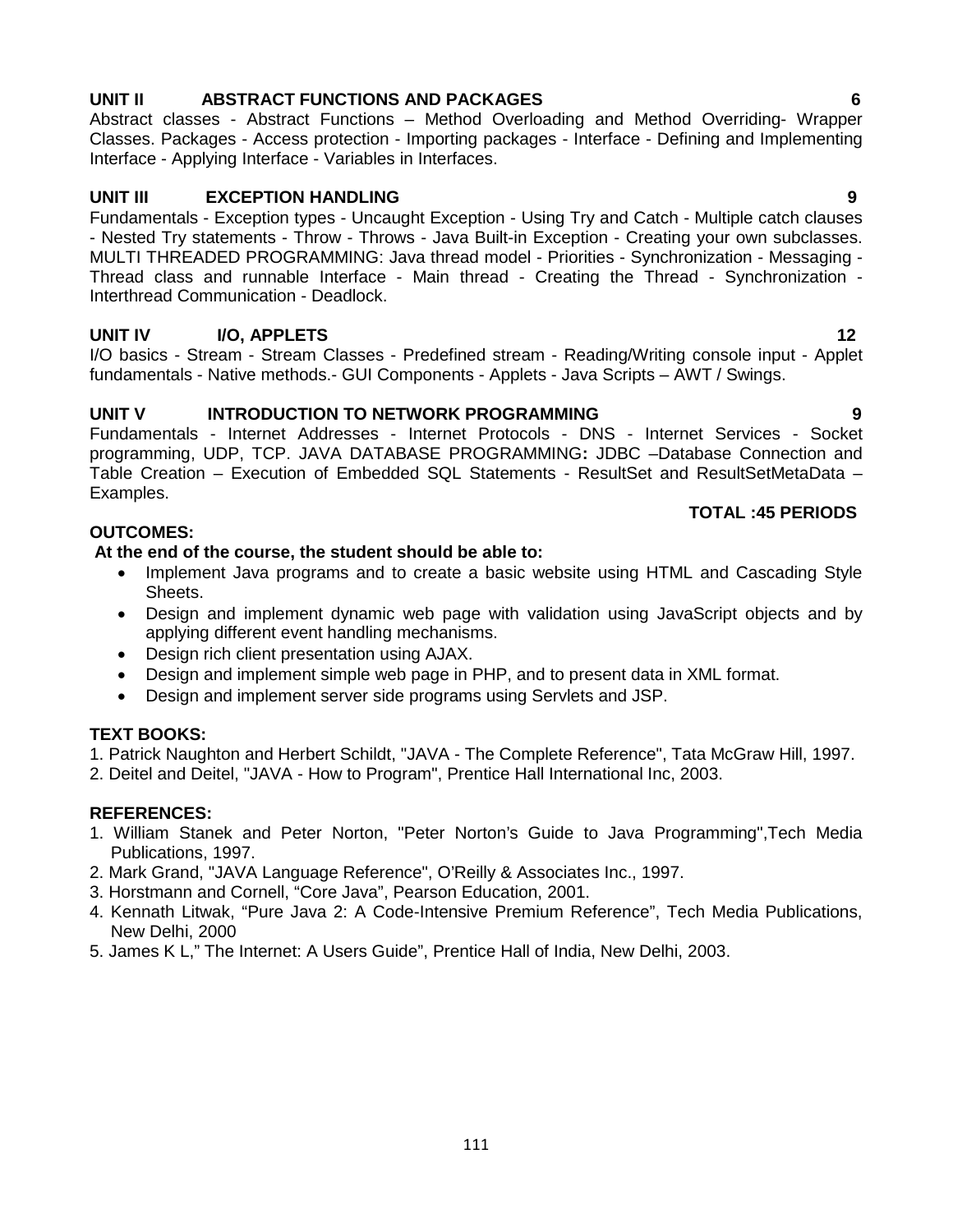**UNIT II ABSTRACT FUNCTIONS AND PACKAGES 6**

Abstract classes - Abstract Functions – Method Overloading and Method Overriding- Wrapper Classes. Packages - Access protection - Importing packages - Interface - Defining and Implementing Interface - Applying Interface - Variables in Interfaces.

**UNIT III EXCEPTION HANDLING 9**

Fundamentals - Exception types - Uncaught Exception - Using Try and Catch - Multiple catch clauses - Nested Try statements - Throw - Throws - Java Built-in Exception - Creating your own subclasses. MULTI THREADED PROGRAMMING: Java thread model - Priorities - Synchronization - Messaging - Thread class and runnable Interface - Main thread - Creating the Thread - Synchronization - Interthread Communication - Deadlock.

**UNIT IV I/O, APPLETS 12**

I/O basics - Stream - Stream Classes - Predefined stream - Reading/Writing console input - Applet fundamentals - Native methods.- GUI Components - Applets - Java Scripts – AWT / Swings.

**UNIT V INTRODUCTION TO NETWORK PROGRAMMING 9**

Fundamentals - Internet Addresses - Internet Protocols - DNS - Internet Services - Socket programming, UDP, TCP. JAVA DATABASE PROGRAMMING**:** JDBC –Database Connection and Table Creation – Execution of Embedded SQL Statements - ResultSet and ResultSetMetaData – Examples.

**TOTAL :45 PERIODS**

**OUTCOMES:**

**At the end of the course, the student should be able to:**

- Implement Java programs and to create a basic website using HTML and Cascading Style Sheets.
- Design and implement dynamic web page with validation using JavaScript objects and by applying different event handling mechanisms.
- Design rich client presentation using AJAX.
- Design and implement simple web page in PHP, and to present data in XML format.
- Design and implement server side programs using Servlets and JSP.

**TEXT BOOKS:**

1. Patrick Naughton and Herbert Schildt, "JAVA - The Complete Reference", Tata McGraw Hill, 1997.
2. Deitel and Deitel, "JAVA - How to Program", Prentice Hall International Inc, 2003.

**REFERENCES:**

1. William Stanek and Peter Norton, "Peter Norton's Guide to Java Programming",Tech Media Publications, 1997.
2. Mark Grand, "JAVA Language Reference", O'Reilly & Associates Inc., 1997.
3. Horstmann and Cornell, "Core Java", Pearson Education, 2001.
4. Kennath Litwak, "Pure Java 2: A Code-Intensive Premium Reference", Tech Media Publications, New Delhi, 2000
5. James K L," The Internet: A Users Guide", Prentice Hall of India, New Delhi, 2003.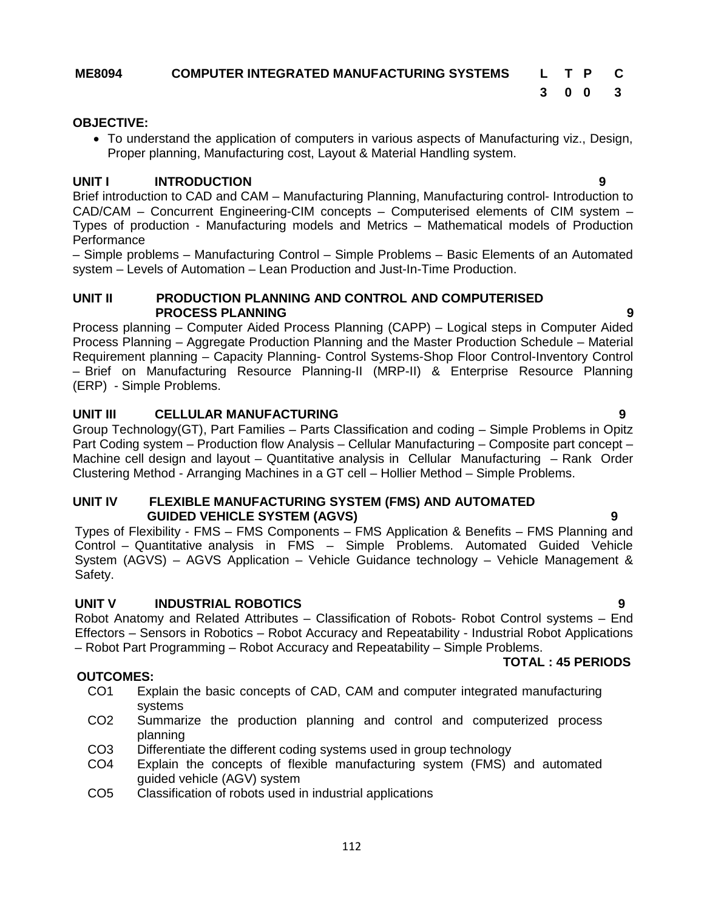| ME8094 | COMPUTER INTEGRATED MANUFACTURING SYSTEMS | L | T | P | C |
|---|---|---|---|---|---|
| | | 3 | 0 | 0 | 3 |

**OBJECTIVE:**

- To understand the application of computers in various aspects of Manufacturing viz., Design, Proper planning, Manufacturing cost, Layout & Material Handling system.

**UNIT I INTRODUCTION 9**

Brief introduction to CAD and CAM – Manufacturing Planning, Manufacturing control- Introduction to CAD/CAM – Concurrent Engineering-CIM concepts – Computerised elements of CIM system – Types of production - Manufacturing models and Metrics – Mathematical models of Production Performance

– Simple problems – Manufacturing Control – Simple Problems – Basic Elements of an Automated system – Levels of Automation – Lean Production and Just-In-Time Production.

**UNIT II PRODUCTION PLANNING AND CONTROL AND COMPUTERISED PROCESS PLANNING 9**

Process planning – Computer Aided Process Planning (CAPP) – Logical steps in Computer Aided Process Planning – Aggregate Production Planning and the Master Production Schedule – Material Requirement planning – Capacity Planning- Control Systems-Shop Floor Control-Inventory Control – Brief on Manufacturing Resource Planning-II (MRP-II) & Enterprise Resource Planning (ERP) - Simple Problems.

**UNIT III CELLULAR MANUFACTURING 9**

Group Technology(GT), Part Families – Parts Classification and coding – Simple Problems in Opitz Part Coding system – Production flow Analysis – Cellular Manufacturing – Composite part concept – Machine cell design and layout – Quantitative analysis in Cellular Manufacturing – Rank Order Clustering Method - Arranging Machines in a GT cell – Hollier Method – Simple Problems.

**UNIT IV FLEXIBLE MANUFACTURING SYSTEM (FMS) AND AUTOMATED GUIDED VEHICLE SYSTEM (AGVS) 9**

Types of Flexibility - FMS – FMS Components – FMS Application & Benefits – FMS Planning and Control – Quantitative analysis in FMS – Simple Problems. Automated Guided Vehicle System (AGVS) – AGVS Application – Vehicle Guidance technology – Vehicle Management & Safety.

**UNIT V INDUSTRIAL ROBOTICS 9**

Robot Anatomy and Related Attributes – Classification of Robots- Robot Control systems – End Effectors – Sensors in Robotics – Robot Accuracy and Repeatability - Industrial Robot Applications – Robot Part Programming – Robot Accuracy and Repeatability – Simple Problems.

**TOTAL : 45 PERIODS**

**OUTCOMES:**

- CO1 Explain the basic concepts of CAD, CAM and computer integrated manufacturing systems
- CO2 Summarize the production planning and control and computerized process planning
- CO3 Differentiate the different coding systems used in group technology
- CO4 Explain the concepts of flexible manufacturing system (FMS) and automated guided vehicle (AGV) system
- CO5 Classification of robots used in industrial applications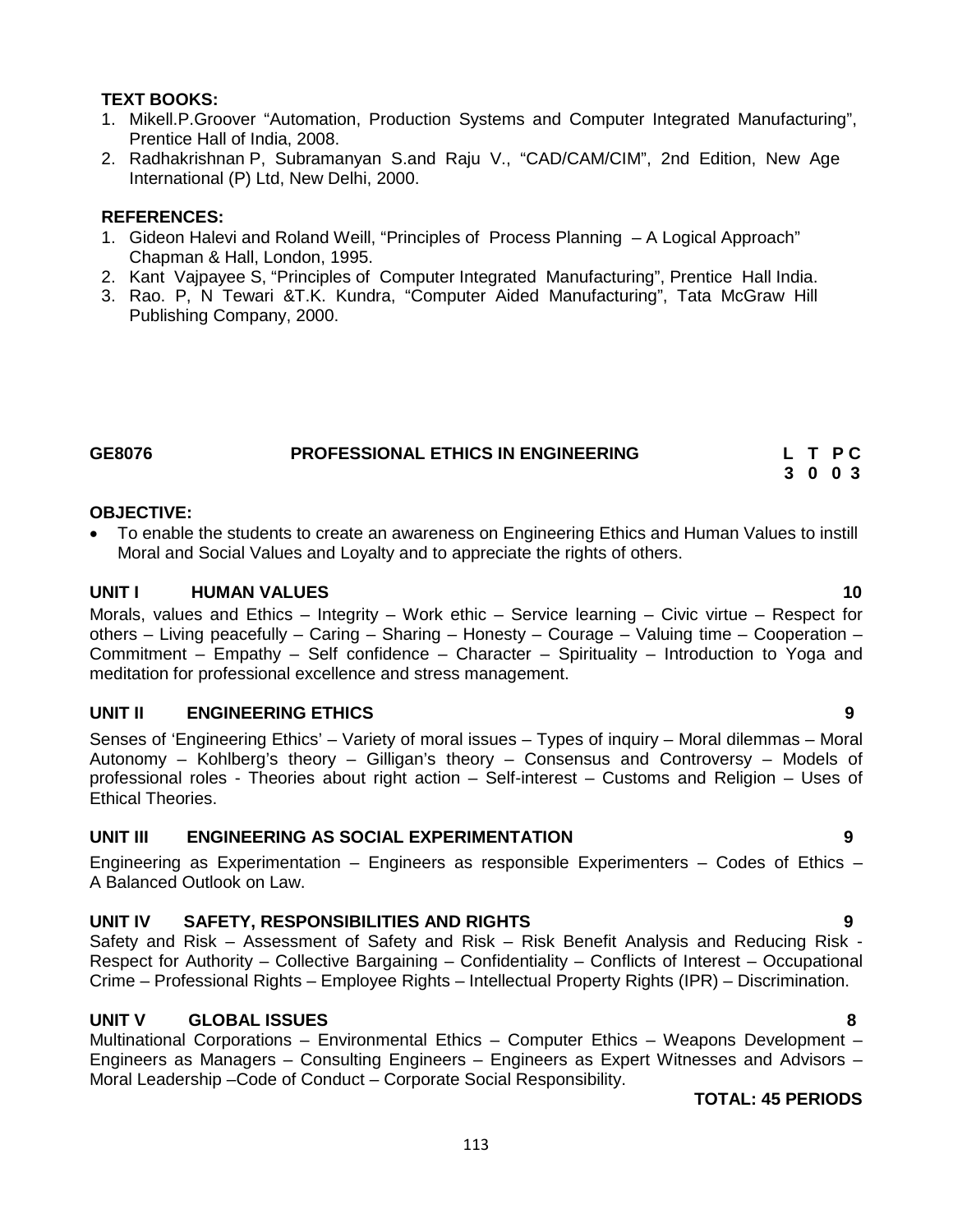**TEXT BOOKS:**

1. Mikell.P.Groover "Automation, Production Systems and Computer Integrated Manufacturing", Prentice Hall of India, 2008.
2. Radhakrishnan P, Subramanyan S.and Raju V., "CAD/CAM/CIM", 2nd Edition, New Age International (P) Ltd, New Delhi, 2000.

**REFERENCES:**

1. Gideon Halevi and Roland Weill, "Principles of Process Planning – A Logical Approach" Chapman & Hall, London, 1995.
2. Kant Vajpayee S, "Principles of Computer Integrated Manufacturing", Prentice Hall India.
3. Rao. P, N Tewari &T.K. Kundra, "Computer Aided Manufacturing", Tata McGraw Hill Publishing Company, 2000.

## GE8076 PROFESSIONAL ETHICS IN ENGINEERING

| L | T | P | C |
|---|---|---|---|
| 3 | 0 | 0 | 3 |

**OBJECTIVE:**

- To enable the students to create an awareness on Engineering Ethics and Human Values to instill Moral and Social Values and Loyalty and to appreciate the rights of others.

**UNIT I HUMAN VALUES** **10**

Morals, values and Ethics – Integrity – Work ethic – Service learning – Civic virtue – Respect for others – Living peacefully – Caring – Sharing – Honesty – Courage – Valuing time – Cooperation – Commitment – Empathy – Self confidence – Character – Spirituality – Introduction to Yoga and meditation for professional excellence and stress management.

**UNIT II ENGINEERING ETHICS** **9**

Senses of 'Engineering Ethics' – Variety of moral issues – Types of inquiry – Moral dilemmas – Moral Autonomy – Kohlberg's theory – Gilligan's theory – Consensus and Controversy – Models of professional roles - Theories about right action – Self-interest – Customs and Religion – Uses of Ethical Theories.

**UNIT III ENGINEERING AS SOCIAL EXPERIMENTATION** **9**

Engineering as Experimentation – Engineers as responsible Experimenters – Codes of Ethics – A Balanced Outlook on Law.

**UNIT IV SAFETY, RESPONSIBILITIES AND RIGHTS** **9**

Safety and Risk – Assessment of Safety and Risk – Risk Benefit Analysis and Reducing Risk - Respect for Authority – Collective Bargaining – Confidentiality – Conflicts of Interest – Occupational Crime – Professional Rights – Employee Rights – Intellectual Property Rights (IPR) – Discrimination.

**UNIT V GLOBAL ISSUES** **8**

Multinational Corporations – Environmental Ethics – Computer Ethics – Weapons Development – Engineers as Managers – Consulting Engineers – Engineers as Expert Witnesses and Advisors – Moral Leadership –Code of Conduct – Corporate Social Responsibility.

**TOTAL: 45 PERIODS**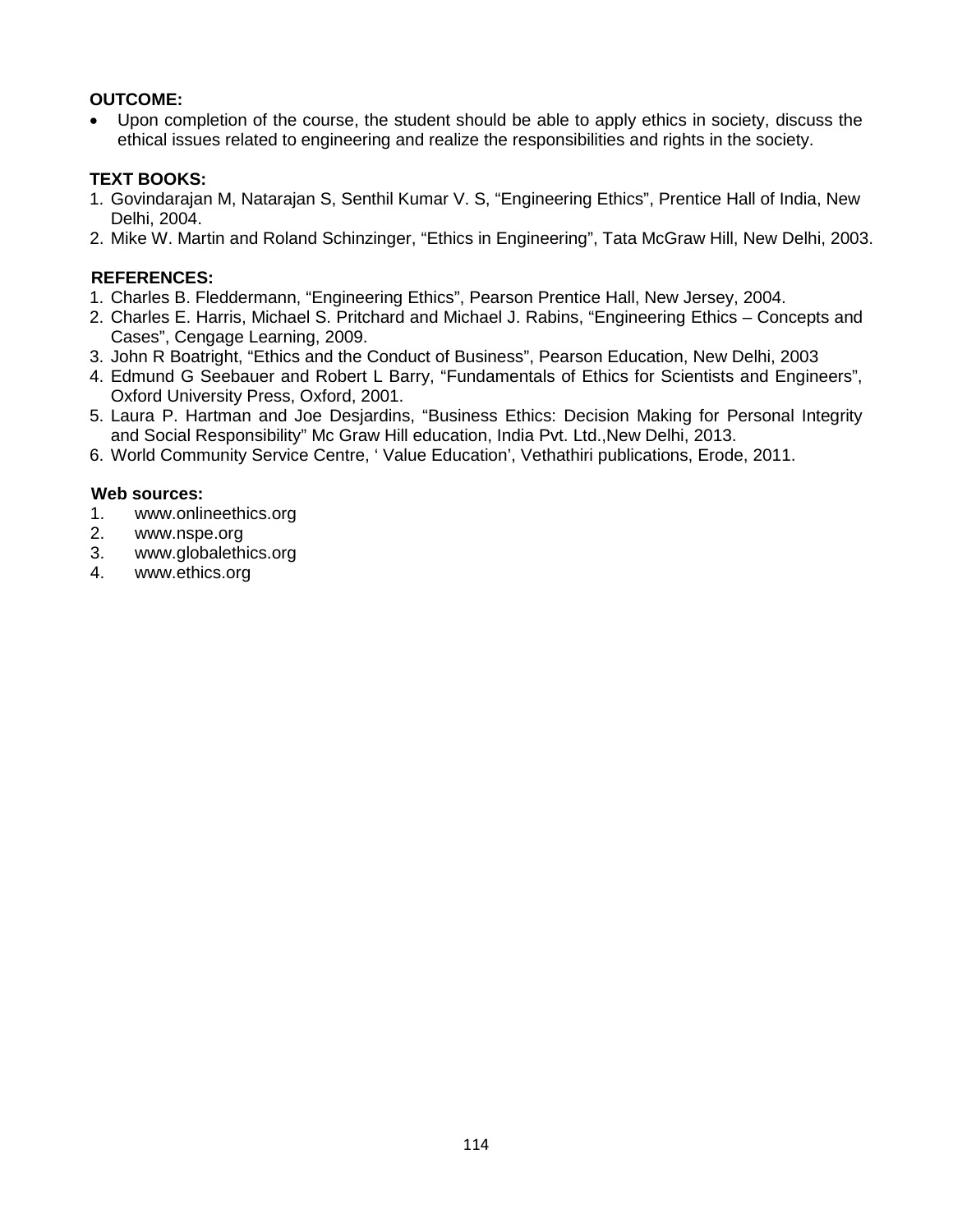**OUTCOME:**

- Upon completion of the course, the student should be able to apply ethics in society, discuss the ethical issues related to engineering and realize the responsibilities and rights in the society.

**TEXT BOOKS:**

1. Govindarajan M, Natarajan S, Senthil Kumar V. S, "Engineering Ethics", Prentice Hall of India, New Delhi, 2004.
2. Mike W. Martin and Roland Schinzinger, "Ethics in Engineering", Tata McGraw Hill, New Delhi, 2003.

**REFERENCES:**

1. Charles B. Fleddermann, "Engineering Ethics", Pearson Prentice Hall, New Jersey, 2004.
2. Charles E. Harris, Michael S. Pritchard and Michael J. Rabins, "Engineering Ethics – Concepts and Cases", Cengage Learning, 2009.
3. John R Boatright, "Ethics and the Conduct of Business", Pearson Education, New Delhi, 2003
4. Edmund G Seebauer and Robert L Barry, "Fundamentals of Ethics for Scientists and Engineers", Oxford University Press, Oxford, 2001.
5. Laura P. Hartman and Joe Desjardins, "Business Ethics: Decision Making for Personal Integrity and Social Responsibility" Mc Graw Hill education, India Pvt. Ltd.,New Delhi, 2013.
6. World Community Service Centre, ' Value Education', Vethathiri publications, Erode, 2011.

**Web sources:**

1. www.onlineethics.org
2. www.nspe.org
3. www.globalethics.org
4. www.ethics.org